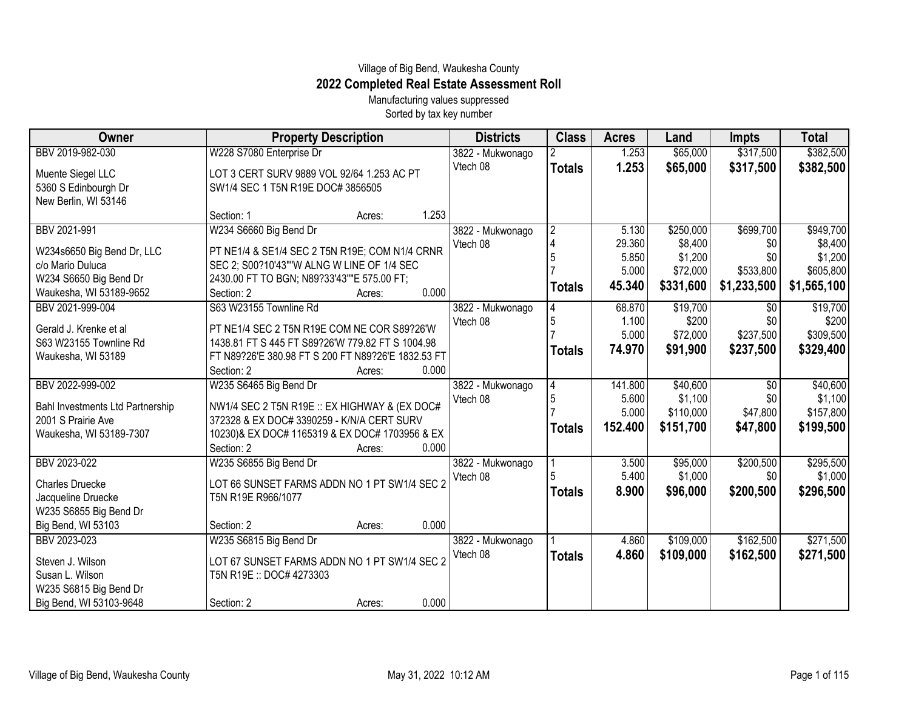Village of Big Bend, Waukesha County

# 2022 Completed Real Estate Assessment Roll

Manufacturing values suppressed

Sorted by tax key number

| Owner | Property Description | Districts | Class | Acres | Land | Impts | Total |
|---|---|---|---|---|---|---|---|
| BBV 2019-982-030<br>Muente Siegel LLC<br>5360 S Edinbourgh Dr<br>New Berlin, WI 53146 | W228 S7080 Enterprise Dr<br>LOT 3 CERT SURV 9889 VOL 92/64 1.253 AC PT SW1/4 SEC 1 T5N R19E DOC# 3856505<br>Section: 1 Acres: 1.253 | 3822 - Mukwonago<br>Vtech 08 | 2 | 1.253 | $65,000 | $317,500 | $382,500 |
| | | | **Totals** | **1.253** | **$65,000** | **$317,500** | **$382,500** |
| BBV 2021-991<br>W234s6650 Big Bend Dr, LLC<br>c/o Mario Duluca<br>W234 S6650 Big Bend Dr<br>Waukesha, WI 53189-9652 | W234 S6660 Big Bend Dr<br>PT NE1/4 & SE1/4 SEC 2 T5N R19E; COM N1/4 CRNR SEC 2; S00?10'43""W ALNG W LINE OF 1/4 SEC 2430.00 FT TO BGN; N89?33'43""E 575.00 FT;<br>Section: 2 Acres: 0.000 | 3822 - Mukwonago<br>Vtech 08 | 2 | 5.130 | $250,000 | $699,700 | $949,700 |
| | | | 4 | 29.360 | $8,400 | $0 | $8,400 |
| | | | 5 | 5.850 | $1,200 | $0 | $1,200 |
| | | | 7 | 5.000 | $72,000 | $533,800 | $605,800 |
| | | | **Totals** | **45.340** | **$331,600** | **$1,233,500** | **$1,565,100** |
| BBV 2021-999-004<br>Gerald J. Krenke et al<br>S63 W23155 Townline Rd<br>Waukesha, WI 53189 | S63 W23155 Townline Rd<br>PT NE1/4 SEC 2 T5N R19E COM NE COR S89?26'W 1438.81 FT S 445 FT S89?26'W 779.82 FT S 1004.98 FT N89?26'E 380.98 FT S 200 FT N89?26'E 1832.53 FT<br>Section: 2 Acres: 0.000 | 3822 - Mukwonago<br>Vtech 08 | 4 | 68.870 | $19,700 | $0 | $19,700 |
| | | | 5 | 1.100 | $200 | $0 | $200 |
| | | | 7 | 5.000 | $72,000 | $237,500 | $309,500 |
| | | | **Totals** | **74.970** | **$91,900** | **$237,500** | **$329,400** |
| BBV 2022-999-002<br>Bahl Investments Ltd Partnership<br>2001 S Prairie Ave<br>Waukesha, WI 53189-7307 | W235 S6465 Big Bend Dr<br>NW1/4 SEC 2 T5N R19E :: EX HIGHWAY & (EX DOC# 372328 & EX DOC# 3390259 - K/N/A CERT SURV 10230)& EX DOC# 1165319 & EX DOC# 1703956 & EX<br>Section: 2 Acres: 0.000 | 3822 - Mukwonago<br>Vtech 08 | 4 | 141.800 | $40,600 | $0 | $40,600 |
| | | | 5 | 5.600 | $1,100 | $0 | $1,100 |
| | | | 7 | 5.000 | $110,000 | $47,800 | $157,800 |
| | | | **Totals** | **152.400** | **$151,700** | **$47,800** | **$199,500** |
| BBV 2023-022<br>Charles Druecke<br>Jacqueline Druecke<br>W235 S6855 Big Bend Dr<br>Big Bend, WI 53103 | W235 S6855 Big Bend Dr<br>LOT 66 SUNSET FARMS ADDN NO 1 PT SW1/4 SEC 2 T5N R19E R966/1077<br>Section: 2 Acres: 0.000 | 3822 - Mukwonago<br>Vtech 08 | 1 | 3.500 | $95,000 | $200,500 | $295,500 |
| | | | 5 | 5.400 | $1,000 | $0 | $1,000 |
| | | | **Totals** | **8.900** | **$96,000** | **$200,500** | **$296,500** |
| BBV 2023-023<br>Steven J. Wilson<br>Susan L. Wilson<br>W235 S6815 Big Bend Dr<br>Big Bend, WI 53103-9648 | W235 S6815 Big Bend Dr<br>LOT 67 SUNSET FARMS ADDN NO 1 PT SW1/4 SEC 2 T5N R19E :: DOC# 4273303<br>Section: 2 Acres: 0.000 | 3822 - Mukwonago<br>Vtech 08 | 1 | 4.860 | $109,000 | $162,500 | $271,500 |
| | | | **Totals** | **4.860** | **$109,000** | **$162,500** | **$271,500** |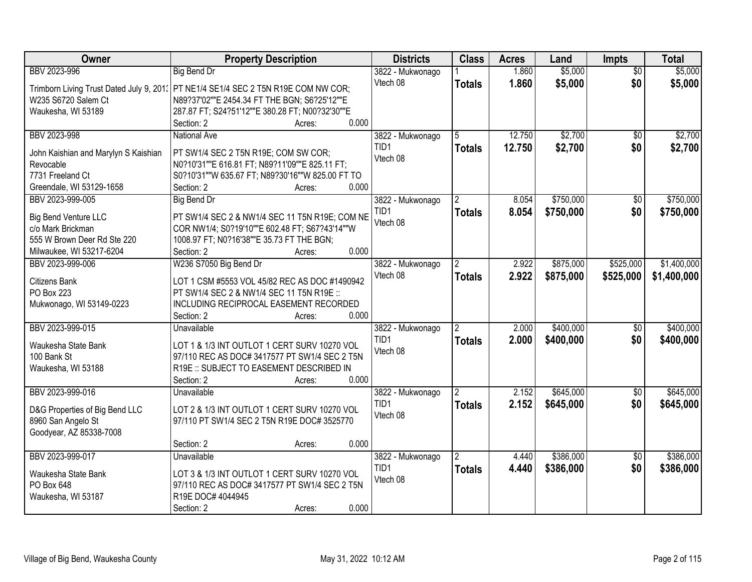| Owner | Property Description | Districts | Class | Acres | Land | Impts | Total |
|---|---|---|---|---|---|---|---|
| BBV 2023-996<br>Trimborn Living Trust Dated July 9, 2013<br>W235 S6720 Salem Ct<br>Waukesha, WI 53189 | Big Bend Dr<br>PT NE1/4 SE1/4 SEC 2 T5N R19E COM NW COR; N89?37'02""E 2454.34 FT THE BGN; S6?25'12""E 287.87 FT; S24?51'12""E 380.28 FT; N00?32'30""E<br>Section: 2 Acres: 0.000 | 3822 - Mukwonago<br>Vtech 08 | 1<br>**Totals** | 1.860<br>**1.860** | $5,000<br>**$5,000** | $0<br>**$0** | $5,000<br>**$5,000** |
| BBV 2023-998<br>John Kaishian and Marylyn S Kaishian Revocable<br>7731 Freeland Ct<br>Greendale, WI 53129-1658 | National Ave<br>PT SW1/4 SEC 2 T5N R19E; COM SW COR; N0?10'31""E 616.81 FT; N89?11'09""E 825.11 FT; S0?10'31""W 635.67 FT; N89?30'16""W 825.00 FT TO<br>Section: 2 Acres: 0.000 | 3822 - Mukwonago<br>TID1<br>Vtech 08 | 5<br>**Totals** | 12.750<br>**12.750** | $2,700<br>**$2,700** | $0<br>**$0** | $2,700<br>**$2,700** |
| BBV 2023-999-005<br>Big Bend Venture LLC<br>c/o Mark Brickman<br>555 W Brown Deer Rd Ste 220<br>Milwaukee, WI 53217-6204 | Big Bend Dr<br>PT SW1/4 SEC 2 & NW1/4 SEC 11 T5N R19E; COM NE COR NW1/4; S0?19'10""E 602.48 FT; S67?43'14""W 1008.97 FT; N0?16'38""E 35.73 FT THE BGN;<br>Section: 2 Acres: 0.000 | 3822 - Mukwonago<br>TID1<br>Vtech 08 | 2<br>**Totals** | 8.054<br>**8.054** | $750,000<br>**$750,000** | $0<br>**$0** | $750,000<br>**$750,000** |
| BBV 2023-999-006<br>Citizens Bank<br>PO Box 223<br>Mukwonago, WI 53149-0223 | W236 S7050 Big Bend Dr<br>LOT 1 CSM #5553 VOL 45/82 REC AS DOC #1490942 PT SW1/4 SEC 2 & NW1/4 SEC 11 T5N R19E :: INCLUDING RECIPROCAL EASEMENT RECORDED<br>Section: 2 Acres: 0.000 | 3822 - Mukwonago<br>Vtech 08 | 2<br>**Totals** | 2.922<br>**2.922** | $875,000<br>**$875,000** | $525,000<br>**$525,000** | $1,400,000<br>**$1,400,000** |
| BBV 2023-999-015<br>Waukesha State Bank<br>100 Bank St<br>Waukesha, WI 53188 | Unavailable<br>LOT 1 & 1/3 INT OUTLOT 1 CERT SURV 10270 VOL 97/110 REC AS DOC# 3417577 PT SW1/4 SEC 2 T5N R19E :: SUBJECT TO EASEMENT DESCRIBED IN<br>Section: 2 Acres: 0.000 | 3822 - Mukwonago<br>TID1<br>Vtech 08 | 2<br>**Totals** | 2.000<br>**2.000** | $400,000<br>**$400,000** | $0<br>**$0** | $400,000<br>**$400,000** |
| BBV 2023-999-016<br>D&G Properties of Big Bend LLC<br>8960 San Angelo St<br>Goodyear, AZ 85338-7008 | Unavailable<br>LOT 2 & 1/3 INT OUTLOT 1 CERT SURV 10270 VOL 97/110 PT SW1/4 SEC 2 T5N R19E DOC# 3525770<br>Section: 2 Acres: 0.000 | 3822 - Mukwonago<br>TID1<br>Vtech 08 | 2<br>**Totals** | 2.152<br>**2.152** | $645,000<br>**$645,000** | $0<br>**$0** | $645,000<br>**$645,000** |
| BBV 2023-999-017<br>Waukesha State Bank<br>PO Box 648<br>Waukesha, WI 53187 | Unavailable<br>LOT 3 & 1/3 INT OUTLOT 1 CERT SURV 10270 VOL 97/110 REC AS DOC# 3417577 PT SW1/4 SEC 2 T5N R19E DOC# 4044945<br>Section: 2 Acres: 0.000 | 3822 - Mukwonago<br>TID1<br>Vtech 08 | 2<br>**Totals** | 4.440<br>**4.440** | $386,000<br>**$386,000** | $0<br>**$0** | $386,000<br>**$386,000** |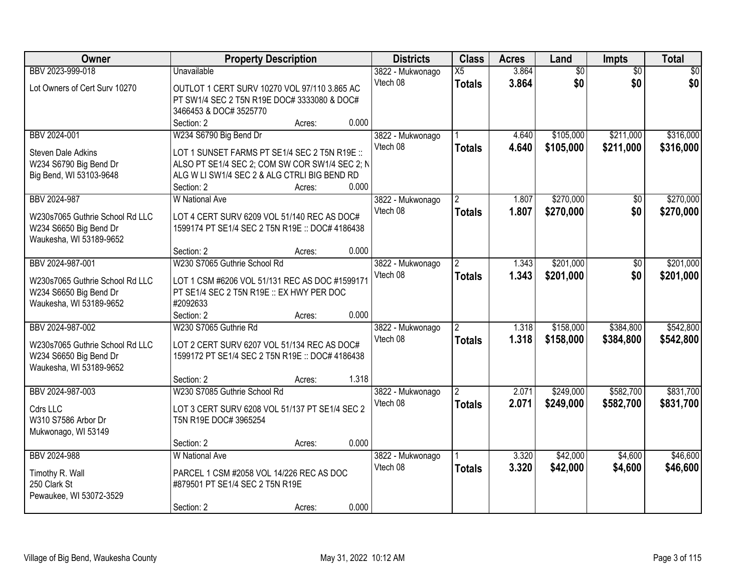| Owner | Property Description | Districts | Class | Acres | Land | Impts | Total |
|---|---|---|---|---|---|---|---|
| BBV 2023-999-018<br><br>Lot Owners of Cert Surv 10270 | Unavailable<br><br>OUTLOT 1 CERT SURV 10270 VOL 97/110 3.865 AC PT SW1/4 SEC 2 T5N R19E DOC# 3333080 & DOC# 3466453 & DOC# 3525770<br>Section: 2 Acres: 0.000 | 3822 - Mukwonago<br>Vtech 08 | X5<br>**Totals** | 3.864<br>**3.864** | $0<br>**$0** | $0<br>**$0** | $0<br>**$0** |
| BBV 2024-001<br><br>Steven Dale Adkins<br>W234 S6790 Big Bend Dr<br>Big Bend, WI 53103-9648 | W234 S6790 Big Bend Dr<br><br>LOT 1 SUNSET FARMS PT SE1/4 SEC 2 T5N R19E :: ALSO PT SE1/4 SEC 2; COM SW COR SW1/4 SEC 2; N ALG W LI SW1/4 SEC 2 & ALG CTRLI BIG BEND RD<br>Section: 2 Acres: 0.000 | 3822 - Mukwonago<br>Vtech 08 | 1<br>**Totals** | 4.640<br>**4.640** | $105,000<br>**$105,000** | $211,000<br>**$211,000** | $316,000<br>**$316,000** |
| BBV 2024-987<br><br>W230s7065 Guthrie School Rd LLC<br>W234 S6650 Big Bend Dr<br>Waukesha, WI 53189-9652 | W National Ave<br><br>LOT 4 CERT SURV 6209 VOL 51/140 REC AS DOC# 1599174 PT SE1/4 SEC 2 T5N R19E :: DOC# 4186438<br><br>Section: 2 Acres: 0.000 | 3822 - Mukwonago<br>Vtech 08 | 2<br>**Totals** | 1.807<br>**1.807** | $270,000<br>**$270,000** | $0<br>**$0** | $270,000<br>**$270,000** |
| BBV 2024-987-001<br><br>W230s7065 Guthrie School Rd LLC<br>W234 S6650 Big Bend Dr<br>Waukesha, WI 53189-9652 | W230 S7065 Guthrie School Rd<br><br>LOT 1 CSM #6206 VOL 51/131 REC AS DOC #1599171 PT SE1/4 SEC 2 T5N R19E :: EX HWY PER DOC #2092633<br>Section: 2 Acres: 0.000 | 3822 - Mukwonago<br>Vtech 08 | 2<br>**Totals** | 1.343<br>**1.343** | $201,000<br>**$201,000** | $0<br>**$0** | $201,000<br>**$201,000** |
| BBV 2024-987-002<br><br>W230s7065 Guthrie School Rd LLC<br>W234 S6650 Big Bend Dr<br>Waukesha, WI 53189-9652 | W230 S7065 Guthrie Rd<br><br>LOT 2 CERT SURV 6207 VOL 51/134 REC AS DOC# 1599172 PT SE1/4 SEC 2 T5N R19E :: DOC# 4186438<br><br>Section: 2 Acres: 1.318 | 3822 - Mukwonago<br>Vtech 08 | 2<br>**Totals** | 1.318<br>**1.318** | $158,000<br>**$158,000** | $384,800<br>**$384,800** | $542,800<br>**$542,800** |
| BBV 2024-987-003<br><br>Cdrs LLC<br>W310 S7586 Arbor Dr<br>Mukwonago, WI 53149 | W230 S7085 Guthrie School Rd<br><br>LOT 3 CERT SURV 6208 VOL 51/137 PT SE1/4 SEC 2 T5N R19E DOC# 3965254<br><br>Section: 2 Acres: 0.000 | 3822 - Mukwonago<br>Vtech 08 | 2<br>**Totals** | 2.071<br>**2.071** | $249,000<br>**$249,000** | $582,700<br>**$582,700** | $831,700<br>**$831,700** |
| BBV 2024-988<br><br>Timothy R. Wall<br>250 Clark St<br>Pewaukee, WI 53072-3529 | W National Ave<br><br>PARCEL 1 CSM #2058 VOL 14/226 REC AS DOC #879501 PT SE1/4 SEC 2 T5N R19E<br><br>Section: 2 Acres: 0.000 | 3822 - Mukwonago<br>Vtech 08 | 1<br>**Totals** | 3.320<br>**3.320** | $42,000<br>**$42,000** | $4,600<br>**$4,600** | $46,600<br>**$46,600** |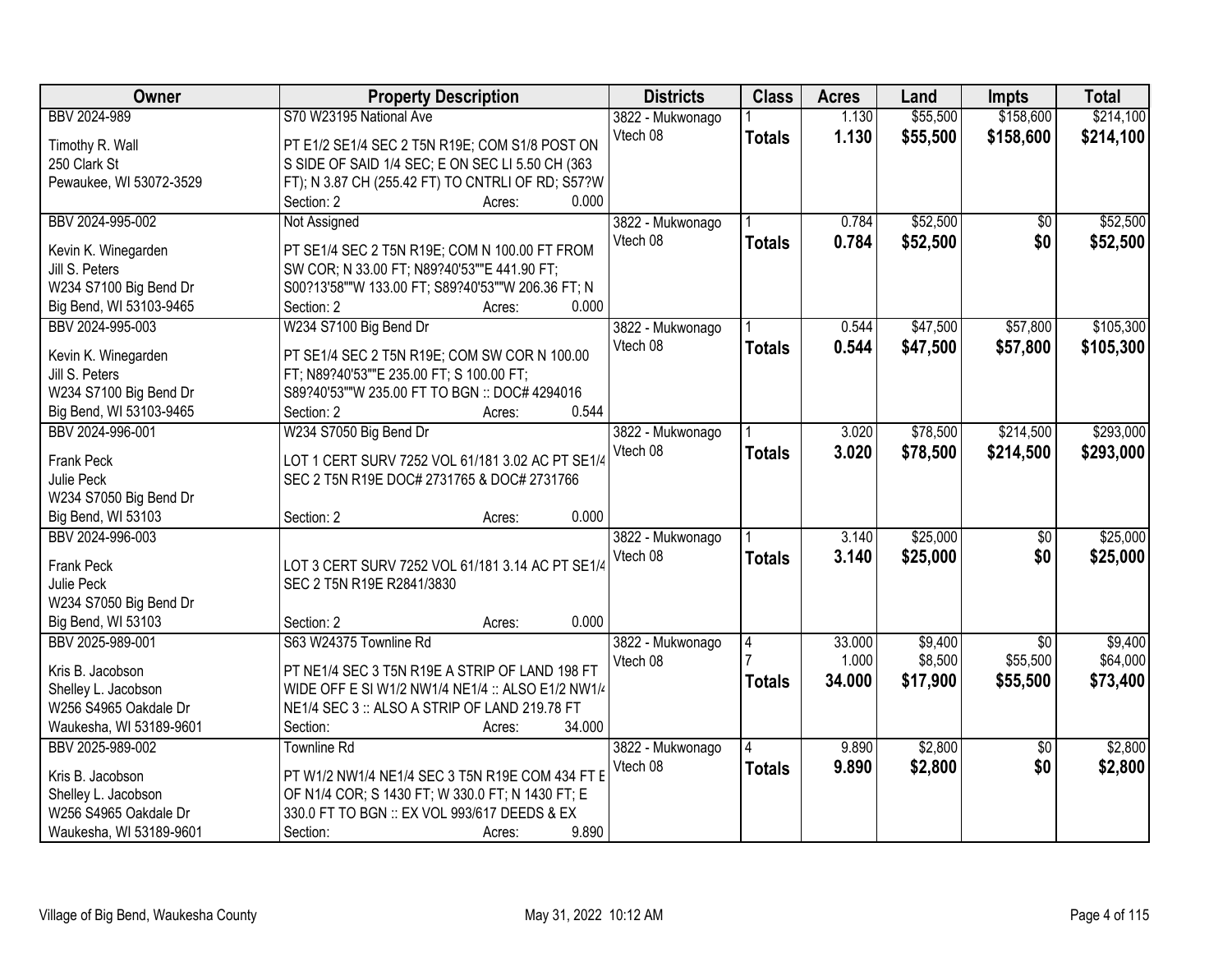| Owner | Property Description | Districts | Class | Acres | Land | Impts | Total |
|---|---|---|---|---|---|---|---|
| BBV 2024-989<br><br>Timothy R. Wall<br>250 Clark St<br>Pewaukee, WI 53072-3529 | S70 W23195 National Ave<br><br>PT E1/2 SE1/4 SEC 2 T5N R19E; COM S1/8 POST ON S SIDE OF SAID 1/4 SEC; E ON SEC LI 5.50 CH (363 FT); N 3.87 CH (255.42 FT) TO CNTRLI OF RD; S57?W<br>Section: 2 Acres: 0.000 | 3822 - Mukwonago<br>Vtech 08 | 1<br>**Totals** | 1.130<br>**1.130** | $55,500<br>**$55,500** | $158,600<br>**$158,600** | $214,100<br>**$214,100** |
| BBV 2024-995-002<br><br>Kevin K. Winegarden<br>Jill S. Peters<br>W234 S7100 Big Bend Dr<br>Big Bend, WI 53103-9465 | Not Assigned<br><br>PT SE1/4 SEC 2 T5N R19E; COM N 100.00 FT FROM SW COR; N 33.00 FT; N89?40'53""E 441.90 FT; S00?13'58""W 133.00 FT; S89?40'53""W 206.36 FT; N<br>Section: 2 Acres: 0.000 | 3822 - Mukwonago<br>Vtech 08 | 1<br>**Totals** | 0.784<br>**0.784** | $52,500<br>**$52,500** | $0<br>**$0** | $52,500<br>**$52,500** |
| BBV 2024-995-003<br><br>Kevin K. Winegarden<br>Jill S. Peters<br>W234 S7100 Big Bend Dr<br>Big Bend, WI 53103-9465 | W234 S7100 Big Bend Dr<br><br>PT SE1/4 SEC 2 T5N R19E; COM SW COR N 100.00 FT; N89?40'53""E 235.00 FT; S 100.00 FT; S89?40'53""W 235.00 FT TO BGN :: DOC# 4294016<br>Section: 2 Acres: 0.544 | 3822 - Mukwonago<br>Vtech 08 | 1<br>**Totals** | 0.544<br>**0.544** | $47,500<br>**$47,500** | $57,800<br>**$57,800** | $105,300<br>**$105,300** |
| BBV 2024-996-001<br><br>Frank Peck<br>Julie Peck<br>W234 S7050 Big Bend Dr<br>Big Bend, WI 53103 | W234 S7050 Big Bend Dr<br><br>LOT 1 CERT SURV 7252 VOL 61/181 3.02 AC PT SE1/4 SEC 2 T5N R19E DOC# 2731765 & DOC# 2731766<br><br>Section: 2 Acres: 0.000 | 3822 - Mukwonago<br>Vtech 08 | 1<br>**Totals** | 3.020<br>**3.020** | $78,500<br>**$78,500** | $214,500<br>**$214,500** | $293,000<br>**$293,000** |
| BBV 2024-996-003<br><br>Frank Peck<br>Julie Peck<br>W234 S7050 Big Bend Dr<br>Big Bend, WI 53103 | <br><br>LOT 3 CERT SURV 7252 VOL 61/181 3.14 AC PT SE1/4 SEC 2 T5N R19E R2841/3830<br><br>Section: 2 Acres: 0.000 | 3822 - Mukwonago<br>Vtech 08 | 1<br>**Totals** | 3.140<br>**3.140** | $25,000<br>**$25,000** | $0<br>**$0** | $25,000<br>**$25,000** |
| BBV 2025-989-001<br><br>Kris B. Jacobson<br>Shelley L. Jacobson<br>W256 S4965 Oakdale Dr<br>Waukesha, WI 53189-9601 | S63 W24375 Townline Rd<br><br>PT NE1/4 SEC 3 T5N R19E A STRIP OF LAND 198 FT WIDE OFF E SI W1/2 NW1/4 NE1/4 :: ALSO E1/2 NW1/4 NE1/4 SEC 3 :: ALSO A STRIP OF LAND 219.78 FT<br>Section: Acres: 34.000 | 3822 - Mukwonago<br>Vtech 08 | 4<br>7<br>**Totals** | 33.000<br>1.000<br>**34.000** | $9,400<br>$8,500<br>**$17,900** | $0<br>$55,500<br>**$55,500** | $9,400<br>$64,000<br>**$73,400** |
| BBV 2025-989-002<br><br>Kris B. Jacobson<br>Shelley L. Jacobson<br>W256 S4965 Oakdale Dr<br>Waukesha, WI 53189-9601 | Townline Rd<br><br>PT W1/2 NW1/4 NE1/4 SEC 3 T5N R19E COM 434 FT E OF N1/4 COR; S 1430 FT; W 330.0 FT; N 1430 FT; E 330.0 FT TO BGN :: EX VOL 993/617 DEEDS & EX<br>Section: Acres: 9.890 | 3822 - Mukwonago<br>Vtech 08 | 4<br>**Totals** | 9.890<br>**9.890** | $2,800<br>**$2,800** | $0<br>**$0** | $2,800<br>**$2,800** |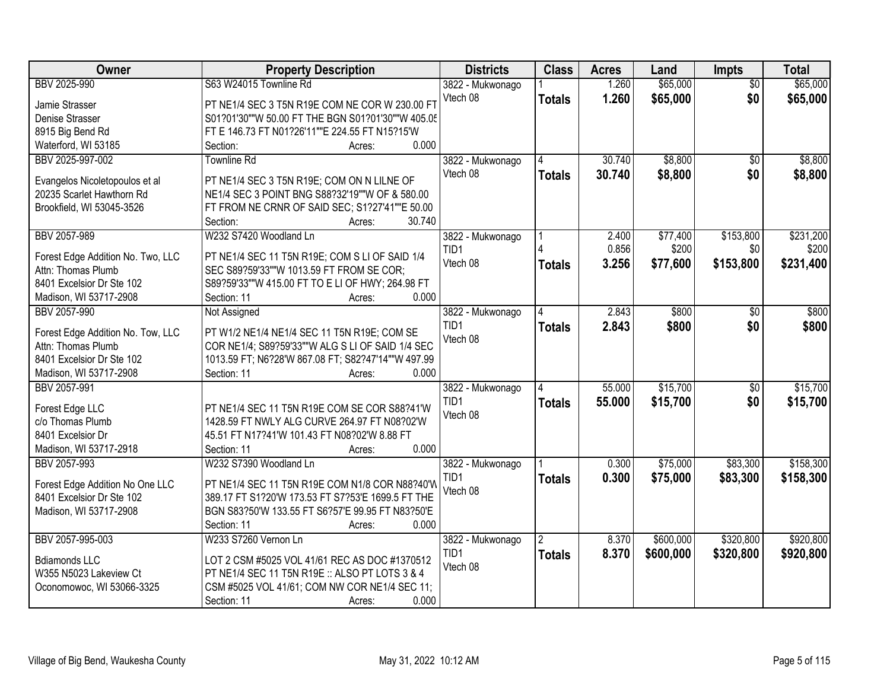| Owner | Property Description | Districts | Class | Acres | Land | Impts | Total |
|---|---|---|---|---|---|---|---|
| BBV 2025-990<br><br>Jamie Strasser<br>Denise Strasser<br>8915 Big Bend Rd<br>Waterford, WI 53185 | S63 W24015 Townline Rd<br><br>PT NE1/4 SEC 3 T5N R19E COM NE COR W 230.00 FT S01?01'30""W 50.00 FT THE BGN S01?01'30""W 405.05 FT E 146.73 FT N01?26'11""E 224.55 FT N15?15'W<br>Section: Acres: 0.000 | 3822 - Mukwonago<br>Vtech 08 | 1<br>**Totals** | 1.260<br>**1.260** | $65,000<br>**$65,000** | $0<br>**$0** | $65,000<br>**$65,000** |
| BBV 2025-997-002<br><br>Evangelos Nicoletopoulos et al<br>20235 Scarlet Hawthorn Rd<br>Brookfield, WI 53045-3526 | Townline Rd<br><br>PT NE1/4 SEC 3 T5N R19E; COM ON N LILNE OF NE1/4 SEC 3 POINT BNG S88?32'19""W OF & 580.00 FT FROM NE CRNR OF SAID SEC; S1?27'41""E 50.00<br>Section: Acres: 30.740 | 3822 - Mukwonago<br>Vtech 08 | 4<br>**Totals** | 30.740<br>**30.740** | $8,800<br>**$8,800** | $0<br>**$0** | $8,800<br>**$8,800** |
| BBV 2057-989<br><br>Forest Edge Addition No. Two, LLC<br>Attn: Thomas Plumb<br>8401 Excelsior Dr Ste 102<br>Madison, WI 53717-2908 | W232 S7420 Woodland Ln<br><br>PT NE1/4 SEC 11 T5N R19E; COM S LI OF SAID 1/4 SEC S89?59'33""W 1013.59 FT FROM SE COR; S89?59'33""W 415.00 FT TO E LI OF HWY; 264.98 FT<br>Section: 11 Acres: 0.000 | 3822 - Mukwonago<br>TID1<br>Vtech 08 | 1<br>4<br>**Totals** | 2.400<br>0.856<br>**3.256** | $77,400<br>$200<br>**$77,600** | $153,800<br>$0<br>**$153,800** | $231,200<br>$200<br>**$231,400** |
| BBV 2057-990<br><br>Forest Edge Addition No. Tow, LLC<br>Attn: Thomas Plumb<br>8401 Excelsior Dr Ste 102<br>Madison, WI 53717-2908 | Not Assigned<br><br>PT W1/2 NE1/4 NE1/4 SEC 11 T5N R19E; COM SE COR NE1/4; S89?59'33""W ALG S LI OF SAID 1/4 SEC 1013.59 FT; N6?28'W 867.08 FT; S82?47'14""W 497.99<br>Section: 11 Acres: 0.000 | 3822 - Mukwonago<br>TID1<br>Vtech 08 | 4<br>**Totals** | 2.843<br>**2.843** | $800<br>**$800** | $0<br>**$0** | $800<br>**$800** |
| BBV 2057-991<br><br>Forest Edge LLC<br>c/o Thomas Plumb<br>8401 Excelsior Dr<br>Madison, WI 53717-2918 | <br><br>PT NE1/4 SEC 11 T5N R19E COM SE COR S88?41'W 1428.59 FT NWLY ALG CURVE 264.97 FT N08?02'W 45.51 FT N17?41'W 101.43 FT N08?02'W 8.88 FT<br>Section: 11 Acres: 0.000 | 3822 - Mukwonago<br>TID1<br>Vtech 08 | 4<br>**Totals** | 55.000<br>**55.000** | $15,700<br>**$15,700** | $0<br>**$0** | $15,700<br>**$15,700** |
| BBV 2057-993<br><br>Forest Edge Addition No One LLC<br>8401 Excelsior Dr Ste 102<br>Madison, WI 53717-2908 | W232 S7390 Woodland Ln<br><br>PT NE1/4 SEC 11 T5N R19E COM N1/8 COR N88?40'W 389.17 FT S1?20'W 173.53 FT S7?53'E 1699.5 FT THE BGN S83?50'W 133.55 FT S6?57'E 99.95 FT N83?50'E<br>Section: 11 Acres: 0.000 | 3822 - Mukwonago<br>TID1<br>Vtech 08 | 1<br>**Totals** | 0.300<br>**0.300** | $75,000<br>**$75,000** | $83,300<br>**$83,300** | $158,300<br>**$158,300** |
| BBV 2057-995-003<br><br>Bdiamonds LLC<br>W355 N5023 Lakeview Ct<br>Oconomowoc, WI 53066-3325 | W233 S7260 Vernon Ln<br><br>LOT 2 CSM #5025 VOL 41/61 REC AS DOC #1370512 PT NE1/4 SEC 11 T5N R19E :: ALSO PT LOTS 3 & 4 CSM #5025 VOL 41/61; COM NW COR NE1/4 SEC 11;<br>Section: 11 Acres: 0.000 | 3822 - Mukwonago<br>TID1<br>Vtech 08 | 2<br>**Totals** | 8.370<br>**8.370** | $600,000<br>**$600,000** | $320,800<br>**$320,800** | $920,800<br>**$920,800** |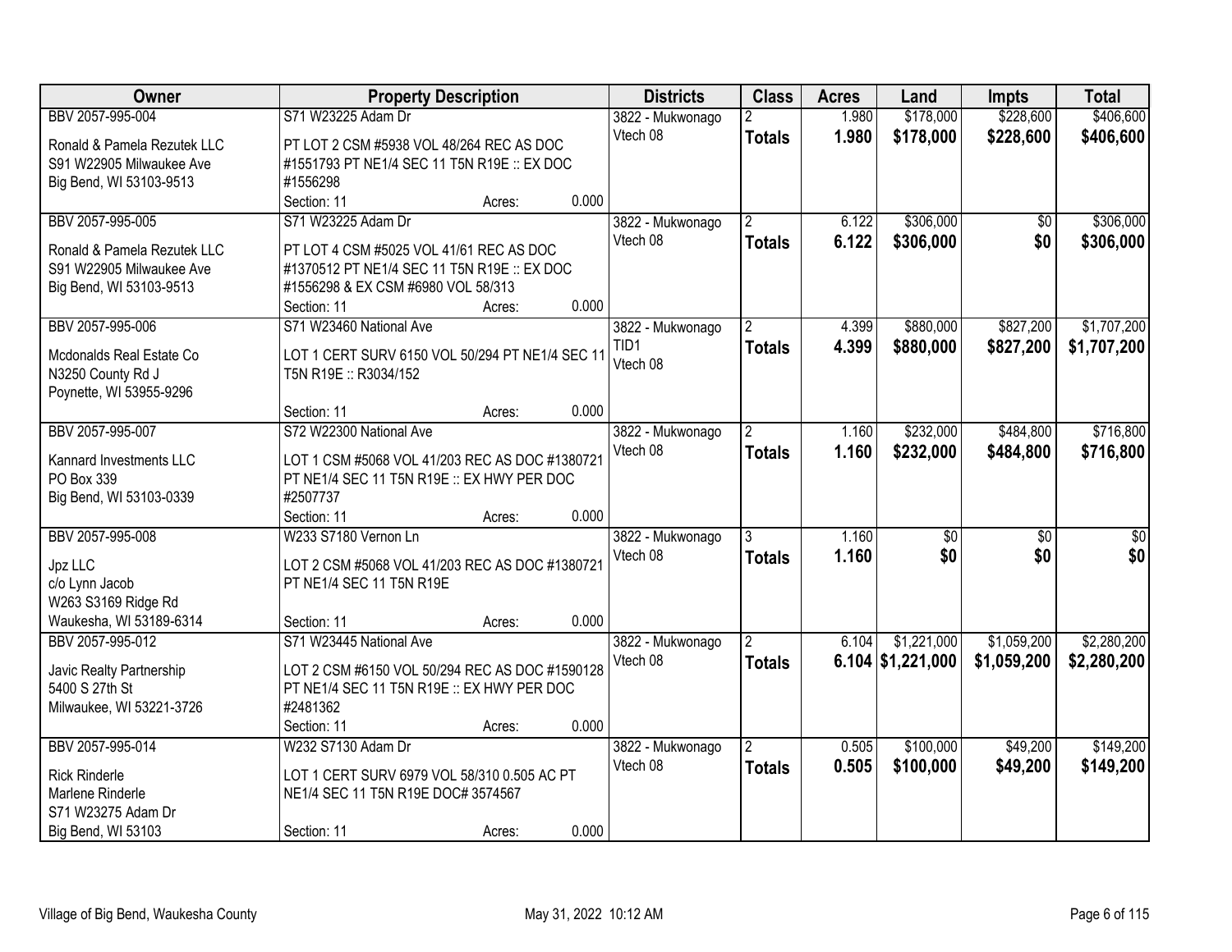| Owner | Property Description | Districts | Class | Acres | Land | Impts | Total |
|---|---|---|---|---|---|---|---|
| BBV 2057-995-004<br>Ronald & Pamela Rezutek LLC<br>S91 W22905 Milwaukee Ave<br>Big Bend, WI 53103-9513 | S71 W23225 Adam Dr<br>PT LOT 2 CSM #5938 VOL 48/264 REC AS DOC #1551793 PT NE1/4 SEC 11 T5N R19E :: EX DOC #1556298<br>Section: 11 Acres: 0.000 | 3822 - Mukwonago<br>Vtech 08 | 2<br>**Totals** | 1.980<br>**1.980** | \$178,000<br>**\$178,000** | \$228,600<br>**\$228,600** | \$406,600<br>**\$406,600** |
| BBV 2057-995-005<br>Ronald & Pamela Rezutek LLC<br>S91 W22905 Milwaukee Ave<br>Big Bend, WI 53103-9513 | S71 W23225 Adam Dr<br>PT LOT 4 CSM #5025 VOL 41/61 REC AS DOC #1370512 PT NE1/4 SEC 11 T5N R19E :: EX DOC #1556298 & EX CSM #6980 VOL 58/313<br>Section: 11 Acres: 0.000 | 3822 - Mukwonago<br>Vtech 08 | 2<br>**Totals** | 6.122<br>**6.122** | \$306,000<br>**\$306,000** | \$0<br>**\$0** | \$306,000<br>**\$306,000** |
| BBV 2057-995-006<br>Mcdonalds Real Estate Co<br>N3250 County Rd J<br>Poynette, WI 53955-9296 | S71 W23460 National Ave<br>LOT 1 CERT SURV 6150 VOL 50/294 PT NE1/4 SEC 11 T5N R19E :: R3034/152<br>Section: 11 Acres: 0.000 | 3822 - Mukwonago<br>TID1<br>Vtech 08 | 2<br>**Totals** | 4.399<br>**4.399** | \$880,000<br>**\$880,000** | \$827,200<br>**\$827,200** | \$1,707,200<br>**\$1,707,200** |
| BBV 2057-995-007<br>Kannard Investments LLC<br>PO Box 339<br>Big Bend, WI 53103-0339 | S72 W22300 National Ave<br>LOT 1 CSM #5068 VOL 41/203 REC AS DOC #1380721 PT NE1/4 SEC 11 T5N R19E :: EX HWY PER DOC #2507737<br>Section: 11 Acres: 0.000 | 3822 - Mukwonago<br>Vtech 08 | 2<br>**Totals** | 1.160<br>**1.160** | \$232,000<br>**\$232,000** | \$484,800<br>**\$484,800** | \$716,800<br>**\$716,800** |
| BBV 2057-995-008<br>Jpz LLC<br>c/o Lynn Jacob<br>W263 S3169 Ridge Rd<br>Waukesha, WI 53189-6314 | W233 S7180 Vernon Ln<br>LOT 2 CSM #5068 VOL 41/203 REC AS DOC #1380721 PT NE1/4 SEC 11 T5N R19E<br>Section: 11 Acres: 0.000 | 3822 - Mukwonago<br>Vtech 08 | 3<br>**Totals** | 1.160<br>**1.160** | \$0<br>**\$0** | \$0<br>**\$0** | \$0<br>**\$0** |
| BBV 2057-995-012<br>Javic Realty Partnership<br>5400 S 27th St<br>Milwaukee, WI 53221-3726 | S71 W23445 National Ave<br>LOT 2 CSM #6150 VOL 50/294 REC AS DOC #1590128 PT NE1/4 SEC 11 T5N R19E :: EX HWY PER DOC #2481362<br>Section: 11 Acres: 0.000 | 3822 - Mukwonago<br>Vtech 08 | 2<br>**Totals** | 6.104<br>**6.104** | \$1,221,000<br>**\$1,221,000** | \$1,059,200<br>**\$1,059,200** | \$2,280,200<br>**\$2,280,200** |
| BBV 2057-995-014<br>Rick Rinderle<br>Marlene Rinderle<br>S71 W23275 Adam Dr<br>Big Bend, WI 53103 | W232 S7130 Adam Dr<br>LOT 1 CERT SURV 6979 VOL 58/310 0.505 AC PT NE1/4 SEC 11 T5N R19E DOC# 3574567<br>Section: 11 Acres: 0.000 | 3822 - Mukwonago<br>Vtech 08 | 2<br>**Totals** | 0.505<br>**0.505** | \$100,000<br>**\$100,000** | \$49,200<br>**\$49,200** | \$149,200<br>**\$149,200** |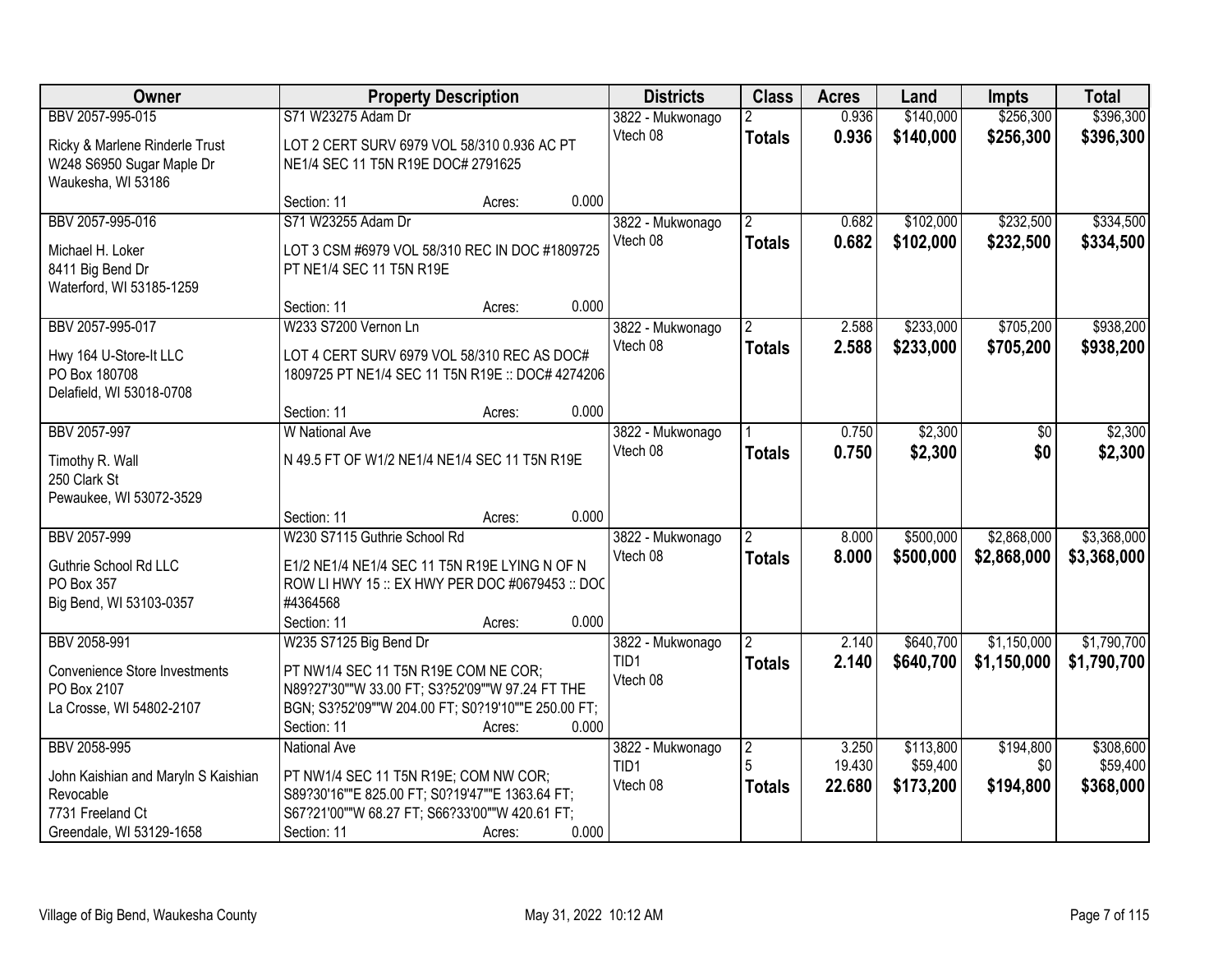| Owner | Property Description | Districts | Class | Acres | Land | Impts | Total |
|---|---|---|---|---|---|---|---|
| BBV 2057-995-015<br><br>Ricky & Marlene Rinderle Trust<br>W248 S6950 Sugar Maple Dr<br>Waukesha, WI 53186 | S71 W23275 Adam Dr<br><br>LOT 2 CERT SURV 6979 VOL 58/310 0.936 AC PT NE1/4 SEC 11 T5N R19E DOC# 2791625<br><br>Section: 11 Acres: 0.000 | 3822 - Mukwonago<br>Vtech 08 | 2<br>**Totals** | 0.936<br>**0.936** | $140,000<br>**$140,000** | $256,300<br>**$256,300** | $396,300<br>**$396,300** |
| BBV 2057-995-016<br><br>Michael H. Loker<br>8411 Big Bend Dr<br>Waterford, WI 53185-1259 | S71 W23255 Adam Dr<br><br>LOT 3 CSM #6979 VOL 58/310 REC IN DOC #1809725 PT NE1/4 SEC 11 T5N R19E<br><br>Section: 11 Acres: 0.000 | 3822 - Mukwonago<br>Vtech 08 | 2<br>**Totals** | 0.682<br>**0.682** | $102,000<br>**$102,000** | $232,500<br>**$232,500** | $334,500<br>**$334,500** |
| BBV 2057-995-017<br><br>Hwy 164 U-Store-It LLC<br>PO Box 180708<br>Delafield, WI 53018-0708 | W233 S7200 Vernon Ln<br><br>LOT 4 CERT SURV 6979 VOL 58/310 REC AS DOC# 1809725 PT NE1/4 SEC 11 T5N R19E :: DOC# 4274206<br><br>Section: 11 Acres: 0.000 | 3822 - Mukwonago<br>Vtech 08 | 2<br>**Totals** | 2.588<br>**2.588** | $233,000<br>**$233,000** | $705,200<br>**$705,200** | $938,200<br>**$938,200** |
| BBV 2057-997<br><br>Timothy R. Wall<br>250 Clark St<br>Pewaukee, WI 53072-3529 | W National Ave<br><br>N 49.5 FT OF W1/2 NE1/4 NE1/4 SEC 11 T5N R19E<br><br>Section: 11 Acres: 0.000 | 3822 - Mukwonago<br>Vtech 08 | 1<br>**Totals** | 0.750<br>**0.750** | $2,300<br>**$2,300** | $0<br>**$0** | $2,300<br>**$2,300** |
| BBV 2057-999<br><br>Guthrie School Rd LLC<br>PO Box 357<br>Big Bend, WI 53103-0357 | W230 S7115 Guthrie School Rd<br><br>E1/2 NE1/4 NE1/4 SEC 11 T5N R19E LYING N OF N ROW LI HWY 15 :: EX HWY PER DOC #0679453 :: DOC #4364568<br>Section: 11 Acres: 0.000 | 3822 - Mukwonago<br>Vtech 08 | 2<br>**Totals** | 8.000<br>**8.000** | $500,000<br>**$500,000** | $2,868,000<br>**$2,868,000** | $3,368,000<br>**$3,368,000** |
| BBV 2058-991<br><br>Convenience Store Investments<br>PO Box 2107<br>La Crosse, WI 54802-2107 | W235 S7125 Big Bend Dr<br><br>PT NW1/4 SEC 11 T5N R19E COM NE COR; N89?27'30""W 33.00 FT; S3?52'09""W 97.24 FT THE BGN; S3?52'09""W 204.00 FT; S0?19'10""E 250.00 FT;<br>Section: 11 Acres: 0.000 | 3822 - Mukwonago<br>TID1<br>Vtech 08 | 2<br>**Totals** | 2.140<br>**2.140** | $640,700<br>**$640,700** | $1,150,000<br>**$1,150,000** | $1,790,700<br>**$1,790,700** |
| BBV 2058-995<br><br>John Kaishian and Maryln S Kaishian Revocable<br>7731 Freeland Ct<br>Greendale, WI 53129-1658 | National Ave<br><br>PT NW1/4 SEC 11 T5N R19E; COM NW COR; S89?30'16""E 825.00 FT; S0?19'47""E 1363.64 FT; S67?21'00""W 68.27 FT; S66?33'00""W 420.61 FT;<br>Section: 11 Acres: 0.000 | 3822 - Mukwonago<br>TID1<br>Vtech 08 | 2<br>5<br>**Totals** | 3.250<br>19.430<br>**22.680** | $113,800<br>$59,400<br>**$173,200** | $194,800<br>$0<br>**$194,800** | $308,600<br>$59,400<br>**$368,000** |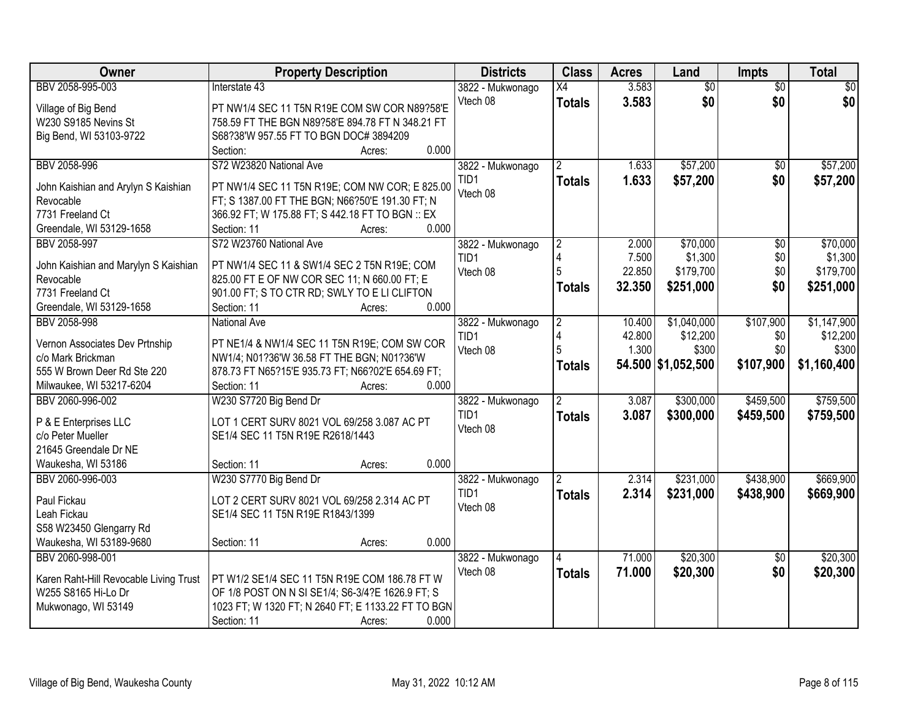| Owner | Property Description | Districts | Class | Acres | Land | Impts | Total |
|---|---|---|---|---|---|---|---|
| BBV 2058-995-003<br><br>Village of Big Bend<br>W230 S9185 Nevins St<br>Big Bend, WI 53103-9722 | Interstate 43<br><br>PT NW1/4 SEC 11 T5N R19E COM SW COR N89?58'E 758.59 FT THE BGN N89?58'E 894.78 FT N 348.21 FT S68?38'W 957.55 FT TO BGN DOC# 3894209<br>Section: Acres: 0.000 | 3822 - Mukwonago<br>Vtech 08 | X4<br>**Totals** | 3.583<br>**3.583** | $0<br>**$0** | $0<br>**$0** | $0<br>**$0** |
| BBV 2058-996<br><br>John Kaishian and Arylyn S Kaishian Revocable<br>7731 Freeland Ct<br>Greendale, WI 53129-1658 | S72 W23820 National Ave<br><br>PT NW1/4 SEC 11 T5N R19E; COM NW COR; E 825.00 FT; S 1387.00 FT THE BGN; N66?50'E 191.30 FT; N 366.92 FT; W 175.88 FT; S 442.18 FT TO BGN :: EX<br>Section: 11 Acres: 0.000 | 3822 - Mukwonago<br>TID1<br>Vtech 08 | 2<br>**Totals** | 1.633<br>**1.633** | $57,200<br>**$57,200** | $0<br>**$0** | $57,200<br>**$57,200** |
| BBV 2058-997<br><br>John Kaishian and Marylyn S Kaishian Revocable<br>7731 Freeland Ct<br>Greendale, WI 53129-1658 | S72 W23760 National Ave<br><br>PT NW1/4 SEC 11 & SW1/4 SEC 2 T5N R19E; COM 825.00 FT E OF NW COR SEC 11; N 660.00 FT; E 901.00 FT; S TO CTR RD; SWLY TO E LI CLIFTON<br>Section: 11 Acres: 0.000 | 3822 - Mukwonago<br>TID1<br>Vtech 08 | 2<br>4<br>5<br>**Totals** | 2.000<br>7.500<br>22.850<br>**32.350** | $70,000<br>$1,300<br>$179,700<br>**$251,000** | $0<br>$0<br>$0<br>**$0** | $70,000<br>$1,300<br>$179,700<br>**$251,000** |
| BBV 2058-998<br><br>Vernon Associates Dev Prtnship<br>c/o Mark Brickman<br>555 W Brown Deer Rd Ste 220<br>Milwaukee, WI 53217-6204 | National Ave<br><br>PT NE1/4 & NW1/4 SEC 11 T5N R19E; COM SW COR NW1/4; N01?36'W 36.58 FT THE BGN; N01?36'W 878.73 FT N65?15'E 935.73 FT; N66?02'E 654.69 FT;<br>Section: 11 Acres: 0.000 | 3822 - Mukwonago<br>TID1<br>Vtech 08 | 2<br>4<br>5<br>**Totals** | 10.400<br>42.800<br>1.300<br>**54.500** | $1,040,000<br>$12,200<br>$300<br>**$1,052,500** | $107,900<br>$0<br>$0<br>**$107,900** | $1,147,900<br>$12,200<br>$300<br>**$1,160,400** |
| BBV 2060-996-002<br><br>P & E Enterprises LLC<br>c/o Peter Mueller<br>21645 Greendale Dr NE<br>Waukesha, WI 53186 | W230 S7720 Big Bend Dr<br><br>LOT 1 CERT SURV 8021 VOL 69/258 3.087 AC PT SE1/4 SEC 11 T5N R19E R2618/1443<br><br>Section: 11 Acres: 0.000 | 3822 - Mukwonago<br>TID1<br>Vtech 08 | 2<br>**Totals** | 3.087<br>**3.087** | $300,000<br>**$300,000** | $459,500<br>**$459,500** | $759,500<br>**$759,500** |
| BBV 2060-996-003<br><br>Paul Fickau<br>Leah Fickau<br>S58 W23450 Glengarry Rd<br>Waukesha, WI 53189-9680 | W230 S7770 Big Bend Dr<br><br>LOT 2 CERT SURV 8021 VOL 69/258 2.314 AC PT SE1/4 SEC 11 T5N R19E R1843/1399<br><br>Section: 11 Acres: 0.000 | 3822 - Mukwonago<br>TID1<br>Vtech 08 | 2<br>**Totals** | 2.314<br>**2.314** | $231,000<br>**$231,000** | $438,900<br>**$438,900** | $669,900<br>**$669,900** |
| BBV 2060-998-001<br><br>Karen Raht-Hill Revocable Living Trust<br>W255 S8165 Hi-Lo Dr<br>Mukwonago, WI 53149 | <br><br>PT W1/2 SE1/4 SEC 11 T5N R19E COM 186.78 FT W OF 1/8 POST ON N SI SE1/4; S6-3/4?E 1626.9 FT; S 1023 FT; W 1320 FT; N 2640 FT; E 1133.22 FT TO BGN<br>Section: 11 Acres: 0.000 | 3822 - Mukwonago<br>Vtech 08 | 4<br>**Totals** | 71.000<br>**71.000** | $20,300<br>**$20,300** | $0<br>**$0** | $20,300<br>**$20,300** |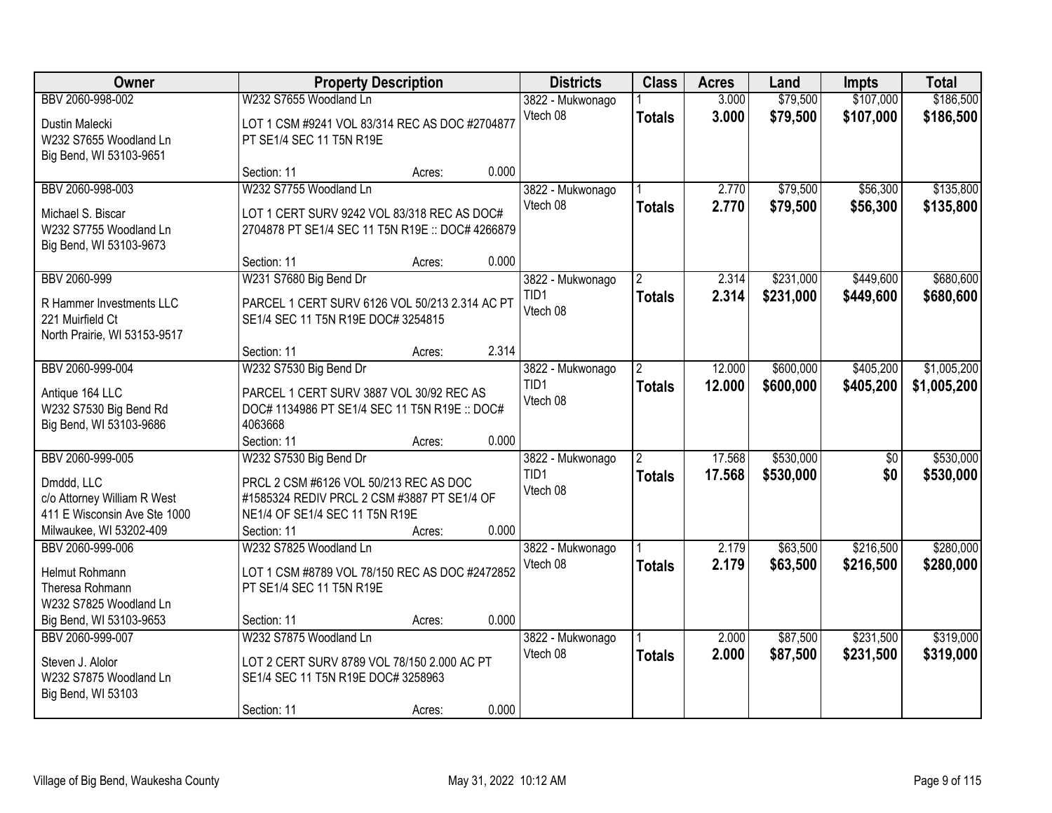| Owner | Property Description | | | Districts | Class | Acres | Land | Impts | Total |
|---|---|---|---|---|---|---|---|---|---|
| BBV 2060-998-002 | W232 S7655 Woodland Ln | | | 3822 - Mukwonago | 1 | 3.000 | $79,500 | $107,000 | $186,500 |
| Dustin Malecki<br>W232 S7655 Woodland Ln<br>Big Bend, WI 53103-9651 | LOT 1 CSM #9241 VOL 83/314 REC AS DOC #2704877 PT SE1/4 SEC 11 T5N R19E | | | Vtech 08 | **Totals** | **3.000** | **$79,500** | **$107,000** | **$186,500** |
| | Section: 11 | Acres: | 0.000 | | | | | | |
| BBV 2060-998-003 | W232 S7755 Woodland Ln | | | 3822 - Mukwonago | 1 | 2.770 | $79,500 | $56,300 | $135,800 |
| Michael S. Biscar<br>W232 S7755 Woodland Ln<br>Big Bend, WI 53103-9673 | LOT 1 CERT SURV 9242 VOL 83/318 REC AS DOC# 2704878 PT SE1/4 SEC 11 T5N R19E :: DOC# 4266879 | | | Vtech 08 | **Totals** | **2.770** | **$79,500** | **$56,300** | **$135,800** |
| | Section: 11 | Acres: | 0.000 | | | | | | |
| BBV 2060-999 | W231 S7680 Big Bend Dr | | | 3822 - Mukwonago | 2 | 2.314 | $231,000 | $449,600 | $680,600 |
| R Hammer Investments LLC<br>221 Muirfield Ct<br>North Prairie, WI 53153-9517 | PARCEL 1 CERT SURV 6126 VOL 50/213 2.314 AC PT SE1/4 SEC 11 T5N R19E DOC# 3254815 | | | TID1<br>Vtech 08 | **Totals** | **2.314** | **$231,000** | **$449,600** | **$680,600** |
| | Section: 11 | Acres: | 2.314 | | | | | | |
| BBV 2060-999-004 | W232 S7530 Big Bend Dr | | | 3822 - Mukwonago | 2 | 12.000 | $600,000 | $405,200 | $1,005,200 |
| Antique 164 LLC<br>W232 S7530 Big Bend Rd<br>Big Bend, WI 53103-9686 | PARCEL 1 CERT SURV 3887 VOL 30/92 REC AS DOC# 1134986 PT SE1/4 SEC 11 T5N R19E :: DOC# 4063668 | | | TID1<br>Vtech 08 | **Totals** | **12.000** | **$600,000** | **$405,200** | **$1,005,200** |
| | Section: 11 | Acres: | 0.000 | | | | | | |
| BBV 2060-999-005 | W232 S7530 Big Bend Dr | | | 3822 - Mukwonago | 2 | 17.568 | $530,000 | $0 | $530,000 |
| Dmddd, LLC<br>c/o Attorney William R West<br>411 E Wisconsin Ave Ste 1000<br>Milwaukee, WI 53202-409 | PRCL 2 CSM #6126 VOL 50/213 REC AS DOC #1585324 REDIV PRCL 2 CSM #3887 PT SE1/4 OF NE1/4 OF SE1/4 SEC 11 T5N R19E | | | TID1<br>Vtech 08 | **Totals** | **17.568** | **$530,000** | **$0** | **$530,000** |
| | Section: 11 | Acres: | 0.000 | | | | | | |
| BBV 2060-999-006 | W232 S7825 Woodland Ln | | | 3822 - Mukwonago | 1 | 2.179 | $63,500 | $216,500 | $280,000 |
| Helmut Rohmann<br>Theresa Rohmann<br>W232 S7825 Woodland Ln<br>Big Bend, WI 53103-9653 | LOT 1 CSM #8789 VOL 78/150 REC AS DOC #2472852 PT SE1/4 SEC 11 T5N R19E | | | Vtech 08 | **Totals** | **2.179** | **$63,500** | **$216,500** | **$280,000** |
| | Section: 11 | Acres: | 0.000 | | | | | | |
| BBV 2060-999-007 | W232 S7875 Woodland Ln | | | 3822 - Mukwonago | 1 | 2.000 | $87,500 | $231,500 | $319,000 |
| Steven J. Alolor<br>W232 S7875 Woodland Ln<br>Big Bend, WI 53103 | LOT 2 CERT SURV 8789 VOL 78/150 2.000 AC PT SE1/4 SEC 11 T5N R19E DOC# 3258963 | | | Vtech 08 | **Totals** | **2.000** | **$87,500** | **$231,500** | **$319,000** |
| | Section: 11 | Acres: | 0.000 | | | | | | |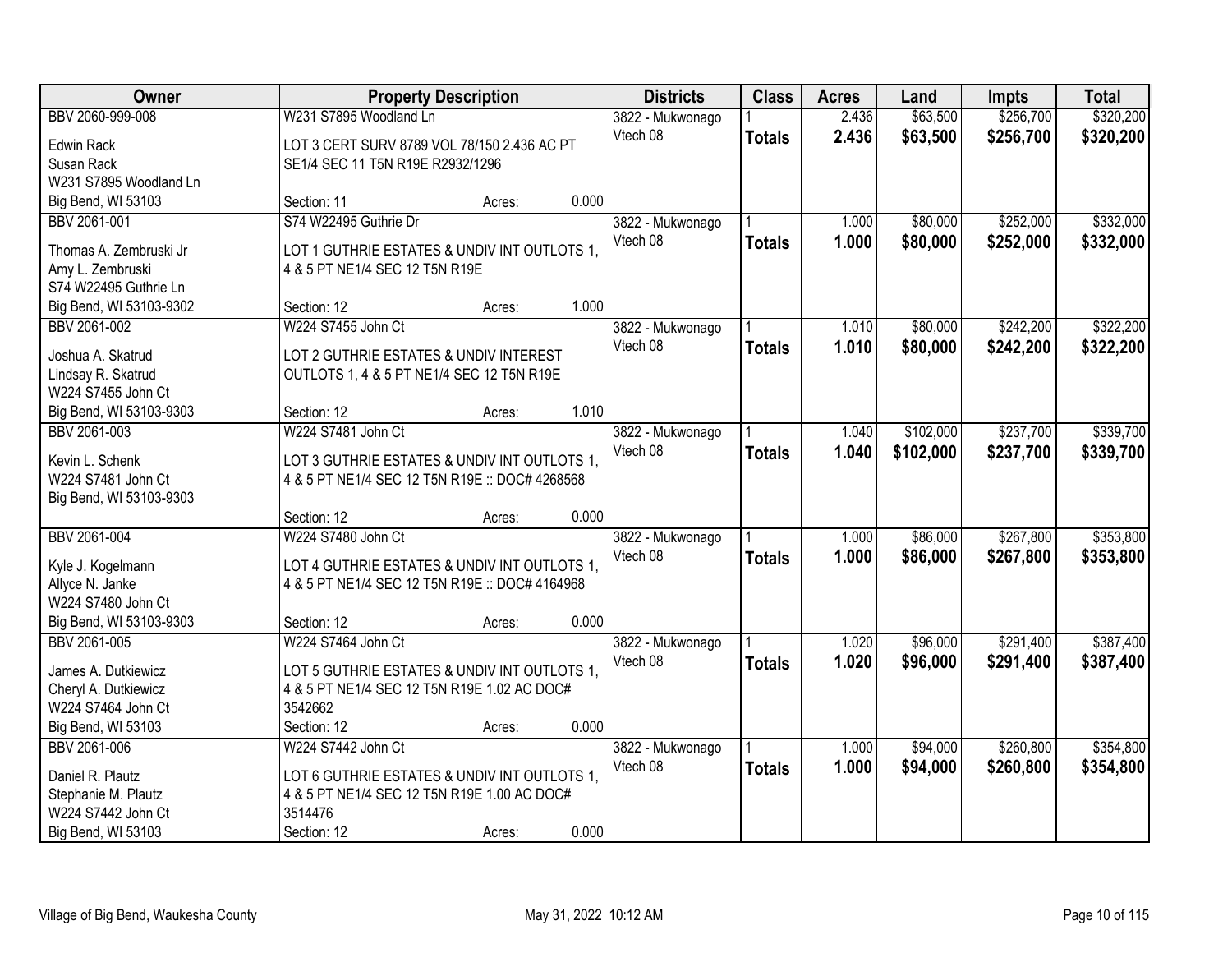| Owner | Property Description | Districts | Class | Acres | Land | Impts | Total |
|---|---|---|---|---|---|---|---|
| BBV 2060-999-008<br><br>Edwin Rack<br>Susan Rack<br>W231 S7895 Woodland Ln<br>Big Bend, WI 53103 | W231 S7895 Woodland Ln<br><br>LOT 3 CERT SURV 8789 VOL 78/150 2.436 AC PT SE1/4 SEC 11 T5N R19E R2932/1296<br><br>Section: 11 Acres: 0.000 | 3822 - Mukwonago<br>Vtech 08 | 1<br>**Totals** | 2.436<br>**2.436** | $63,500<br>**$63,500** | $256,700<br>**$256,700** | $320,200<br>**$320,200** |
| BBV 2061-001<br><br>Thomas A. Zembruski Jr<br>Amy L. Zembruski<br>S74 W22495 Guthrie Ln<br>Big Bend, WI 53103-9302 | S74 W22495 Guthrie Dr<br><br>LOT 1 GUTHRIE ESTATES & UNDIV INT OUTLOTS 1, 4 & 5 PT NE1/4 SEC 12 T5N R19E<br><br>Section: 12 Acres: 1.000 | 3822 - Mukwonago<br>Vtech 08 | 1<br>**Totals** | 1.000<br>**1.000** | $80,000<br>**$80,000** | $252,000<br>**$252,000** | $332,000<br>**$332,000** |
| BBV 2061-002<br><br>Joshua A. Skatrud<br>Lindsay R. Skatrud<br>W224 S7455 John Ct<br>Big Bend, WI 53103-9303 | W224 S7455 John Ct<br><br>LOT 2 GUTHRIE ESTATES & UNDIV INTEREST OUTLOTS 1, 4 & 5 PT NE1/4 SEC 12 T5N R19E<br><br>Section: 12 Acres: 1.010 | 3822 - Mukwonago<br>Vtech 08 | 1<br>**Totals** | 1.010<br>**1.010** | $80,000<br>**$80,000** | $242,200<br>**$242,200** | $322,200<br>**$322,200** |
| BBV 2061-003<br><br>Kevin L. Schenk<br>W224 S7481 John Ct<br>Big Bend, WI 53103-9303 | W224 S7481 John Ct<br><br>LOT 3 GUTHRIE ESTATES & UNDIV INT OUTLOTS 1, 4 & 5 PT NE1/4 SEC 12 T5N R19E :: DOC# 4268568<br><br>Section: 12 Acres: 0.000 | 3822 - Mukwonago<br>Vtech 08 | 1<br>**Totals** | 1.040<br>**1.040** | $102,000<br>**$102,000** | $237,700<br>**$237,700** | $339,700<br>**$339,700** |
| BBV 2061-004<br><br>Kyle J. Kogelmann<br>Allyce N. Janke<br>W224 S7480 John Ct<br>Big Bend, WI 53103-9303 | W224 S7480 John Ct<br><br>LOT 4 GUTHRIE ESTATES & UNDIV INT OUTLOTS 1, 4 & 5 PT NE1/4 SEC 12 T5N R19E :: DOC# 4164968<br><br>Section: 12 Acres: 0.000 | 3822 - Mukwonago<br>Vtech 08 | 1<br>**Totals** | 1.000<br>**1.000** | $86,000<br>**$86,000** | $267,800<br>**$267,800** | $353,800<br>**$353,800** |
| BBV 2061-005<br><br>James A. Dutkiewicz<br>Cheryl A. Dutkiewicz<br>W224 S7464 John Ct<br>Big Bend, WI 53103 | W224 S7464 John Ct<br><br>LOT 5 GUTHRIE ESTATES & UNDIV INT OUTLOTS 1, 4 & 5 PT NE1/4 SEC 12 T5N R19E 1.02 AC DOC# 3542662<br>Section: 12 Acres: 0.000 | 3822 - Mukwonago<br>Vtech 08 | 1<br>**Totals** | 1.020<br>**1.020** | $96,000<br>**$96,000** | $291,400<br>**$291,400** | $387,400<br>**$387,400** |
| BBV 2061-006<br><br>Daniel R. Plautz<br>Stephanie M. Plautz<br>W224 S7442 John Ct<br>Big Bend, WI 53103 | W224 S7442 John Ct<br><br>LOT 6 GUTHRIE ESTATES & UNDIV INT OUTLOTS 1, 4 & 5 PT NE1/4 SEC 12 T5N R19E 1.00 AC DOC# 3514476<br>Section: 12 Acres: 0.000 | 3822 - Mukwonago<br>Vtech 08 | 1<br>**Totals** | 1.000<br>**1.000** | $94,000<br>**$94,000** | $260,800<br>**$260,800** | $354,800<br>**$354,800** |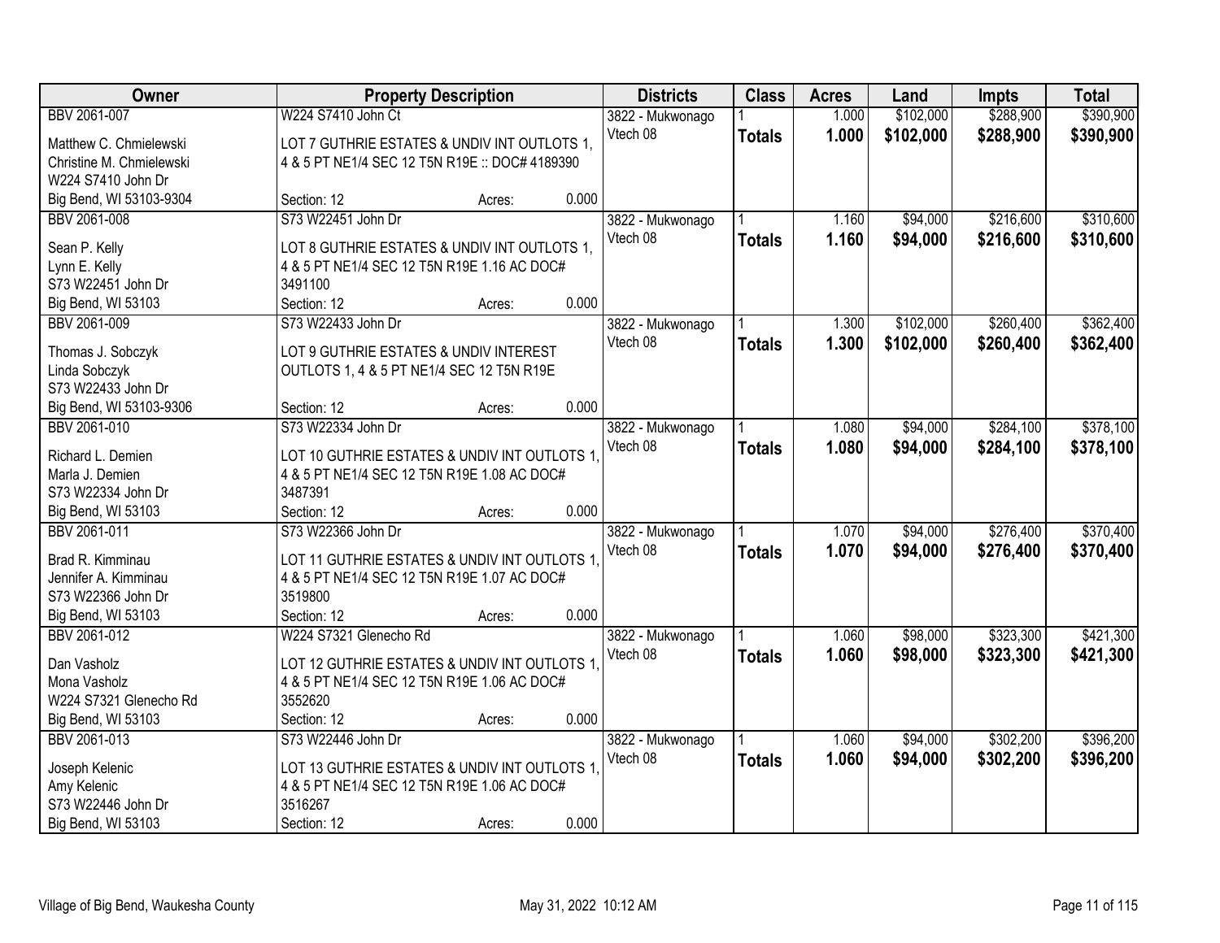| Owner | Property Description | Districts | Class | Acres | Land | Impts | Total |
|---|---|---|---|---|---|---|---|
| BBV 2061-007<br>Matthew C. Chmielewski<br>Christine M. Chmielewski<br>W224 S7410 John Dr<br>Big Bend, WI 53103-9304 | W224 S7410 John Ct<br>LOT 7 GUTHRIE ESTATES & UNDIV INT OUTLOTS 1, 4 & 5 PT NE1/4 SEC 12 T5N R19E :: DOC# 4189390<br>Section: 12 Acres: 0.000 | 3822 - Mukwonago<br>Vtech 08 | 1<br>**Totals** | 1.000<br>**1.000** | $102,000<br>**$102,000** | $288,900<br>**$288,900** | $390,900<br>**$390,900** |
| BBV 2061-008<br>Sean P. Kelly<br>Lynn E. Kelly<br>S73 W22451 John Dr<br>Big Bend, WI 53103 | S73 W22451 John Dr<br>LOT 8 GUTHRIE ESTATES & UNDIV INT OUTLOTS 1, 4 & 5 PT NE1/4 SEC 12 T5N R19E 1.16 AC DOC# 3491100<br>Section: 12 Acres: 0.000 | 3822 - Mukwonago<br>Vtech 08 | 1<br>**Totals** | 1.160<br>**1.160** | $94,000<br>**$94,000** | $216,600<br>**$216,600** | $310,600<br>**$310,600** |
| BBV 2061-009<br>Thomas J. Sobczyk<br>Linda Sobczyk<br>S73 W22433 John Dr<br>Big Bend, WI 53103-9306 | S73 W22433 John Dr<br>LOT 9 GUTHRIE ESTATES & UNDIV INTEREST OUTLOTS 1, 4 & 5 PT NE1/4 SEC 12 T5N R19E<br>Section: 12 Acres: 0.000 | 3822 - Mukwonago<br>Vtech 08 | 1<br>**Totals** | 1.300<br>**1.300** | $102,000<br>**$102,000** | $260,400<br>**$260,400** | $362,400<br>**$362,400** |
| BBV 2061-010<br>Richard L. Demien<br>Marla J. Demien<br>S73 W22334 John Dr<br>Big Bend, WI 53103 | S73 W22334 John Dr<br>LOT 10 GUTHRIE ESTATES & UNDIV INT OUTLOTS 1, 4 & 5 PT NE1/4 SEC 12 T5N R19E 1.08 AC DOC# 3487391<br>Section: 12 Acres: 0.000 | 3822 - Mukwonago<br>Vtech 08 | 1<br>**Totals** | 1.080<br>**1.080** | $94,000<br>**$94,000** | $284,100<br>**$284,100** | $378,100<br>**$378,100** |
| BBV 2061-011<br>Brad R. Kimminau<br>Jennifer A. Kimminau<br>S73 W22366 John Dr<br>Big Bend, WI 53103 | S73 W22366 John Dr<br>LOT 11 GUTHRIE ESTATES & UNDIV INT OUTLOTS 1, 4 & 5 PT NE1/4 SEC 12 T5N R19E 1.07 AC DOC# 3519800<br>Section: 12 Acres: 0.000 | 3822 - Mukwonago<br>Vtech 08 | 1<br>**Totals** | 1.070<br>**1.070** | $94,000<br>**$94,000** | $276,400<br>**$276,400** | $370,400<br>**$370,400** |
| BBV 2061-012<br>Dan Vasholz<br>Mona Vasholz<br>W224 S7321 Glenecho Rd<br>Big Bend, WI 53103 | W224 S7321 Glenecho Rd<br>LOT 12 GUTHRIE ESTATES & UNDIV INT OUTLOTS 1, 4 & 5 PT NE1/4 SEC 12 T5N R19E 1.06 AC DOC# 3552620<br>Section: 12 Acres: 0.000 | 3822 - Mukwonago<br>Vtech 08 | 1<br>**Totals** | 1.060<br>**1.060** | $98,000<br>**$98,000** | $323,300<br>**$323,300** | $421,300<br>**$421,300** |
| BBV 2061-013<br>Joseph Kelenic<br>Amy Kelenic<br>S73 W22446 John Dr<br>Big Bend, WI 53103 | S73 W22446 John Dr<br>LOT 13 GUTHRIE ESTATES & UNDIV INT OUTLOTS 1, 4 & 5 PT NE1/4 SEC 12 T5N R19E 1.06 AC DOC# 3516267<br>Section: 12 Acres: 0.000 | 3822 - Mukwonago<br>Vtech 08 | 1<br>**Totals** | 1.060<br>**1.060** | $94,000<br>**$94,000** | $302,200<br>**$302,200** | $396,200<br>**$396,200** |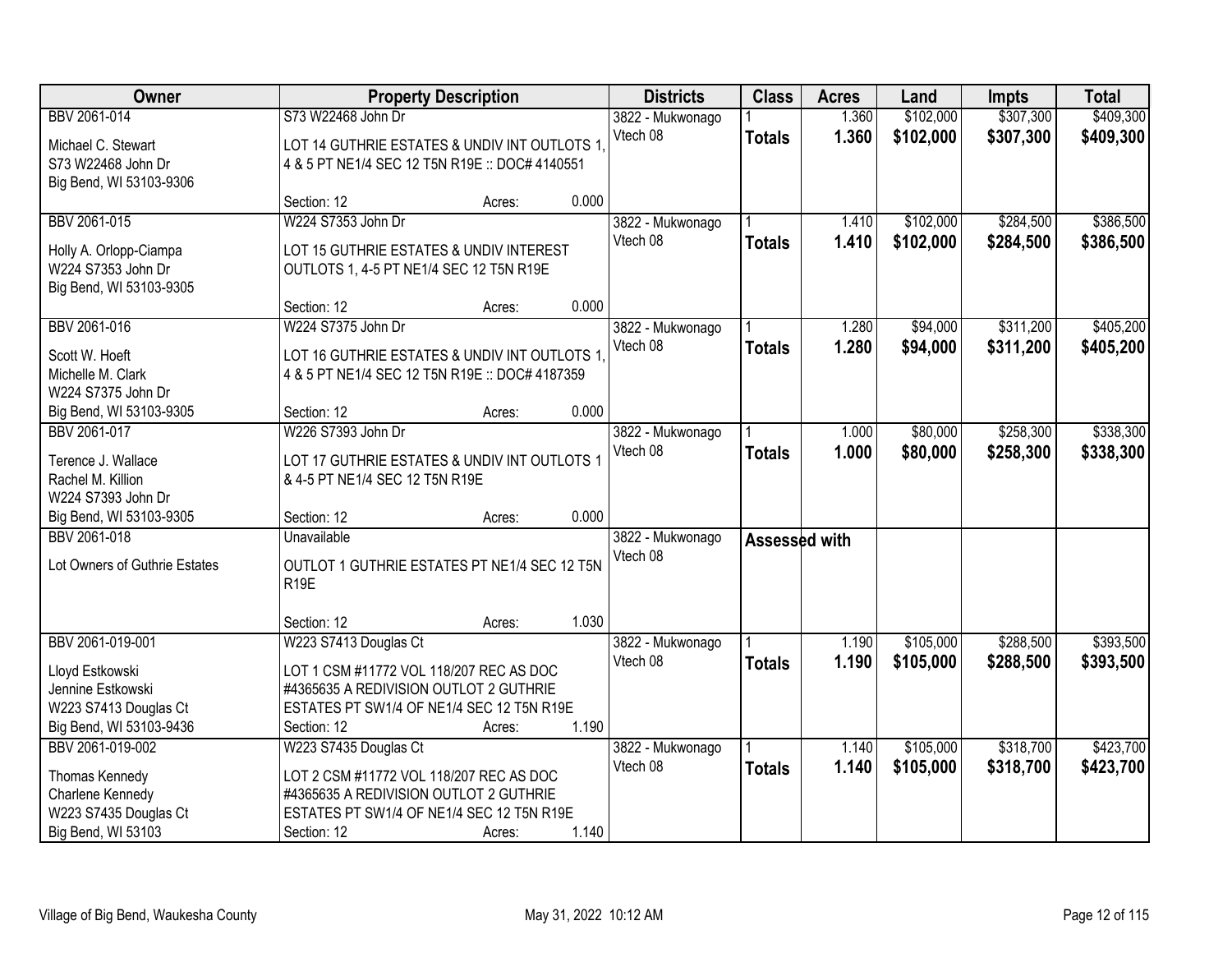| Owner | Property Description | Districts | Class | Acres | Land | Impts | Total |
|---|---|---|---|---|---|---|---|
| BBV 2061-014<br><br>Michael C. Stewart<br>S73 W22468 John Dr<br>Big Bend, WI 53103-9306 | S73 W22468 John Dr<br><br>LOT 14 GUTHRIE ESTATES & UNDIV INT OUTLOTS 1, 4 & 5 PT NE1/4 SEC 12 T5N R19E :: DOC# 4140551<br><br>Section: 12 Acres: 0.000 | 3822 - Mukwonago<br>Vtech 08 | 1<br>**Totals** | 1.360<br>**1.360** | $102,000<br>**$102,000** | $307,300<br>**$307,300** | $409,300<br>**$409,300** |
| BBV 2061-015<br><br>Holly A. Orlopp-Ciampa<br>W224 S7353 John Dr<br>Big Bend, WI 53103-9305 | W224 S7353 John Dr<br><br>LOT 15 GUTHRIE ESTATES & UNDIV INTEREST OUTLOTS 1, 4-5 PT NE1/4 SEC 12 T5N R19E<br><br>Section: 12 Acres: 0.000 | 3822 - Mukwonago<br>Vtech 08 | 1<br>**Totals** | 1.410<br>**1.410** | $102,000<br>**$102,000** | $284,500<br>**$284,500** | $386,500<br>**$386,500** |
| BBV 2061-016<br><br>Scott W. Hoeft<br>Michelle M. Clark<br>W224 S7375 John Dr<br>Big Bend, WI 53103-9305 | W224 S7375 John Dr<br><br>LOT 16 GUTHRIE ESTATES & UNDIV INT OUTLOTS 1, 4 & 5 PT NE1/4 SEC 12 T5N R19E :: DOC# 4187359<br><br>Section: 12 Acres: 0.000 | 3822 - Mukwonago<br>Vtech 08 | 1<br>**Totals** | 1.280<br>**1.280** | $94,000<br>**$94,000** | $311,200<br>**$311,200** | $405,200<br>**$405,200** |
| BBV 2061-017<br><br>Terence J. Wallace<br>Rachel M. Killion<br>W224 S7393 John Dr<br>Big Bend, WI 53103-9305 | W226 S7393 John Dr<br><br>LOT 17 GUTHRIE ESTATES & UNDIV INT OUTLOTS 1 & 4-5 PT NE1/4 SEC 12 T5N R19E<br><br>Section: 12 Acres: 0.000 | 3822 - Mukwonago<br>Vtech 08 | 1<br>**Totals** | 1.000<br>**1.000** | $80,000<br>**$80,000** | $258,300<br>**$258,300** | $338,300<br>**$338,300** |
| BBV 2061-018<br><br>Lot Owners of Guthrie Estates | Unavailable<br><br>OUTLOT 1 GUTHRIE ESTATES PT NE1/4 SEC 12 T5N R19E<br><br>Section: 12 Acres: 1.030 | 3822 - Mukwonago<br>Vtech 08 | **Assessed with** | | | | |
| BBV 2061-019-001<br><br>Lloyd Estkowski<br>Jennine Estkowski<br>W223 S7413 Douglas Ct<br>Big Bend, WI 53103-9436 | W223 S7413 Douglas Ct<br><br>LOT 1 CSM #11772 VOL 118/207 REC AS DOC #4365635 A REDIVISION OUTLOT 2 GUTHRIE ESTATES PT SW1/4 OF NE1/4 SEC 12 T5N R19E<br>Section: 12 Acres: 1.190 | 3822 - Mukwonago<br>Vtech 08 | 1<br>**Totals** | 1.190<br>**1.190** | $105,000<br>**$105,000** | $288,500<br>**$288,500** | $393,500<br>**$393,500** |
| BBV 2061-019-002<br><br>Thomas Kennedy<br>Charlene Kennedy<br>W223 S7435 Douglas Ct<br>Big Bend, WI 53103 | W223 S7435 Douglas Ct<br><br>LOT 2 CSM #11772 VOL 118/207 REC AS DOC #4365635 A REDIVISION OUTLOT 2 GUTHRIE ESTATES PT SW1/4 OF NE1/4 SEC 12 T5N R19E<br>Section: 12 Acres: 1.140 | 3822 - Mukwonago<br>Vtech 08 | 1<br>**Totals** | 1.140<br>**1.140** | $105,000<br>**$105,000** | $318,700<br>**$318,700** | $423,700<br>**$423,700** |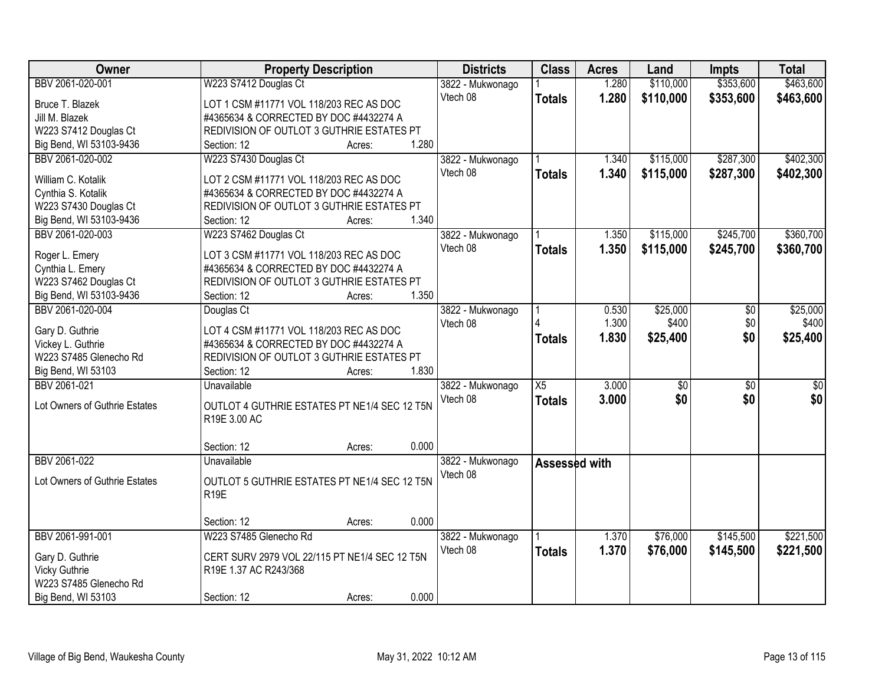| Owner | Property Description | Districts | Class | Acres | Land | Impts | Total |
|---|---|---|---|---|---|---|---|
| BBV 2061-020-001<br>Bruce T. Blazek<br>Jill M. Blazek<br>W223 S7412 Douglas Ct<br>Big Bend, WI 53103-9436 | W223 S7412 Douglas Ct<br>LOT 1 CSM #11771 VOL 118/203 REC AS DOC #4365634 & CORRECTED BY DOC #4432274 A REDIVISION OF OUTLOT 3 GUTHRIE ESTATES PT<br>Section: 12 Acres: 1.280 | 3822 - Mukwonago<br>Vtech 08 | 1<br>**Totals** | 1.280<br>**1.280** | $110,000<br>**$110,000** | $353,600<br>**$353,600** | $463,600<br>**$463,600** |
| BBV 2061-020-002<br>William C. Kotalik<br>Cynthia S. Kotalik<br>W223 S7430 Douglas Ct<br>Big Bend, WI 53103-9436 | W223 S7430 Douglas Ct<br>LOT 2 CSM #11771 VOL 118/203 REC AS DOC #4365634 & CORRECTED BY DOC #4432274 A REDIVISION OF OUTLOT 3 GUTHRIE ESTATES PT<br>Section: 12 Acres: 1.340 | 3822 - Mukwonago<br>Vtech 08 | 1<br>**Totals** | 1.340<br>**1.340** | $115,000<br>**$115,000** | $287,300<br>**$287,300** | $402,300<br>**$402,300** |
| BBV 2061-020-003<br>Roger L. Emery<br>Cynthia L. Emery<br>W223 S7462 Douglas Ct<br>Big Bend, WI 53103-9436 | W223 S7462 Douglas Ct<br>LOT 3 CSM #11771 VOL 118/203 REC AS DOC #4365634 & CORRECTED BY DOC #4432274 A REDIVISION OF OUTLOT 3 GUTHRIE ESTATES PT<br>Section: 12 Acres: 1.350 | 3822 - Mukwonago<br>Vtech 08 | 1<br>**Totals** | 1.350<br>**1.350** | $115,000<br>**$115,000** | $245,700<br>**$245,700** | $360,700<br>**$360,700** |
| BBV 2061-020-004<br>Gary D. Guthrie<br>Vickey L. Guthrie<br>W223 S7485 Glenecho Rd<br>Big Bend, WI 53103 | Douglas Ct<br>LOT 4 CSM #11771 VOL 118/203 REC AS DOC #4365634 & CORRECTED BY DOC #4432274 A REDIVISION OF OUTLOT 3 GUTHRIE ESTATES PT<br>Section: 12 Acres: 1.830 | 3822 - Mukwonago<br>Vtech 08 | 1<br>4<br>**Totals** | 0.530<br>1.300<br>**1.830** | $25,000<br>$400<br>**$25,400** | $0<br>$0<br>**$0** | $25,000<br>$400<br>**$25,400** |
| BBV 2061-021<br>Lot Owners of Guthrie Estates | Unavailable<br>OUTLOT 4 GUTHRIE ESTATES PT NE1/4 SEC 12 T5N R19E 3.00 AC<br>Section: 12 Acres: 0.000 | 3822 - Mukwonago<br>Vtech 08 | X5<br>**Totals** | 3.000<br>**3.000** | $0<br>**$0** | $0<br>**$0** | $0<br>**$0** |
| BBV 2061-022<br>Lot Owners of Guthrie Estates | Unavailable<br>OUTLOT 5 GUTHRIE ESTATES PT NE1/4 SEC 12 T5N R19E<br>Section: 12 Acres: 0.000 | 3822 - Mukwonago<br>Vtech 08 | **Assessed with** | | | | |
| BBV 2061-991-001<br>Gary D. Guthrie<br>Vicky Guthrie<br>W223 S7485 Glenecho Rd<br>Big Bend, WI 53103 | W223 S7485 Glenecho Rd<br>CERT SURV 2979 VOL 22/115 PT NE1/4 SEC 12 T5N R19E 1.37 AC R243/368<br>Section: 12 Acres: 0.000 | 3822 - Mukwonago<br>Vtech 08 | 1<br>**Totals** | 1.370<br>**1.370** | $76,000<br>**$76,000** | $145,500<br>**$145,500** | $221,500<br>**$221,500** |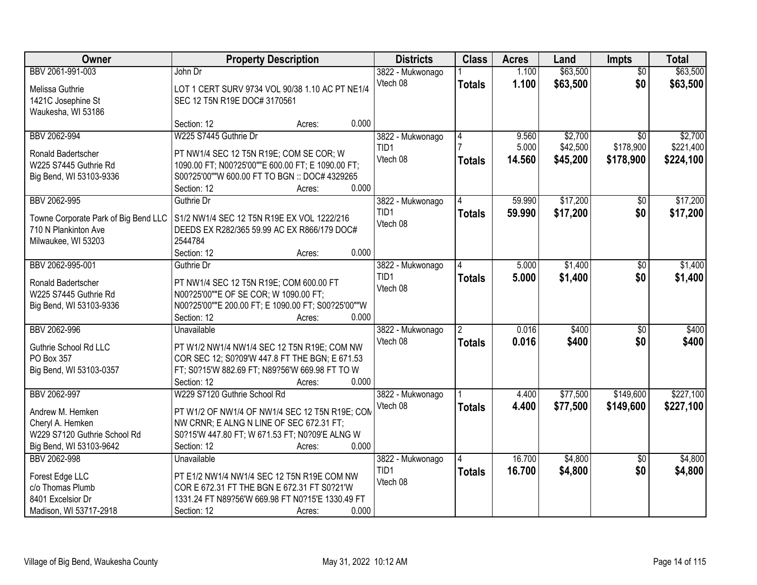| Owner | Property Description | Districts | Class | Acres | Land | Impts | Total |
|---|---|---|---|---|---|---|---|
| BBV 2061-991-003<br>Melissa Guthrie<br>1421C Josephine St<br>Waukesha, WI 53186 | John Dr<br>LOT 1 CERT SURV 9734 VOL 90/38 1.10 AC PT NE1/4 SEC 12 T5N R19E DOC# 3170561<br>Section: 12 Acres: 0.000 | 3822 - Mukwonago<br>Vtech 08 | 1<br>**Totals** | 1.100<br>**1.100** | $63,500<br>**$63,500** | $0<br>**$0** | $63,500<br>**$63,500** |
| BBV 2062-994<br>Ronald Badertscher<br>W225 S7445 Guthrie Rd<br>Big Bend, WI 53103-9336 | W225 S7445 Guthrie Dr<br>PT NW1/4 SEC 12 T5N R19E; COM SE COR; W 1090.00 FT; N00?25'00""E 600.00 FT; E 1090.00 FT; S00?25'00""W 600.00 FT TO BGN :: DOC# 4329265<br>Section: 12 Acres: 0.000 | 3822 - Mukwonago<br>TID1<br>Vtech 08 | 4<br>7<br>**Totals** | 9.560<br>5.000<br>**14.560** | $2,700<br>$42,500<br>**$45,200** | $0<br>$178,900<br>**$178,900** | $2,700<br>$221,400<br>**$224,100** |
| BBV 2062-995<br>Towne Corporate Park of Big Bend LLC<br>710 N Plankinton Ave<br>Milwaukee, WI 53203 | Guthrie Dr<br>S1/2 NW1/4 SEC 12 T5N R19E EX VOL 1222/216 DEEDS EX R282/365 59.99 AC EX R866/179 DOC# 2544784<br>Section: 12 Acres: 0.000 | 3822 - Mukwonago<br>TID1<br>Vtech 08 | 4<br>**Totals** | 59.990<br>**59.990** | $17,200<br>**$17,200** | $0<br>**$0** | $17,200<br>**$17,200** |
| BBV 2062-995-001<br>Ronald Badertscher<br>W225 S7445 Guthrie Rd<br>Big Bend, WI 53103-9336 | Guthrie Dr<br>PT NW1/4 SEC 12 T5N R19E; COM 600.00 FT N00?25'00""E OF SE COR; W 1090.00 FT; N00?25'00""E 200.00 FT; E 1090.00 FT; S00?25'00""W<br>Section: 12 Acres: 0.000 | 3822 - Mukwonago<br>TID1<br>Vtech 08 | 4<br>**Totals** | 5.000<br>**5.000** | $1,400<br>**$1,400** | $0<br>**$0** | $1,400<br>**$1,400** |
| BBV 2062-996<br>Guthrie School Rd LLC<br>PO Box 357<br>Big Bend, WI 53103-0357 | Unavailable<br>PT W1/2 NW1/4 NW1/4 SEC 12 T5N R19E; COM NW COR SEC 12; S0?09'W 447.8 FT THE BGN; E 671.53 FT; S0?15'W 882.69 FT; N89?56'W 669.98 FT TO W<br>Section: 12 Acres: 0.000 | 3822 - Mukwonago<br>Vtech 08 | 2<br>**Totals** | 0.016<br>**0.016** | $400<br>**$400** | $0<br>**$0** | $400<br>**$400** |
| BBV 2062-997<br>Andrew M. Hemken<br>Cheryl A. Hemken<br>W229 S7120 Guthrie School Rd<br>Big Bend, WI 53103-9642 | W229 S7120 Guthrie School Rd<br>PT W1/2 OF NW1/4 OF NW1/4 SEC 12 T5N R19E; COM NW CRNR; E ALNG N LINE OF SEC 672.31 FT; S0?15'W 447.80 FT; W 671.53 FT; N0?09'E ALNG W<br>Section: 12 Acres: 0.000 | 3822 - Mukwonago<br>Vtech 08 | 1<br>**Totals** | 4.400<br>**4.400** | $77,500<br>**$77,500** | $149,600<br>**$149,600** | $227,100<br>**$227,100** |
| BBV 2062-998<br>Forest Edge LLC<br>c/o Thomas Plumb<br>8401 Excelsior Dr<br>Madison, WI 53717-2918 | Unavailable<br>PT E1/2 NW1/4 NW1/4 SEC 12 T5N R19E COM NW COR E 672.31 FT THE BGN E 672.31 FT S0?21'W 1331.24 FT N89?56'W 669.98 FT N0?15'E 1330.49 FT<br>Section: 12 Acres: 0.000 | 3822 - Mukwonago<br>TID1<br>Vtech 08 | 4<br>**Totals** | 16.700<br>**16.700** | $4,800<br>**$4,800** | $0<br>**$0** | $4,800<br>**$4,800** |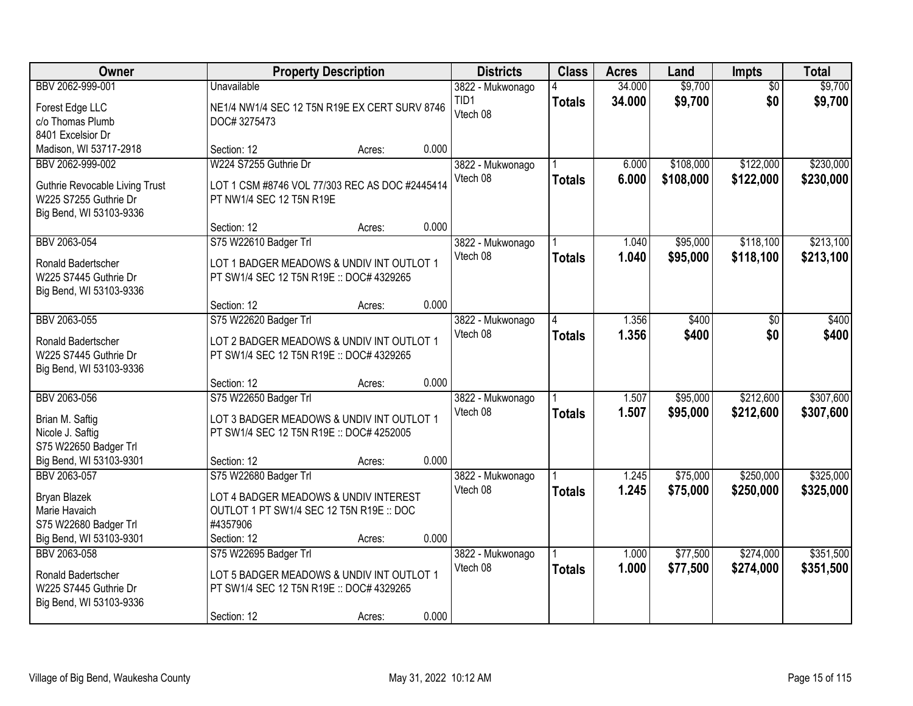| Owner | Property Description | Districts | Class | Acres | Land | Impts | Total |
|---|---|---|---|---|---|---|---|
| BBV 2062-999-001<br>Forest Edge LLC<br>c/o Thomas Plumb<br>8401 Excelsior Dr<br>Madison, WI 53717-2918 | Unavailable<br>NE1/4 NW1/4 SEC 12 T5N R19E EX CERT SURV 8746 DOC# 3275473<br>Section: 12 Acres: 0.000 | 3822 - Mukwonago<br>TID1<br>Vtech 08 | 4<br>**Totals** | 34.000<br>**34.000** | $9,700<br>**$9,700** | $0<br>**$0** | $9,700<br>**$9,700** |
| BBV 2062-999-002<br>Guthrie Revocable Living Trust<br>W225 S7255 Guthrie Dr<br>Big Bend, WI 53103-9336 | W224 S7255 Guthrie Dr<br>LOT 1 CSM #8746 VOL 77/303 REC AS DOC #2445414 PT NW1/4 SEC 12 T5N R19E<br>Section: 12 Acres: 0.000 | 3822 - Mukwonago<br>Vtech 08 | 1<br>**Totals** | 6.000<br>**6.000** | $108,000<br>**$108,000** | $122,000<br>**$122,000** | $230,000<br>**$230,000** |
| BBV 2063-054<br>Ronald Badertscher<br>W225 S7445 Guthrie Dr<br>Big Bend, WI 53103-9336 | S75 W22610 Badger Trl<br>LOT 1 BADGER MEADOWS & UNDIV INT OUTLOT 1 PT SW1/4 SEC 12 T5N R19E :: DOC# 4329265<br>Section: 12 Acres: 0.000 | 3822 - Mukwonago<br>Vtech 08 | 1<br>**Totals** | 1.040<br>**1.040** | $95,000<br>**$95,000** | $118,100<br>**$118,100** | $213,100<br>**$213,100** |
| BBV 2063-055<br>Ronald Badertscher<br>W225 S7445 Guthrie Dr<br>Big Bend, WI 53103-9336 | S75 W22620 Badger Trl<br>LOT 2 BADGER MEADOWS & UNDIV INT OUTLOT 1 PT SW1/4 SEC 12 T5N R19E :: DOC# 4329265<br>Section: 12 Acres: 0.000 | 3822 - Mukwonago<br>Vtech 08 | 4<br>**Totals** | 1.356<br>**1.356** | $400<br>**$400** | $0<br>**$0** | $400<br>**$400** |
| BBV 2063-056<br>Brian M. Saftig<br>Nicole J. Saftig<br>S75 W22650 Badger Trl<br>Big Bend, WI 53103-9301 | S75 W22650 Badger Trl<br>LOT 3 BADGER MEADOWS & UNDIV INT OUTLOT 1 PT SW1/4 SEC 12 T5N R19E :: DOC# 4252005<br>Section: 12 Acres: 0.000 | 3822 - Mukwonago<br>Vtech 08 | 1<br>**Totals** | 1.507<br>**1.507** | $95,000<br>**$95,000** | $212,600<br>**$212,600** | $307,600<br>**$307,600** |
| BBV 2063-057<br>Bryan Blazek<br>Marie Havaich<br>S75 W22680 Badger Trl<br>Big Bend, WI 53103-9301 | S75 W22680 Badger Trl<br>LOT 4 BADGER MEADOWS & UNDIV INTEREST OUTLOT 1 PT SW1/4 SEC 12 T5N R19E :: DOC #4357906<br>Section: 12 Acres: 0.000 | 3822 - Mukwonago<br>Vtech 08 | 1<br>**Totals** | 1.245<br>**1.245** | $75,000<br>**$75,000** | $250,000<br>**$250,000** | $325,000<br>**$325,000** |
| BBV 2063-058<br>Ronald Badertscher<br>W225 S7445 Guthrie Dr<br>Big Bend, WI 53103-9336 | S75 W22695 Badger Trl<br>LOT 5 BADGER MEADOWS & UNDIV INT OUTLOT 1 PT SW1/4 SEC 12 T5N R19E :: DOC# 4329265<br>Section: 12 Acres: 0.000 | 3822 - Mukwonago<br>Vtech 08 | 1<br>**Totals** | 1.000<br>**1.000** | $77,500<br>**$77,500** | $274,000<br>**$274,000** | $351,500<br>**$351,500** |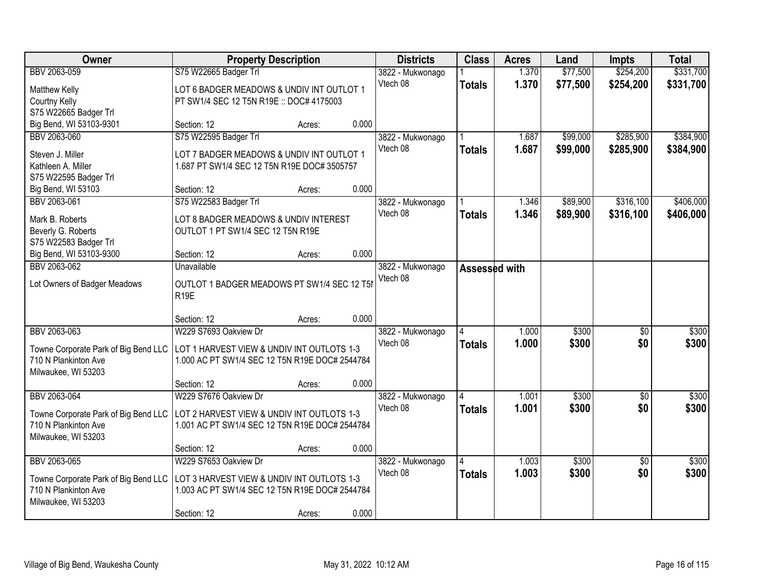| Owner | Property Description | Districts | Class | Acres | Land | Impts | Total |
|---|---|---|---|---|---|---|---|
| BBV 2063-059<br>Matthew Kelly<br>Courtny Kelly<br>S75 W22665 Badger Trl<br>Big Bend, WI 53103-9301 | S75 W22665 Badger Trl<br>LOT 6 BADGER MEADOWS & UNDIV INT OUTLOT 1 PT SW1/4 SEC 12 T5N R19E :: DOC# 4175003<br>Section: 12 Acres: 0.000 | 3822 - Mukwonago<br>Vtech 08 | 1<br>**Totals** | 1.370<br>**1.370** | $77,500<br>**$77,500** | $254,200<br>**$254,200** | $331,700<br>**$331,700** |
| BBV 2063-060<br>Steven J. Miller<br>Kathleen A. Miller<br>S75 W22595 Badger Trl<br>Big Bend, WI 53103 | S75 W22595 Badger Trl<br>LOT 7 BADGER MEADOWS & UNDIV INT OUTLOT 1 1.687 PT SW1/4 SEC 12 T5N R19E DOC# 3505757<br>Section: 12 Acres: 0.000 | 3822 - Mukwonago<br>Vtech 08 | 1<br>**Totals** | 1.687<br>**1.687** | $99,000<br>**$99,000** | $285,900<br>**$285,900** | $384,900<br>**$384,900** |
| BBV 2063-061<br>Mark B. Roberts<br>Beverly G. Roberts<br>S75 W22583 Badger Trl<br>Big Bend, WI 53103-9300 | S75 W22583 Badger Trl<br>LOT 8 BADGER MEADOWS & UNDIV INTEREST OUTLOT 1 PT SW1/4 SEC 12 T5N R19E<br>Section: 12 Acres: 0.000 | 3822 - Mukwonago<br>Vtech 08 | 1<br>**Totals** | 1.346<br>**1.346** | $89,900<br>**$89,900** | $316,100<br>**$316,100** | $406,000<br>**$406,000** |
| BBV 2063-062<br>Lot Owners of Badger Meadows | Unavailable<br>OUTLOT 1 BADGER MEADOWS PT SW1/4 SEC 12 T5N R19E<br>Section: 12 Acres: 0.000 | 3822 - Mukwonago<br>Vtech 08 | **Assessed with** | | | | |
| BBV 2063-063<br>Towne Corporate Park of Big Bend LLC<br>710 N Plankinton Ave<br>Milwaukee, WI 53203 | W229 S7693 Oakview Dr<br>LOT 1 HARVEST VIEW & UNDIV INT OUTLOTS 1-3 1.000 AC PT SW1/4 SEC 12 T5N R19E DOC# 2544784<br>Section: 12 Acres: 0.000 | 3822 - Mukwonago<br>Vtech 08 | 4<br>**Totals** | 1.000<br>**1.000** | $300<br>**$300** | $0<br>**$0** | $300<br>**$300** |
| BBV 2063-064<br>Towne Corporate Park of Big Bend LLC<br>710 N Plankinton Ave<br>Milwaukee, WI 53203 | W229 S7676 Oakview Dr<br>LOT 2 HARVEST VIEW & UNDIV INT OUTLOTS 1-3 1.001 AC PT SW1/4 SEC 12 T5N R19E DOC# 2544784<br>Section: 12 Acres: 0.000 | 3822 - Mukwonago<br>Vtech 08 | 4<br>**Totals** | 1.001<br>**1.001** | $300<br>**$300** | $0<br>**$0** | $300<br>**$300** |
| BBV 2063-065<br>Towne Corporate Park of Big Bend LLC<br>710 N Plankinton Ave<br>Milwaukee, WI 53203 | W229 S7653 Oakview Dr<br>LOT 3 HARVEST VIEW & UNDIV INT OUTLOTS 1-3 1.003 AC PT SW1/4 SEC 12 T5N R19E DOC# 2544784<br>Section: 12 Acres: 0.000 | 3822 - Mukwonago<br>Vtech 08 | 4<br>**Totals** | 1.003<br>**1.003** | $300<br>**$300** | $0<br>**$0** | $300<br>**$300** |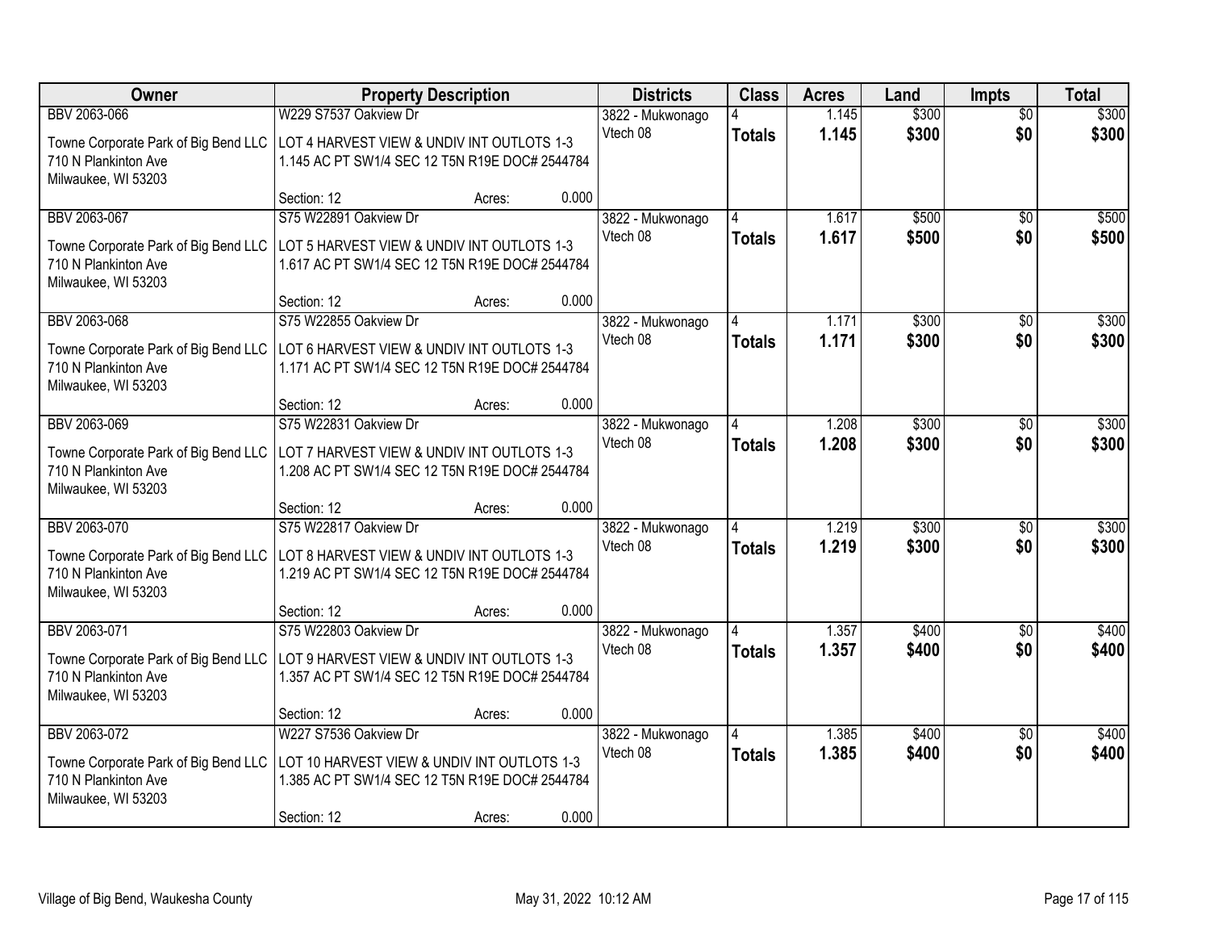| Owner | Property Description | Districts | Class | Acres | Land | Impts | Total |
|---|---|---|---|---|---|---|---|
| BBV 2063-066 | W229 S7537 Oakview Dr | 3822 - Mukwonago | 4 | 1.145 | $300 | $0 | $300 |
| Towne Corporate Park of Big Bend LLC 710 N Plankinton Ave Milwaukee, WI 53203 | LOT 4 HARVEST VIEW & UNDIV INT OUTLOTS 1-3 1.145 AC PT SW1/4 SEC 12 T5N R19E DOC# 2544784 | Vtech 08 | **Totals** | **1.145** | **$300** | **$0** | **$300** |
| | Section: 12 Acres: 0.000 | | | | | | |
| BBV 2063-067 | S75 W22891 Oakview Dr | 3822 - Mukwonago | 4 | 1.617 | $500 | $0 | $500 |
| Towne Corporate Park of Big Bend LLC 710 N Plankinton Ave Milwaukee, WI 53203 | LOT 5 HARVEST VIEW & UNDIV INT OUTLOTS 1-3 1.617 AC PT SW1/4 SEC 12 T5N R19E DOC# 2544784 | Vtech 08 | **Totals** | **1.617** | **$500** | **$0** | **$500** |
| | Section: 12 Acres: 0.000 | | | | | | |
| BBV 2063-068 | S75 W22855 Oakview Dr | 3822 - Mukwonago | 4 | 1.171 | $300 | $0 | $300 |
| Towne Corporate Park of Big Bend LLC 710 N Plankinton Ave Milwaukee, WI 53203 | LOT 6 HARVEST VIEW & UNDIV INT OUTLOTS 1-3 1.171 AC PT SW1/4 SEC 12 T5N R19E DOC# 2544784 | Vtech 08 | **Totals** | **1.171** | **$300** | **$0** | **$300** |
| | Section: 12 Acres: 0.000 | | | | | | |
| BBV 2063-069 | S75 W22831 Oakview Dr | 3822 - Mukwonago | 4 | 1.208 | $300 | $0 | $300 |
| Towne Corporate Park of Big Bend LLC 710 N Plankinton Ave Milwaukee, WI 53203 | LOT 7 HARVEST VIEW & UNDIV INT OUTLOTS 1-3 1.208 AC PT SW1/4 SEC 12 T5N R19E DOC# 2544784 | Vtech 08 | **Totals** | **1.208** | **$300** | **$0** | **$300** |
| | Section: 12 Acres: 0.000 | | | | | | |
| BBV 2063-070 | S75 W22817 Oakview Dr | 3822 - Mukwonago | 4 | 1.219 | $300 | $0 | $300 |
| Towne Corporate Park of Big Bend LLC 710 N Plankinton Ave Milwaukee, WI 53203 | LOT 8 HARVEST VIEW & UNDIV INT OUTLOTS 1-3 1.219 AC PT SW1/4 SEC 12 T5N R19E DOC# 2544784 | Vtech 08 | **Totals** | **1.219** | **$300** | **$0** | **$300** |
| | Section: 12 Acres: 0.000 | | | | | | |
| BBV 2063-071 | S75 W22803 Oakview Dr | 3822 - Mukwonago | 4 | 1.357 | $400 | $0 | $400 |
| Towne Corporate Park of Big Bend LLC 710 N Plankinton Ave Milwaukee, WI 53203 | LOT 9 HARVEST VIEW & UNDIV INT OUTLOTS 1-3 1.357 AC PT SW1/4 SEC 12 T5N R19E DOC# 2544784 | Vtech 08 | **Totals** | **1.357** | **$400** | **$0** | **$400** |
| | Section: 12 Acres: 0.000 | | | | | | |
| BBV 2063-072 | W227 S7536 Oakview Dr | 3822 - Mukwonago | 4 | 1.385 | $400 | $0 | $400 |
| Towne Corporate Park of Big Bend LLC 710 N Plankinton Ave Milwaukee, WI 53203 | LOT 10 HARVEST VIEW & UNDIV INT OUTLOTS 1-3 1.385 AC PT SW1/4 SEC 12 T5N R19E DOC# 2544784 | Vtech 08 | **Totals** | **1.385** | **$400** | **$0** | **$400** |
| | Section: 12 Acres: 0.000 | | | | | | |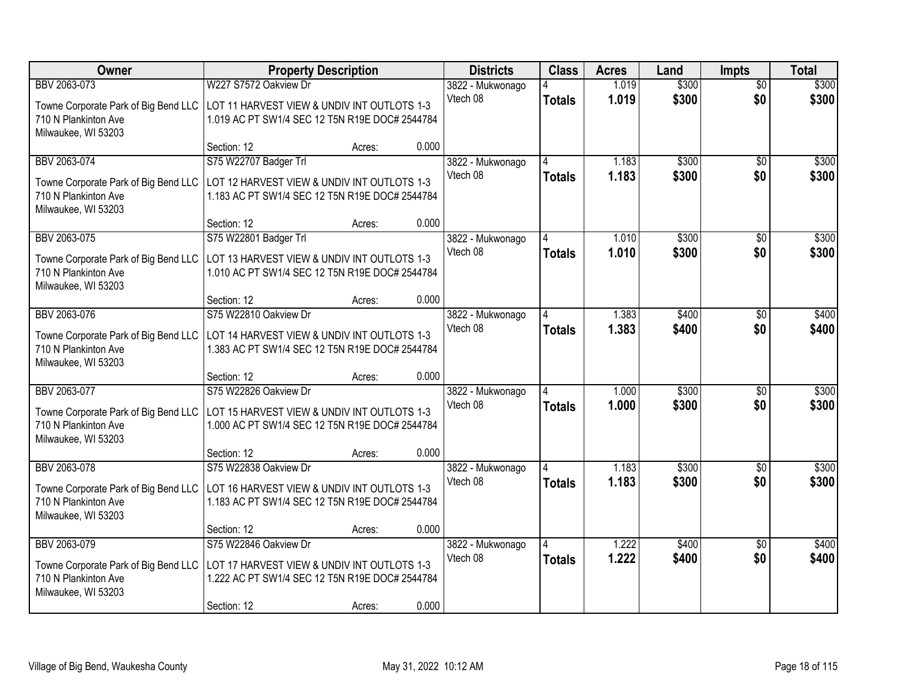| Owner | Property Description | | | Districts | Class | Acres | Land | Impts | Total |
|---|---|---|---|---|---|---|---|---|---|
| BBV 2063-073 | W227 S7572 Oakview Dr | | | 3822 - Mukwonago | 4 | 1.019 | $300 | $0 | $300 |
| Towne Corporate Park of Big Bend LLC<br>710 N Plankinton Ave<br>Milwaukee, WI 53203 | LOT 11 HARVEST VIEW & UNDIV INT OUTLOTS 1-3<br>1.019 AC PT SW1/4 SEC 12 T5N R19E DOC# 2544784 | | | Vtech 08 | **Totals** | **1.019** | **$300** | **$0** | **$300** |
| | Section: 12 | Acres: | 0.000 | | | | | | |
| BBV 2063-074 | S75 W22707 Badger Trl | | | 3822 - Mukwonago | 4 | 1.183 | $300 | $0 | $300 |
| Towne Corporate Park of Big Bend LLC<br>710 N Plankinton Ave<br>Milwaukee, WI 53203 | LOT 12 HARVEST VIEW & UNDIV INT OUTLOTS 1-3<br>1.183 AC PT SW1/4 SEC 12 T5N R19E DOC# 2544784 | | | Vtech 08 | **Totals** | **1.183** | **$300** | **$0** | **$300** |
| | Section: 12 | Acres: | 0.000 | | | | | | |
| BBV 2063-075 | S75 W22801 Badger Trl | | | 3822 - Mukwonago | 4 | 1.010 | $300 | $0 | $300 |
| Towne Corporate Park of Big Bend LLC<br>710 N Plankinton Ave<br>Milwaukee, WI 53203 | LOT 13 HARVEST VIEW & UNDIV INT OUTLOTS 1-3<br>1.010 AC PT SW1/4 SEC 12 T5N R19E DOC# 2544784 | | | Vtech 08 | **Totals** | **1.010** | **$300** | **$0** | **$300** |
| | Section: 12 | Acres: | 0.000 | | | | | | |
| BBV 2063-076 | S75 W22810 Oakview Dr | | | 3822 - Mukwonago | 4 | 1.383 | $400 | $0 | $400 |
| Towne Corporate Park of Big Bend LLC<br>710 N Plankinton Ave<br>Milwaukee, WI 53203 | LOT 14 HARVEST VIEW & UNDIV INT OUTLOTS 1-3<br>1.383 AC PT SW1/4 SEC 12 T5N R19E DOC# 2544784 | | | Vtech 08 | **Totals** | **1.383** | **$400** | **$0** | **$400** |
| | Section: 12 | Acres: | 0.000 | | | | | | |
| BBV 2063-077 | S75 W22826 Oakview Dr | | | 3822 - Mukwonago | 4 | 1.000 | $300 | $0 | $300 |
| Towne Corporate Park of Big Bend LLC<br>710 N Plankinton Ave<br>Milwaukee, WI 53203 | LOT 15 HARVEST VIEW & UNDIV INT OUTLOTS 1-3<br>1.000 AC PT SW1/4 SEC 12 T5N R19E DOC# 2544784 | | | Vtech 08 | **Totals** | **1.000** | **$300** | **$0** | **$300** |
| | Section: 12 | Acres: | 0.000 | | | | | | |
| BBV 2063-078 | S75 W22838 Oakview Dr | | | 3822 - Mukwonago | 4 | 1.183 | $300 | $0 | $300 |
| Towne Corporate Park of Big Bend LLC<br>710 N Plankinton Ave<br>Milwaukee, WI 53203 | LOT 16 HARVEST VIEW & UNDIV INT OUTLOTS 1-3<br>1.183 AC PT SW1/4 SEC 12 T5N R19E DOC# 2544784 | | | Vtech 08 | **Totals** | **1.183** | **$300** | **$0** | **$300** |
| | Section: 12 | Acres: | 0.000 | | | | | | |
| BBV 2063-079 | S75 W22846 Oakview Dr | | | 3822 - Mukwonago | 4 | 1.222 | $400 | $0 | $400 |
| Towne Corporate Park of Big Bend LLC<br>710 N Plankinton Ave<br>Milwaukee, WI 53203 | LOT 17 HARVEST VIEW & UNDIV INT OUTLOTS 1-3<br>1.222 AC PT SW1/4 SEC 12 T5N R19E DOC# 2544784 | | | Vtech 08 | **Totals** | **1.222** | **$400** | **$0** | **$400** |
| | Section: 12 | Acres: | 0.000 | | | | | | |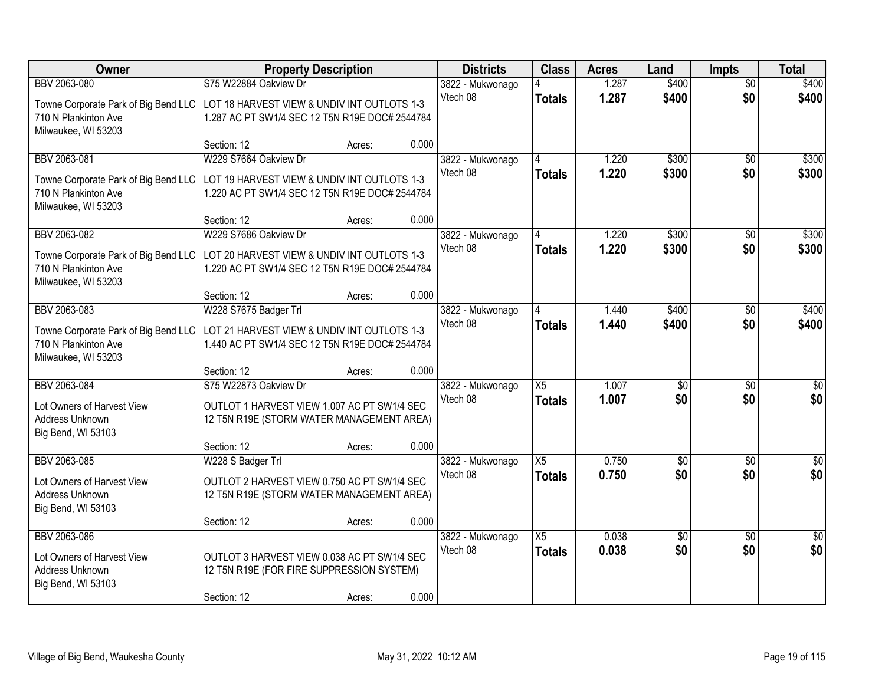| Owner | Property Description | | | Districts | Class | Acres | Land | Impts | Total |
|---|---|---|---|---|---|---|---|---|---|
| BBV 2063-080 | S75 W22884 Oakview Dr | | | 3822 - Mukwonago | 4 | 1.287 | $400 | $0 | $400 |
| Towne Corporate Park of Big Bend LLC<br>710 N Plankinton Ave<br>Milwaukee, WI 53203 | LOT 18 HARVEST VIEW & UNDIV INT OUTLOTS 1-3<br>1.287 AC PT SW1/4 SEC 12 T5N R19E DOC# 2544784 | | | Vtech 08 | **Totals** | **1.287** | **$400** | **$0** | **$400** |
| | Section: 12 | Acres: | 0.000 | | | | | | |
| BBV 2063-081 | W229 S7664 Oakview Dr | | | 3822 - Mukwonago | 4 | 1.220 | $300 | $0 | $300 |
| Towne Corporate Park of Big Bend LLC<br>710 N Plankinton Ave<br>Milwaukee, WI 53203 | LOT 19 HARVEST VIEW & UNDIV INT OUTLOTS 1-3<br>1.220 AC PT SW1/4 SEC 12 T5N R19E DOC# 2544784 | | | Vtech 08 | **Totals** | **1.220** | **$300** | **$0** | **$300** |
| | Section: 12 | Acres: | 0.000 | | | | | | |
| BBV 2063-082 | W229 S7686 Oakview Dr | | | 3822 - Mukwonago | 4 | 1.220 | $300 | $0 | $300 |
| Towne Corporate Park of Big Bend LLC<br>710 N Plankinton Ave<br>Milwaukee, WI 53203 | LOT 20 HARVEST VIEW & UNDIV INT OUTLOTS 1-3<br>1.220 AC PT SW1/4 SEC 12 T5N R19E DOC# 2544784 | | | Vtech 08 | **Totals** | **1.220** | **$300** | **$0** | **$300** |
| | Section: 12 | Acres: | 0.000 | | | | | | |
| BBV 2063-083 | W228 S7675 Badger Trl | | | 3822 - Mukwonago | 4 | 1.440 | $400 | $0 | $400 |
| Towne Corporate Park of Big Bend LLC<br>710 N Plankinton Ave<br>Milwaukee, WI 53203 | LOT 21 HARVEST VIEW & UNDIV INT OUTLOTS 1-3<br>1.440 AC PT SW1/4 SEC 12 T5N R19E DOC# 2544784 | | | Vtech 08 | **Totals** | **1.440** | **$400** | **$0** | **$400** |
| | Section: 12 | Acres: | 0.000 | | | | | | |
| BBV 2063-084 | S75 W22873 Oakview Dr | | | 3822 - Mukwonago | X5 | 1.007 | $0 | $0 | $0 |
| Lot Owners of Harvest View<br>Address Unknown<br>Big Bend, WI 53103 | OUTLOT 1 HARVEST VIEW 1.007 AC PT SW1/4 SEC<br>12 T5N R19E (STORM WATER MANAGEMENT AREA) | | | Vtech 08 | **Totals** | **1.007** | **$0** | **$0** | **$0** |
| | Section: 12 | Acres: | 0.000 | | | | | | |
| BBV 2063-085 | W228 S Badger Trl | | | 3822 - Mukwonago | X5 | 0.750 | $0 | $0 | $0 |
| Lot Owners of Harvest View<br>Address Unknown<br>Big Bend, WI 53103 | OUTLOT 2 HARVEST VIEW 0.750 AC PT SW1/4 SEC<br>12 T5N R19E (STORM WATER MANAGEMENT AREA) | | | Vtech 08 | **Totals** | **0.750** | **$0** | **$0** | **$0** |
| | Section: 12 | Acres: | 0.000 | | | | | | |
| BBV 2063-086 | | | | 3822 - Mukwonago | X5 | 0.038 | $0 | $0 | $0 |
| Lot Owners of Harvest View<br>Address Unknown<br>Big Bend, WI 53103 | OUTLOT 3 HARVEST VIEW 0.038 AC PT SW1/4 SEC<br>12 T5N R19E (FOR FIRE SUPPRESSION SYSTEM) | | | Vtech 08 | **Totals** | **0.038** | **$0** | **$0** | **$0** |
| | Section: 12 | Acres: | 0.000 | | | | | | |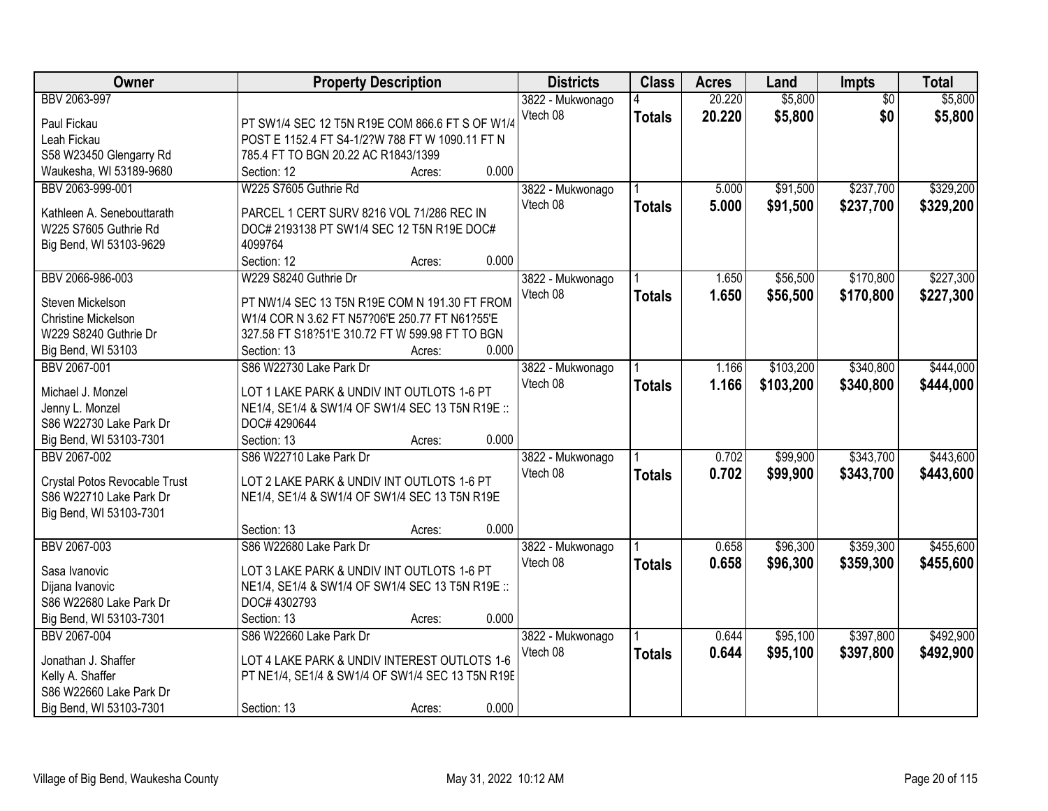| Owner | Property Description | Districts | Class | Acres | Land | Impts | Total |
|---|---|---|---|---|---|---|---|
| BBV 2063-997<br><br>Paul Fickau<br>Leah Fickau<br>S58 W23450 Glengarry Rd<br>Waukesha, WI 53189-9680 | PT SW1/4 SEC 12 T5N R19E COM 866.6 FT S OF W1/4 POST E 1152.4 FT S4-1/2?W 788 FT W 1090.11 FT N 785.4 FT TO BGN 20.22 AC R1843/1399<br>Section: 12 Acres: 0.000 | 3822 - Mukwonago<br>Vtech 08 | 4<br>**Totals** | 20.220<br>**20.220** | $5,800<br>**$5,800** | $0<br>**$0** | $5,800<br>**$5,800** |
| BBV 2063-999-001<br><br>Kathleen A. Senebouttarath<br>W225 S7605 Guthrie Rd<br>Big Bend, WI 53103-9629 | W225 S7605 Guthrie Rd<br><br>PARCEL 1 CERT SURV 8216 VOL 71/286 REC IN DOC# 2193138 PT SW1/4 SEC 12 T5N R19E DOC# 4099764<br>Section: 12 Acres: 0.000 | 3822 - Mukwonago<br>Vtech 08 | 1<br>**Totals** | 5.000<br>**5.000** | $91,500<br>**$91,500** | $237,700<br>**$237,700** | $329,200<br>**$329,200** |
| BBV 2066-986-003<br><br>Steven Mickelson<br>Christine Mickelson<br>W229 S8240 Guthrie Dr<br>Big Bend, WI 53103 | W229 S8240 Guthrie Dr<br><br>PT NW1/4 SEC 13 T5N R19E COM N 191.30 FT FROM W1/4 COR N 3.62 FT N57?06'E 250.77 FT N61?55'E 327.58 FT S18?51'E 310.72 FT W 599.98 FT TO BGN<br>Section: 13 Acres: 0.000 | 3822 - Mukwonago<br>Vtech 08 | 1<br>**Totals** | 1.650<br>**1.650** | $56,500<br>**$56,500** | $170,800<br>**$170,800** | $227,300<br>**$227,300** |
| BBV 2067-001<br><br>Michael J. Monzel<br>Jenny L. Monzel<br>S86 W22730 Lake Park Dr<br>Big Bend, WI 53103-7301 | S86 W22730 Lake Park Dr<br><br>LOT 1 LAKE PARK & UNDIV INT OUTLOTS 1-6 PT NE1/4, SE1/4 & SW1/4 OF SW1/4 SEC 13 T5N R19E :: DOC# 4290644<br>Section: 13 Acres: 0.000 | 3822 - Mukwonago<br>Vtech 08 | 1<br>**Totals** | 1.166<br>**1.166** | $103,200<br>**$103,200** | $340,800<br>**$340,800** | $444,000<br>**$444,000** |
| BBV 2067-002<br><br>Crystal Potos Revocable Trust<br>S86 W22710 Lake Park Dr<br>Big Bend, WI 53103-7301 | S86 W22710 Lake Park Dr<br><br>LOT 2 LAKE PARK & UNDIV INT OUTLOTS 1-6 PT NE1/4, SE1/4 & SW1/4 OF SW1/4 SEC 13 T5N R19E<br>Section: 13 Acres: 0.000 | 3822 - Mukwonago<br>Vtech 08 | 1<br>**Totals** | 0.702<br>**0.702** | $99,900<br>**$99,900** | $343,700<br>**$343,700** | $443,600<br>**$443,600** |
| BBV 2067-003<br><br>Sasa Ivanovic<br>Dijana Ivanovic<br>S86 W22680 Lake Park Dr<br>Big Bend, WI 53103-7301 | S86 W22680 Lake Park Dr<br><br>LOT 3 LAKE PARK & UNDIV INT OUTLOTS 1-6 PT NE1/4, SE1/4 & SW1/4 OF SW1/4 SEC 13 T5N R19E :: DOC# 4302793<br>Section: 13 Acres: 0.000 | 3822 - Mukwonago<br>Vtech 08 | 1<br>**Totals** | 0.658<br>**0.658** | $96,300<br>**$96,300** | $359,300<br>**$359,300** | $455,600<br>**$455,600** |
| BBV 2067-004<br><br>Jonathan J. Shaffer<br>Kelly A. Shaffer<br>S86 W22660 Lake Park Dr<br>Big Bend, WI 53103-7301 | S86 W22660 Lake Park Dr<br><br>LOT 4 LAKE PARK & UNDIV INTEREST OUTLOTS 1-6 PT NE1/4, SE1/4 & SW1/4 OF SW1/4 SEC 13 T5N R19E<br>Section: 13 Acres: 0.000 | 3822 - Mukwonago<br>Vtech 08 | 1<br>**Totals** | 0.644<br>**0.644** | $95,100<br>**$95,100** | $397,800<br>**$397,800** | $492,900<br>**$492,900** |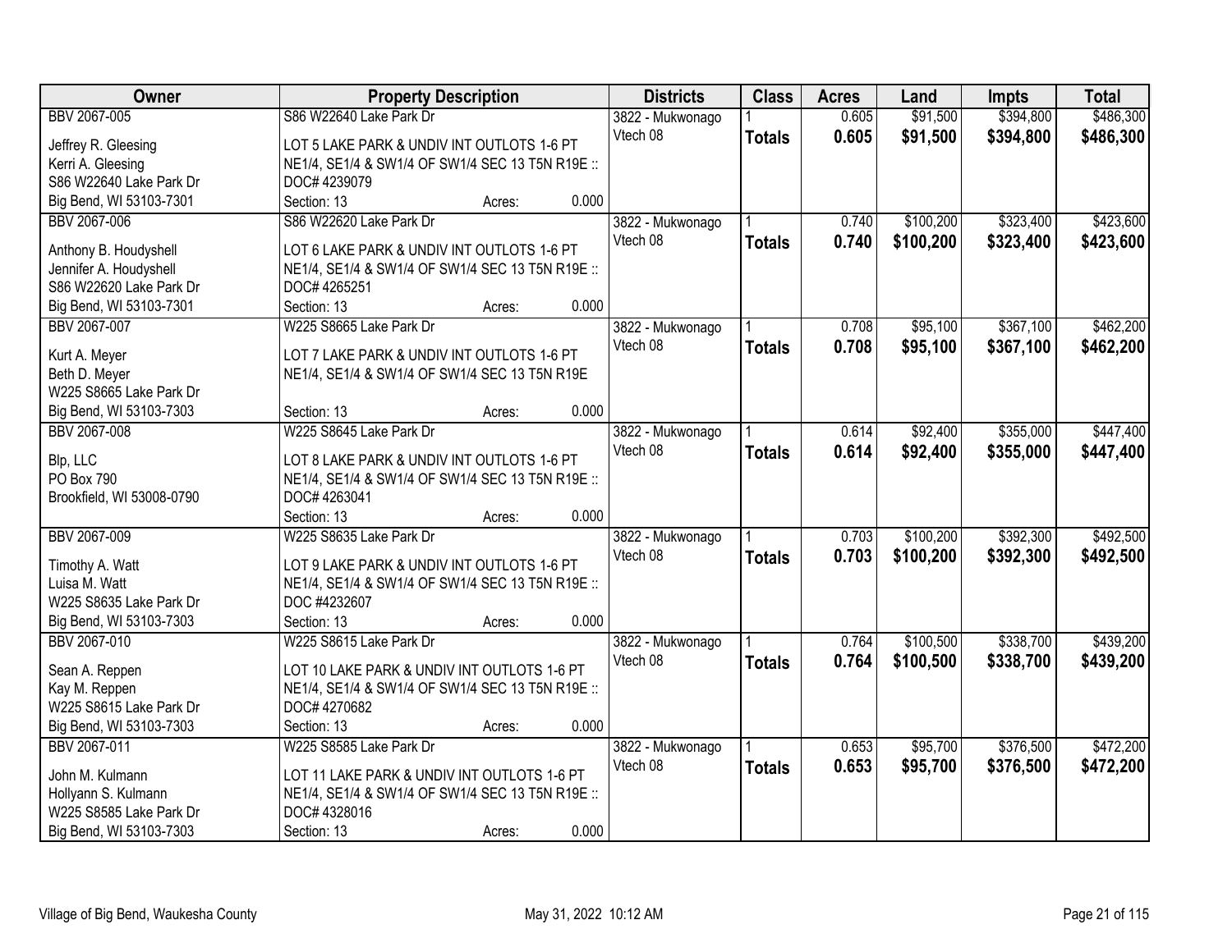| Owner | Property Description | Districts | Class | Acres | Land | Impts | Total |
|---|---|---|---|---|---|---|---|
| BBV 2067-005<br><br>Jeffrey R. Gleesing<br>Kerri A. Gleesing<br>S86 W22640 Lake Park Dr<br>Big Bend, WI 53103-7301 | S86 W22640 Lake Park Dr<br><br>LOT 5 LAKE PARK & UNDIV INT OUTLOTS 1-6 PT NE1/4, SE1/4 & SW1/4 OF SW1/4 SEC 13 T5N R19E :: DOC# 4239079<br>Section: 13 Acres: 0.000 | 3822 - Mukwonago<br>Vtech 08 | 1<br>**Totals** | 0.605<br>**0.605** | $91,500<br>**$91,500** | $394,800<br>**$394,800** | $486,300<br>**$486,300** |
| BBV 2067-006<br><br>Anthony B. Houdyshell<br>Jennifer A. Houdyshell<br>S86 W22620 Lake Park Dr<br>Big Bend, WI 53103-7301 | S86 W22620 Lake Park Dr<br><br>LOT 6 LAKE PARK & UNDIV INT OUTLOTS 1-6 PT NE1/4, SE1/4 & SW1/4 OF SW1/4 SEC 13 T5N R19E :: DOC# 4265251<br>Section: 13 Acres: 0.000 | 3822 - Mukwonago<br>Vtech 08 | 1<br>**Totals** | 0.740<br>**0.740** | $100,200<br>**$100,200** | $323,400<br>**$323,400** | $423,600<br>**$423,600** |
| BBV 2067-007<br><br>Kurt A. Meyer<br>Beth D. Meyer<br>W225 S8665 Lake Park Dr<br>Big Bend, WI 53103-7303 | W225 S8665 Lake Park Dr<br><br>LOT 7 LAKE PARK & UNDIV INT OUTLOTS 1-6 PT NE1/4, SE1/4 & SW1/4 OF SW1/4 SEC 13 T5N R19E<br>Section: 13 Acres: 0.000 | 3822 - Mukwonago<br>Vtech 08 | 1<br>**Totals** | 0.708<br>**0.708** | $95,100<br>**$95,100** | $367,100<br>**$367,100** | $462,200<br>**$462,200** |
| BBV 2067-008<br><br>Blp, LLC<br>PO Box 790<br>Brookfield, WI 53008-0790 | W225 S8645 Lake Park Dr<br><br>LOT 8 LAKE PARK & UNDIV INT OUTLOTS 1-6 PT NE1/4, SE1/4 & SW1/4 OF SW1/4 SEC 13 T5N R19E :: DOC# 4263041<br>Section: 13 Acres: 0.000 | 3822 - Mukwonago<br>Vtech 08 | 1<br>**Totals** | 0.614<br>**0.614** | $92,400<br>**$92,400** | $355,000<br>**$355,000** | $447,400<br>**$447,400** |
| BBV 2067-009<br><br>Timothy A. Watt<br>Luisa M. Watt<br>W225 S8635 Lake Park Dr<br>Big Bend, WI 53103-7303 | W225 S8635 Lake Park Dr<br><br>LOT 9 LAKE PARK & UNDIV INT OUTLOTS 1-6 PT NE1/4, SE1/4 & SW1/4 OF SW1/4 SEC 13 T5N R19E :: DOC #4232607<br>Section: 13 Acres: 0.000 | 3822 - Mukwonago<br>Vtech 08 | 1<br>**Totals** | 0.703<br>**0.703** | $100,200<br>**$100,200** | $392,300<br>**$392,300** | $492,500<br>**$492,500** |
| BBV 2067-010<br><br>Sean A. Reppen<br>Kay M. Reppen<br>W225 S8615 Lake Park Dr<br>Big Bend, WI 53103-7303 | W225 S8615 Lake Park Dr<br><br>LOT 10 LAKE PARK & UNDIV INT OUTLOTS 1-6 PT NE1/4, SE1/4 & SW1/4 OF SW1/4 SEC 13 T5N R19E :: DOC# 4270682<br>Section: 13 Acres: 0.000 | 3822 - Mukwonago<br>Vtech 08 | 1<br>**Totals** | 0.764<br>**0.764** | $100,500<br>**$100,500** | $338,700<br>**$338,700** | $439,200<br>**$439,200** |
| BBV 2067-011<br><br>John M. Kulmann<br>Hollyann S. Kulmann<br>W225 S8585 Lake Park Dr<br>Big Bend, WI 53103-7303 | W225 S8585 Lake Park Dr<br><br>LOT 11 LAKE PARK & UNDIV INT OUTLOTS 1-6 PT NE1/4, SE1/4 & SW1/4 OF SW1/4 SEC 13 T5N R19E :: DOC# 4328016<br>Section: 13 Acres: 0.000 | 3822 - Mukwonago<br>Vtech 08 | 1<br>**Totals** | 0.653<br>**0.653** | $95,700<br>**$95,700** | $376,500<br>**$376,500** | $472,200<br>**$472,200** |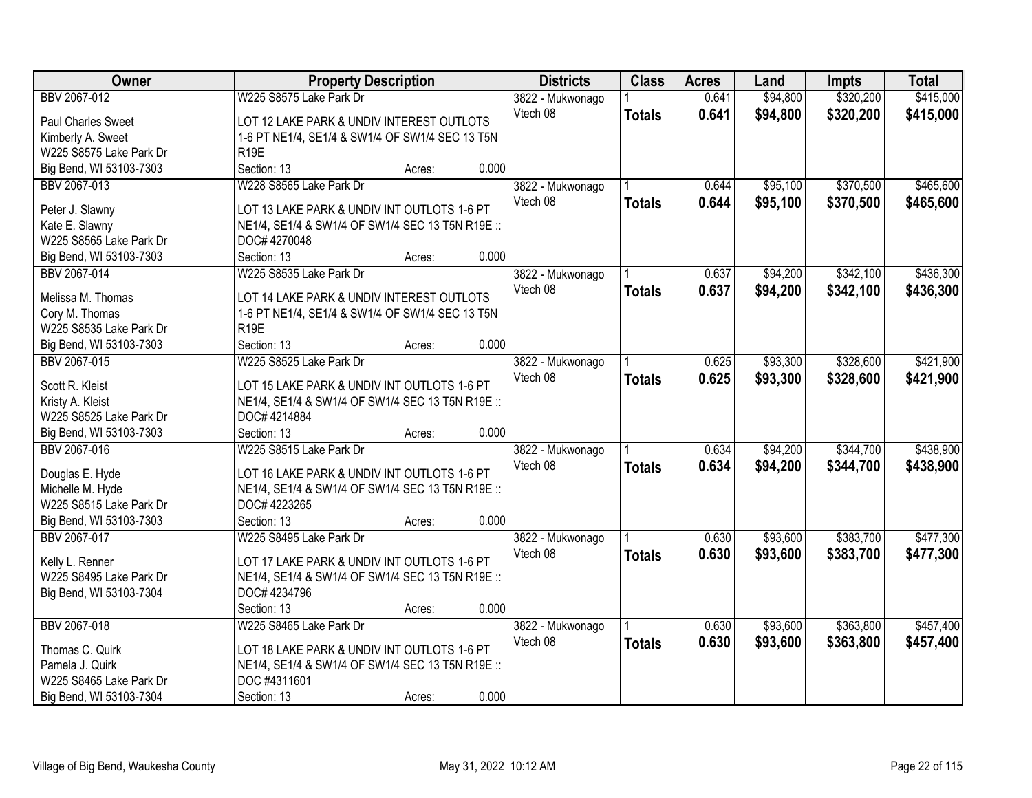| Owner | Property Description | Districts | Class | Acres | Land | Impts | Total |
|---|---|---|---|---|---|---|---|
| BBV 2067-012<br>Paul Charles Sweet<br>Kimberly A. Sweet<br>W225 S8575 Lake Park Dr<br>Big Bend, WI 53103-7303 | W225 S8575 Lake Park Dr<br>LOT 12 LAKE PARK & UNDIV INTEREST OUTLOTS 1-6 PT NE1/4, SE1/4 & SW1/4 OF SW1/4 SEC 13 T5N R19E<br>Section: 13 Acres: 0.000 | 3822 - Mukwonago<br>Vtech 08 | 1<br>**Totals** | 0.641<br>**0.641** | $94,800<br>**$94,800** | $320,200<br>**$320,200** | $415,000<br>**$415,000** |
| BBV 2067-013<br>Peter J. Slawny<br>Kate E. Slawny<br>W225 S8565 Lake Park Dr<br>Big Bend, WI 53103-7303 | W228 S8565 Lake Park Dr<br>LOT 13 LAKE PARK & UNDIV INT OUTLOTS 1-6 PT NE1/4, SE1/4 & SW1/4 OF SW1/4 SEC 13 T5N R19E :: DOC# 4270048<br>Section: 13 Acres: 0.000 | 3822 - Mukwonago<br>Vtech 08 | 1<br>**Totals** | 0.644<br>**0.644** | $95,100<br>**$95,100** | $370,500<br>**$370,500** | $465,600<br>**$465,600** |
| BBV 2067-014<br>Melissa M. Thomas<br>Cory M. Thomas<br>W225 S8535 Lake Park Dr<br>Big Bend, WI 53103-7303 | W225 S8535 Lake Park Dr<br>LOT 14 LAKE PARK & UNDIV INTEREST OUTLOTS 1-6 PT NE1/4, SE1/4 & SW1/4 OF SW1/4 SEC 13 T5N R19E<br>Section: 13 Acres: 0.000 | 3822 - Mukwonago<br>Vtech 08 | 1<br>**Totals** | 0.637<br>**0.637** | $94,200<br>**$94,200** | $342,100<br>**$342,100** | $436,300<br>**$436,300** |
| BBV 2067-015<br>Scott R. Kleist<br>Kristy A. Kleist<br>W225 S8525 Lake Park Dr<br>Big Bend, WI 53103-7303 | W225 S8525 Lake Park Dr<br>LOT 15 LAKE PARK & UNDIV INT OUTLOTS 1-6 PT NE1/4, SE1/4 & SW1/4 OF SW1/4 SEC 13 T5N R19E :: DOC# 4214884<br>Section: 13 Acres: 0.000 | 3822 - Mukwonago<br>Vtech 08 | 1<br>**Totals** | 0.625<br>**0.625** | $93,300<br>**$93,300** | $328,600<br>**$328,600** | $421,900<br>**$421,900** |
| BBV 2067-016<br>Douglas E. Hyde<br>Michelle M. Hyde<br>W225 S8515 Lake Park Dr<br>Big Bend, WI 53103-7303 | W225 S8515 Lake Park Dr<br>LOT 16 LAKE PARK & UNDIV INT OUTLOTS 1-6 PT NE1/4, SE1/4 & SW1/4 OF SW1/4 SEC 13 T5N R19E :: DOC# 4223265<br>Section: 13 Acres: 0.000 | 3822 - Mukwonago<br>Vtech 08 | 1<br>**Totals** | 0.634<br>**0.634** | $94,200<br>**$94,200** | $344,700<br>**$344,700** | $438,900<br>**$438,900** |
| BBV 2067-017<br>Kelly L. Renner<br>W225 S8495 Lake Park Dr<br>Big Bend, WI 53103-7304 | W225 S8495 Lake Park Dr<br>LOT 17 LAKE PARK & UNDIV INT OUTLOTS 1-6 PT NE1/4, SE1/4 & SW1/4 OF SW1/4 SEC 13 T5N R19E :: DOC# 4234796<br>Section: 13 Acres: 0.000 | 3822 - Mukwonago<br>Vtech 08 | 1<br>**Totals** | 0.630<br>**0.630** | $93,600<br>**$93,600** | $383,700<br>**$383,700** | $477,300<br>**$477,300** |
| BBV 2067-018<br>Thomas C. Quirk<br>Pamela J. Quirk<br>W225 S8465 Lake Park Dr<br>Big Bend, WI 53103-7304 | W225 S8465 Lake Park Dr<br>LOT 18 LAKE PARK & UNDIV INT OUTLOTS 1-6 PT NE1/4, SE1/4 & SW1/4 OF SW1/4 SEC 13 T5N R19E :: DOC #4311601<br>Section: 13 Acres: 0.000 | 3822 - Mukwonago<br>Vtech 08 | 1<br>**Totals** | 0.630<br>**0.630** | $93,600<br>**$93,600** | $363,800<br>**$363,800** | $457,400<br>**$457,400** |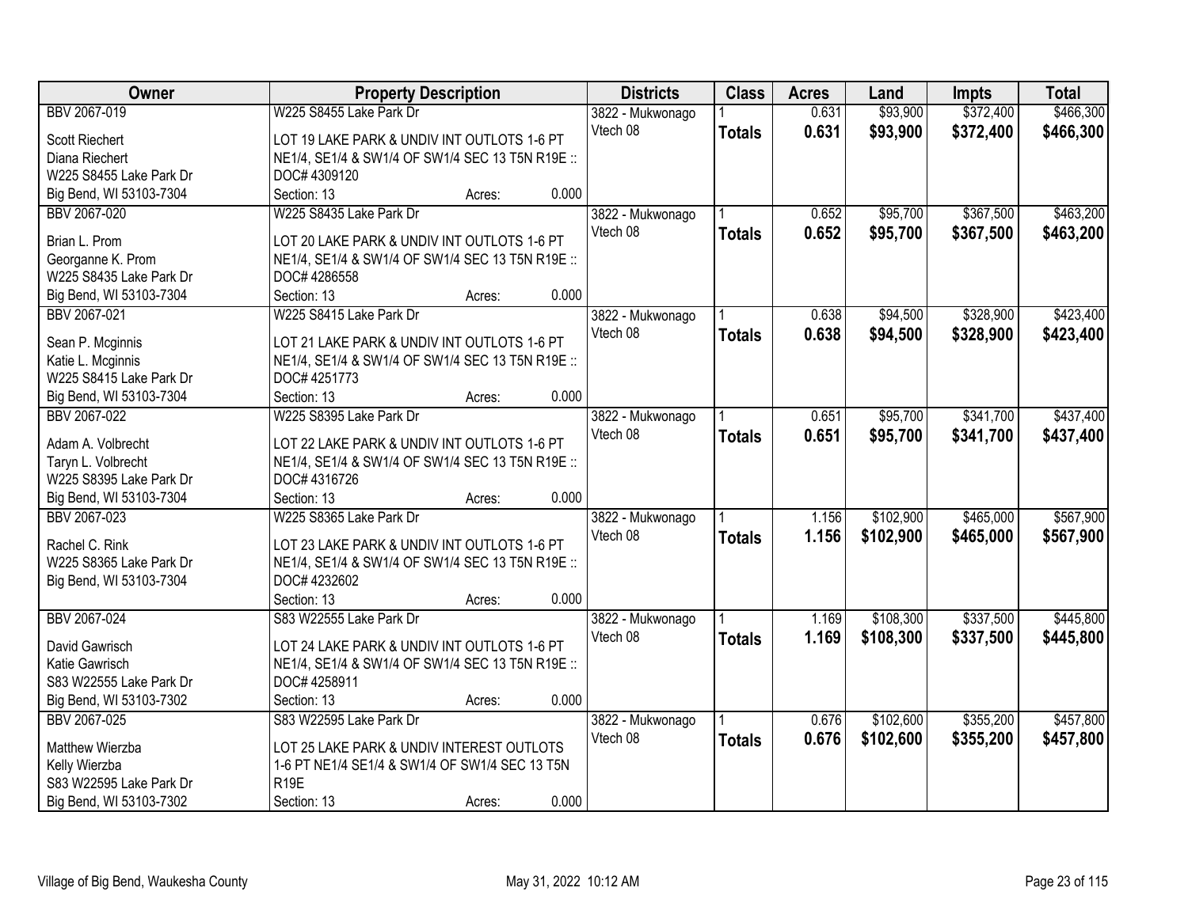| Owner | Property Description | Districts | Class | Acres | Land | Impts | Total |
|---|---|---|---|---|---|---|---|
| BBV 2067-019<br>Scott Riechert<br>Diana Riechert<br>W225 S8455 Lake Park Dr<br>Big Bend, WI 53103-7304 | W225 S8455 Lake Park Dr<br>LOT 19 LAKE PARK & UNDIV INT OUTLOTS 1-6 PT NE1/4, SE1/4 & SW1/4 OF SW1/4 SEC 13 T5N R19E :: DOC# 4309120<br>Section: 13 Acres: 0.000 | 3822 - Mukwonago<br>Vtech 08 | 1<br>**Totals** | 0.631<br>**0.631** | $93,900<br>**$93,900** | $372,400<br>**$372,400** | $466,300<br>**$466,300** |
| BBV 2067-020<br>Brian L. Prom<br>Georganne K. Prom<br>W225 S8435 Lake Park Dr<br>Big Bend, WI 53103-7304 | W225 S8435 Lake Park Dr<br>LOT 20 LAKE PARK & UNDIV INT OUTLOTS 1-6 PT NE1/4, SE1/4 & SW1/4 OF SW1/4 SEC 13 T5N R19E :: DOC# 4286558<br>Section: 13 Acres: 0.000 | 3822 - Mukwonago<br>Vtech 08 | 1<br>**Totals** | 0.652<br>**0.652** | $95,700<br>**$95,700** | $367,500<br>**$367,500** | $463,200<br>**$463,200** |
| BBV 2067-021<br>Sean P. Mcginnis<br>Katie L. Mcginnis<br>W225 S8415 Lake Park Dr<br>Big Bend, WI 53103-7304 | W225 S8415 Lake Park Dr<br>LOT 21 LAKE PARK & UNDIV INT OUTLOTS 1-6 PT NE1/4, SE1/4 & SW1/4 OF SW1/4 SEC 13 T5N R19E :: DOC# 4251773<br>Section: 13 Acres: 0.000 | 3822 - Mukwonago<br>Vtech 08 | 1<br>**Totals** | 0.638<br>**0.638** | $94,500<br>**$94,500** | $328,900<br>**$328,900** | $423,400<br>**$423,400** |
| BBV 2067-022<br>Adam A. Volbrecht<br>Taryn L. Volbrecht<br>W225 S8395 Lake Park Dr<br>Big Bend, WI 53103-7304 | W225 S8395 Lake Park Dr<br>LOT 22 LAKE PARK & UNDIV INT OUTLOTS 1-6 PT NE1/4, SE1/4 & SW1/4 OF SW1/4 SEC 13 T5N R19E :: DOC# 4316726<br>Section: 13 Acres: 0.000 | 3822 - Mukwonago<br>Vtech 08 | 1<br>**Totals** | 0.651<br>**0.651** | $95,700<br>**$95,700** | $341,700<br>**$341,700** | $437,400<br>**$437,400** |
| BBV 2067-023<br>Rachel C. Rink<br>W225 S8365 Lake Park Dr<br>Big Bend, WI 53103-7304 | W225 S8365 Lake Park Dr<br>LOT 23 LAKE PARK & UNDIV INT OUTLOTS 1-6 PT NE1/4, SE1/4 & SW1/4 OF SW1/4 SEC 13 T5N R19E :: DOC# 4232602<br>Section: 13 Acres: 0.000 | 3822 - Mukwonago<br>Vtech 08 | 1<br>**Totals** | 1.156<br>**1.156** | $102,900<br>**$102,900** | $465,000<br>**$465,000** | $567,900<br>**$567,900** |
| BBV 2067-024<br>David Gawrisch<br>Katie Gawrisch<br>S83 W22555 Lake Park Dr<br>Big Bend, WI 53103-7302 | S83 W22555 Lake Park Dr<br>LOT 24 LAKE PARK & UNDIV INT OUTLOTS 1-6 PT NE1/4, SE1/4 & SW1/4 OF SW1/4 SEC 13 T5N R19E :: DOC# 4258911<br>Section: 13 Acres: 0.000 | 3822 - Mukwonago<br>Vtech 08 | 1<br>**Totals** | 1.169<br>**1.169** | $108,300<br>**$108,300** | $337,500<br>**$337,500** | $445,800<br>**$445,800** |
| BBV 2067-025<br>Matthew Wierzba<br>Kelly Wierzba<br>S83 W22595 Lake Park Dr<br>Big Bend, WI 53103-7302 | S83 W22595 Lake Park Dr<br>LOT 25 LAKE PARK & UNDIV INTEREST OUTLOTS 1-6 PT NE1/4 SE1/4 & SW1/4 OF SW1/4 SEC 13 T5N R19E<br>Section: 13 Acres: 0.000 | 3822 - Mukwonago<br>Vtech 08 | 1<br>**Totals** | 0.676<br>**0.676** | $102,600<br>**$102,600** | $355,200<br>**$355,200** | $457,800<br>**$457,800** |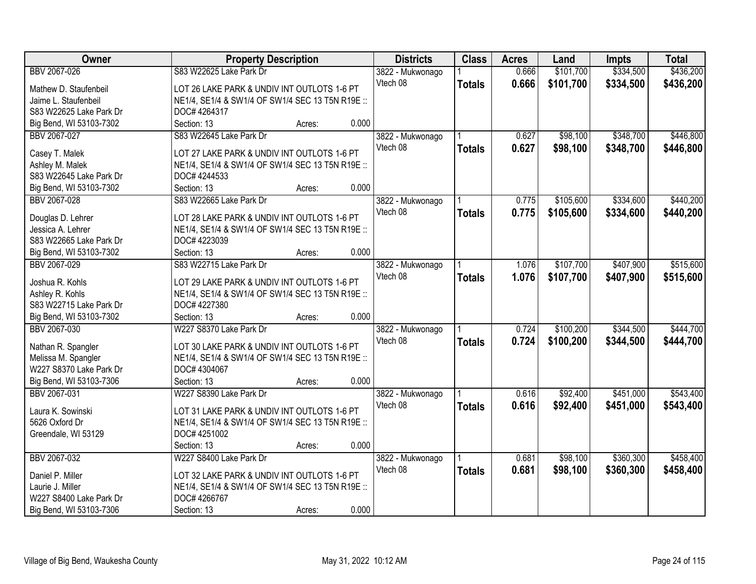| Owner | Property Description | Districts | Class | Acres | Land | Impts | Total |
|---|---|---|---|---|---|---|---|
| BBV 2067-026 | S83 W22625 Lake Park Dr | 3822 - Mukwonago | 1 | 0.666 | $101,700 | $334,500 | $436,200 |
| Mathew D. Staufenbeil<br>Jaime L. Staufenbeil<br>S83 W22625 Lake Park Dr<br>Big Bend, WI 53103-7302 | LOT 26 LAKE PARK & UNDIV INT OUTLOTS 1-6 PT NE1/4, SE1/4 & SW1/4 OF SW1/4 SEC 13 T5N R19E :: DOC# 4264317<br>Section: 13 Acres: 0.000 | Vtech 08 | **Totals** | **0.666** | **$101,700** | **$334,500** | **$436,200** |
| BBV 2067-027 | S83 W22645 Lake Park Dr | 3822 - Mukwonago | 1 | 0.627 | $98,100 | $348,700 | $446,800 |
| Casey T. Malek<br>Ashley M. Malek<br>S83 W22645 Lake Park Dr<br>Big Bend, WI 53103-7302 | LOT 27 LAKE PARK & UNDIV INT OUTLOTS 1-6 PT NE1/4, SE1/4 & SW1/4 OF SW1/4 SEC 13 T5N R19E :: DOC# 4244533<br>Section: 13 Acres: 0.000 | Vtech 08 | **Totals** | **0.627** | **$98,100** | **$348,700** | **$446,800** |
| BBV 2067-028 | S83 W22665 Lake Park Dr | 3822 - Mukwonago | 1 | 0.775 | $105,600 | $334,600 | $440,200 |
| Douglas D. Lehrer<br>Jessica A. Lehrer<br>S83 W22665 Lake Park Dr<br>Big Bend, WI 53103-7302 | LOT 28 LAKE PARK & UNDIV INT OUTLOTS 1-6 PT NE1/4, SE1/4 & SW1/4 OF SW1/4 SEC 13 T5N R19E :: DOC# 4223039<br>Section: 13 Acres: 0.000 | Vtech 08 | **Totals** | **0.775** | **$105,600** | **$334,600** | **$440,200** |
| BBV 2067-029 | S83 W22715 Lake Park Dr | 3822 - Mukwonago | 1 | 1.076 | $107,700 | $407,900 | $515,600 |
| Joshua R. Kohls<br>Ashley R. Kohls<br>S83 W22715 Lake Park Dr<br>Big Bend, WI 53103-7302 | LOT 29 LAKE PARK & UNDIV INT OUTLOTS 1-6 PT NE1/4, SE1/4 & SW1/4 OF SW1/4 SEC 13 T5N R19E :: DOC# 4227380<br>Section: 13 Acres: 0.000 | Vtech 08 | **Totals** | **1.076** | **$107,700** | **$407,900** | **$515,600** |
| BBV 2067-030 | W227 S8370 Lake Park Dr | 3822 - Mukwonago | 1 | 0.724 | $100,200 | $344,500 | $444,700 |
| Nathan R. Spangler<br>Melissa M. Spangler<br>W227 S8370 Lake Park Dr<br>Big Bend, WI 53103-7306 | LOT 30 LAKE PARK & UNDIV INT OUTLOTS 1-6 PT NE1/4, SE1/4 & SW1/4 OF SW1/4 SEC 13 T5N R19E :: DOC# 4304067<br>Section: 13 Acres: 0.000 | Vtech 08 | **Totals** | **0.724** | **$100,200** | **$344,500** | **$444,700** |
| BBV 2067-031 | W227 S8390 Lake Park Dr | 3822 - Mukwonago | 1 | 0.616 | $92,400 | $451,000 | $543,400 |
| Laura K. Sowinski<br>5626 Oxford Dr<br>Greendale, WI 53129 | LOT 31 LAKE PARK & UNDIV INT OUTLOTS 1-6 PT NE1/4, SE1/4 & SW1/4 OF SW1/4 SEC 13 T5N R19E :: DOC# 4251002<br>Section: 13 Acres: 0.000 | Vtech 08 | **Totals** | **0.616** | **$92,400** | **$451,000** | **$543,400** |
| BBV 2067-032 | W227 S8400 Lake Park Dr | 3822 - Mukwonago | 1 | 0.681 | $98,100 | $360,300 | $458,400 |
| Daniel P. Miller<br>Laurie J. Miller<br>W227 S8400 Lake Park Dr<br>Big Bend, WI 53103-7306 | LOT 32 LAKE PARK & UNDIV INT OUTLOTS 1-6 PT NE1/4, SE1/4 & SW1/4 OF SW1/4 SEC 13 T5N R19E :: DOC# 4266767<br>Section: 13 Acres: 0.000 | Vtech 08 | **Totals** | **0.681** | **$98,100** | **$360,300** | **$458,400** |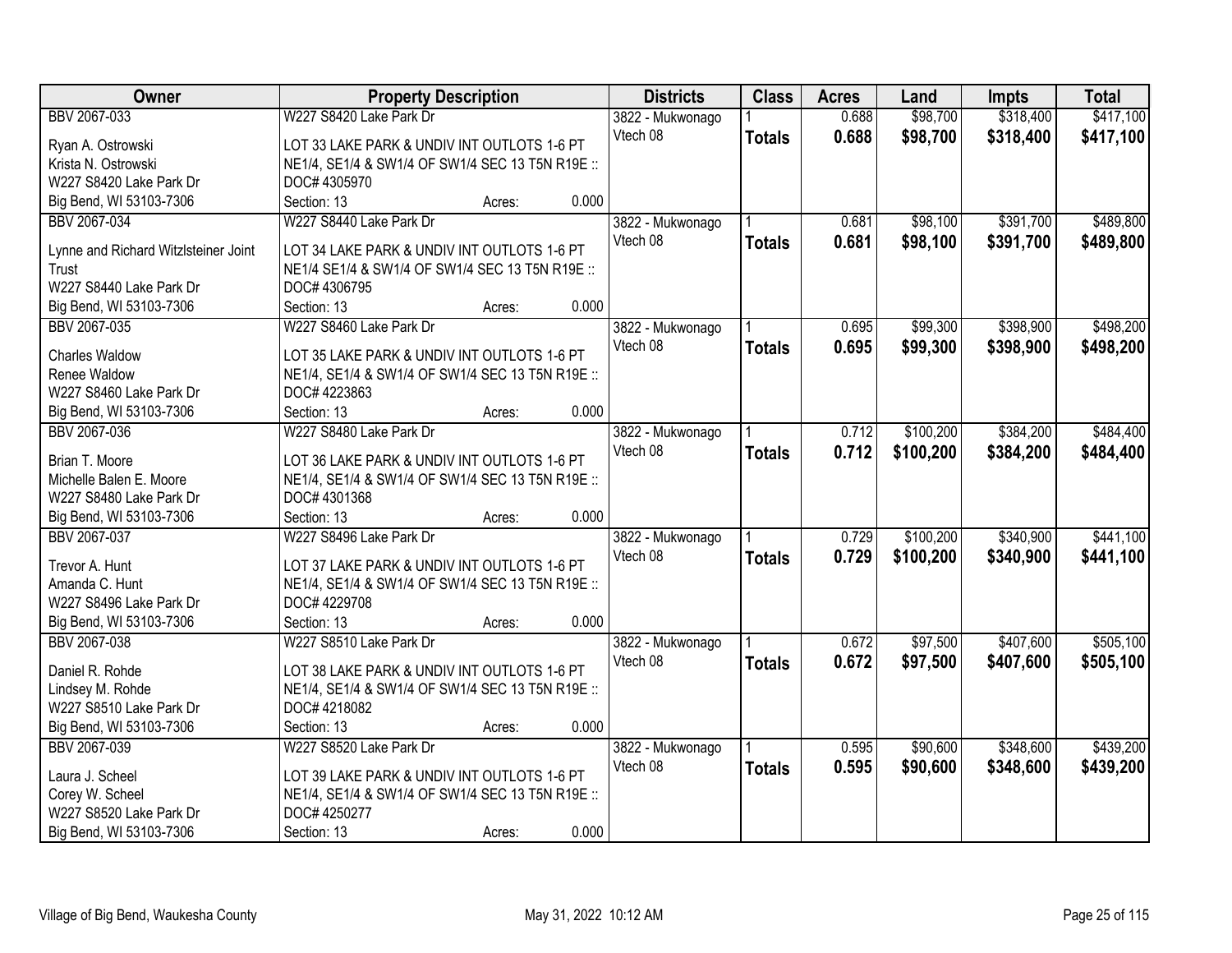| Owner | Property Description | Districts | Class | Acres | Land | Impts | Total |
|---|---|---|---|---|---|---|---|
| BBV 2067-033 | W227 S8420 Lake Park Dr | 3822 - Mukwonago | 1 | 0.688 | $98,700 | $318,400 | $417,100 |
| Ryan A. Ostrowski<br>Krista N. Ostrowski<br>W227 S8420 Lake Park Dr<br>Big Bend, WI 53103-7306 | LOT 33 LAKE PARK & UNDIV INT OUTLOTS 1-6 PT NE1/4, SE1/4 & SW1/4 OF SW1/4 SEC 13 T5N R19E :: DOC# 4305970<br>Section: 13 Acres: 0.000 | Vtech 08 | **Totals** | **0.688** | **$98,700** | **$318,400** | **$417,100** |
| BBV 2067-034 | W227 S8440 Lake Park Dr | 3822 - Mukwonago | 1 | 0.681 | $98,100 | $391,700 | $489,800 |
| Lynne and Richard Witzlsteiner Joint Trust<br>W227 S8440 Lake Park Dr<br>Big Bend, WI 53103-7306 | LOT 34 LAKE PARK & UNDIV INT OUTLOTS 1-6 PT NE1/4 SE1/4 & SW1/4 OF SW1/4 SEC 13 T5N R19E :: DOC# 4306795<br>Section: 13 Acres: 0.000 | Vtech 08 | **Totals** | **0.681** | **$98,100** | **$391,700** | **$489,800** |
| BBV 2067-035 | W227 S8460 Lake Park Dr | 3822 - Mukwonago | 1 | 0.695 | $99,300 | $398,900 | $498,200 |
| Charles Waldow<br>Renee Waldow<br>W227 S8460 Lake Park Dr<br>Big Bend, WI 53103-7306 | LOT 35 LAKE PARK & UNDIV INT OUTLOTS 1-6 PT NE1/4, SE1/4 & SW1/4 OF SW1/4 SEC 13 T5N R19E :: DOC# 4223863<br>Section: 13 Acres: 0.000 | Vtech 08 | **Totals** | **0.695** | **$99,300** | **$398,900** | **$498,200** |
| BBV 2067-036 | W227 S8480 Lake Park Dr | 3822 - Mukwonago | 1 | 0.712 | $100,200 | $384,200 | $484,400 |
| Brian T. Moore<br>Michelle Balen E. Moore<br>W227 S8480 Lake Park Dr<br>Big Bend, WI 53103-7306 | LOT 36 LAKE PARK & UNDIV INT OUTLOTS 1-6 PT NE1/4, SE1/4 & SW1/4 OF SW1/4 SEC 13 T5N R19E :: DOC# 4301368<br>Section: 13 Acres: 0.000 | Vtech 08 | **Totals** | **0.712** | **$100,200** | **$384,200** | **$484,400** |
| BBV 2067-037 | W227 S8496 Lake Park Dr | 3822 - Mukwonago | 1 | 0.729 | $100,200 | $340,900 | $441,100 |
| Trevor A. Hunt<br>Amanda C. Hunt<br>W227 S8496 Lake Park Dr<br>Big Bend, WI 53103-7306 | LOT 37 LAKE PARK & UNDIV INT OUTLOTS 1-6 PT NE1/4, SE1/4 & SW1/4 OF SW1/4 SEC 13 T5N R19E :: DOC# 4229708<br>Section: 13 Acres: 0.000 | Vtech 08 | **Totals** | **0.729** | **$100,200** | **$340,900** | **$441,100** |
| BBV 2067-038 | W227 S8510 Lake Park Dr | 3822 - Mukwonago | 1 | 0.672 | $97,500 | $407,600 | $505,100 |
| Daniel R. Rohde<br>Lindsey M. Rohde<br>W227 S8510 Lake Park Dr<br>Big Bend, WI 53103-7306 | LOT 38 LAKE PARK & UNDIV INT OUTLOTS 1-6 PT NE1/4, SE1/4 & SW1/4 OF SW1/4 SEC 13 T5N R19E :: DOC# 4218082<br>Section: 13 Acres: 0.000 | Vtech 08 | **Totals** | **0.672** | **$97,500** | **$407,600** | **$505,100** |
| BBV 2067-039 | W227 S8520 Lake Park Dr | 3822 - Mukwonago | 1 | 0.595 | $90,600 | $348,600 | $439,200 |
| Laura J. Scheel<br>Corey W. Scheel<br>W227 S8520 Lake Park Dr<br>Big Bend, WI 53103-7306 | LOT 39 LAKE PARK & UNDIV INT OUTLOTS 1-6 PT NE1/4, SE1/4 & SW1/4 OF SW1/4 SEC 13 T5N R19E :: DOC# 4250277<br>Section: 13 Acres: 0.000 | Vtech 08 | **Totals** | **0.595** | **$90,600** | **$348,600** | **$439,200** |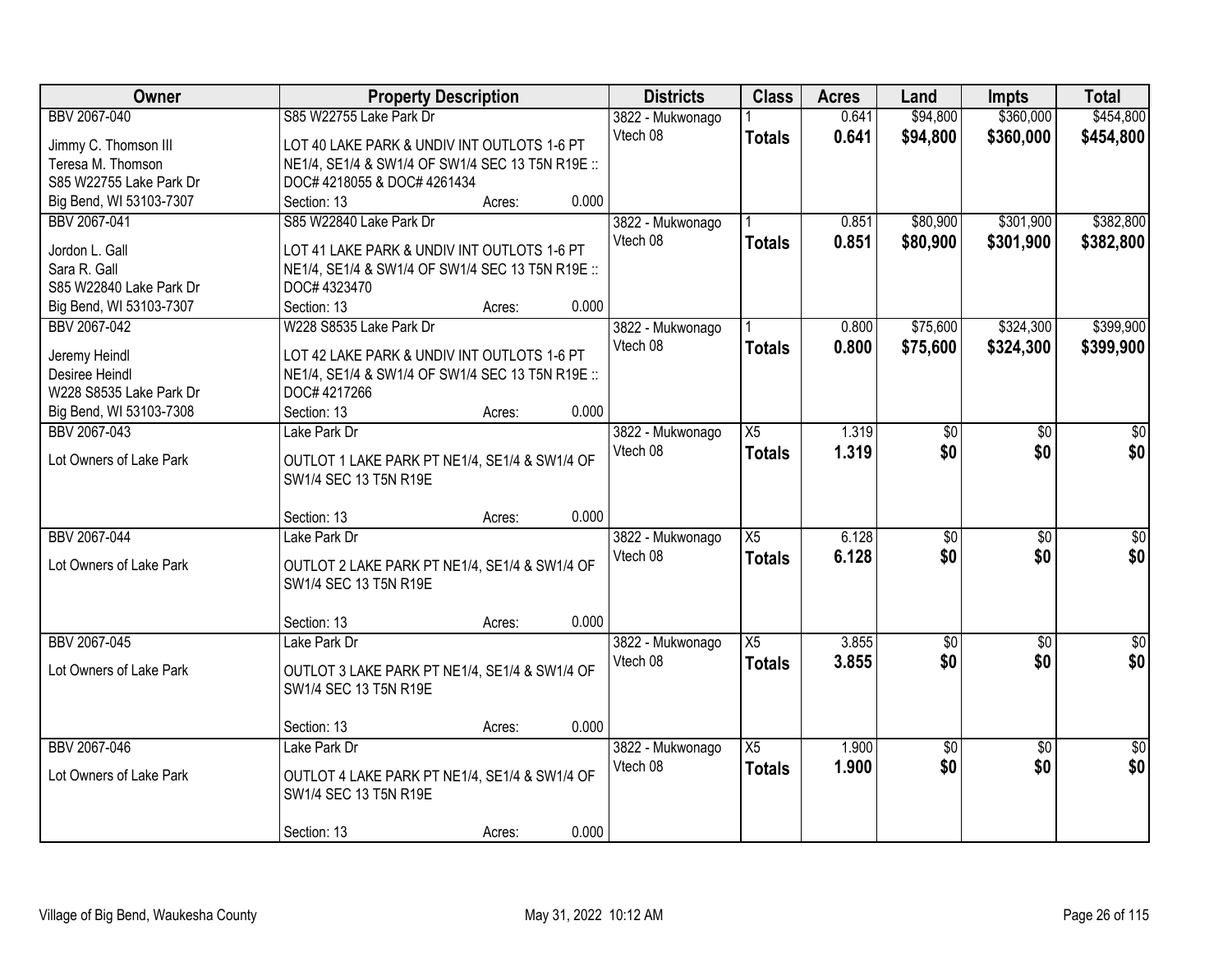| Owner | Property Description | Districts | Class | Acres | Land | Impts | Total |
|---|---|---|---|---|---|---|---|
| BBV 2067-040<br>Jimmy C. Thomson III<br>Teresa M. Thomson<br>S85 W22755 Lake Park Dr<br>Big Bend, WI 53103-7307 | S85 W22755 Lake Park Dr<br>LOT 40 LAKE PARK & UNDIV INT OUTLOTS 1-6 PT NE1/4, SE1/4 & SW1/4 OF SW1/4 SEC 13 T5N R19E :: DOC# 4218055 & DOC# 4261434<br>Section: 13 Acres: 0.000 | 3822 - Mukwonago<br>Vtech 08 | 1<br>**Totals** | 0.641<br>**0.641** | $94,800<br>**$94,800** | $360,000<br>**$360,000** | $454,800<br>**$454,800** |
| BBV 2067-041<br>Jordon L. Gall<br>Sara R. Gall<br>S85 W22840 Lake Park Dr<br>Big Bend, WI 53103-7307 | S85 W22840 Lake Park Dr<br>LOT 41 LAKE PARK & UNDIV INT OUTLOTS 1-6 PT NE1/4, SE1/4 & SW1/4 OF SW1/4 SEC 13 T5N R19E :: DOC# 4323470<br>Section: 13 Acres: 0.000 | 3822 - Mukwonago<br>Vtech 08 | 1<br>**Totals** | 0.851<br>**0.851** | $80,900<br>**$80,900** | $301,900<br>**$301,900** | $382,800<br>**$382,800** |
| BBV 2067-042<br>Jeremy Heindl<br>Desiree Heindl<br>W228 S8535 Lake Park Dr<br>Big Bend, WI 53103-7308 | W228 S8535 Lake Park Dr<br>LOT 42 LAKE PARK & UNDIV INT OUTLOTS 1-6 PT NE1/4, SE1/4 & SW1/4 OF SW1/4 SEC 13 T5N R19E :: DOC# 4217266<br>Section: 13 Acres: 0.000 | 3822 - Mukwonago<br>Vtech 08 | 1<br>**Totals** | 0.800<br>**0.800** | $75,600<br>**$75,600** | $324,300<br>**$324,300** | $399,900<br>**$399,900** |
| BBV 2067-043<br>Lot Owners of Lake Park | Lake Park Dr<br>OUTLOT 1 LAKE PARK PT NE1/4, SE1/4 & SW1/4 OF SW1/4 SEC 13 T5N R19E<br>Section: 13 Acres: 0.000 | 3822 - Mukwonago<br>Vtech 08 | X5<br>**Totals** | 1.319<br>**1.319** | $0<br>**$0** | $0<br>**$0** | $0<br>**$0** |
| BBV 2067-044<br>Lot Owners of Lake Park | Lake Park Dr<br>OUTLOT 2 LAKE PARK PT NE1/4, SE1/4 & SW1/4 OF SW1/4 SEC 13 T5N R19E<br>Section: 13 Acres: 0.000 | 3822 - Mukwonago<br>Vtech 08 | X5<br>**Totals** | 6.128<br>**6.128** | $0<br>**$0** | $0<br>**$0** | $0<br>**$0** |
| BBV 2067-045<br>Lot Owners of Lake Park | Lake Park Dr<br>OUTLOT 3 LAKE PARK PT NE1/4, SE1/4 & SW1/4 OF SW1/4 SEC 13 T5N R19E<br>Section: 13 Acres: 0.000 | 3822 - Mukwonago<br>Vtech 08 | X5<br>**Totals** | 3.855<br>**3.855** | $0<br>**$0** | $0<br>**$0** | $0<br>**$0** |
| BBV 2067-046<br>Lot Owners of Lake Park | Lake Park Dr<br>OUTLOT 4 LAKE PARK PT NE1/4, SE1/4 & SW1/4 OF SW1/4 SEC 13 T5N R19E<br>Section: 13 Acres: 0.000 | 3822 - Mukwonago<br>Vtech 08 | X5<br>**Totals** | 1.900<br>**1.900** | $0<br>**$0** | $0<br>**$0** | $0<br>**$0** |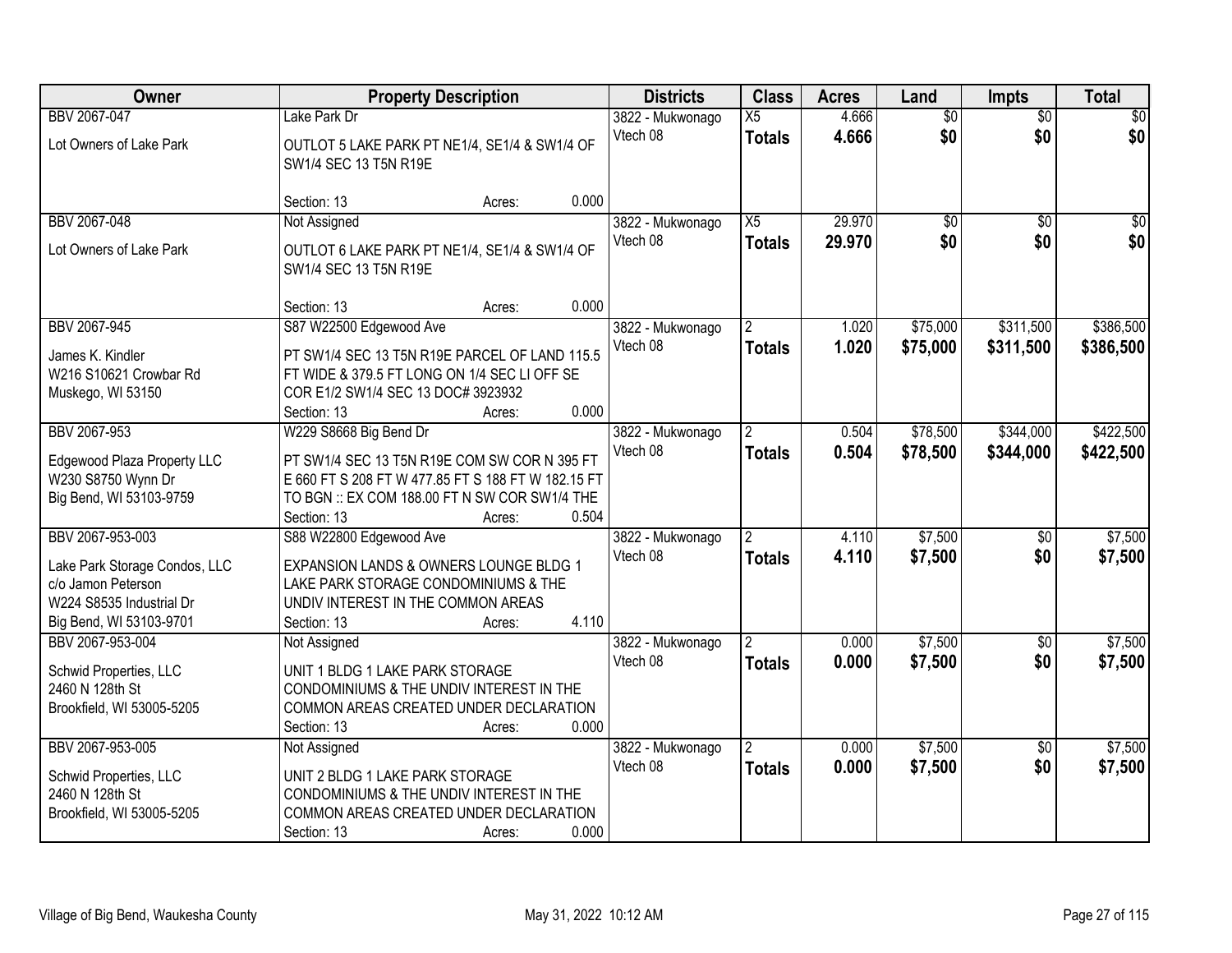| Owner | Property Description | Districts | Class | Acres | Land | Impts | Total |
|---|---|---|---|---|---|---|---|
| BBV 2067-047<br>Lot Owners of Lake Park | Lake Park Dr<br>OUTLOT 5 LAKE PARK PT NE1/4, SE1/4 & SW1/4 OF SW1/4 SEC 13 T5N R19E<br>Section: 13 Acres: 0.000 | 3822 - Mukwonago<br>Vtech 08 | X5<br>**Totals** | 4.666<br>**4.666** | $0<br>**$0** | $0<br>**$0** | $0<br>**$0** |
| BBV 2067-048<br>Lot Owners of Lake Park | Not Assigned<br>OUTLOT 6 LAKE PARK PT NE1/4, SE1/4 & SW1/4 OF SW1/4 SEC 13 T5N R19E<br>Section: 13 Acres: 0.000 | 3822 - Mukwonago<br>Vtech 08 | X5<br>**Totals** | 29.970<br>**29.970** | $0<br>**$0** | $0<br>**$0** | $0<br>**$0** |
| BBV 2067-945<br>James K. Kindler<br>W216 S10621 Crowbar Rd<br>Muskego, WI 53150 | S87 W22500 Edgewood Ave<br>PT SW1/4 SEC 13 T5N R19E PARCEL OF LAND 115.5 FT WIDE & 379.5 FT LONG ON 1/4 SEC LI OFF SE COR E1/2 SW1/4 SEC 13 DOC# 3923932<br>Section: 13 Acres: 0.000 | 3822 - Mukwonago<br>Vtech 08 | 2<br>**Totals** | 1.020<br>**1.020** | $75,000<br>**$75,000** | $311,500<br>**$311,500** | $386,500<br>**$386,500** |
| BBV 2067-953<br>Edgewood Plaza Property LLC<br>W230 S8750 Wynn Dr<br>Big Bend, WI 53103-9759 | W229 S8668 Big Bend Dr<br>PT SW1/4 SEC 13 T5N R19E COM SW COR N 395 FT E 660 FT S 208 FT W 477.85 FT S 188 FT W 182.15 FT TO BGN :: EX COM 188.00 FT N SW COR SW1/4 THE<br>Section: 13 Acres: 0.504 | 3822 - Mukwonago<br>Vtech 08 | 2<br>**Totals** | 0.504<br>**0.504** | $78,500<br>**$78,500** | $344,000<br>**$344,000** | $422,500<br>**$422,500** |
| BBV 2067-953-003<br>Lake Park Storage Condos, LLC<br>c/o Jamon Peterson<br>W224 S8535 Industrial Dr<br>Big Bend, WI 53103-9701 | S88 W22800 Edgewood Ave<br>EXPANSION LANDS & OWNERS LOUNGE BLDG 1 LAKE PARK STORAGE CONDOMINIUMS & THE UNDIV INTEREST IN THE COMMON AREAS<br>Section: 13 Acres: 4.110 | 3822 - Mukwonago<br>Vtech 08 | 2<br>**Totals** | 4.110<br>**4.110** | $7,500<br>**$7,500** | $0<br>**$0** | $7,500<br>**$7,500** |
| BBV 2067-953-004<br>Schwid Properties, LLC<br>2460 N 128th St<br>Brookfield, WI 53005-5205 | Not Assigned<br>UNIT 1 BLDG 1 LAKE PARK STORAGE CONDOMINIUMS & THE UNDIV INTEREST IN THE COMMON AREAS CREATED UNDER DECLARATION<br>Section: 13 Acres: 0.000 | 3822 - Mukwonago<br>Vtech 08 | 2<br>**Totals** | 0.000<br>**0.000** | $7,500<br>**$7,500** | $0<br>**$0** | $7,500<br>**$7,500** |
| BBV 2067-953-005<br>Schwid Properties, LLC<br>2460 N 128th St<br>Brookfield, WI 53005-5205 | Not Assigned<br>UNIT 2 BLDG 1 LAKE PARK STORAGE CONDOMINIUMS & THE UNDIV INTEREST IN THE COMMON AREAS CREATED UNDER DECLARATION<br>Section: 13 Acres: 0.000 | 3822 - Mukwonago<br>Vtech 08 | 2<br>**Totals** | 0.000<br>**0.000** | $7,500<br>**$7,500** | $0<br>**$0** | $7,500<br>**$7,500** |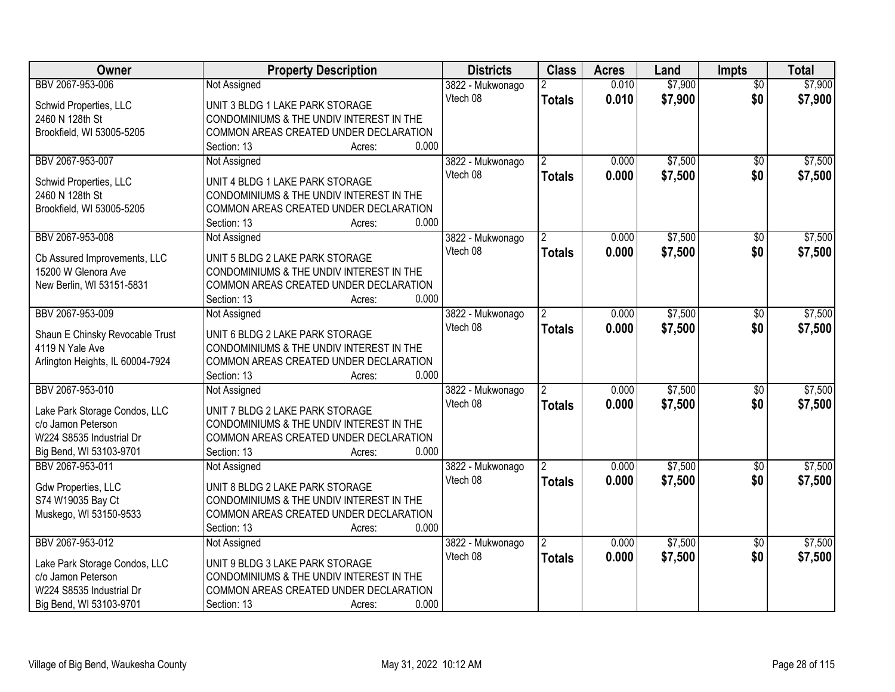| Owner | Property Description | Districts | Class | Acres | Land | Impts | Total |
|---|---|---|---|---|---|---|---|
| BBV 2067-953-006<br>Schwid Properties, LLC<br>2460 N 128th St<br>Brookfield, WI 53005-5205 | Not Assigned<br>UNIT 3 BLDG 1 LAKE PARK STORAGE CONDOMINIUMS & THE UNDIV INTEREST IN THE COMMON AREAS CREATED UNDER DECLARATION<br>Section: 13 Acres: 0.000 | 3822 - Mukwonago<br>Vtech 08 | 2<br>**Totals** | 0.010<br>**0.010** | $7,900<br>**$7,900** | $0<br>**$0** | $7,900<br>**$7,900** |
| BBV 2067-953-007<br>Schwid Properties, LLC<br>2460 N 128th St<br>Brookfield, WI 53005-5205 | Not Assigned<br>UNIT 4 BLDG 1 LAKE PARK STORAGE CONDOMINIUMS & THE UNDIV INTEREST IN THE COMMON AREAS CREATED UNDER DECLARATION<br>Section: 13 Acres: 0.000 | 3822 - Mukwonago<br>Vtech 08 | 2<br>**Totals** | 0.000<br>**0.000** | $7,500<br>**$7,500** | $0<br>**$0** | $7,500<br>**$7,500** |
| BBV 2067-953-008<br>Cb Assured Improvements, LLC<br>15200 W Glenora Ave<br>New Berlin, WI 53151-5831 | Not Assigned<br>UNIT 5 BLDG 2 LAKE PARK STORAGE CONDOMINIUMS & THE UNDIV INTEREST IN THE COMMON AREAS CREATED UNDER DECLARATION<br>Section: 13 Acres: 0.000 | 3822 - Mukwonago<br>Vtech 08 | 2<br>**Totals** | 0.000<br>**0.000** | $7,500<br>**$7,500** | $0<br>**$0** | $7,500<br>**$7,500** |
| BBV 2067-953-009<br>Shaun E Chinsky Revocable Trust<br>4119 N Yale Ave<br>Arlington Heights, IL 60004-7924 | Not Assigned<br>UNIT 6 BLDG 2 LAKE PARK STORAGE CONDOMINIUMS & THE UNDIV INTEREST IN THE COMMON AREAS CREATED UNDER DECLARATION<br>Section: 13 Acres: 0.000 | 3822 - Mukwonago<br>Vtech 08 | 2<br>**Totals** | 0.000<br>**0.000** | $7,500<br>**$7,500** | $0<br>**$0** | $7,500<br>**$7,500** |
| BBV 2067-953-010<br>Lake Park Storage Condos, LLC<br>c/o Jamon Peterson<br>W224 S8535 Industrial Dr<br>Big Bend, WI 53103-9701 | Not Assigned<br>UNIT 7 BLDG 2 LAKE PARK STORAGE CONDOMINIUMS & THE UNDIV INTEREST IN THE COMMON AREAS CREATED UNDER DECLARATION<br>Section: 13 Acres: 0.000 | 3822 - Mukwonago<br>Vtech 08 | 2<br>**Totals** | 0.000<br>**0.000** | $7,500<br>**$7,500** | $0<br>**$0** | $7,500<br>**$7,500** |
| BBV 2067-953-011<br>Gdw Properties, LLC<br>S74 W19035 Bay Ct<br>Muskego, WI 53150-9533 | Not Assigned<br>UNIT 8 BLDG 2 LAKE PARK STORAGE CONDOMINIUMS & THE UNDIV INTEREST IN THE COMMON AREAS CREATED UNDER DECLARATION<br>Section: 13 Acres: 0.000 | 3822 - Mukwonago<br>Vtech 08 | 2<br>**Totals** | 0.000<br>**0.000** | $7,500<br>**$7,500** | $0<br>**$0** | $7,500<br>**$7,500** |
| BBV 2067-953-012<br>Lake Park Storage Condos, LLC<br>c/o Jamon Peterson<br>W224 S8535 Industrial Dr<br>Big Bend, WI 53103-9701 | Not Assigned<br>UNIT 9 BLDG 3 LAKE PARK STORAGE CONDOMINIUMS & THE UNDIV INTEREST IN THE COMMON AREAS CREATED UNDER DECLARATION<br>Section: 13 Acres: 0.000 | 3822 - Mukwonago<br>Vtech 08 | 2<br>**Totals** | 0.000<br>**0.000** | $7,500<br>**$7,500** | $0<br>**$0** | $7,500<br>**$7,500** |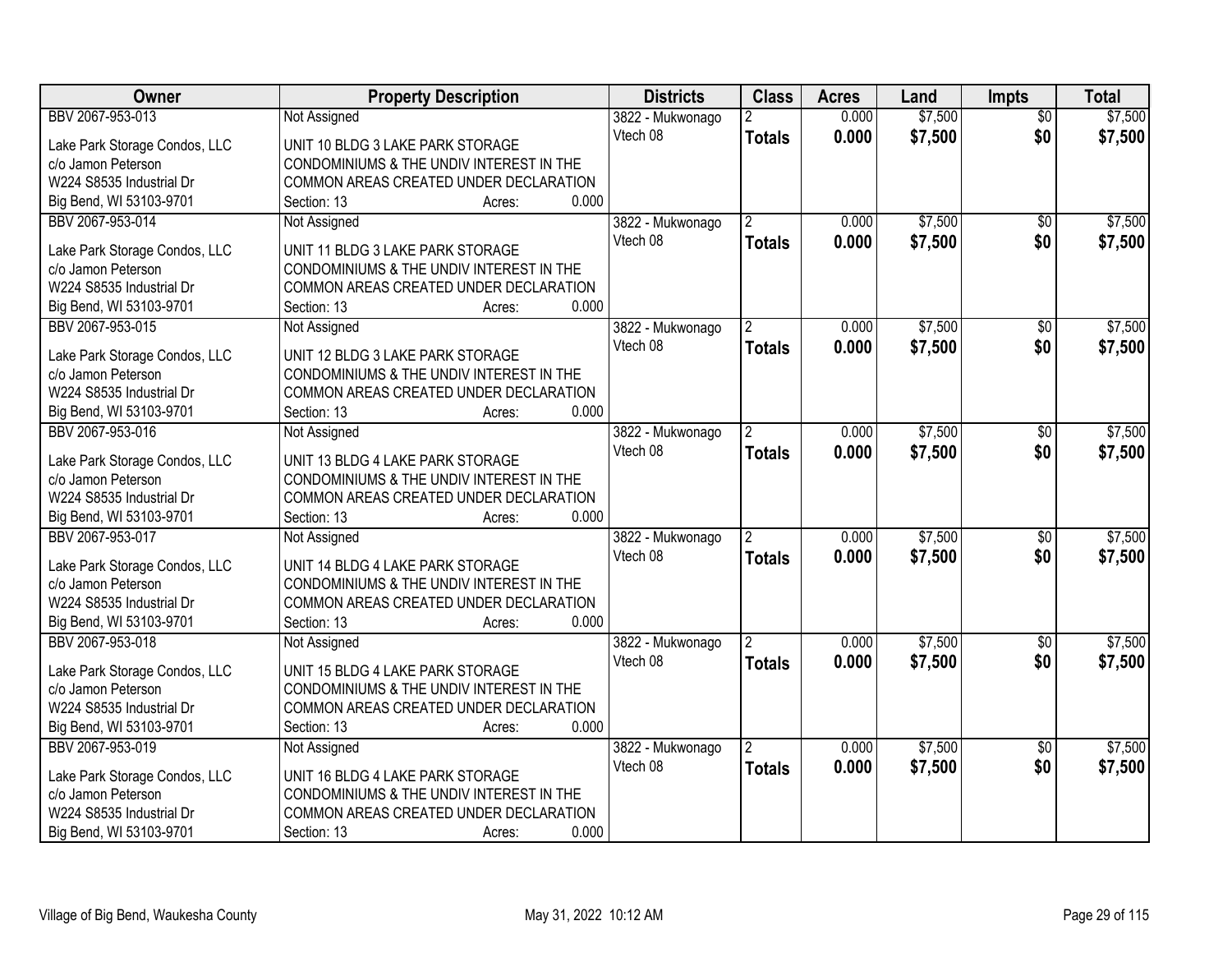| Owner | Property Description | Districts | Class | Acres | Land | Impts | Total |
|---|---|---|---|---|---|---|---|
| BBV 2067-953-013<br>Lake Park Storage Condos, LLC<br>c/o Jamon Peterson<br>W224 S8535 Industrial Dr<br>Big Bend, WI 53103-9701 | Not Assigned<br>UNIT 10 BLDG 3 LAKE PARK STORAGE CONDOMINIUMS & THE UNDIV INTEREST IN THE COMMON AREAS CREATED UNDER DECLARATION<br>Section: 13 Acres: 0.000 | 3822 - Mukwonago<br>Vtech 08 | 2<br>**Totals** | 0.000<br>**0.000** | $7,500<br>**$7,500** | $0<br>**$0** | $7,500<br>**$7,500** |
| BBV 2067-953-014<br>Lake Park Storage Condos, LLC<br>c/o Jamon Peterson<br>W224 S8535 Industrial Dr<br>Big Bend, WI 53103-9701 | Not Assigned<br>UNIT 11 BLDG 3 LAKE PARK STORAGE CONDOMINIUMS & THE UNDIV INTEREST IN THE COMMON AREAS CREATED UNDER DECLARATION<br>Section: 13 Acres: 0.000 | 3822 - Mukwonago<br>Vtech 08 | 2<br>**Totals** | 0.000<br>**0.000** | $7,500<br>**$7,500** | $0<br>**$0** | $7,500<br>**$7,500** |
| BBV 2067-953-015<br>Lake Park Storage Condos, LLC<br>c/o Jamon Peterson<br>W224 S8535 Industrial Dr<br>Big Bend, WI 53103-9701 | Not Assigned<br>UNIT 12 BLDG 3 LAKE PARK STORAGE CONDOMINIUMS & THE UNDIV INTEREST IN THE COMMON AREAS CREATED UNDER DECLARATION<br>Section: 13 Acres: 0.000 | 3822 - Mukwonago<br>Vtech 08 | 2<br>**Totals** | 0.000<br>**0.000** | $7,500<br>**$7,500** | $0<br>**$0** | $7,500<br>**$7,500** |
| BBV 2067-953-016<br>Lake Park Storage Condos, LLC<br>c/o Jamon Peterson<br>W224 S8535 Industrial Dr<br>Big Bend, WI 53103-9701 | Not Assigned<br>UNIT 13 BLDG 4 LAKE PARK STORAGE CONDOMINIUMS & THE UNDIV INTEREST IN THE COMMON AREAS CREATED UNDER DECLARATION<br>Section: 13 Acres: 0.000 | 3822 - Mukwonago<br>Vtech 08 | 2<br>**Totals** | 0.000<br>**0.000** | $7,500<br>**$7,500** | $0<br>**$0** | $7,500<br>**$7,500** |
| BBV 2067-953-017<br>Lake Park Storage Condos, LLC<br>c/o Jamon Peterson<br>W224 S8535 Industrial Dr<br>Big Bend, WI 53103-9701 | Not Assigned<br>UNIT 14 BLDG 4 LAKE PARK STORAGE CONDOMINIUMS & THE UNDIV INTEREST IN THE COMMON AREAS CREATED UNDER DECLARATION<br>Section: 13 Acres: 0.000 | 3822 - Mukwonago<br>Vtech 08 | 2<br>**Totals** | 0.000<br>**0.000** | $7,500<br>**$7,500** | $0<br>**$0** | $7,500<br>**$7,500** |
| BBV 2067-953-018<br>Lake Park Storage Condos, LLC<br>c/o Jamon Peterson<br>W224 S8535 Industrial Dr<br>Big Bend, WI 53103-9701 | Not Assigned<br>UNIT 15 BLDG 4 LAKE PARK STORAGE CONDOMINIUMS & THE UNDIV INTEREST IN THE COMMON AREAS CREATED UNDER DECLARATION<br>Section: 13 Acres: 0.000 | 3822 - Mukwonago<br>Vtech 08 | 2<br>**Totals** | 0.000<br>**0.000** | $7,500<br>**$7,500** | $0<br>**$0** | $7,500<br>**$7,500** |
| BBV 2067-953-019<br>Lake Park Storage Condos, LLC<br>c/o Jamon Peterson<br>W224 S8535 Industrial Dr<br>Big Bend, WI 53103-9701 | Not Assigned<br>UNIT 16 BLDG 4 LAKE PARK STORAGE CONDOMINIUMS & THE UNDIV INTEREST IN THE COMMON AREAS CREATED UNDER DECLARATION<br>Section: 13 Acres: 0.000 | 3822 - Mukwonago<br>Vtech 08 | 2<br>**Totals** | 0.000<br>**0.000** | $7,500<br>**$7,500** | $0<br>**$0** | $7,500<br>**$7,500** |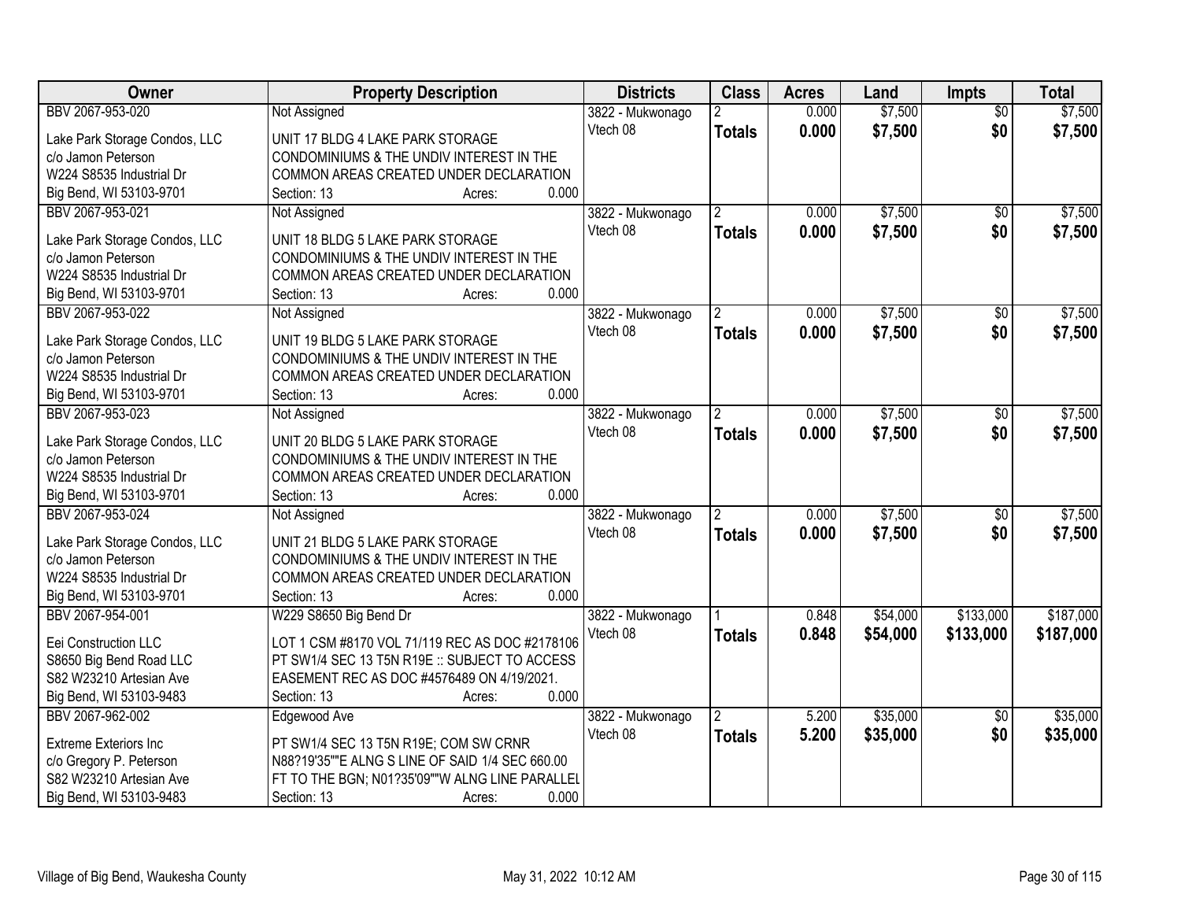| Owner | Property Description | Districts | Class | Acres | Land | Impts | Total |
|---|---|---|---|---|---|---|---|
| BBV 2067-953-020<br>Lake Park Storage Condos, LLC<br>c/o Jamon Peterson<br>W224 S8535 Industrial Dr<br>Big Bend, WI 53103-9701 | Not Assigned<br>UNIT 17 BLDG 4 LAKE PARK STORAGE CONDOMINIUMS & THE UNDIV INTEREST IN THE COMMON AREAS CREATED UNDER DECLARATION<br>Section: 13 Acres: 0.000 | 3822 - Mukwonago<br>Vtech 08 | 2<br>**Totals** | 0.000<br>**0.000** | $7,500<br>**$7,500** | $0<br>**$0** | $7,500<br>**$7,500** |
| BBV 2067-953-021<br>Lake Park Storage Condos, LLC<br>c/o Jamon Peterson<br>W224 S8535 Industrial Dr<br>Big Bend, WI 53103-9701 | Not Assigned<br>UNIT 18 BLDG 5 LAKE PARK STORAGE CONDOMINIUMS & THE UNDIV INTEREST IN THE COMMON AREAS CREATED UNDER DECLARATION<br>Section: 13 Acres: 0.000 | 3822 - Mukwonago<br>Vtech 08 | 2<br>**Totals** | 0.000<br>**0.000** | $7,500<br>**$7,500** | $0<br>**$0** | $7,500<br>**$7,500** |
| BBV 2067-953-022<br>Lake Park Storage Condos, LLC<br>c/o Jamon Peterson<br>W224 S8535 Industrial Dr<br>Big Bend, WI 53103-9701 | Not Assigned<br>UNIT 19 BLDG 5 LAKE PARK STORAGE CONDOMINIUMS & THE UNDIV INTEREST IN THE COMMON AREAS CREATED UNDER DECLARATION<br>Section: 13 Acres: 0.000 | 3822 - Mukwonago<br>Vtech 08 | 2<br>**Totals** | 0.000<br>**0.000** | $7,500<br>**$7,500** | $0<br>**$0** | $7,500<br>**$7,500** |
| BBV 2067-953-023<br>Lake Park Storage Condos, LLC<br>c/o Jamon Peterson<br>W224 S8535 Industrial Dr<br>Big Bend, WI 53103-9701 | Not Assigned<br>UNIT 20 BLDG 5 LAKE PARK STORAGE CONDOMINIUMS & THE UNDIV INTEREST IN THE COMMON AREAS CREATED UNDER DECLARATION<br>Section: 13 Acres: 0.000 | 3822 - Mukwonago<br>Vtech 08 | 2<br>**Totals** | 0.000<br>**0.000** | $7,500<br>**$7,500** | $0<br>**$0** | $7,500<br>**$7,500** |
| BBV 2067-953-024<br>Lake Park Storage Condos, LLC<br>c/o Jamon Peterson<br>W224 S8535 Industrial Dr<br>Big Bend, WI 53103-9701 | Not Assigned<br>UNIT 21 BLDG 5 LAKE PARK STORAGE CONDOMINIUMS & THE UNDIV INTEREST IN THE COMMON AREAS CREATED UNDER DECLARATION<br>Section: 13 Acres: 0.000 | 3822 - Mukwonago<br>Vtech 08 | 2<br>**Totals** | 0.000<br>**0.000** | $7,500<br>**$7,500** | $0<br>**$0** | $7,500<br>**$7,500** |
| BBV 2067-954-001<br>Eei Construction LLC<br>S8650 Big Bend Road LLC<br>S82 W23210 Artesian Ave<br>Big Bend, WI 53103-9483 | W229 S8650 Big Bend Dr<br>LOT 1 CSM #8170 VOL 71/119 REC AS DOC #2178106 PT SW1/4 SEC 13 T5N R19E :: SUBJECT TO ACCESS EASEMENT REC AS DOC #4576489 ON 4/19/2021.<br>Section: 13 Acres: 0.000 | 3822 - Mukwonago<br>Vtech 08 | 1<br>**Totals** | 0.848<br>**0.848** | $54,000<br>**$54,000** | $133,000<br>**$133,000** | $187,000<br>**$187,000** |
| BBV 2067-962-002<br>Extreme Exteriors Inc<br>c/o Gregory P. Peterson<br>S82 W23210 Artesian Ave<br>Big Bend, WI 53103-9483 | Edgewood Ave<br>PT SW1/4 SEC 13 T5N R19E; COM SW CRNR N88?19'35""E ALNG S LINE OF SAID 1/4 SEC 660.00 FT TO THE BGN; N01?35'09""W ALNG LINE PARALLEL<br>Section: 13 Acres: 0.000 | 3822 - Mukwonago<br>Vtech 08 | 2<br>**Totals** | 5.200<br>**5.200** | $35,000<br>**$35,000** | $0<br>**$0** | $35,000<br>**$35,000** |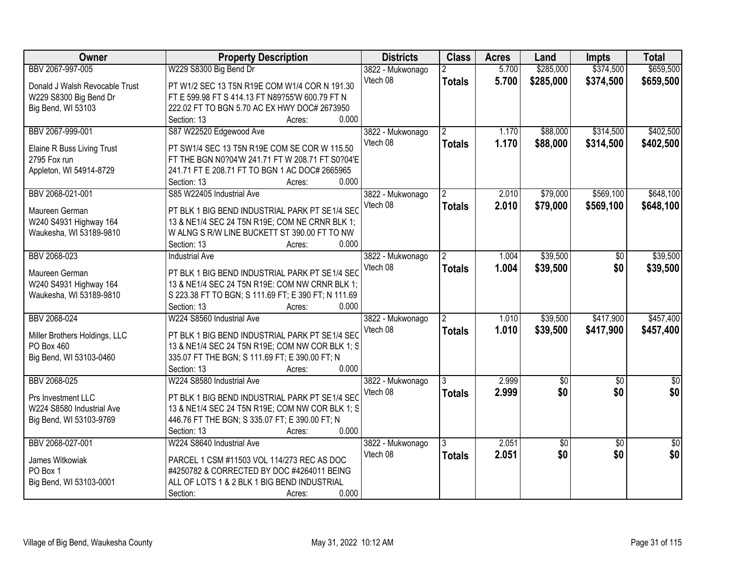| Owner | Property Description | Districts | Class | Acres | Land | Impts | Total |
|---|---|---|---|---|---|---|---|
| BBV 2067-997-005<br><br>Donald J Walsh Revocable Trust<br>W229 S8300 Big Bend Dr<br>Big Bend, WI 53103 | W229 S8300 Big Bend Dr<br><br>PT W1/2 SEC 13 T5N R19E COM W1/4 COR N 191.30 FT E 599.98 FT S 414.13 FT N89?55'W 600.79 FT N 222.02 FT TO BGN 5.70 AC EX HWY DOC# 2673950<br>Section: 13 Acres: 0.000 | 3822 - Mukwonago<br>Vtech 08 | 2<br>**Totals** | 5.700<br>**5.700** | $285,000<br>**$285,000** | $374,500<br>**$374,500** | $659,500<br>**$659,500** |
| BBV 2067-999-001<br><br>Elaine R Buss Living Trust<br>2795 Fox run<br>Appleton, WI 54914-8729 | S87 W22520 Edgewood Ave<br><br>PT SW1/4 SEC 13 T5N R19E COM SE COR W 115.50 FT THE BGN N0?04'W 241.71 FT W 208.71 FT S0?04'E 241.71 FT E 208.71 FT TO BGN 1 AC DOC# 2665965<br>Section: 13 Acres: 0.000 | 3822 - Mukwonago<br>Vtech 08 | 2<br>**Totals** | 1.170<br>**1.170** | $88,000<br>**$88,000** | $314,500<br>**$314,500** | $402,500<br>**$402,500** |
| BBV 2068-021-001<br><br>Maureen German<br>W240 S4931 Highway 164<br>Waukesha, WI 53189-9810 | S85 W22405 Industrial Ave<br><br>PT BLK 1 BIG BEND INDUSTRIAL PARK PT SE1/4 SEC 13 & NE1/4 SEC 24 T5N R19E; COM NE CRNR BLK 1; W ALNG S R/W LINE BUCKETT ST 390.00 FT TO NW<br>Section: 13 Acres: 0.000 | 3822 - Mukwonago<br>Vtech 08 | 2<br>**Totals** | 2.010<br>**2.010** | $79,000<br>**$79,000** | $569,100<br>**$569,100** | $648,100<br>**$648,100** |
| BBV 2068-023<br><br>Maureen German<br>W240 S4931 Highway 164<br>Waukesha, WI 53189-9810 | Industrial Ave<br><br>PT BLK 1 BIG BEND INDUSTRIAL PARK PT SE1/4 SEC 13 & NE1/4 SEC 24 T5N R19E: COM NW CRNR BLK 1; S 223.38 FT TO BGN; S 111.69 FT; E 390 FT; N 111.69<br>Section: 13 Acres: 0.000 | 3822 - Mukwonago<br>Vtech 08 | 2<br>**Totals** | 1.004<br>**1.004** | $39,500<br>**$39,500** | $0<br>**$0** | $39,500<br>**$39,500** |
| BBV 2068-024<br><br>Miller Brothers Holdings, LLC<br>PO Box 460<br>Big Bend, WI 53103-0460 | W224 S8560 Industrial Ave<br><br>PT BLK 1 BIG BEND INDUSTRIAL PARK PT SE1/4 SEC 13 & NE1/4 SEC 24 T5N R19E; COM NW COR BLK 1; S 335.07 FT THE BGN; S 111.69 FT; E 390.00 FT; N<br>Section: 13 Acres: 0.000 | 3822 - Mukwonago<br>Vtech 08 | 2<br>**Totals** | 1.010<br>**1.010** | $39,500<br>**$39,500** | $417,900<br>**$417,900** | $457,400<br>**$457,400** |
| BBV 2068-025<br><br>Prs Investment LLC<br>W224 S8580 Industrial Ave<br>Big Bend, WI 53103-9769 | W224 S8580 Industrial Ave<br><br>PT BLK 1 BIG BEND INDUSTRIAL PARK PT SE1/4 SEC 13 & NE1/4 SEC 24 T5N R19E; COM NW COR BLK 1; S 446.76 FT THE BGN; S 335.07 FT; E 390.00 FT; N<br>Section: 13 Acres: 0.000 | 3822 - Mukwonago<br>Vtech 08 | 3<br>**Totals** | 2.999<br>**2.999** | $0<br>**$0** | $0<br>**$0** | $0<br>**$0** |
| BBV 2068-027-001<br><br>James Witkowiak<br>PO Box 1<br>Big Bend, WI 53103-0001 | W224 S8640 Industrial Ave<br><br>PARCEL 1 CSM #11503 VOL 114/273 REC AS DOC #4250782 & CORRECTED BY DOC #4264011 BEING ALL OF LOTS 1 & 2 BLK 1 BIG BEND INDUSTRIAL<br>Section: Acres: 0.000 | 3822 - Mukwonago<br>Vtech 08 | 3<br>**Totals** | 2.051<br>**2.051** | $0<br>**$0** | $0<br>**$0** | $0<br>**$0** |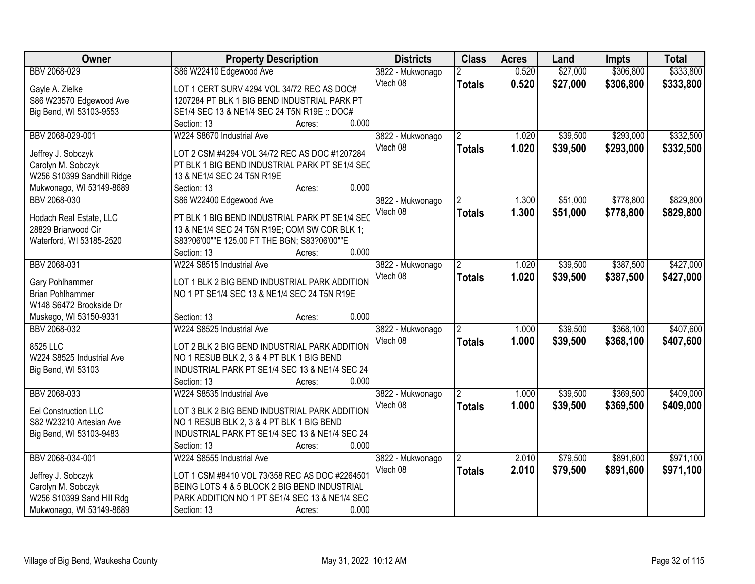| Owner | Property Description | Districts | Class | Acres | Land | Impts | Total |
|---|---|---|---|---|---|---|---|
| BBV 2068-029<br><br>Gayle A. Zielke<br>S86 W23570 Edgewood Ave<br>Big Bend, WI 53103-9553 | S86 W22410 Edgewood Ave<br><br>LOT 1 CERT SURV 4294 VOL 34/72 REC AS DOC# 1207284 PT BLK 1 BIG BEND INDUSTRIAL PARK PT SE1/4 SEC 13 & NE1/4 SEC 24 T5N R19E :: DOC#<br>Section: 13 Acres: 0.000 | 3822 - Mukwonago<br>Vtech 08 | 2<br>**Totals** | 0.520<br>**0.520** | $27,000<br>**$27,000** | $306,800<br>**$306,800** | $333,800<br>**$333,800** |
| BBV 2068-029-001<br><br>Jeffrey J. Sobczyk<br>Carolyn M. Sobczyk<br>W256 S10399 Sandhill Ridge<br>Mukwonago, WI 53149-8689 | W224 S8670 Industrial Ave<br><br>LOT 2 CSM #4294 VOL 34/72 REC AS DOC #1207284 PT BLK 1 BIG BEND INDUSTRIAL PARK PT SE1/4 SEC 13 & NE1/4 SEC 24 T5N R19E<br>Section: 13 Acres: 0.000 | 3822 - Mukwonago<br>Vtech 08 | 2<br>**Totals** | 1.020<br>**1.020** | $39,500<br>**$39,500** | $293,000<br>**$293,000** | $332,500<br>**$332,500** |
| BBV 2068-030<br><br>Hodach Real Estate, LLC<br>28829 Briarwood Cir<br>Waterford, WI 53185-2520 | S86 W22400 Edgewood Ave<br><br>PT BLK 1 BIG BEND INDUSTRIAL PARK PT SE1/4 SEC 13 & NE1/4 SEC 24 T5N R19E; COM SW COR BLK 1; S83?06'00""E 125.00 FT THE BGN; S83?06'00""E<br>Section: 13 Acres: 0.000 | 3822 - Mukwonago<br>Vtech 08 | 2<br>**Totals** | 1.300<br>**1.300** | $51,000<br>**$51,000** | $778,800<br>**$778,800** | $829,800<br>**$829,800** |
| BBV 2068-031<br><br>Gary Pohlhammer<br>Brian Pohlhammer<br>W148 S6472 Brookside Dr<br>Muskego, WI 53150-9331 | W224 S8515 Industrial Ave<br><br>LOT 1 BLK 2 BIG BEND INDUSTRIAL PARK ADDITION NO 1 PT SE1/4 SEC 13 & NE1/4 SEC 24 T5N R19E<br>Section: 13 Acres: 0.000 | 3822 - Mukwonago<br>Vtech 08 | 2<br>**Totals** | 1.020<br>**1.020** | $39,500<br>**$39,500** | $387,500<br>**$387,500** | $427,000<br>**$427,000** |
| BBV 2068-032<br><br>8525 LLC<br>W224 S8525 Industrial Ave<br>Big Bend, WI 53103 | W224 S8525 Industrial Ave<br><br>LOT 2 BLK 2 BIG BEND INDUSTRIAL PARK ADDITION NO 1 RESUB BLK 2, 3 & 4 PT BLK 1 BIG BEND INDUSTRIAL PARK PT SE1/4 SEC 13 & NE1/4 SEC 24<br>Section: 13 Acres: 0.000 | 3822 - Mukwonago<br>Vtech 08 | 2<br>**Totals** | 1.000<br>**1.000** | $39,500<br>**$39,500** | $368,100<br>**$368,100** | $407,600<br>**$407,600** |
| BBV 2068-033<br><br>Eei Construction LLC<br>S82 W23210 Artesian Ave<br>Big Bend, WI 53103-9483 | W224 S8535 Industrial Ave<br><br>LOT 3 BLK 2 BIG BEND INDUSTRIAL PARK ADDITION NO 1 RESUB BLK 2, 3 & 4 PT BLK 1 BIG BEND INDUSTRIAL PARK PT SE1/4 SEC 13 & NE1/4 SEC 24<br>Section: 13 Acres: 0.000 | 3822 - Mukwonago<br>Vtech 08 | 2<br>**Totals** | 1.000<br>**1.000** | $39,500<br>**$39,500** | $369,500<br>**$369,500** | $409,000<br>**$409,000** |
| BBV 2068-034-001<br><br>Jeffrey J. Sobczyk<br>Carolyn M. Sobczyk<br>W256 S10399 Sand Hill Rdg<br>Mukwonago, WI 53149-8689 | W224 S8555 Industrial Ave<br><br>LOT 1 CSM #8410 VOL 73/358 REC AS DOC #2264501 BEING LOTS 4 & 5 BLOCK 2 BIG BEND INDUSTRIAL PARK ADDITION NO 1 PT SE1/4 SEC 13 & NE1/4 SEC<br>Section: 13 Acres: 0.000 | 3822 - Mukwonago<br>Vtech 08 | 2<br>**Totals** | 2.010<br>**2.010** | $79,500<br>**$79,500** | $891,600<br>**$891,600** | $971,100<br>**$971,100** |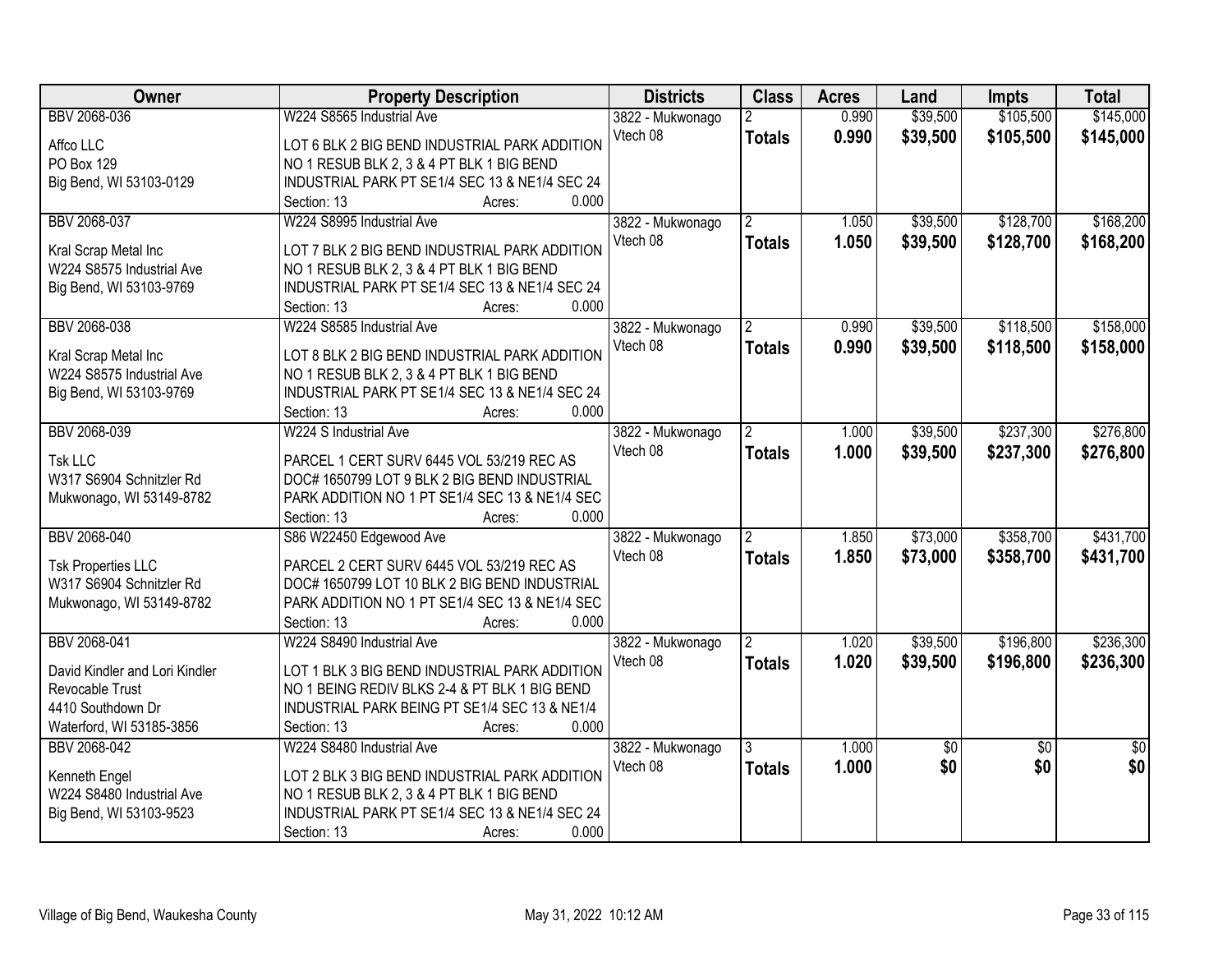| Owner | Property Description | Districts | Class | Acres | Land | Impts | Total |
|---|---|---|---|---|---|---|---|
| BBV 2068-036<br><br>Affco LLC<br>PO Box 129<br>Big Bend, WI 53103-0129 | W224 S8565 Industrial Ave<br><br>LOT 6 BLK 2 BIG BEND INDUSTRIAL PARK ADDITION NO 1 RESUB BLK 2, 3 & 4 PT BLK 1 BIG BEND INDUSTRIAL PARK PT SE1/4 SEC 13 & NE1/4 SEC 24<br>Section: 13 Acres: 0.000 | 3822 - Mukwonago<br>Vtech 08 | 2<br>**Totals** | 0.990<br>**0.990** | $39,500<br>**$39,500** | $105,500<br>**$105,500** | $145,000<br>**$145,000** |
| BBV 2068-037<br><br>Kral Scrap Metal Inc<br>W224 S8575 Industrial Ave<br>Big Bend, WI 53103-9769 | W224 S8995 Industrial Ave<br><br>LOT 7 BLK 2 BIG BEND INDUSTRIAL PARK ADDITION NO 1 RESUB BLK 2, 3 & 4 PT BLK 1 BIG BEND INDUSTRIAL PARK PT SE1/4 SEC 13 & NE1/4 SEC 24<br>Section: 13 Acres: 0.000 | 3822 - Mukwonago<br>Vtech 08 | 2<br>**Totals** | 1.050<br>**1.050** | $39,500<br>**$39,500** | $128,700<br>**$128,700** | $168,200<br>**$168,200** |
| BBV 2068-038<br><br>Kral Scrap Metal Inc<br>W224 S8575 Industrial Ave<br>Big Bend, WI 53103-9769 | W224 S8585 Industrial Ave<br><br>LOT 8 BLK 2 BIG BEND INDUSTRIAL PARK ADDITION NO 1 RESUB BLK 2, 3 & 4 PT BLK 1 BIG BEND INDUSTRIAL PARK PT SE1/4 SEC 13 & NE1/4 SEC 24<br>Section: 13 Acres: 0.000 | 3822 - Mukwonago<br>Vtech 08 | 2<br>**Totals** | 0.990<br>**0.990** | $39,500<br>**$39,500** | $118,500<br>**$118,500** | $158,000<br>**$158,000** |
| BBV 2068-039<br><br>Tsk LLC<br>W317 S6904 Schnitzler Rd<br>Mukwonago, WI 53149-8782 | W224 S Industrial Ave<br><br>PARCEL 1 CERT SURV 6445 VOL 53/219 REC AS DOC# 1650799 LOT 9 BLK 2 BIG BEND INDUSTRIAL PARK ADDITION NO 1 PT SE1/4 SEC 13 & NE1/4 SEC<br>Section: 13 Acres: 0.000 | 3822 - Mukwonago<br>Vtech 08 | 2<br>**Totals** | 1.000<br>**1.000** | $39,500<br>**$39,500** | $237,300<br>**$237,300** | $276,800<br>**$276,800** |
| BBV 2068-040<br><br>Tsk Properties LLC<br>W317 S6904 Schnitzler Rd<br>Mukwonago, WI 53149-8782 | S86 W22450 Edgewood Ave<br><br>PARCEL 2 CERT SURV 6445 VOL 53/219 REC AS DOC# 1650799 LOT 10 BLK 2 BIG BEND INDUSTRIAL PARK ADDITION NO 1 PT SE1/4 SEC 13 & NE1/4 SEC<br>Section: 13 Acres: 0.000 | 3822 - Mukwonago<br>Vtech 08 | 2<br>**Totals** | 1.850<br>**1.850** | $73,000<br>**$73,000** | $358,700<br>**$358,700** | $431,700<br>**$431,700** |
| BBV 2068-041<br><br>David Kindler and Lori Kindler Revocable Trust<br>4410 Southdown Dr<br>Waterford, WI 53185-3856 | W224 S8490 Industrial Ave<br><br>LOT 1 BLK 3 BIG BEND INDUSTRIAL PARK ADDITION NO 1 BEING REDIV BLKS 2-4 & PT BLK 1 BIG BEND INDUSTRIAL PARK BEING PT SE1/4 SEC 13 & NE1/4<br>Section: 13 Acres: 0.000 | 3822 - Mukwonago<br>Vtech 08 | 2<br>**Totals** | 1.020<br>**1.020** | $39,500<br>**$39,500** | $196,800<br>**$196,800** | $236,300<br>**$236,300** |
| BBV 2068-042<br><br>Kenneth Engel<br>W224 S8480 Industrial Ave<br>Big Bend, WI 53103-9523 | W224 S8480 Industrial Ave<br><br>LOT 2 BLK 3 BIG BEND INDUSTRIAL PARK ADDITION NO 1 RESUB BLK 2, 3 & 4 PT BLK 1 BIG BEND INDUSTRIAL PARK PT SE1/4 SEC 13 & NE1/4 SEC 24<br>Section: 13 Acres: 0.000 | 3822 - Mukwonago<br>Vtech 08 | 3<br>**Totals** | 1.000<br>**1.000** | $0<br>**$0** | $0<br>**$0** | $0<br>**$0** |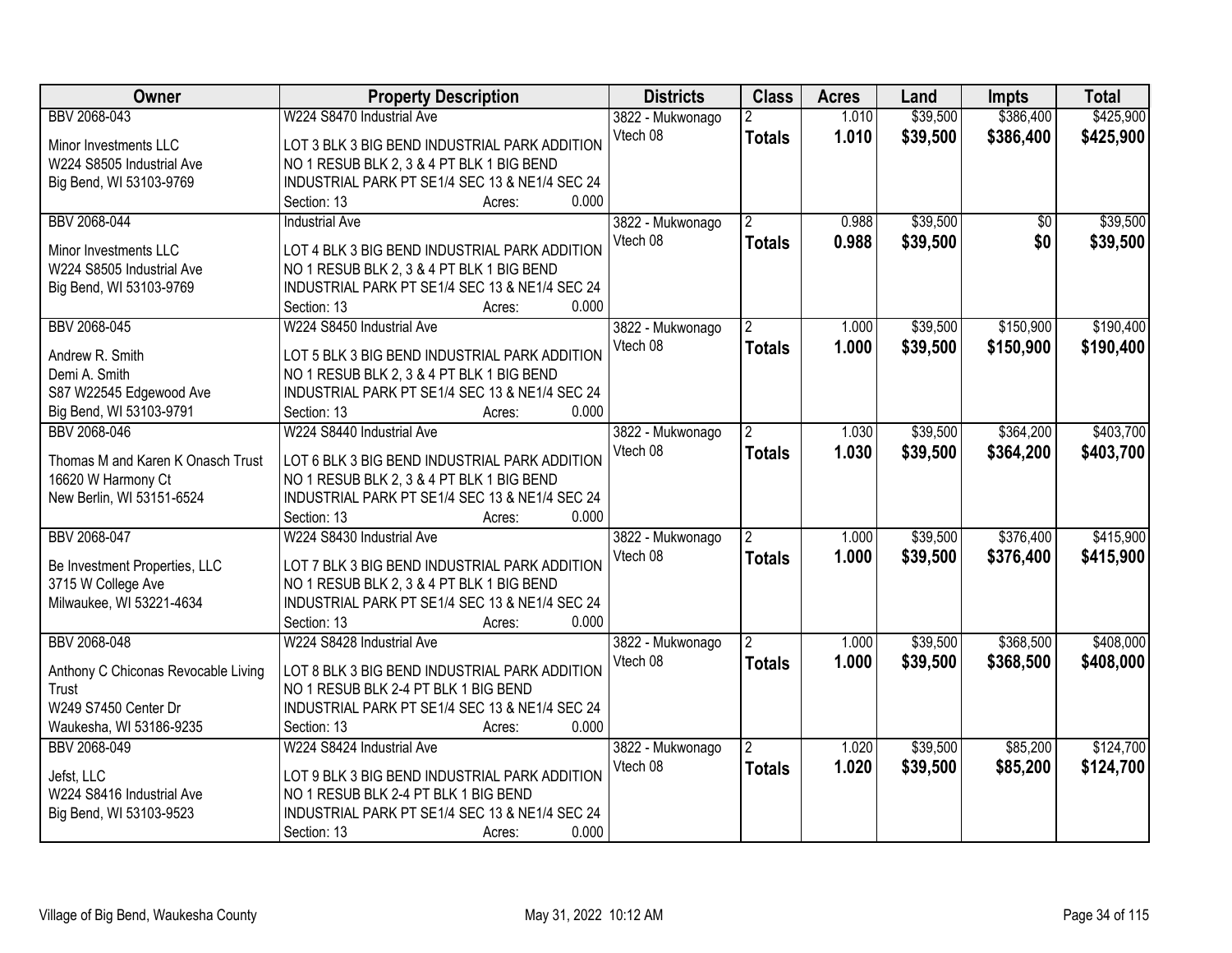| Owner | Property Description | Districts | Class | Acres | Land | Impts | Total |
|---|---|---|---|---|---|---|---|
| BBV 2068-043<br><br>Minor Investments LLC<br>W224 S8505 Industrial Ave<br>Big Bend, WI 53103-9769 | W224 S8470 Industrial Ave<br><br>LOT 3 BLK 3 BIG BEND INDUSTRIAL PARK ADDITION NO 1 RESUB BLK 2, 3 & 4 PT BLK 1 BIG BEND INDUSTRIAL PARK PT SE1/4 SEC 13 & NE1/4 SEC 24<br>Section: 13 Acres: 0.000 | 3822 - Mukwonago<br>Vtech 08 | 2<br>**Totals** | 1.010<br>**1.010** | $39,500<br>**$39,500** | $386,400<br>**$386,400** | $425,900<br>**$425,900** |
| BBV 2068-044<br><br>Minor Investments LLC<br>W224 S8505 Industrial Ave<br>Big Bend, WI 53103-9769 | Industrial Ave<br><br>LOT 4 BLK 3 BIG BEND INDUSTRIAL PARK ADDITION NO 1 RESUB BLK 2, 3 & 4 PT BLK 1 BIG BEND INDUSTRIAL PARK PT SE1/4 SEC 13 & NE1/4 SEC 24<br>Section: 13 Acres: 0.000 | 3822 - Mukwonago<br>Vtech 08 | 2<br>**Totals** | 0.988<br>**0.988** | $39,500<br>**$39,500** | $0<br>**$0** | $39,500<br>**$39,500** |
| BBV 2068-045<br><br>Andrew R. Smith<br>Demi A. Smith<br>S87 W22545 Edgewood Ave<br>Big Bend, WI 53103-9791 | W224 S8450 Industrial Ave<br><br>LOT 5 BLK 3 BIG BEND INDUSTRIAL PARK ADDITION NO 1 RESUB BLK 2, 3 & 4 PT BLK 1 BIG BEND INDUSTRIAL PARK PT SE1/4 SEC 13 & NE1/4 SEC 24<br>Section: 13 Acres: 0.000 | 3822 - Mukwonago<br>Vtech 08 | 2<br>**Totals** | 1.000<br>**1.000** | $39,500<br>**$39,500** | $150,900<br>**$150,900** | $190,400<br>**$190,400** |
| BBV 2068-046<br><br>Thomas M and Karen K Onasch Trust<br>16620 W Harmony Ct<br>New Berlin, WI 53151-6524 | W224 S8440 Industrial Ave<br><br>LOT 6 BLK 3 BIG BEND INDUSTRIAL PARK ADDITION NO 1 RESUB BLK 2, 3 & 4 PT BLK 1 BIG BEND INDUSTRIAL PARK PT SE1/4 SEC 13 & NE1/4 SEC 24<br>Section: 13 Acres: 0.000 | 3822 - Mukwonago<br>Vtech 08 | 2<br>**Totals** | 1.030<br>**1.030** | $39,500<br>**$39,500** | $364,200<br>**$364,200** | $403,700<br>**$403,700** |
| BBV 2068-047<br><br>Be Investment Properties, LLC<br>3715 W College Ave<br>Milwaukee, WI 53221-4634 | W224 S8430 Industrial Ave<br><br>LOT 7 BLK 3 BIG BEND INDUSTRIAL PARK ADDITION NO 1 RESUB BLK 2, 3 & 4 PT BLK 1 BIG BEND INDUSTRIAL PARK PT SE1/4 SEC 13 & NE1/4 SEC 24<br>Section: 13 Acres: 0.000 | 3822 - Mukwonago<br>Vtech 08 | 2<br>**Totals** | 1.000<br>**1.000** | $39,500<br>**$39,500** | $376,400<br>**$376,400** | $415,900<br>**$415,900** |
| BBV 2068-048<br><br>Anthony C Chiconas Revocable Living Trust<br>W249 S7450 Center Dr<br>Waukesha, WI 53186-9235 | W224 S8428 Industrial Ave<br><br>LOT 8 BLK 3 BIG BEND INDUSTRIAL PARK ADDITION NO 1 RESUB BLK 2-4 PT BLK 1 BIG BEND INDUSTRIAL PARK PT SE1/4 SEC 13 & NE1/4 SEC 24<br>Section: 13 Acres: 0.000 | 3822 - Mukwonago<br>Vtech 08 | 2<br>**Totals** | 1.000<br>**1.000** | $39,500<br>**$39,500** | $368,500<br>**$368,500** | $408,000<br>**$408,000** |
| BBV 2068-049<br><br>Jefst, LLC<br>W224 S8416 Industrial Ave<br>Big Bend, WI 53103-9523 | W224 S8424 Industrial Ave<br><br>LOT 9 BLK 3 BIG BEND INDUSTRIAL PARK ADDITION NO 1 RESUB BLK 2-4 PT BLK 1 BIG BEND INDUSTRIAL PARK PT SE1/4 SEC 13 & NE1/4 SEC 24<br>Section: 13 Acres: 0.000 | 3822 - Mukwonago<br>Vtech 08 | 2<br>**Totals** | 1.020<br>**1.020** | $39,500<br>**$39,500** | $85,200<br>**$85,200** | $124,700<br>**$124,700** |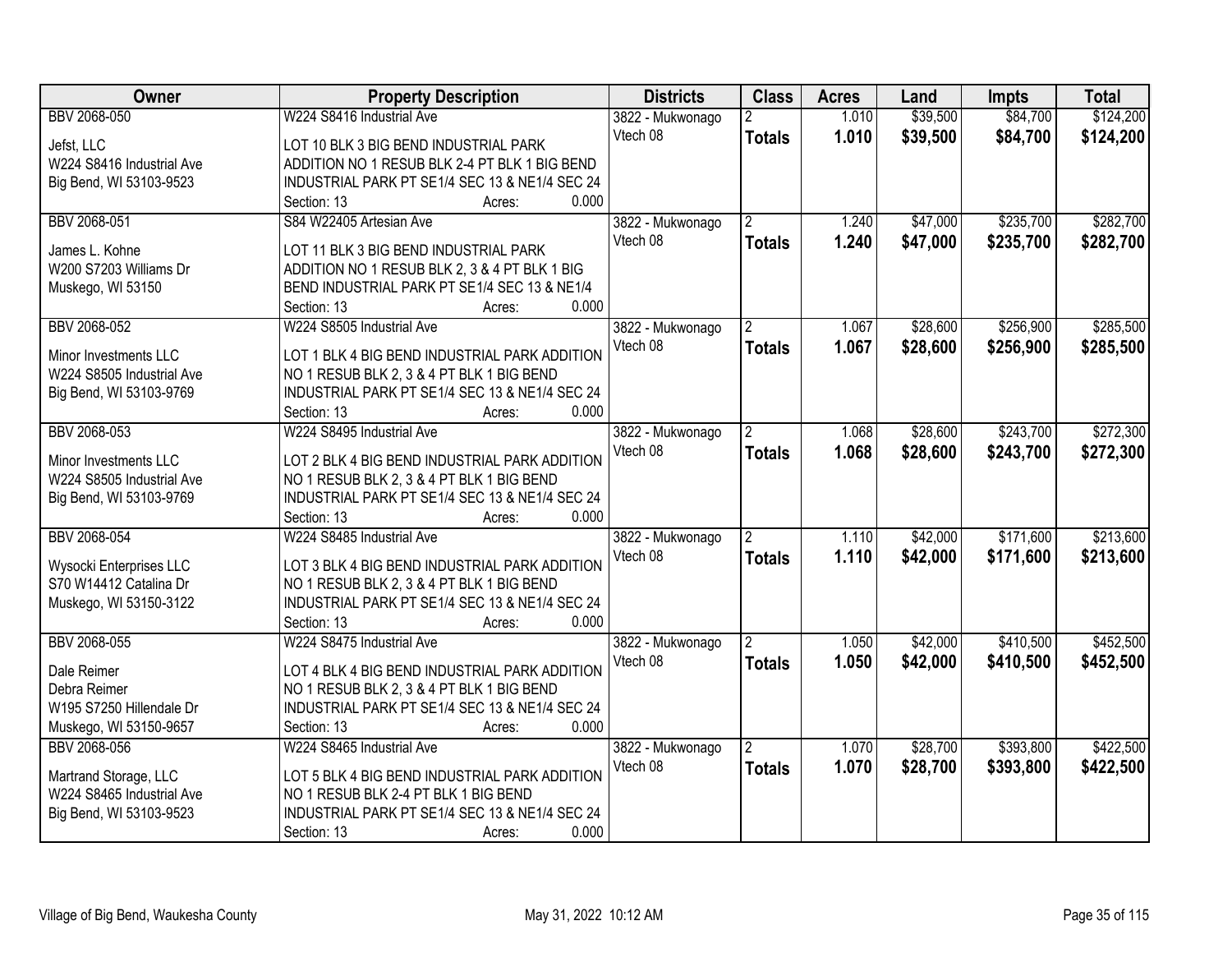| Owner | Property Description | Districts | Class | Acres | Land | Impts | Total |
|---|---|---|---|---|---|---|---|
| BBV 2068-050<br>Jefst, LLC<br>W224 S8416 Industrial Ave<br>Big Bend, WI 53103-9523 | W224 S8416 Industrial Ave<br>LOT 10 BLK 3 BIG BEND INDUSTRIAL PARK ADDITION NO 1 RESUB BLK 2-4 PT BLK 1 BIG BEND INDUSTRIAL PARK PT SE1/4 SEC 13 & NE1/4 SEC 24<br>Section: 13 Acres: 0.000 | 3822 - Mukwonago<br>Vtech 08 | 2<br>**Totals** | 1.010<br>**1.010** | $39,500<br>**$39,500** | $84,700<br>**$84,700** | $124,200<br>**$124,200** |
| BBV 2068-051<br>James L. Kohne<br>W200 S7203 Williams Dr<br>Muskego, WI 53150 | S84 W22405 Artesian Ave<br>LOT 11 BLK 3 BIG BEND INDUSTRIAL PARK ADDITION NO 1 RESUB BLK 2, 3 & 4 PT BLK 1 BIG BEND INDUSTRIAL PARK PT SE1/4 SEC 13 & NE1/4<br>Section: 13 Acres: 0.000 | 3822 - Mukwonago<br>Vtech 08 | 2<br>**Totals** | 1.240<br>**1.240** | $47,000<br>**$47,000** | $235,700<br>**$235,700** | $282,700<br>**$282,700** |
| BBV 2068-052<br>Minor Investments LLC<br>W224 S8505 Industrial Ave<br>Big Bend, WI 53103-9769 | W224 S8505 Industrial Ave<br>LOT 1 BLK 4 BIG BEND INDUSTRIAL PARK ADDITION NO 1 RESUB BLK 2, 3 & 4 PT BLK 1 BIG BEND INDUSTRIAL PARK PT SE1/4 SEC 13 & NE1/4 SEC 24<br>Section: 13 Acres: 0.000 | 3822 - Mukwonago<br>Vtech 08 | 2<br>**Totals** | 1.067<br>**1.067** | $28,600<br>**$28,600** | $256,900<br>**$256,900** | $285,500<br>**$285,500** |
| BBV 2068-053<br>Minor Investments LLC<br>W224 S8505 Industrial Ave<br>Big Bend, WI 53103-9769 | W224 S8495 Industrial Ave<br>LOT 2 BLK 4 BIG BEND INDUSTRIAL PARK ADDITION NO 1 RESUB BLK 2, 3 & 4 PT BLK 1 BIG BEND INDUSTRIAL PARK PT SE1/4 SEC 13 & NE1/4 SEC 24<br>Section: 13 Acres: 0.000 | 3822 - Mukwonago<br>Vtech 08 | 2<br>**Totals** | 1.068<br>**1.068** | $28,600<br>**$28,600** | $243,700<br>**$243,700** | $272,300<br>**$272,300** |
| BBV 2068-054<br>Wysocki Enterprises LLC<br>S70 W14412 Catalina Dr<br>Muskego, WI 53150-3122 | W224 S8485 Industrial Ave<br>LOT 3 BLK 4 BIG BEND INDUSTRIAL PARK ADDITION NO 1 RESUB BLK 2, 3 & 4 PT BLK 1 BIG BEND INDUSTRIAL PARK PT SE1/4 SEC 13 & NE1/4 SEC 24<br>Section: 13 Acres: 0.000 | 3822 - Mukwonago<br>Vtech 08 | 2<br>**Totals** | 1.110<br>**1.110** | $42,000<br>**$42,000** | $171,600<br>**$171,600** | $213,600<br>**$213,600** |
| BBV 2068-055<br>Dale Reimer<br>Debra Reimer<br>W195 S7250 Hillendale Dr<br>Muskego, WI 53150-9657 | W224 S8475 Industrial Ave<br>LOT 4 BLK 4 BIG BEND INDUSTRIAL PARK ADDITION NO 1 RESUB BLK 2, 3 & 4 PT BLK 1 BIG BEND INDUSTRIAL PARK PT SE1/4 SEC 13 & NE1/4 SEC 24<br>Section: 13 Acres: 0.000 | 3822 - Mukwonago<br>Vtech 08 | 2<br>**Totals** | 1.050<br>**1.050** | $42,000<br>**$42,000** | $410,500<br>**$410,500** | $452,500<br>**$452,500** |
| BBV 2068-056<br>Martrand Storage, LLC<br>W224 S8465 Industrial Ave<br>Big Bend, WI 53103-9523 | W224 S8465 Industrial Ave<br>LOT 5 BLK 4 BIG BEND INDUSTRIAL PARK ADDITION NO 1 RESUB BLK 2-4 PT BLK 1 BIG BEND INDUSTRIAL PARK PT SE1/4 SEC 13 & NE1/4 SEC 24<br>Section: 13 Acres: 0.000 | 3822 - Mukwonago<br>Vtech 08 | 2<br>**Totals** | 1.070<br>**1.070** | $28,700<br>**$28,700** | $393,800<br>**$393,800** | $422,500<br>**$422,500** |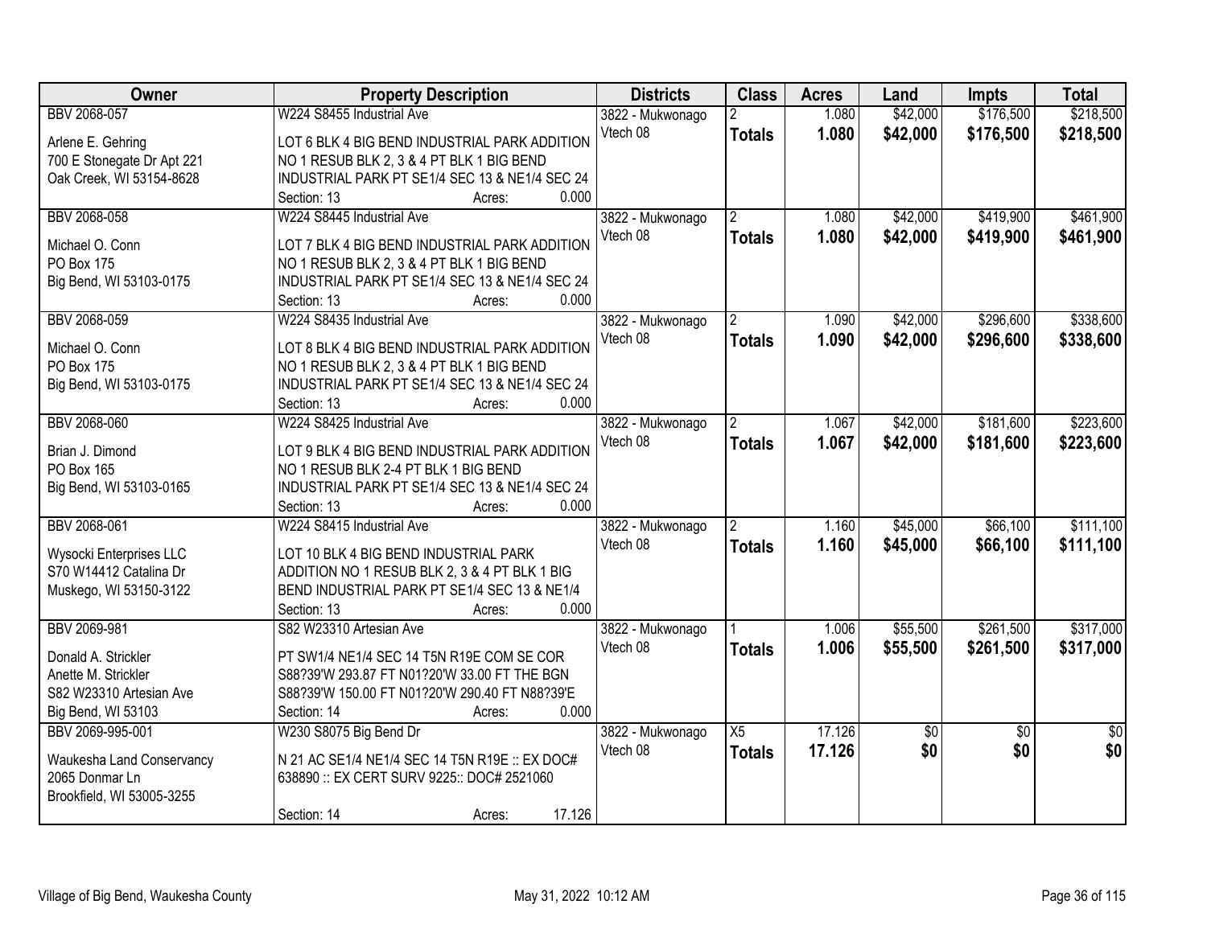| Owner | Property Description | Districts | Class | Acres | Land | Impts | Total |
|---|---|---|---|---|---|---|---|
| BBV 2068-057<br>Arlene E. Gehring<br>700 E Stonegate Dr Apt 221<br>Oak Creek, WI 53154-8628 | W224 S8455 Industrial Ave<br>LOT 6 BLK 4 BIG BEND INDUSTRIAL PARK ADDITION NO 1 RESUB BLK 2, 3 & 4 PT BLK 1 BIG BEND INDUSTRIAL PARK PT SE1/4 SEC 13 & NE1/4 SEC 24<br>Section: 13 Acres: 0.000 | 3822 - Mukwonago<br>Vtech 08 | 2<br>**Totals** | 1.080<br>**1.080** | $42,000<br>**$42,000** | $176,500<br>**$176,500** | $218,500<br>**$218,500** |
| BBV 2068-058<br>Michael O. Conn<br>PO Box 175<br>Big Bend, WI 53103-0175 | W224 S8445 Industrial Ave<br>LOT 7 BLK 4 BIG BEND INDUSTRIAL PARK ADDITION NO 1 RESUB BLK 2, 3 & 4 PT BLK 1 BIG BEND INDUSTRIAL PARK PT SE1/4 SEC 13 & NE1/4 SEC 24<br>Section: 13 Acres: 0.000 | 3822 - Mukwonago<br>Vtech 08 | 2<br>**Totals** | 1.080<br>**1.080** | $42,000<br>**$42,000** | $419,900<br>**$419,900** | $461,900<br>**$461,900** |
| BBV 2068-059<br>Michael O. Conn<br>PO Box 175<br>Big Bend, WI 53103-0175 | W224 S8435 Industrial Ave<br>LOT 8 BLK 4 BIG BEND INDUSTRIAL PARK ADDITION NO 1 RESUB BLK 2, 3 & 4 PT BLK 1 BIG BEND INDUSTRIAL PARK PT SE1/4 SEC 13 & NE1/4 SEC 24<br>Section: 13 Acres: 0.000 | 3822 - Mukwonago<br>Vtech 08 | 2<br>**Totals** | 1.090<br>**1.090** | $42,000<br>**$42,000** | $296,600<br>**$296,600** | $338,600<br>**$338,600** |
| BBV 2068-060<br>Brian J. Dimond<br>PO Box 165<br>Big Bend, WI 53103-0165 | W224 S8425 Industrial Ave<br>LOT 9 BLK 4 BIG BEND INDUSTRIAL PARK ADDITION NO 1 RESUB BLK 2-4 PT BLK 1 BIG BEND INDUSTRIAL PARK PT SE1/4 SEC 13 & NE1/4 SEC 24<br>Section: 13 Acres: 0.000 | 3822 - Mukwonago<br>Vtech 08 | 2<br>**Totals** | 1.067<br>**1.067** | $42,000<br>**$42,000** | $181,600<br>**$181,600** | $223,600<br>**$223,600** |
| BBV 2068-061<br>Wysocki Enterprises LLC<br>S70 W14412 Catalina Dr<br>Muskego, WI 53150-3122 | W224 S8415 Industrial Ave<br>LOT 10 BLK 4 BIG BEND INDUSTRIAL PARK ADDITION NO 1 RESUB BLK 2, 3 & 4 PT BLK 1 BIG BEND INDUSTRIAL PARK PT SE1/4 SEC 13 & NE1/4<br>Section: 13 Acres: 0.000 | 3822 - Mukwonago<br>Vtech 08 | 2<br>**Totals** | 1.160<br>**1.160** | $45,000<br>**$45,000** | $66,100<br>**$66,100** | $111,100<br>**$111,100** |
| BBV 2069-981<br>Donald A. Strickler<br>Anette M. Strickler<br>S82 W23310 Artesian Ave<br>Big Bend, WI 53103 | S82 W23310 Artesian Ave<br>PT SW1/4 NE1/4 SEC 14 T5N R19E COM SE COR S88?39'W 293.87 FT N01?20'W 33.00 FT THE BGN S88?39'W 150.00 FT N01?20'W 290.40 FT N88?39'E<br>Section: 14 Acres: 0.000 | 3822 - Mukwonago<br>Vtech 08 | 1<br>**Totals** | 1.006<br>**1.006** | $55,500<br>**$55,500** | $261,500<br>**$261,500** | $317,000<br>**$317,000** |
| BBV 2069-995-001<br>Waukesha Land Conservancy<br>2065 Donmar Ln<br>Brookfield, WI 53005-3255 | W230 S8075 Big Bend Dr<br>N 21 AC SE1/4 NE1/4 SEC 14 T5N R19E :: EX DOC# 638890 :: EX CERT SURV 9225:: DOC# 2521060<br>Section: 14 Acres: 17.126 | 3822 - Mukwonago<br>Vtech 08 | X5<br>**Totals** | 17.126<br>**17.126** | $0<br>**$0** | $0<br>**$0** | $0<br>**$0** |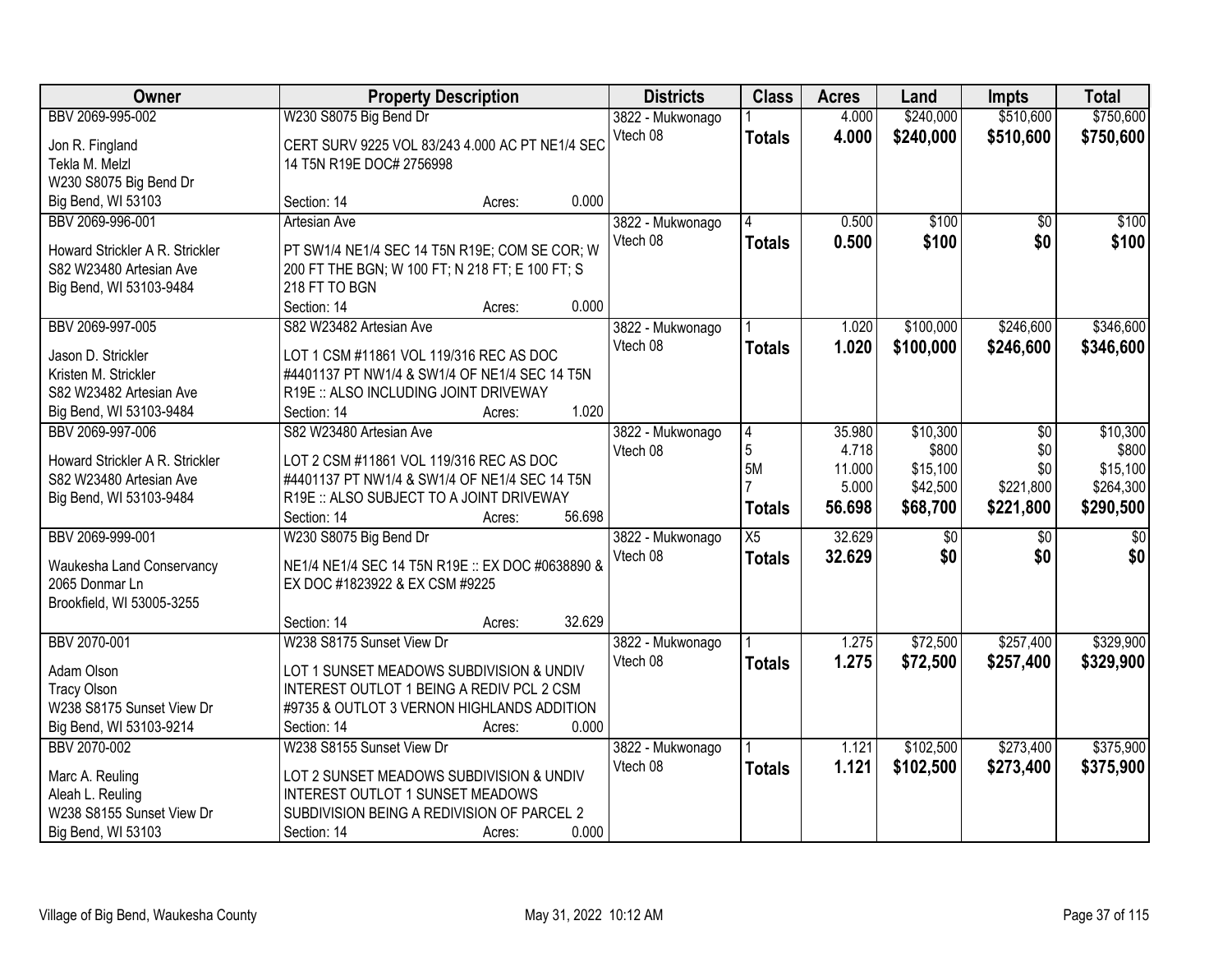| Owner | Property Description | Districts | Class | Acres | Land | Impts | Total |
|---|---|---|---|---|---|---|---|
| BBV 2069-995-002<br><br>Jon R. Fingland<br>Tekla M. Melzl<br>W230 S8075 Big Bend Dr<br>Big Bend, WI 53103 | W230 S8075 Big Bend Dr<br><br>CERT SURV 9225 VOL 83/243 4.000 AC PT NE1/4 SEC 14 T5N R19E DOC# 2756998<br><br>Section: 14 Acres: 0.000 | 3822 - Mukwonago<br>Vtech 08 | 1<br>**Totals** | 4.000<br>**4.000** | $240,000<br>**$240,000** | $510,600<br>**$510,600** | $750,600<br>**$750,600** |
| BBV 2069-996-001<br><br>Howard Strickler A R. Strickler<br>S82 W23480 Artesian Ave<br>Big Bend, WI 53103-9484 | Artesian Ave<br><br>PT SW1/4 NE1/4 SEC 14 T5N R19E; COM SE COR; W 200 FT THE BGN; W 100 FT; N 218 FT; E 100 FT; S 218 FT TO BGN<br>Section: 14 Acres: 0.000 | 3822 - Mukwonago<br>Vtech 08 | 4<br>**Totals** | 0.500<br>**0.500** | $100<br>**$100** | $0<br>**$0** | $100<br>**$100** |
| BBV 2069-997-005<br><br>Jason D. Strickler<br>Kristen M. Strickler<br>S82 W23482 Artesian Ave<br>Big Bend, WI 53103-9484 | S82 W23482 Artesian Ave<br><br>LOT 1 CSM #11861 VOL 119/316 REC AS DOC #4401137 PT NW1/4 & SW1/4 OF NE1/4 SEC 14 T5N R19E :: ALSO INCLUDING JOINT DRIVEWAY<br>Section: 14 Acres: 1.020 | 3822 - Mukwonago<br>Vtech 08 | 1<br>**Totals** | 1.020<br>**1.020** | $100,000<br>**$100,000** | $246,600<br>**$246,600** | $346,600<br>**$346,600** |
| BBV 2069-997-006<br><br>Howard Strickler A R. Strickler<br>S82 W23480 Artesian Ave<br>Big Bend, WI 53103-9484 | S82 W23480 Artesian Ave<br><br>LOT 2 CSM #11861 VOL 119/316 REC AS DOC #4401137 PT NW1/4 & SW1/4 OF NE1/4 SEC 14 T5N R19E :: ALSO SUBJECT TO A JOINT DRIVEWAY<br>Section: 14 Acres: 56.698 | 3822 - Mukwonago<br>Vtech 08 | 4<br>5<br>5M<br>7<br>**Totals** | 35.980<br>4.718<br>11.000<br>5.000<br>**56.698** | $10,300<br>$800<br>$15,100<br>$42,500<br>**$68,700** | $0<br>$0<br>$0<br>$221,800<br>**$221,800** | $10,300<br>$800<br>$15,100<br>$264,300<br>**$290,500** |
| BBV 2069-999-001<br><br>Waukesha Land Conservancy<br>2065 Donmar Ln<br>Brookfield, WI 53005-3255 | W230 S8075 Big Bend Dr<br><br>NE1/4 NE1/4 SEC 14 T5N R19E :: EX DOC #0638890 & EX DOC #1823922 & EX CSM #9225<br><br>Section: 14 Acres: 32.629 | 3822 - Mukwonago<br>Vtech 08 | X5<br>**Totals** | 32.629<br>**32.629** | $0<br>**$0** | $0<br>**$0** | $0<br>**$0** |
| BBV 2070-001<br><br>Adam Olson<br>Tracy Olson<br>W238 S8175 Sunset View Dr<br>Big Bend, WI 53103-9214 | W238 S8175 Sunset View Dr<br><br>LOT 1 SUNSET MEADOWS SUBDIVISION & UNDIV INTEREST OUTLOT 1 BEING A REDIV PCL 2 CSM #9735 & OUTLOT 3 VERNON HIGHLANDS ADDITION<br>Section: 14 Acres: 0.000 | 3822 - Mukwonago<br>Vtech 08 | 1<br>**Totals** | 1.275<br>**1.275** | $72,500<br>**$72,500** | $257,400<br>**$257,400** | $329,900<br>**$329,900** |
| BBV 2070-002<br><br>Marc A. Reuling<br>Aleah L. Reuling<br>W238 S8155 Sunset View Dr<br>Big Bend, WI 53103 | W238 S8155 Sunset View Dr<br><br>LOT 2 SUNSET MEADOWS SUBDIVISION & UNDIV INTEREST OUTLOT 1 SUNSET MEADOWS SUBDIVISION BEING A REDIVISION OF PARCEL 2<br>Section: 14 Acres: 0.000 | 3822 - Mukwonago<br>Vtech 08 | 1<br>**Totals** | 1.121<br>**1.121** | $102,500<br>**$102,500** | $273,400<br>**$273,400** | $375,900<br>**$375,900** |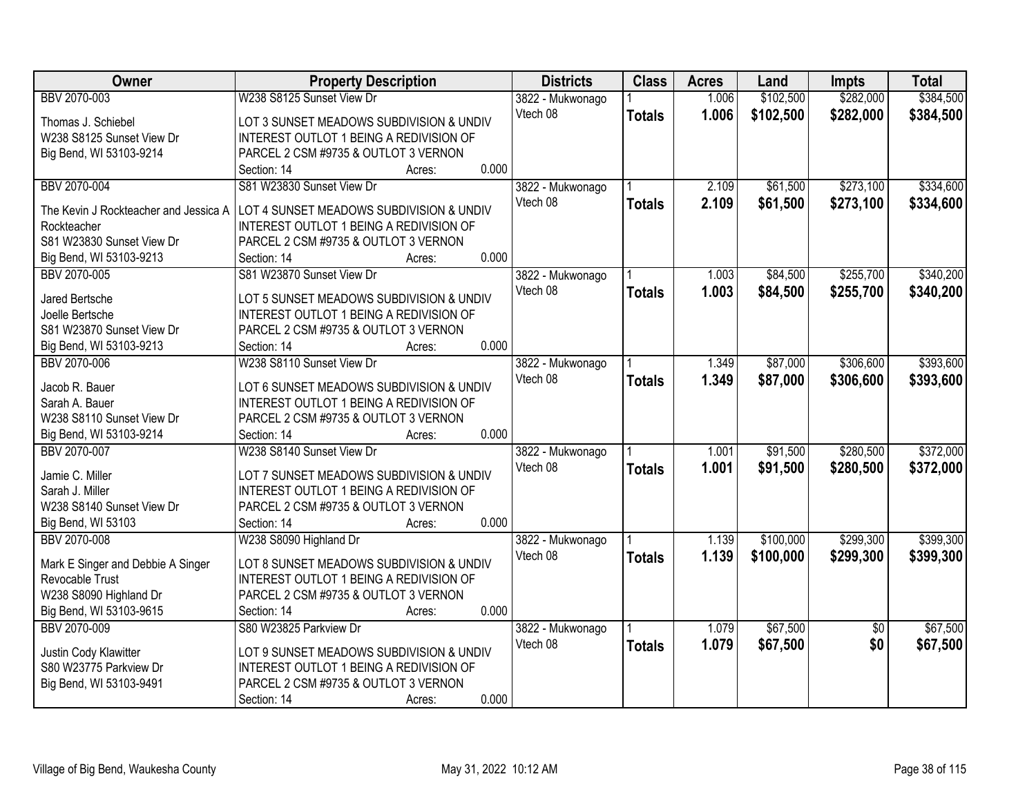| Owner | Property Description | Districts | Class | Acres | Land | Impts | Total |
|---|---|---|---|---|---|---|---|
| BBV 2070-003<br>Thomas J. Schiebel<br>W238 S8125 Sunset View Dr<br>Big Bend, WI 53103-9214 | W238 S8125 Sunset View Dr<br>LOT 3 SUNSET MEADOWS SUBDIVISION & UNDIV INTEREST OUTLOT 1 BEING A REDIVISION OF PARCEL 2 CSM #9735 & OUTLOT 3 VERNON<br>Section: 14 Acres: 0.000 | 3822 - Mukwonago<br>Vtech 08 | 1<br>**Totals** | 1.006<br>**1.006** | $102,500<br>**$102,500** | $282,000<br>**$282,000** | $384,500<br>**$384,500** |
| BBV 2070-004<br>The Kevin J Rockteacher and Jessica A Rockteacher<br>S81 W23830 Sunset View Dr<br>Big Bend, WI 53103-9213 | S81 W23830 Sunset View Dr<br>LOT 4 SUNSET MEADOWS SUBDIVISION & UNDIV INTEREST OUTLOT 1 BEING A REDIVISION OF PARCEL 2 CSM #9735 & OUTLOT 3 VERNON<br>Section: 14 Acres: 0.000 | 3822 - Mukwonago<br>Vtech 08 | 1<br>**Totals** | 2.109<br>**2.109** | $61,500<br>**$61,500** | $273,100<br>**$273,100** | $334,600<br>**$334,600** |
| BBV 2070-005<br>Jared Bertsche<br>Joelle Bertsche<br>S81 W23870 Sunset View Dr<br>Big Bend, WI 53103-9213 | S81 W23870 Sunset View Dr<br>LOT 5 SUNSET MEADOWS SUBDIVISION & UNDIV INTEREST OUTLOT 1 BEING A REDIVISION OF PARCEL 2 CSM #9735 & OUTLOT 3 VERNON<br>Section: 14 Acres: 0.000 | 3822 - Mukwonago<br>Vtech 08 | 1<br>**Totals** | 1.003<br>**1.003** | $84,500<br>**$84,500** | $255,700<br>**$255,700** | $340,200<br>**$340,200** |
| BBV 2070-006<br>Jacob R. Bauer<br>Sarah A. Bauer<br>W238 S8110 Sunset View Dr<br>Big Bend, WI 53103-9214 | W238 S8110 Sunset View Dr<br>LOT 6 SUNSET MEADOWS SUBDIVISION & UNDIV INTEREST OUTLOT 1 BEING A REDIVISION OF PARCEL 2 CSM #9735 & OUTLOT 3 VERNON<br>Section: 14 Acres: 0.000 | 3822 - Mukwonago<br>Vtech 08 | 1<br>**Totals** | 1.349<br>**1.349** | $87,000<br>**$87,000** | $306,600<br>**$306,600** | $393,600<br>**$393,600** |
| BBV 2070-007<br>Jamie C. Miller<br>Sarah J. Miller<br>W238 S8140 Sunset View Dr<br>Big Bend, WI 53103 | W238 S8140 Sunset View Dr<br>LOT 7 SUNSET MEADOWS SUBDIVISION & UNDIV INTEREST OUTLOT 1 BEING A REDIVISION OF PARCEL 2 CSM #9735 & OUTLOT 3 VERNON<br>Section: 14 Acres: 0.000 | 3822 - Mukwonago<br>Vtech 08 | 1<br>**Totals** | 1.001<br>**1.001** | $91,500<br>**$91,500** | $280,500<br>**$280,500** | $372,000<br>**$372,000** |
| BBV 2070-008<br>Mark E Singer and Debbie A Singer Revocable Trust<br>W238 S8090 Highland Dr<br>Big Bend, WI 53103-9615 | W238 S8090 Highland Dr<br>LOT 8 SUNSET MEADOWS SUBDIVISION & UNDIV INTEREST OUTLOT 1 BEING A REDIVISION OF PARCEL 2 CSM #9735 & OUTLOT 3 VERNON<br>Section: 14 Acres: 0.000 | 3822 - Mukwonago<br>Vtech 08 | 1<br>**Totals** | 1.139<br>**1.139** | $100,000<br>**$100,000** | $299,300<br>**$299,300** | $399,300<br>**$399,300** |
| BBV 2070-009<br>Justin Cody Klawitter<br>S80 W23775 Parkview Dr<br>Big Bend, WI 53103-9491 | S80 W23825 Parkview Dr<br>LOT 9 SUNSET MEADOWS SUBDIVISION & UNDIV INTEREST OUTLOT 1 BEING A REDIVISION OF PARCEL 2 CSM #9735 & OUTLOT 3 VERNON<br>Section: 14 Acres: 0.000 | 3822 - Mukwonago<br>Vtech 08 | 1<br>**Totals** | 1.079<br>**1.079** | $67,500<br>**$67,500** | $0<br>**$0** | $67,500<br>**$67,500** |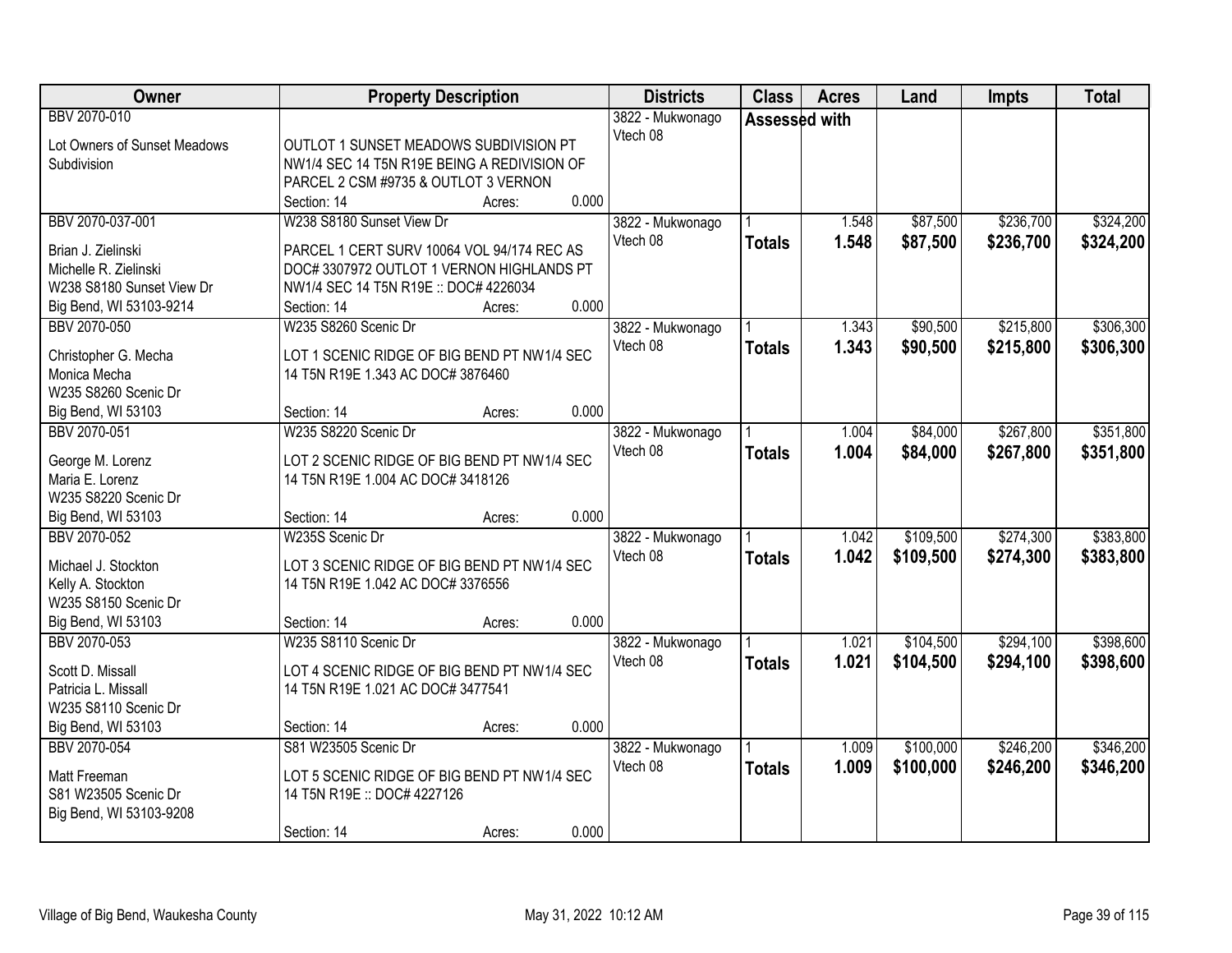| Owner | Property Description | Districts | Class | Acres | Land | Impts | Total |
|---|---|---|---|---|---|---|---|
| BBV 2070-010<br><br>Lot Owners of Sunset Meadows Subdivision | <br>OUTLOT 1 SUNSET MEADOWS SUBDIVISION PT NW1/4 SEC 14 T5N R19E BEING A REDIVISION OF PARCEL 2 CSM #9735 & OUTLOT 3 VERNON<br>Section: 14 Acres: 0.000 | 3822 - Mukwonago<br>Vtech 08 | Assessed with | | | | |
| BBV 2070-037-001<br><br>Brian J. Zielinski<br>Michelle R. Zielinski<br>W238 S8180 Sunset View Dr<br>Big Bend, WI 53103-9214 | W238 S8180 Sunset View Dr<br><br>PARCEL 1 CERT SURV 10064 VOL 94/174 REC AS DOC# 3307972 OUTLOT 1 VERNON HIGHLANDS PT NW1/4 SEC 14 T5N R19E :: DOC# 4226034<br>Section: 14 Acres: 0.000 | 3822 - Mukwonago<br>Vtech 08 | 1<br>**Totals** | 1.548<br>**1.548** | $87,500<br>**$87,500** | $236,700<br>**$236,700** | $324,200<br>**$324,200** |
| BBV 2070-050<br><br>Christopher G. Mecha<br>Monica Mecha<br>W235 S8260 Scenic Dr<br>Big Bend, WI 53103 | W235 S8260 Scenic Dr<br><br>LOT 1 SCENIC RIDGE OF BIG BEND PT NW1/4 SEC 14 T5N R19E 1.343 AC DOC# 3876460<br>Section: 14 Acres: 0.000 | 3822 - Mukwonago<br>Vtech 08 | 1<br>**Totals** | 1.343<br>**1.343** | $90,500<br>**$90,500** | $215,800<br>**$215,800** | $306,300<br>**$306,300** |
| BBV 2070-051<br><br>George M. Lorenz<br>Maria E. Lorenz<br>W235 S8220 Scenic Dr<br>Big Bend, WI 53103 | W235 S8220 Scenic Dr<br><br>LOT 2 SCENIC RIDGE OF BIG BEND PT NW1/4 SEC 14 T5N R19E 1.004 AC DOC# 3418126<br>Section: 14 Acres: 0.000 | 3822 - Mukwonago<br>Vtech 08 | 1<br>**Totals** | 1.004<br>**1.004** | $84,000<br>**$84,000** | $267,800<br>**$267,800** | $351,800<br>**$351,800** |
| BBV 2070-052<br><br>Michael J. Stockton<br>Kelly A. Stockton<br>W235 S8150 Scenic Dr<br>Big Bend, WI 53103 | W235S Scenic Dr<br><br>LOT 3 SCENIC RIDGE OF BIG BEND PT NW1/4 SEC 14 T5N R19E 1.042 AC DOC# 3376556<br>Section: 14 Acres: 0.000 | 3822 - Mukwonago<br>Vtech 08 | 1<br>**Totals** | 1.042<br>**1.042** | $109,500<br>**$109,500** | $274,300<br>**$274,300** | $383,800<br>**$383,800** |
| BBV 2070-053<br><br>Scott D. Missall<br>Patricia L. Missall<br>W235 S8110 Scenic Dr<br>Big Bend, WI 53103 | W235 S8110 Scenic Dr<br><br>LOT 4 SCENIC RIDGE OF BIG BEND PT NW1/4 SEC 14 T5N R19E 1.021 AC DOC# 3477541<br>Section: 14 Acres: 0.000 | 3822 - Mukwonago<br>Vtech 08 | 1<br>**Totals** | 1.021<br>**1.021** | $104,500<br>**$104,500** | $294,100<br>**$294,100** | $398,600<br>**$398,600** |
| BBV 2070-054<br><br>Matt Freeman<br>S81 W23505 Scenic Dr<br>Big Bend, WI 53103-9208 | S81 W23505 Scenic Dr<br><br>LOT 5 SCENIC RIDGE OF BIG BEND PT NW1/4 SEC 14 T5N R19E :: DOC# 4227126<br>Section: 14 Acres: 0.000 | 3822 - Mukwonago<br>Vtech 08 | 1<br>**Totals** | 1.009<br>**1.009** | $100,000<br>**$100,000** | $246,200<br>**$246,200** | $346,200<br>**$346,200** |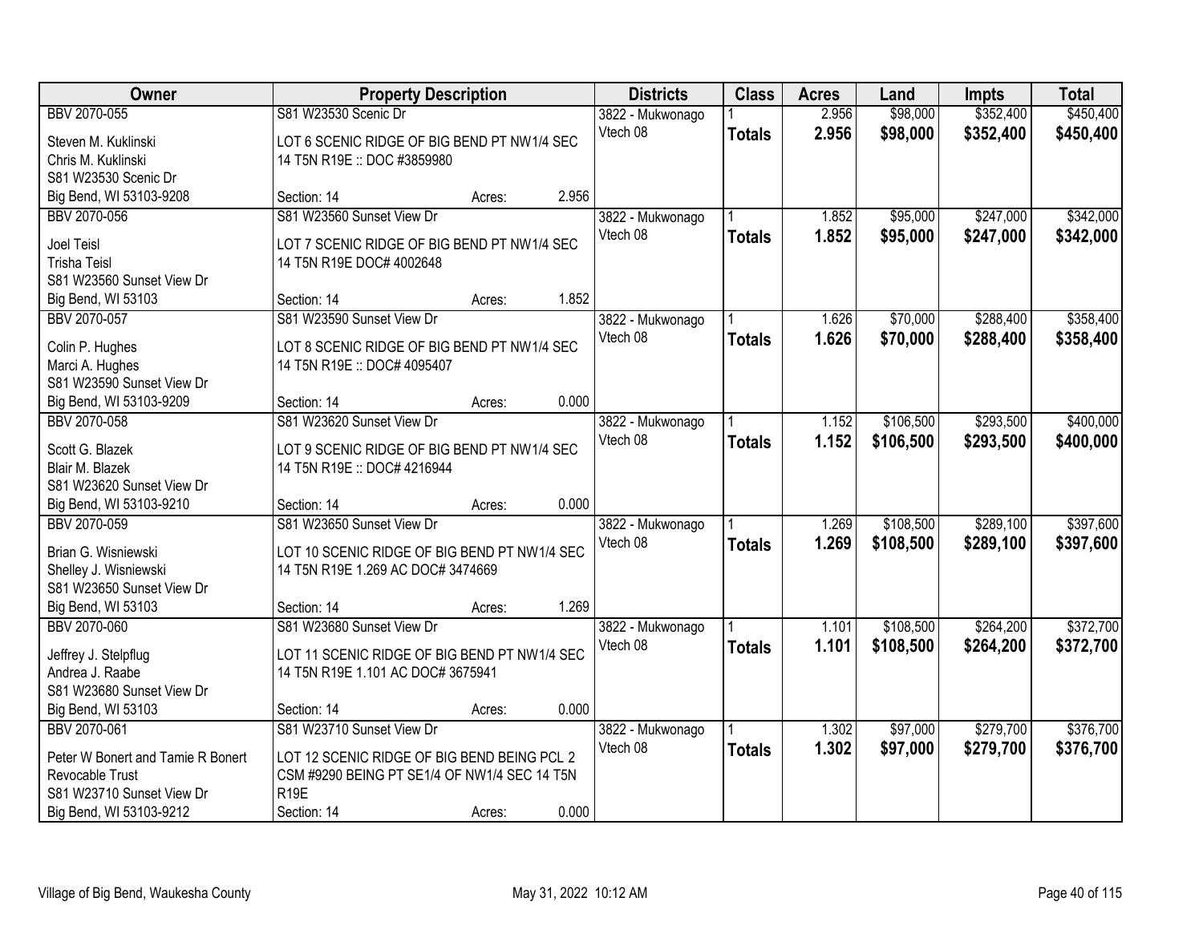| Owner | Property Description | | | Districts | Class | Acres | Land | Impts | Total |
|---|---|---|---|---|---|---|---|---|---|
| BBV 2070-055 | S81 W23530 Scenic Dr | | | 3822 - Mukwonago | 1 | 2.956 | $98,000 | $352,400 | $450,400 |
| Steven M. Kuklinski<br>Chris M. Kuklinski<br>S81 W23530 Scenic Dr<br>Big Bend, WI 53103-9208 | LOT 6 SCENIC RIDGE OF BIG BEND PT NW1/4 SEC 14 T5N R19E :: DOC #3859980 | | | Vtech 08 | **Totals** | **2.956** | **$98,000** | **$352,400** | **$450,400** |
| | Section: 14 | Acres: | 2.956 | | | | | | |
| BBV 2070-056 | S81 W23560 Sunset View Dr | | | 3822 - Mukwonago | 1 | 1.852 | $95,000 | $247,000 | $342,000 |
| Joel Teisl<br>Trisha Teisl<br>S81 W23560 Sunset View Dr<br>Big Bend, WI 53103 | LOT 7 SCENIC RIDGE OF BIG BEND PT NW1/4 SEC 14 T5N R19E DOC# 4002648 | | | Vtech 08 | **Totals** | **1.852** | **$95,000** | **$247,000** | **$342,000** |
| | Section: 14 | Acres: | 1.852 | | | | | | |
| BBV 2070-057 | S81 W23590 Sunset View Dr | | | 3822 - Mukwonago | 1 | 1.626 | $70,000 | $288,400 | $358,400 |
| Colin P. Hughes<br>Marci A. Hughes<br>S81 W23590 Sunset View Dr<br>Big Bend, WI 53103-9209 | LOT 8 SCENIC RIDGE OF BIG BEND PT NW1/4 SEC 14 T5N R19E :: DOC# 4095407 | | | Vtech 08 | **Totals** | **1.626** | **$70,000** | **$288,400** | **$358,400** |
| | Section: 14 | Acres: | 0.000 | | | | | | |
| BBV 2070-058 | S81 W23620 Sunset View Dr | | | 3822 - Mukwonago | 1 | 1.152 | $106,500 | $293,500 | $400,000 |
| Scott G. Blazek<br>Blair M. Blazek<br>S81 W23620 Sunset View Dr<br>Big Bend, WI 53103-9210 | LOT 9 SCENIC RIDGE OF BIG BEND PT NW1/4 SEC 14 T5N R19E :: DOC# 4216944 | | | Vtech 08 | **Totals** | **1.152** | **$106,500** | **$293,500** | **$400,000** |
| | Section: 14 | Acres: | 0.000 | | | | | | |
| BBV 2070-059 | S81 W23650 Sunset View Dr | | | 3822 - Mukwonago | 1 | 1.269 | $108,500 | $289,100 | $397,600 |
| Brian G. Wisniewski<br>Shelley J. Wisniewski<br>S81 W23650 Sunset View Dr<br>Big Bend, WI 53103 | LOT 10 SCENIC RIDGE OF BIG BEND PT NW1/4 SEC 14 T5N R19E 1.269 AC DOC# 3474669 | | | Vtech 08 | **Totals** | **1.269** | **$108,500** | **$289,100** | **$397,600** |
| | Section: 14 | Acres: | 1.269 | | | | | | |
| BBV 2070-060 | S81 W23680 Sunset View Dr | | | 3822 - Mukwonago | 1 | 1.101 | $108,500 | $264,200 | $372,700 |
| Jeffrey J. Stelpflug<br>Andrea J. Raabe<br>S81 W23680 Sunset View Dr<br>Big Bend, WI 53103 | LOT 11 SCENIC RIDGE OF BIG BEND PT NW1/4 SEC 14 T5N R19E 1.101 AC DOC# 3675941 | | | Vtech 08 | **Totals** | **1.101** | **$108,500** | **$264,200** | **$372,700** |
| | Section: 14 | Acres: | 0.000 | | | | | | |
| BBV 2070-061 | S81 W23710 Sunset View Dr | | | 3822 - Mukwonago | 1 | 1.302 | $97,000 | $279,700 | $376,700 |
| Peter W Bonert and Tamie R Bonert Revocable Trust<br>S81 W23710 Sunset View Dr<br>Big Bend, WI 53103-9212 | LOT 12 SCENIC RIDGE OF BIG BEND BEING PCL 2 CSM #9290 BEING PT SE1/4 OF NW1/4 SEC 14 T5N R19E | | | Vtech 08 | **Totals** | **1.302** | **$97,000** | **$279,700** | **$376,700** |
| | Section: 14 | Acres: | 0.000 | | | | | | |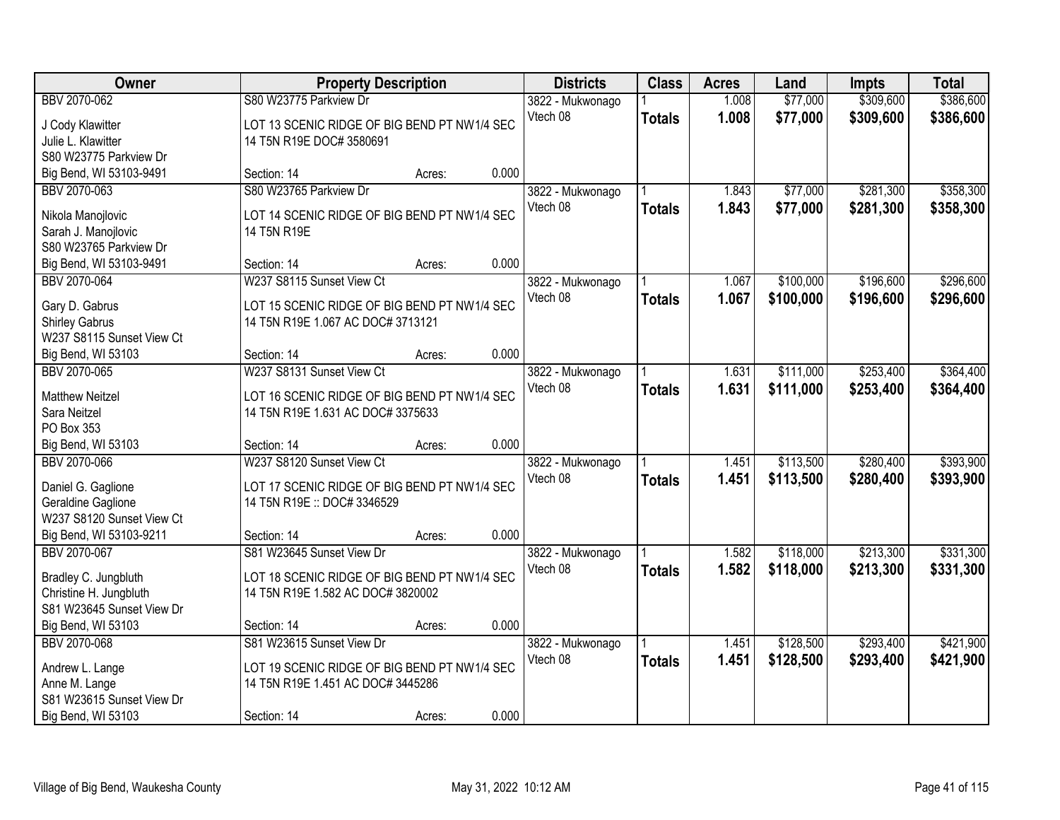| Owner | Property Description | | | Districts | Class | Acres | Land | Impts | Total |
|---|---|---|---|---|---|---|---|---|---|
| BBV 2070-062 | S80 W23775 Parkview Dr | | | 3822 - Mukwonago | 1 | 1.008 | $77,000 | $309,600 | $386,600 |
| J Cody Klawitter<br>Julie L. Klawitter<br>S80 W23775 Parkview Dr<br>Big Bend, WI 53103-9491 | LOT 13 SCENIC RIDGE OF BIG BEND PT NW1/4 SEC 14 T5N R19E DOC# 3580691 | | | Vtech 08 | **Totals** | **1.008** | **$77,000** | **$309,600** | **$386,600** |
| | Section: 14 | Acres: | 0.000 | | | | | | |
| BBV 2070-063 | S80 W23765 Parkview Dr | | | 3822 - Mukwonago | 1 | 1.843 | $77,000 | $281,300 | $358,300 |
| Nikola Manojlovic<br>Sarah J. Manojlovic<br>S80 W23765 Parkview Dr<br>Big Bend, WI 53103-9491 | LOT 14 SCENIC RIDGE OF BIG BEND PT NW1/4 SEC 14 T5N R19E | | | Vtech 08 | **Totals** | **1.843** | **$77,000** | **$281,300** | **$358,300** |
| | Section: 14 | Acres: | 0.000 | | | | | | |
| BBV 2070-064 | W237 S8115 Sunset View Ct | | | 3822 - Mukwonago | 1 | 1.067 | $100,000 | $196,600 | $296,600 |
| Gary D. Gabrus<br>Shirley Gabrus<br>W237 S8115 Sunset View Ct<br>Big Bend, WI 53103 | LOT 15 SCENIC RIDGE OF BIG BEND PT NW1/4 SEC 14 T5N R19E 1.067 AC DOC# 3713121 | | | Vtech 08 | **Totals** | **1.067** | **$100,000** | **$196,600** | **$296,600** |
| | Section: 14 | Acres: | 0.000 | | | | | | |
| BBV 2070-065 | W237 S8131 Sunset View Ct | | | 3822 - Mukwonago | 1 | 1.631 | $111,000 | $253,400 | $364,400 |
| Matthew Neitzel<br>Sara Neitzel<br>PO Box 353<br>Big Bend, WI 53103 | LOT 16 SCENIC RIDGE OF BIG BEND PT NW1/4 SEC 14 T5N R19E 1.631 AC DOC# 3375633 | | | Vtech 08 | **Totals** | **1.631** | **$111,000** | **$253,400** | **$364,400** |
| | Section: 14 | Acres: | 0.000 | | | | | | |
| BBV 2070-066 | W237 S8120 Sunset View Ct | | | 3822 - Mukwonago | 1 | 1.451 | $113,500 | $280,400 | $393,900 |
| Daniel G. Gaglione<br>Geraldine Gaglione<br>W237 S8120 Sunset View Ct<br>Big Bend, WI 53103-9211 | LOT 17 SCENIC RIDGE OF BIG BEND PT NW1/4 SEC 14 T5N R19E :: DOC# 3346529 | | | Vtech 08 | **Totals** | **1.451** | **$113,500** | **$280,400** | **$393,900** |
| | Section: 14 | Acres: | 0.000 | | | | | | |
| BBV 2070-067 | S81 W23645 Sunset View Dr | | | 3822 - Mukwonago | 1 | 1.582 | $118,000 | $213,300 | $331,300 |
| Bradley C. Jungbluth<br>Christine H. Jungbluth<br>S81 W23645 Sunset View Dr<br>Big Bend, WI 53103 | LOT 18 SCENIC RIDGE OF BIG BEND PT NW1/4 SEC 14 T5N R19E 1.582 AC DOC# 3820002 | | | Vtech 08 | **Totals** | **1.582** | **$118,000** | **$213,300** | **$331,300** |
| | Section: 14 | Acres: | 0.000 | | | | | | |
| BBV 2070-068 | S81 W23615 Sunset View Dr | | | 3822 - Mukwonago | 1 | 1.451 | $128,500 | $293,400 | $421,900 |
| Andrew L. Lange<br>Anne M. Lange<br>S81 W23615 Sunset View Dr<br>Big Bend, WI 53103 | LOT 19 SCENIC RIDGE OF BIG BEND PT NW1/4 SEC 14 T5N R19E 1.451 AC DOC# 3445286 | | | Vtech 08 | **Totals** | **1.451** | **$128,500** | **$293,400** | **$421,900** |
| | Section: 14 | Acres: | 0.000 | | | | | | |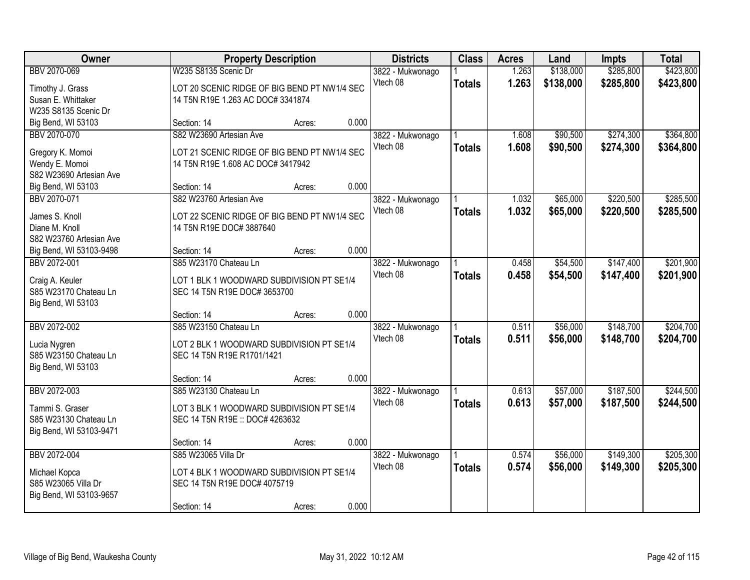| Owner | Property Description | Districts | Class | Acres | Land | Impts | Total |
|---|---|---|---|---|---|---|---|
| BBV 2070-069<br>Timothy J. Grass<br>Susan E. Whittaker<br>W235 S8135 Scenic Dr<br>Big Bend, WI 53103 | W235 S8135 Scenic Dr<br>LOT 20 SCENIC RIDGE OF BIG BEND PT NW1/4 SEC 14 T5N R19E 1.263 AC DOC# 3341874<br>Section: 14 Acres: 0.000 | 3822 - Mukwonago<br>Vtech 08 | 1<br>**Totals** | 1.263<br>**1.263** | $138,000<br>**$138,000** | $285,800<br>**$285,800** | $423,800<br>**$423,800** |
| BBV 2070-070<br>Gregory K. Momoi<br>Wendy E. Momoi<br>S82 W23690 Artesian Ave<br>Big Bend, WI 53103 | S82 W23690 Artesian Ave<br>LOT 21 SCENIC RIDGE OF BIG BEND PT NW1/4 SEC 14 T5N R19E 1.608 AC DOC# 3417942<br>Section: 14 Acres: 0.000 | 3822 - Mukwonago<br>Vtech 08 | 1<br>**Totals** | 1.608<br>**1.608** | $90,500<br>**$90,500** | $274,300<br>**$274,300** | $364,800<br>**$364,800** |
| BBV 2070-071<br>James S. Knoll<br>Diane M. Knoll<br>S82 W23760 Artesian Ave<br>Big Bend, WI 53103-9498 | S82 W23760 Artesian Ave<br>LOT 22 SCENIC RIDGE OF BIG BEND PT NW1/4 SEC 14 T5N R19E DOC# 3887640<br>Section: 14 Acres: 0.000 | 3822 - Mukwonago<br>Vtech 08 | 1<br>**Totals** | 1.032<br>**1.032** | $65,000<br>**$65,000** | $220,500<br>**$220,500** | $285,500<br>**$285,500** |
| BBV 2072-001<br>Craig A. Keuler<br>S85 W23170 Chateau Ln<br>Big Bend, WI 53103 | S85 W23170 Chateau Ln<br>LOT 1 BLK 1 WOODWARD SUBDIVISION PT SE1/4 SEC 14 T5N R19E DOC# 3653700<br>Section: 14 Acres: 0.000 | 3822 - Mukwonago<br>Vtech 08 | 1<br>**Totals** | 0.458<br>**0.458** | $54,500<br>**$54,500** | $147,400<br>**$147,400** | $201,900<br>**$201,900** |
| BBV 2072-002<br>Lucia Nygren<br>S85 W23150 Chateau Ln<br>Big Bend, WI 53103 | S85 W23150 Chateau Ln<br>LOT 2 BLK 1 WOODWARD SUBDIVISION PT SE1/4 SEC 14 T5N R19E R1701/1421<br>Section: 14 Acres: 0.000 | 3822 - Mukwonago<br>Vtech 08 | 1<br>**Totals** | 0.511<br>**0.511** | $56,000<br>**$56,000** | $148,700<br>**$148,700** | $204,700<br>**$204,700** |
| BBV 2072-003<br>Tammi S. Graser<br>S85 W23130 Chateau Ln<br>Big Bend, WI 53103-9471 | S85 W23130 Chateau Ln<br>LOT 3 BLK 1 WOODWARD SUBDIVISION PT SE1/4 SEC 14 T5N R19E :: DOC# 4263632<br>Section: 14 Acres: 0.000 | 3822 - Mukwonago<br>Vtech 08 | 1<br>**Totals** | 0.613<br>**0.613** | $57,000<br>**$57,000** | $187,500<br>**$187,500** | $244,500<br>**$244,500** |
| BBV 2072-004<br>Michael Kopca<br>S85 W23065 Villa Dr<br>Big Bend, WI 53103-9657 | S85 W23065 Villa Dr<br>LOT 4 BLK 1 WOODWARD SUBDIVISION PT SE1/4 SEC 14 T5N R19E DOC# 4075719<br>Section: 14 Acres: 0.000 | 3822 - Mukwonago<br>Vtech 08 | 1<br>**Totals** | 0.574<br>**0.574** | $56,000<br>**$56,000** | $149,300<br>**$149,300** | $205,300<br>**$205,300** |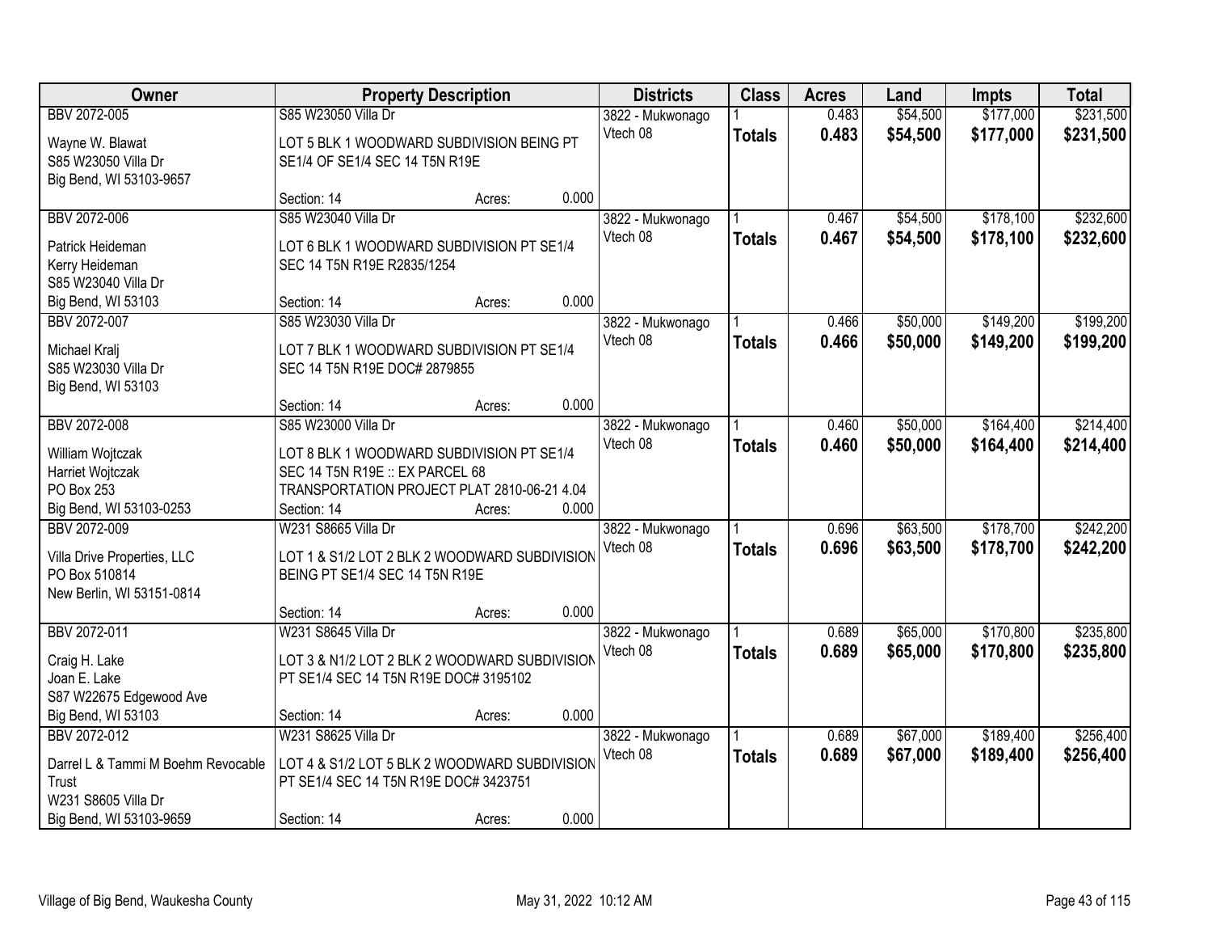| Owner | Property Description | Districts | Class | Acres | Land | Impts | Total |
|---|---|---|---|---|---|---|---|
| BBV 2072-005<br><br>Wayne W. Blawat<br>S85 W23050 Villa Dr<br>Big Bend, WI 53103-9657 | S85 W23050 Villa Dr<br><br>LOT 5 BLK 1 WOODWARD SUBDIVISION BEING PT SE1/4 OF SE1/4 SEC 14 T5N R19E<br><br>Section: 14 Acres: 0.000 | 3822 - Mukwonago<br>Vtech 08 | 1<br>**Totals** | 0.483<br>**0.483** | $54,500<br>**$54,500** | $177,000<br>**$177,000** | $231,500<br>**$231,500** |
| BBV 2072-006<br><br>Patrick Heideman<br>Kerry Heideman<br>S85 W23040 Villa Dr<br>Big Bend, WI 53103 | S85 W23040 Villa Dr<br><br>LOT 6 BLK 1 WOODWARD SUBDIVISION PT SE1/4 SEC 14 T5N R19E R2835/1254<br><br>Section: 14 Acres: 0.000 | 3822 - Mukwonago<br>Vtech 08 | 1<br>**Totals** | 0.467<br>**0.467** | $54,500<br>**$54,500** | $178,100<br>**$178,100** | $232,600<br>**$232,600** |
| BBV 2072-007<br><br>Michael Kralj<br>S85 W23030 Villa Dr<br>Big Bend, WI 53103 | S85 W23030 Villa Dr<br><br>LOT 7 BLK 1 WOODWARD SUBDIVISION PT SE1/4 SEC 14 T5N R19E DOC# 2879855<br><br>Section: 14 Acres: 0.000 | 3822 - Mukwonago<br>Vtech 08 | 1<br>**Totals** | 0.466<br>**0.466** | $50,000<br>**$50,000** | $149,200<br>**$149,200** | $199,200<br>**$199,200** |
| BBV 2072-008<br><br>William Wojtczak<br>Harriet Wojtczak<br>PO Box 253<br>Big Bend, WI 53103-0253 | S85 W23000 Villa Dr<br><br>LOT 8 BLK 1 WOODWARD SUBDIVISION PT SE1/4 SEC 14 T5N R19E :: EX PARCEL 68 TRANSPORTATION PROJECT PLAT 2810-06-21 4.04<br>Section: 14 Acres: 0.000 | 3822 - Mukwonago<br>Vtech 08 | 1<br>**Totals** | 0.460<br>**0.460** | $50,000<br>**$50,000** | $164,400<br>**$164,400** | $214,400<br>**$214,400** |
| BBV 2072-009<br><br>Villa Drive Properties, LLC<br>PO Box 510814<br>New Berlin, WI 53151-0814 | W231 S8665 Villa Dr<br><br>LOT 1 & S1/2 LOT 2 BLK 2 WOODWARD SUBDIVISION BEING PT SE1/4 SEC 14 T5N R19E<br><br>Section: 14 Acres: 0.000 | 3822 - Mukwonago<br>Vtech 08 | 1<br>**Totals** | 0.696<br>**0.696** | $63,500<br>**$63,500** | $178,700<br>**$178,700** | $242,200<br>**$242,200** |
| BBV 2072-011<br><br>Craig H. Lake<br>Joan E. Lake<br>S87 W22675 Edgewood Ave<br>Big Bend, WI 53103 | W231 S8645 Villa Dr<br><br>LOT 3 & N1/2 LOT 2 BLK 2 WOODWARD SUBDIVISION PT SE1/4 SEC 14 T5N R19E DOC# 3195102<br><br>Section: 14 Acres: 0.000 | 3822 - Mukwonago<br>Vtech 08 | 1<br>**Totals** | 0.689<br>**0.689** | $65,000<br>**$65,000** | $170,800<br>**$170,800** | $235,800<br>**$235,800** |
| BBV 2072-012<br><br>Darrel L & Tammi M Boehm Revocable Trust<br>W231 S8605 Villa Dr<br>Big Bend, WI 53103-9659 | W231 S8625 Villa Dr<br><br>LOT 4 & S1/2 LOT 5 BLK 2 WOODWARD SUBDIVISION PT SE1/4 SEC 14 T5N R19E DOC# 3423751<br><br>Section: 14 Acres: 0.000 | 3822 - Mukwonago<br>Vtech 08 | 1<br>**Totals** | 0.689<br>**0.689** | $67,000<br>**$67,000** | $189,400<br>**$189,400** | $256,400<br>**$256,400** |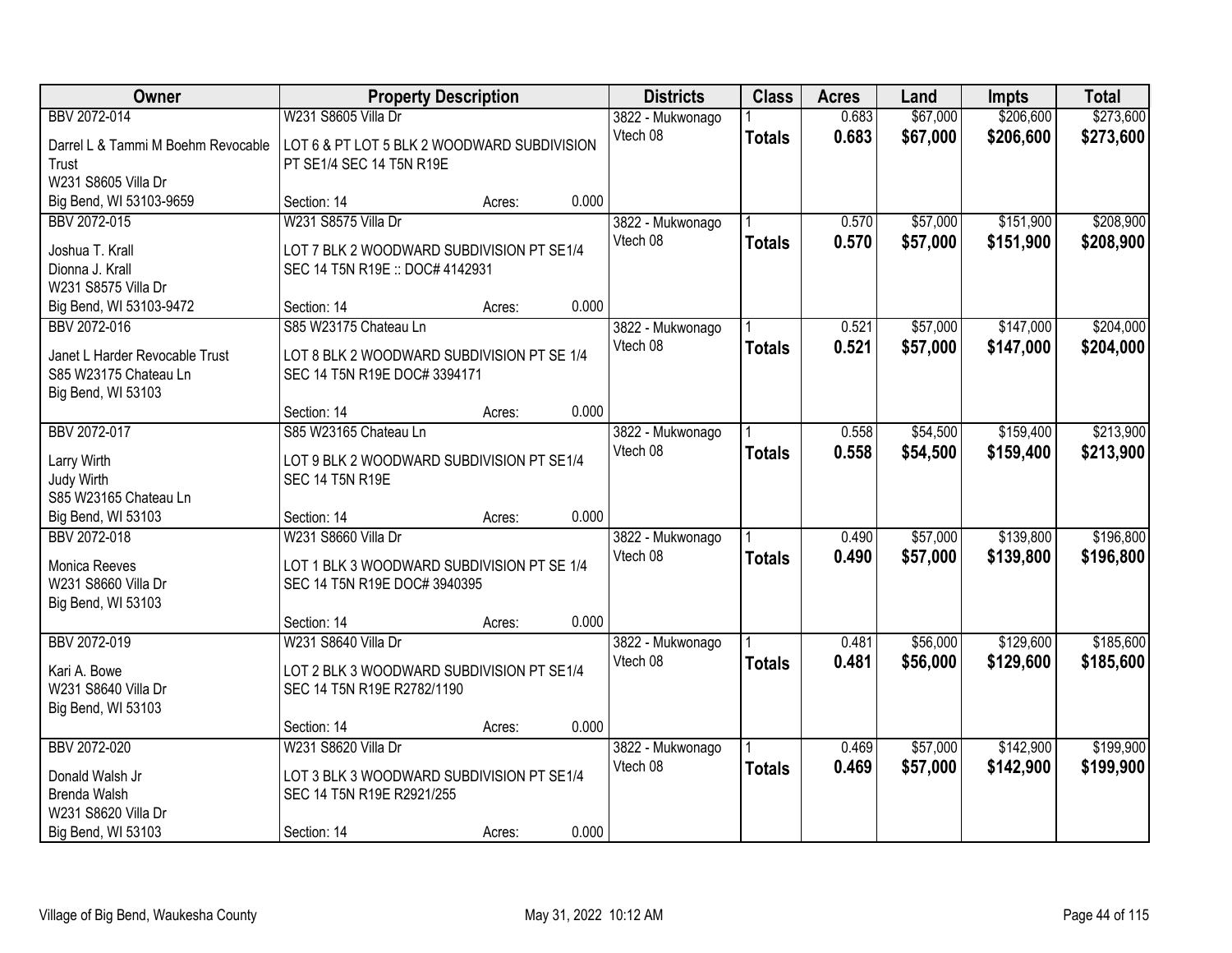| Owner | Property Description | Districts | Class | Acres | Land | Impts | Total |
|---|---|---|---|---|---|---|---|
| BBV 2072-014<br>Darrel L & Tammi M Boehm Revocable Trust<br>W231 S8605 Villa Dr<br>Big Bend, WI 53103-9659 | W231 S8605 Villa Dr<br>LOT 6 & PT LOT 5 BLK 2 WOODWARD SUBDIVISION PT SE1/4 SEC 14 T5N R19E<br>Section: 14 Acres: 0.000 | 3822 - Mukwonago Vtech 08 | 1<br>**Totals** | 0.683<br>**0.683** | $67,000<br>**$67,000** | $206,600<br>**$206,600** | $273,600<br>**$273,600** |
| BBV 2072-015<br>Joshua T. Krall<br>Dionna J. Krall<br>W231 S8575 Villa Dr<br>Big Bend, WI 53103-9472 | W231 S8575 Villa Dr<br>LOT 7 BLK 2 WOODWARD SUBDIVISION PT SE1/4 SEC 14 T5N R19E :: DOC# 4142931<br>Section: 14 Acres: 0.000 | 3822 - Mukwonago Vtech 08 | 1<br>**Totals** | 0.570<br>**0.570** | $57,000<br>**$57,000** | $151,900<br>**$151,900** | $208,900<br>**$208,900** |
| BBV 2072-016<br>Janet L Harder Revocable Trust<br>S85 W23175 Chateau Ln<br>Big Bend, WI 53103 | S85 W23175 Chateau Ln<br>LOT 8 BLK 2 WOODWARD SUBDIVISION PT SE 1/4 SEC 14 T5N R19E DOC# 3394171<br>Section: 14 Acres: 0.000 | 3822 - Mukwonago Vtech 08 | 1<br>**Totals** | 0.521<br>**0.521** | $57,000<br>**$57,000** | $147,000<br>**$147,000** | $204,000<br>**$204,000** |
| BBV 2072-017<br>Larry Wirth<br>Judy Wirth<br>S85 W23165 Chateau Ln<br>Big Bend, WI 53103 | S85 W23165 Chateau Ln<br>LOT 9 BLK 2 WOODWARD SUBDIVISION PT SE1/4 SEC 14 T5N R19E<br>Section: 14 Acres: 0.000 | 3822 - Mukwonago Vtech 08 | 1<br>**Totals** | 0.558<br>**0.558** | $54,500<br>**$54,500** | $159,400<br>**$159,400** | $213,900<br>**$213,900** |
| BBV 2072-018<br>Monica Reeves<br>W231 S8660 Villa Dr<br>Big Bend, WI 53103 | W231 S8660 Villa Dr<br>LOT 1 BLK 3 WOODWARD SUBDIVISION PT SE 1/4 SEC 14 T5N R19E DOC# 3940395<br>Section: 14 Acres: 0.000 | 3822 - Mukwonago Vtech 08 | 1<br>**Totals** | 0.490<br>**0.490** | $57,000<br>**$57,000** | $139,800<br>**$139,800** | $196,800<br>**$196,800** |
| BBV 2072-019<br>Kari A. Bowe<br>W231 S8640 Villa Dr<br>Big Bend, WI 53103 | W231 S8640 Villa Dr<br>LOT 2 BLK 3 WOODWARD SUBDIVISION PT SE1/4 SEC 14 T5N R19E R2782/1190<br>Section: 14 Acres: 0.000 | 3822 - Mukwonago Vtech 08 | 1<br>**Totals** | 0.481<br>**0.481** | $56,000<br>**$56,000** | $129,600<br>**$129,600** | $185,600<br>**$185,600** |
| BBV 2072-020<br>Donald Walsh Jr<br>Brenda Walsh<br>W231 S8620 Villa Dr<br>Big Bend, WI 53103 | W231 S8620 Villa Dr<br>LOT 3 BLK 3 WOODWARD SUBDIVISION PT SE1/4 SEC 14 T5N R19E R2921/255<br>Section: 14 Acres: 0.000 | 3822 - Mukwonago Vtech 08 | 1<br>**Totals** | 0.469<br>**0.469** | $57,000<br>**$57,000** | $142,900<br>**$142,900** | $199,900<br>**$199,900** |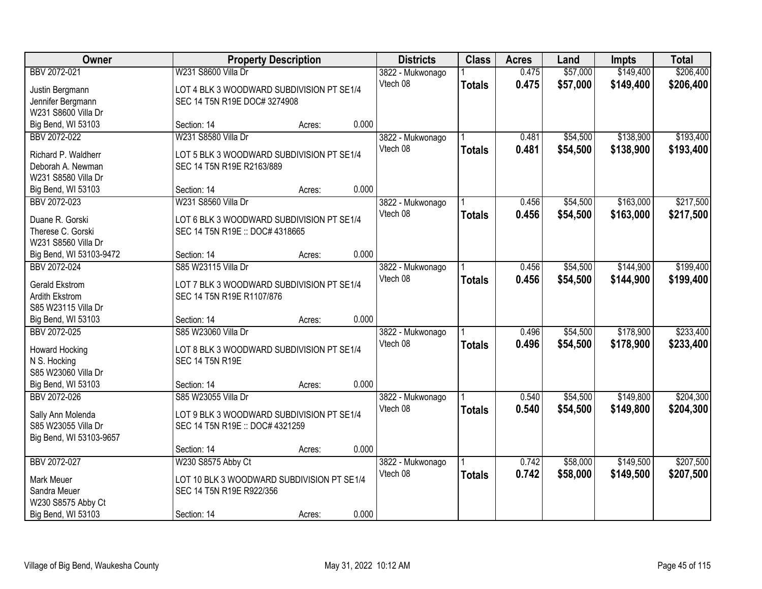| Owner | Property Description | | | Districts | Class | Acres | Land | Impts | Total |
|---|---|---|---|---|---|---|---|---|---|
| BBV 2072-021 | W231 S8600 Villa Dr | | | 3822 - Mukwonago | 1 | 0.475 | $57,000 | $149,400 | $206,400 |
| Justin Bergmann<br>Jennifer Bergmann<br>W231 S8600 Villa Dr<br>Big Bend, WI 53103 | LOT 4 BLK 3 WOODWARD SUBDIVISION PT SE1/4 SEC 14 T5N R19E DOC# 3274908 | | | Vtech 08 | **Totals** | **0.475** | **$57,000** | **$149,400** | **$206,400** |
| | Section: 14 | Acres: | 0.000 | | | | | | |
| BBV 2072-022 | W231 S8580 Villa Dr | | | 3822 - Mukwonago | 1 | 0.481 | $54,500 | $138,900 | $193,400 |
| Richard P. Waldherr<br>Deborah A. Newman<br>W231 S8580 Villa Dr<br>Big Bend, WI 53103 | LOT 5 BLK 3 WOODWARD SUBDIVISION PT SE1/4 SEC 14 T5N R19E R2163/889 | | | Vtech 08 | **Totals** | **0.481** | **$54,500** | **$138,900** | **$193,400** |
| | Section: 14 | Acres: | 0.000 | | | | | | |
| BBV 2072-023 | W231 S8560 Villa Dr | | | 3822 - Mukwonago | 1 | 0.456 | $54,500 | $163,000 | $217,500 |
| Duane R. Gorski<br>Therese C. Gorski<br>W231 S8560 Villa Dr<br>Big Bend, WI 53103-9472 | LOT 6 BLK 3 WOODWARD SUBDIVISION PT SE1/4 SEC 14 T5N R19E :: DOC# 4318665 | | | Vtech 08 | **Totals** | **0.456** | **$54,500** | **$163,000** | **$217,500** |
| | Section: 14 | Acres: | 0.000 | | | | | | |
| BBV 2072-024 | S85 W23115 Villa Dr | | | 3822 - Mukwonago | 1 | 0.456 | $54,500 | $144,900 | $199,400 |
| Gerald Ekstrom<br>Ardith Ekstrom<br>S85 W23115 Villa Dr<br>Big Bend, WI 53103 | LOT 7 BLK 3 WOODWARD SUBDIVISION PT SE1/4 SEC 14 T5N R19E R1107/876 | | | Vtech 08 | **Totals** | **0.456** | **$54,500** | **$144,900** | **$199,400** |
| | Section: 14 | Acres: | 0.000 | | | | | | |
| BBV 2072-025 | S85 W23060 Villa Dr | | | 3822 - Mukwonago | 1 | 0.496 | $54,500 | $178,900 | $233,400 |
| Howard Hocking<br>N S. Hocking<br>S85 W23060 Villa Dr<br>Big Bend, WI 53103 | LOT 8 BLK 3 WOODWARD SUBDIVISION PT SE1/4 SEC 14 T5N R19E | | | Vtech 08 | **Totals** | **0.496** | **$54,500** | **$178,900** | **$233,400** |
| | Section: 14 | Acres: | 0.000 | | | | | | |
| BBV 2072-026 | S85 W23055 Villa Dr | | | 3822 - Mukwonago | 1 | 0.540 | $54,500 | $149,800 | $204,300 |
| Sally Ann Molenda<br>S85 W23055 Villa Dr<br>Big Bend, WI 53103-9657 | LOT 9 BLK 3 WOODWARD SUBDIVISION PT SE1/4 SEC 14 T5N R19E :: DOC# 4321259 | | | Vtech 08 | **Totals** | **0.540** | **$54,500** | **$149,800** | **$204,300** |
| | Section: 14 | Acres: | 0.000 | | | | | | |
| BBV 2072-027 | W230 S8575 Abby Ct | | | 3822 - Mukwonago | 1 | 0.742 | $58,000 | $149,500 | $207,500 |
| Mark Meuer<br>Sandra Meuer<br>W230 S8575 Abby Ct<br>Big Bend, WI 53103 | LOT 10 BLK 3 WOODWARD SUBDIVISION PT SE1/4 SEC 14 T5N R19E R922/356 | | | Vtech 08 | **Totals** | **0.742** | **$58,000** | **$149,500** | **$207,500** |
| | Section: 14 | Acres: | 0.000 | | | | | | |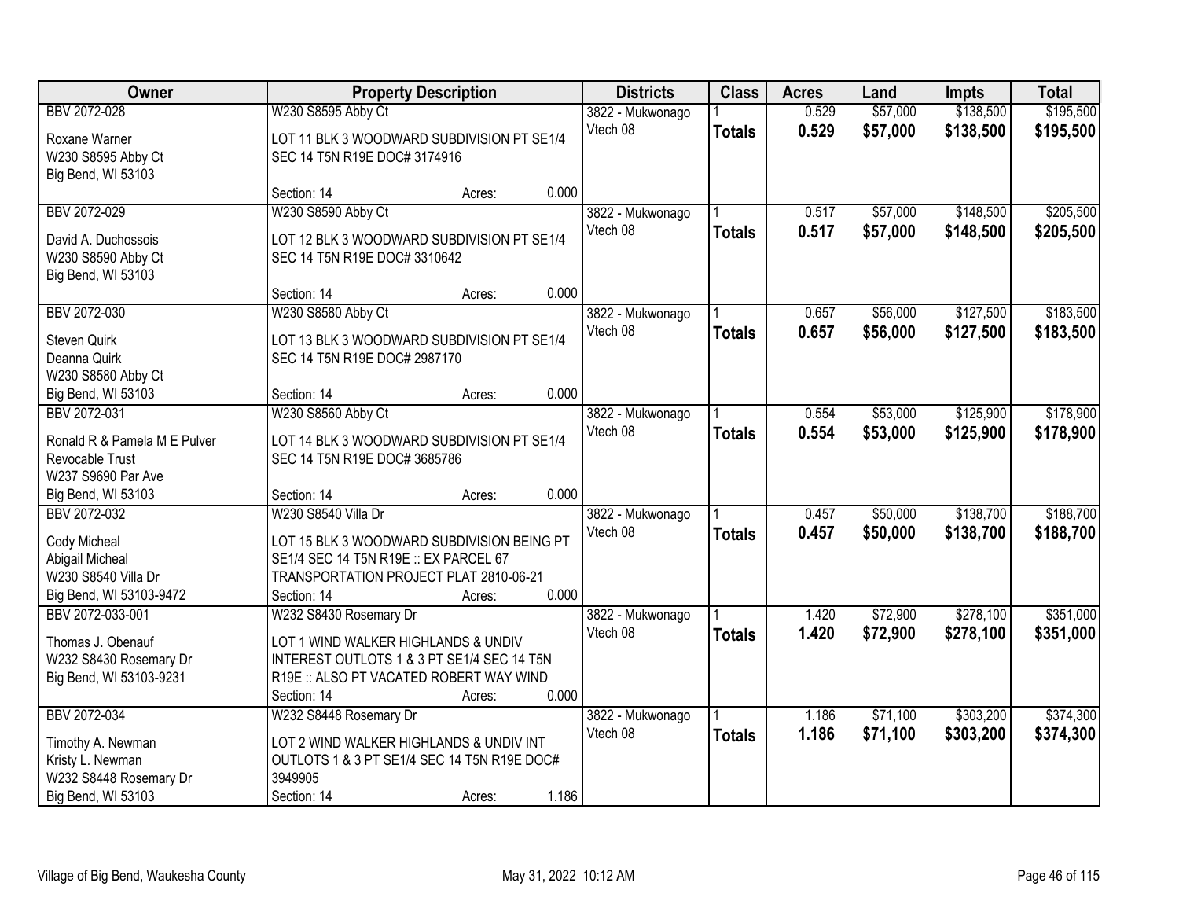| Owner | Property Description | Districts | Class | Acres | Land | Impts | Total |
|---|---|---|---|---|---|---|---|
| BBV 2072-028<br>Roxane Warner<br>W230 S8595 Abby Ct<br>Big Bend, WI 53103 | W230 S8595 Abby Ct<br>LOT 11 BLK 3 WOODWARD SUBDIVISION PT SE1/4 SEC 14 T5N R19E DOC# 3174916<br>Section: 14 Acres: 0.000 | 3822 - Mukwonago<br>Vtech 08 | 1<br>**Totals** | 0.529<br>**0.529** | $57,000<br>**$57,000** | $138,500<br>**$138,500** | $195,500<br>**$195,500** |
| BBV 2072-029<br>David A. Duchossois<br>W230 S8590 Abby Ct<br>Big Bend, WI 53103 | W230 S8590 Abby Ct<br>LOT 12 BLK 3 WOODWARD SUBDIVISION PT SE1/4 SEC 14 T5N R19E DOC# 3310642<br>Section: 14 Acres: 0.000 | 3822 - Mukwonago<br>Vtech 08 | 1<br>**Totals** | 0.517<br>**0.517** | $57,000<br>**$57,000** | $148,500<br>**$148,500** | $205,500<br>**$205,500** |
| BBV 2072-030<br>Steven Quirk<br>Deanna Quirk<br>W230 S8580 Abby Ct<br>Big Bend, WI 53103 | W230 S8580 Abby Ct<br>LOT 13 BLK 3 WOODWARD SUBDIVISION PT SE1/4 SEC 14 T5N R19E DOC# 2987170<br>Section: 14 Acres: 0.000 | 3822 - Mukwonago<br>Vtech 08 | 1<br>**Totals** | 0.657<br>**0.657** | $56,000<br>**$56,000** | $127,500<br>**$127,500** | $183,500<br>**$183,500** |
| BBV 2072-031<br>Ronald R & Pamela M E Pulver Revocable Trust<br>W237 S9690 Par Ave<br>Big Bend, WI 53103 | W230 S8560 Abby Ct<br>LOT 14 BLK 3 WOODWARD SUBDIVISION PT SE1/4 SEC 14 T5N R19E DOC# 3685786<br>Section: 14 Acres: 0.000 | 3822 - Mukwonago<br>Vtech 08 | 1<br>**Totals** | 0.554<br>**0.554** | $53,000<br>**$53,000** | $125,900<br>**$125,900** | $178,900<br>**$178,900** |
| BBV 2072-032<br>Cody Micheal<br>Abigail Micheal<br>W230 S8540 Villa Dr<br>Big Bend, WI 53103-9472 | W230 S8540 Villa Dr<br>LOT 15 BLK 3 WOODWARD SUBDIVISION BEING PT SE1/4 SEC 14 T5N R19E :: EX PARCEL 67 TRANSPORTATION PROJECT PLAT 2810-06-21<br>Section: 14 Acres: 0.000 | 3822 - Mukwonago<br>Vtech 08 | 1<br>**Totals** | 0.457<br>**0.457** | $50,000<br>**$50,000** | $138,700<br>**$138,700** | $188,700<br>**$188,700** |
| BBV 2072-033-001<br>Thomas J. Obenauf<br>W232 S8430 Rosemary Dr<br>Big Bend, WI 53103-9231 | W232 S8430 Rosemary Dr<br>LOT 1 WIND WALKER HIGHLANDS & UNDIV INTEREST OUTLOTS 1 & 3 PT SE1/4 SEC 14 T5N R19E :: ALSO PT VACATED ROBERT WAY WIND<br>Section: 14 Acres: 0.000 | 3822 - Mukwonago<br>Vtech 08 | 1<br>**Totals** | 1.420<br>**1.420** | $72,900<br>**$72,900** | $278,100<br>**$278,100** | $351,000<br>**$351,000** |
| BBV 2072-034<br>Timothy A. Newman<br>Kristy L. Newman<br>W232 S8448 Rosemary Dr<br>Big Bend, WI 53103 | W232 S8448 Rosemary Dr<br>LOT 2 WIND WALKER HIGHLANDS & UNDIV INT OUTLOTS 1 & 3 PT SE1/4 SEC 14 T5N R19E DOC# 3949905<br>Section: 14 Acres: 1.186 | 3822 - Mukwonago<br>Vtech 08 | 1<br>**Totals** | 1.186<br>**1.186** | $71,100<br>**$71,100** | $303,200<br>**$303,200** | $374,300<br>**$374,300** |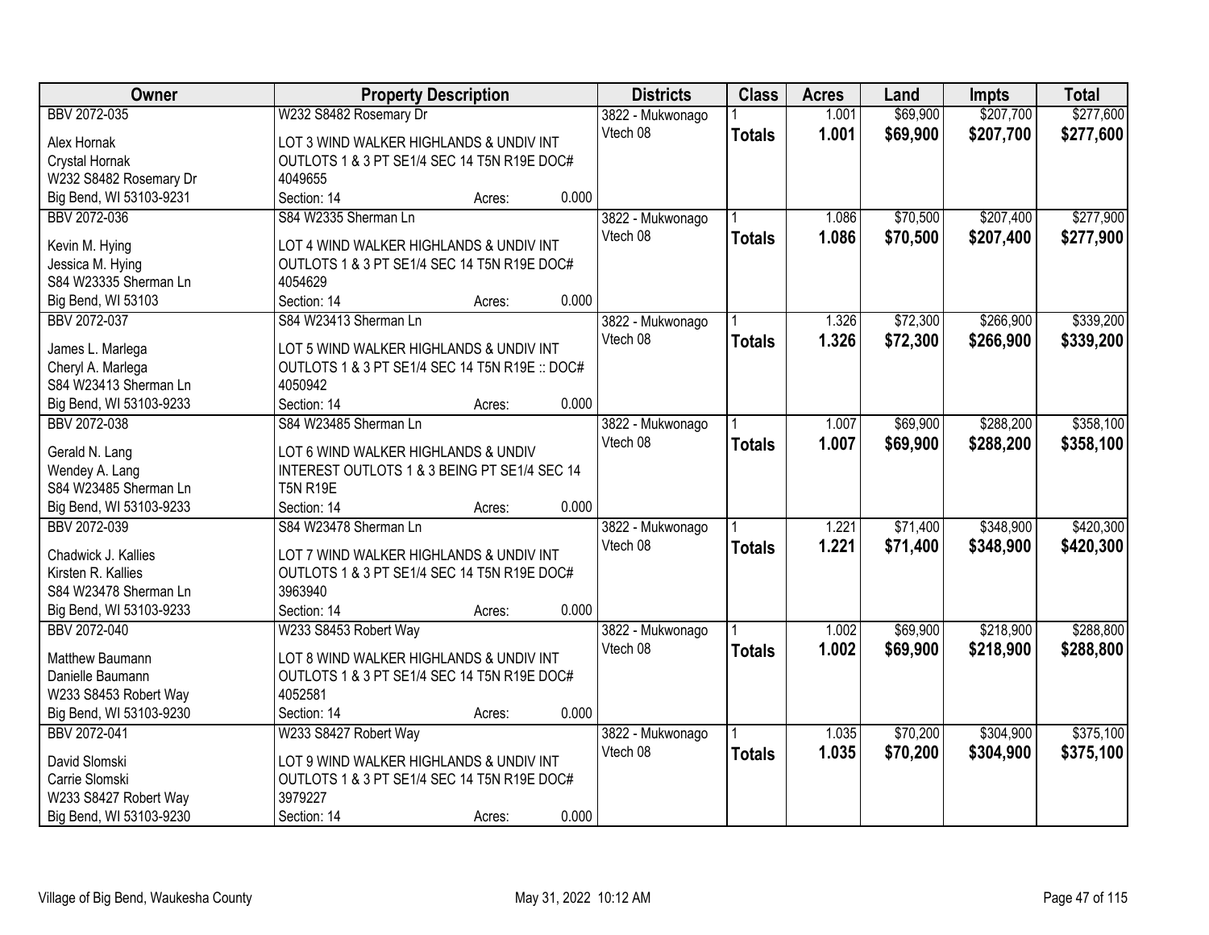| Owner | Property Description | Districts | Class | Acres | Land | Impts | Total |
|---|---|---|---|---|---|---|---|
| BBV 2072-035<br>Alex Hornak<br>Crystal Hornak<br>W232 S8482 Rosemary Dr<br>Big Bend, WI 53103-9231 | W232 S8482 Rosemary Dr<br>LOT 3 WIND WALKER HIGHLANDS & UNDIV INT OUTLOTS 1 & 3 PT SE1/4 SEC 14 T5N R19E DOC# 4049655<br>Section: 14 Acres: 0.000 | 3822 - Mukwonago<br>Vtech 08 | 1<br>**Totals** | 1.001<br>**1.001** | $69,900<br>**$69,900** | $207,700<br>**$207,700** | $277,600<br>**$277,600** |
| BBV 2072-036<br>Kevin M. Hying<br>Jessica M. Hying<br>S84 W23335 Sherman Ln<br>Big Bend, WI 53103 | S84 W2335 Sherman Ln<br>LOT 4 WIND WALKER HIGHLANDS & UNDIV INT OUTLOTS 1 & 3 PT SE1/4 SEC 14 T5N R19E DOC# 4054629<br>Section: 14 Acres: 0.000 | 3822 - Mukwonago<br>Vtech 08 | 1<br>**Totals** | 1.086<br>**1.086** | $70,500<br>**$70,500** | $207,400<br>**$207,400** | $277,900<br>**$277,900** |
| BBV 2072-037<br>James L. Marlega<br>Cheryl A. Marlega<br>S84 W23413 Sherman Ln<br>Big Bend, WI 53103-9233 | S84 W23413 Sherman Ln<br>LOT 5 WIND WALKER HIGHLANDS & UNDIV INT OUTLOTS 1 & 3 PT SE1/4 SEC 14 T5N R19E :: DOC# 4050942<br>Section: 14 Acres: 0.000 | 3822 - Mukwonago<br>Vtech 08 | 1<br>**Totals** | 1.326<br>**1.326** | $72,300<br>**$72,300** | $266,900<br>**$266,900** | $339,200<br>**$339,200** |
| BBV 2072-038<br>Gerald N. Lang<br>Wendey A. Lang<br>S84 W23485 Sherman Ln<br>Big Bend, WI 53103-9233 | S84 W23485 Sherman Ln<br>LOT 6 WIND WALKER HIGHLANDS & UNDIV INTEREST OUTLOTS 1 & 3 BEING PT SE1/4 SEC 14 T5N R19E<br>Section: 14 Acres: 0.000 | 3822 - Mukwonago<br>Vtech 08 | 1<br>**Totals** | 1.007<br>**1.007** | $69,900<br>**$69,900** | $288,200<br>**$288,200** | $358,100<br>**$358,100** |
| BBV 2072-039<br>Chadwick J. Kallies<br>Kirsten R. Kallies<br>S84 W23478 Sherman Ln<br>Big Bend, WI 53103-9233 | S84 W23478 Sherman Ln<br>LOT 7 WIND WALKER HIGHLANDS & UNDIV INT OUTLOTS 1 & 3 PT SE1/4 SEC 14 T5N R19E DOC# 3963940<br>Section: 14 Acres: 0.000 | 3822 - Mukwonago<br>Vtech 08 | 1<br>**Totals** | 1.221<br>**1.221** | $71,400<br>**$71,400** | $348,900<br>**$348,900** | $420,300<br>**$420,300** |
| BBV 2072-040<br>Matthew Baumann<br>Danielle Baumann<br>W233 S8453 Robert Way<br>Big Bend, WI 53103-9230 | W233 S8453 Robert Way<br>LOT 8 WIND WALKER HIGHLANDS & UNDIV INT OUTLOTS 1 & 3 PT SE1/4 SEC 14 T5N R19E DOC# 4052581<br>Section: 14 Acres: 0.000 | 3822 - Mukwonago<br>Vtech 08 | 1<br>**Totals** | 1.002<br>**1.002** | $69,900<br>**$69,900** | $218,900<br>**$218,900** | $288,800<br>**$288,800** |
| BBV 2072-041<br>David Slomski<br>Carrie Slomski<br>W233 S8427 Robert Way<br>Big Bend, WI 53103-9230 | W233 S8427 Robert Way<br>LOT 9 WIND WALKER HIGHLANDS & UNDIV INT OUTLOTS 1 & 3 PT SE1/4 SEC 14 T5N R19E DOC# 3979227<br>Section: 14 Acres: 0.000 | 3822 - Mukwonago<br>Vtech 08 | 1<br>**Totals** | 1.035<br>**1.035** | $70,200<br>**$70,200** | $304,900<br>**$304,900** | $375,100<br>**$375,100** |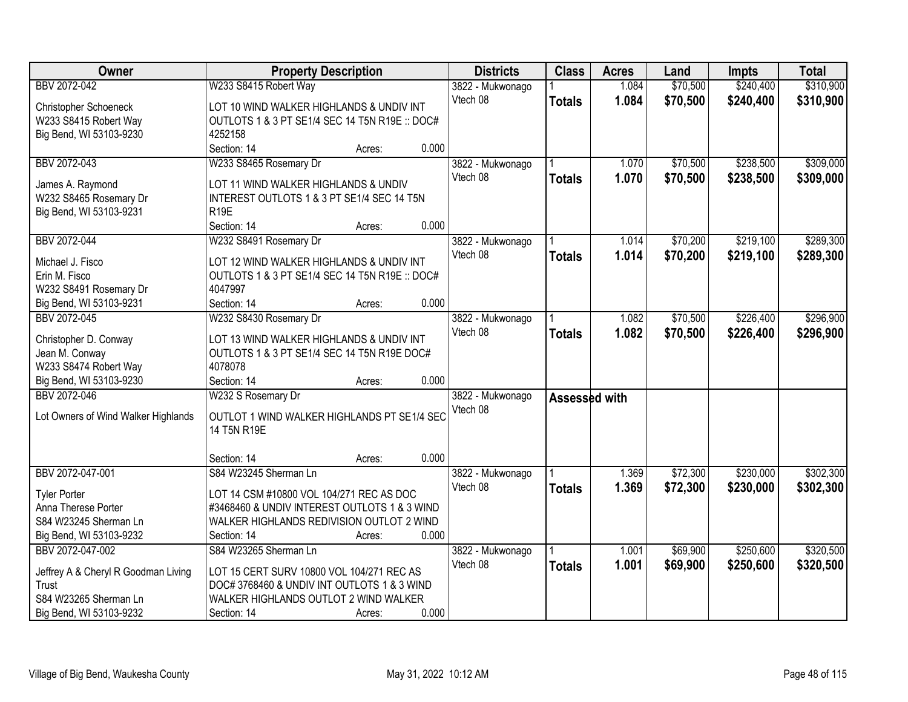| Owner | Property Description | Districts | Class | Acres | Land | Impts | Total |
|---|---|---|---|---|---|---|---|
| BBV 2072-042<br><br>Christopher Schoeneck<br>W233 S8415 Robert Way<br>Big Bend, WI 53103-9230 | W233 S8415 Robert Way<br><br>LOT 10 WIND WALKER HIGHLANDS & UNDIV INT OUTLOTS 1 & 3 PT SE1/4 SEC 14 T5N R19E :: DOC# 4252158<br>Section: 14 Acres: 0.000 | 3822 - Mukwonago Vtech 08 | 1<br>**Totals** | 1.084<br>**1.084** | $70,500<br>**$70,500** | $240,400<br>**$240,400** | $310,900<br>**$310,900** |
| BBV 2072-043<br><br>James A. Raymond<br>W232 S8465 Rosemary Dr<br>Big Bend, WI 53103-9231 | W233 S8465 Rosemary Dr<br><br>LOT 11 WIND WALKER HIGHLANDS & UNDIV INTEREST OUTLOTS 1 & 3 PT SE1/4 SEC 14 T5N R19E<br>Section: 14 Acres: 0.000 | 3822 - Mukwonago Vtech 08 | 1<br>**Totals** | 1.070<br>**1.070** | $70,500<br>**$70,500** | $238,500<br>**$238,500** | $309,000<br>**$309,000** |
| BBV 2072-044<br><br>Michael J. Fisco<br>Erin M. Fisco<br>W232 S8491 Rosemary Dr<br>Big Bend, WI 53103-9231 | W232 S8491 Rosemary Dr<br><br>LOT 12 WIND WALKER HIGHLANDS & UNDIV INT OUTLOTS 1 & 3 PT SE1/4 SEC 14 T5N R19E :: DOC# 4047997<br>Section: 14 Acres: 0.000 | 3822 - Mukwonago Vtech 08 | 1<br>**Totals** | 1.014<br>**1.014** | $70,200<br>**$70,200** | $219,100<br>**$219,100** | $289,300<br>**$289,300** |
| BBV 2072-045<br><br>Christopher D. Conway<br>Jean M. Conway<br>W233 S8474 Robert Way<br>Big Bend, WI 53103-9230 | W232 S8430 Rosemary Dr<br><br>LOT 13 WIND WALKER HIGHLANDS & UNDIV INT OUTLOTS 1 & 3 PT SE1/4 SEC 14 T5N R19E DOC# 4078078<br>Section: 14 Acres: 0.000 | 3822 - Mukwonago Vtech 08 | 1<br>**Totals** | 1.082<br>**1.082** | $70,500<br>**$70,500** | $226,400<br>**$226,400** | $296,900<br>**$296,900** |
| BBV 2072-046<br><br>Lot Owners of Wind Walker Highlands | W232 S Rosemary Dr<br><br>OUTLOT 1 WIND WALKER HIGHLANDS PT SE1/4 SEC 14 T5N R19E<br><br>Section: 14 Acres: 0.000 | 3822 - Mukwonago Vtech 08 | **Assessed with** | | | | |
| BBV 2072-047-001<br><br>Tyler Porter<br>Anna Therese Porter<br>S84 W23245 Sherman Ln<br>Big Bend, WI 53103-9232 | S84 W23245 Sherman Ln<br><br>LOT 14 CSM #10800 VOL 104/271 REC AS DOC #3468460 & UNDIV INTEREST OUTLOTS 1 & 3 WIND WALKER HIGHLANDS REDIVISION OUTLOT 2 WIND<br>Section: 14 Acres: 0.000 | 3822 - Mukwonago Vtech 08 | 1<br>**Totals** | 1.369<br>**1.369** | $72,300<br>**$72,300** | $230,000<br>**$230,000** | $302,300<br>**$302,300** |
| BBV 2072-047-002<br><br>Jeffrey A & Cheryl R Goodman Living Trust<br>S84 W23265 Sherman Ln<br>Big Bend, WI 53103-9232 | S84 W23265 Sherman Ln<br><br>LOT 15 CERT SURV 10800 VOL 104/271 REC AS DOC# 3768460 & UNDIV INT OUTLOTS 1 & 3 WIND WALKER HIGHLANDS OUTLOT 2 WIND WALKER<br>Section: 14 Acres: 0.000 | 3822 - Mukwonago Vtech 08 | 1<br>**Totals** | 1.001<br>**1.001** | $69,900<br>**$69,900** | $250,600<br>**$250,600** | $320,500<br>**$320,500** |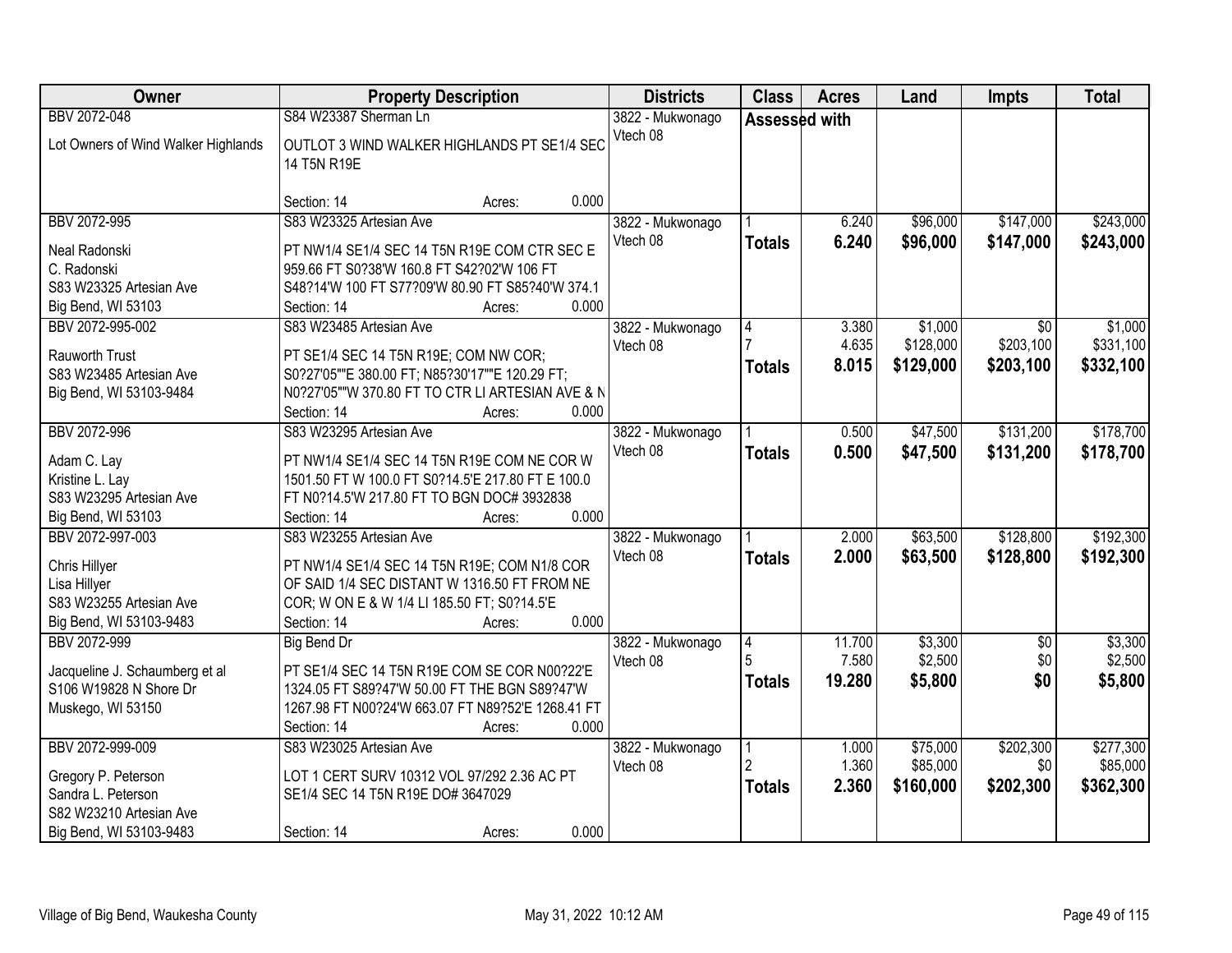| Owner | Property Description | Districts | Class | Acres | Land | Impts | Total |
|---|---|---|---|---|---|---|---|
| BBV 2072-048<br>Lot Owners of Wind Walker Highlands | S84 W23387 Sherman Ln<br>OUTLOT 3 WIND WALKER HIGHLANDS PT SE1/4 SEC 14 T5N R19E<br>Section: 14 Acres: 0.000 | 3822 - Mukwonago Vtech 08 | Assessed with | | | | |
| BBV 2072-995<br>Neal Radonski<br>C. Radonski<br>S83 W23325 Artesian Ave<br>Big Bend, WI 53103 | S83 W23325 Artesian Ave<br>PT NW1/4 SE1/4 SEC 14 T5N R19E COM CTR SEC E 959.66 FT S0?38'W 160.8 FT S42?02'W 106 FT S48?14'W 100 FT S77?09'W 80.90 FT S85?40'W 374.1<br>Section: 14 Acres: 0.000 | 3822 - Mukwonago Vtech 08 | 1<br>**Totals** | 6.240<br>**6.240** | $96,000<br>**$96,000** | $147,000<br>**$147,000** | $243,000<br>**$243,000** |
| BBV 2072-995-002<br>Rauworth Trust<br>S83 W23485 Artesian Ave<br>Big Bend, WI 53103-9484 | S83 W23485 Artesian Ave<br>PT SE1/4 SEC 14 T5N R19E; COM NW COR; S0?27'05""E 380.00 FT; N85?30'17""E 120.29 FT; N0?27'05""W 370.80 FT TO CTR LI ARTESIAN AVE & N<br>Section: 14 Acres: 0.000 | 3822 - Mukwonago Vtech 08 | 4<br>7<br>**Totals** | 3.380<br>4.635<br>**8.015** | $1,000<br>$128,000<br>**$129,000** | $0<br>$203,100<br>**$203,100** | $1,000<br>$331,100<br>**$332,100** |
| BBV 2072-996<br>Adam C. Lay<br>Kristine L. Lay<br>S83 W23295 Artesian Ave<br>Big Bend, WI 53103 | S83 W23295 Artesian Ave<br>PT NW1/4 SE1/4 SEC 14 T5N R19E COM NE COR W 1501.50 FT W 100.0 FT S0?14.5'E 217.80 FT E 100.0 FT N0?14.5'W 217.80 FT TO BGN DOC# 3932838<br>Section: 14 Acres: 0.000 | 3822 - Mukwonago Vtech 08 | 1<br>**Totals** | 0.500<br>**0.500** | $47,500<br>**$47,500** | $131,200<br>**$131,200** | $178,700<br>**$178,700** |
| BBV 2072-997-003<br>Chris Hillyer<br>Lisa Hillyer<br>S83 W23255 Artesian Ave<br>Big Bend, WI 53103-9483 | S83 W23255 Artesian Ave<br>PT NW1/4 SE1/4 SEC 14 T5N R19E; COM N1/8 COR OF SAID 1/4 SEC DISTANT W 1316.50 FT FROM NE COR; W ON E & W 1/4 LI 185.50 FT; S0?14.5'E<br>Section: 14 Acres: 0.000 | 3822 - Mukwonago Vtech 08 | 1<br>**Totals** | 2.000<br>**2.000** | $63,500<br>**$63,500** | $128,800<br>**$128,800** | $192,300<br>**$192,300** |
| BBV 2072-999<br>Jacqueline J. Schaumberg et al<br>S106 W19828 N Shore Dr<br>Muskego, WI 53150 | Big Bend Dr<br>PT SE1/4 SEC 14 T5N R19E COM SE COR N00?22'E 1324.05 FT S89?47'W 50.00 FT THE BGN S89?47'W 1267.98 FT N00?24'W 663.07 FT N89?52'E 1268.41 FT<br>Section: 14 Acres: 0.000 | 3822 - Mukwonago Vtech 08 | 4<br>5<br>**Totals** | 11.700<br>7.580<br>**19.280** | $3,300<br>$2,500<br>**$5,800** | $0<br>$0<br>**$0** | $3,300<br>$2,500<br>**$5,800** |
| BBV 2072-999-009<br>Gregory P. Peterson<br>Sandra L. Peterson<br>S82 W23210 Artesian Ave<br>Big Bend, WI 53103-9483 | S83 W23025 Artesian Ave<br>LOT 1 CERT SURV 10312 VOL 97/292 2.36 AC PT SE1/4 SEC 14 T5N R19E DO# 3647029<br>Section: 14 Acres: 0.000 | 3822 - Mukwonago Vtech 08 | 1<br>2<br>**Totals** | 1.000<br>1.360<br>**2.360** | $75,000<br>$85,000<br>**$160,000** | $202,300<br>$0<br>**$202,300** | $277,300<br>$85,000<br>**$362,300** |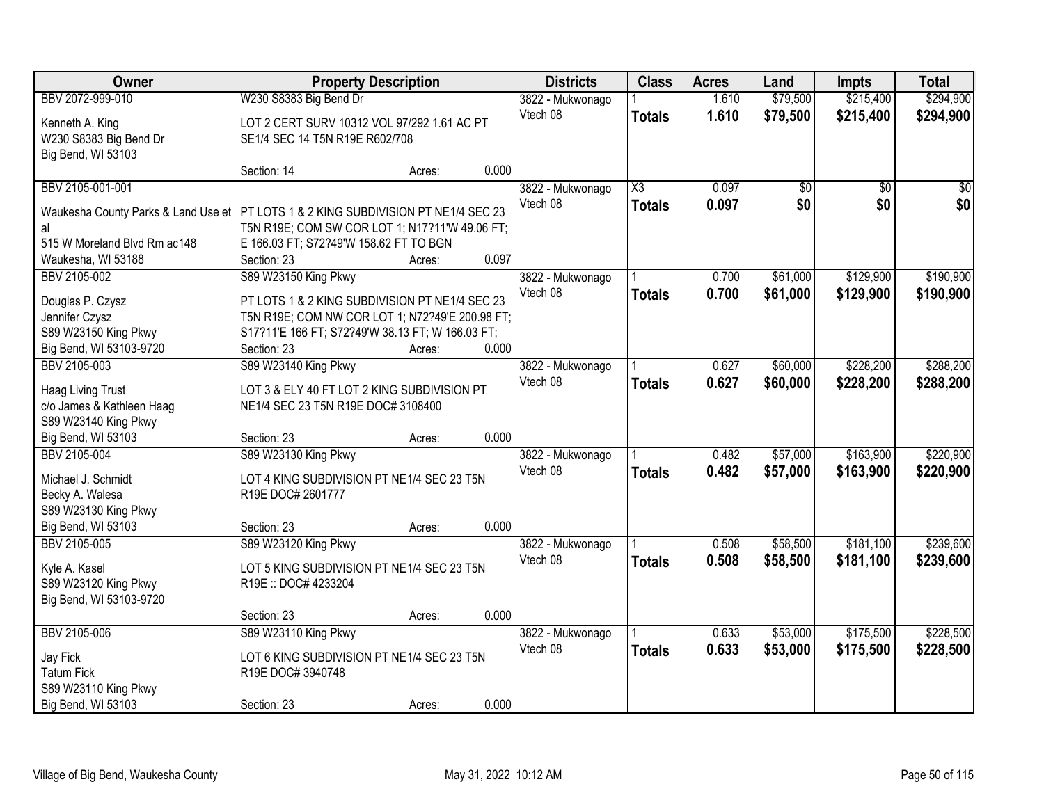| Owner | Property Description | Districts | Class | Acres | Land | Impts | Total |
|---|---|---|---|---|---|---|---|
| BBV 2072-999-010<br>Kenneth A. King<br>W230 S8383 Big Bend Dr<br>Big Bend, WI 53103 | W230 S8383 Big Bend Dr<br>LOT 2 CERT SURV 10312 VOL 97/292 1.61 AC PT SE1/4 SEC 14 T5N R19E R602/708<br>Section: 14 Acres: 0.000 | 3822 - Mukwonago<br>Vtech 08 | 1<br>**Totals** | 1.610<br>**1.610** | $79,500<br>**$79,500** | $215,400<br>**$215,400** | $294,900<br>**$294,900** |
| BBV 2105-001-001<br>Waukesha County Parks & Land Use et al<br>515 W Moreland Blvd Rm ac148<br>Waukesha, WI 53188 | PT LOTS 1 & 2 KING SUBDIVISION PT NE1/4 SEC 23 T5N R19E; COM SW COR LOT 1; N17?11'W 49.06 FT; E 166.03 FT; S72?49'W 158.62 FT TO BGN<br>Section: 23 Acres: 0.097 | 3822 - Mukwonago<br>Vtech 08 | X3<br>**Totals** | 0.097<br>**0.097** | $0<br>**$0** | $0<br>**$0** | $0<br>**$0** |
| BBV 2105-002<br>Douglas P. Czysz<br>Jennifer Czysz<br>S89 W23150 King Pkwy<br>Big Bend, WI 53103-9720 | S89 W23150 King Pkwy<br>PT LOTS 1 & 2 KING SUBDIVISION PT NE1/4 SEC 23 T5N R19E; COM NW COR LOT 1; N72?49'E 200.98 FT; S17?11'E 166 FT; S72?49'W 38.13 FT; W 166.03 FT;<br>Section: 23 Acres: 0.000 | 3822 - Mukwonago<br>Vtech 08 | 1<br>**Totals** | 0.700<br>**0.700** | $61,000<br>**$61,000** | $129,900<br>**$129,900** | $190,900<br>**$190,900** |
| BBV 2105-003<br>Haag Living Trust<br>c/o James & Kathleen Haag<br>S89 W23140 King Pkwy<br>Big Bend, WI 53103 | S89 W23140 King Pkwy<br>LOT 3 & ELY 40 FT LOT 2 KING SUBDIVISION PT NE1/4 SEC 23 T5N R19E DOC# 3108400<br>Section: 23 Acres: 0.000 | 3822 - Mukwonago<br>Vtech 08 | 1<br>**Totals** | 0.627<br>**0.627** | $60,000<br>**$60,000** | $228,200<br>**$228,200** | $288,200<br>**$288,200** |
| BBV 2105-004<br>Michael J. Schmidt<br>Becky A. Walesa<br>S89 W23130 King Pkwy<br>Big Bend, WI 53103 | S89 W23130 King Pkwy<br>LOT 4 KING SUBDIVISION PT NE1/4 SEC 23 T5N R19E DOC# 2601777<br>Section: 23 Acres: 0.000 | 3822 - Mukwonago<br>Vtech 08 | 1<br>**Totals** | 0.482<br>**0.482** | $57,000<br>**$57,000** | $163,900<br>**$163,900** | $220,900<br>**$220,900** |
| BBV 2105-005<br>Kyle A. Kasel<br>S89 W23120 King Pkwy<br>Big Bend, WI 53103-9720 | S89 W23120 King Pkwy<br>LOT 5 KING SUBDIVISION PT NE1/4 SEC 23 T5N R19E :: DOC# 4233204<br>Section: 23 Acres: 0.000 | 3822 - Mukwonago<br>Vtech 08 | 1<br>**Totals** | 0.508<br>**0.508** | $58,500<br>**$58,500** | $181,100<br>**$181,100** | $239,600<br>**$239,600** |
| BBV 2105-006<br>Jay Fick<br>Tatum Fick<br>S89 W23110 King Pkwy<br>Big Bend, WI 53103 | S89 W23110 King Pkwy<br>LOT 6 KING SUBDIVISION PT NE1/4 SEC 23 T5N R19E DOC# 3940748<br>Section: 23 Acres: 0.000 | 3822 - Mukwonago<br>Vtech 08 | 1<br>**Totals** | 0.633<br>**0.633** | $53,000<br>**$53,000** | $175,500<br>**$175,500** | $228,500<br>**$228,500** |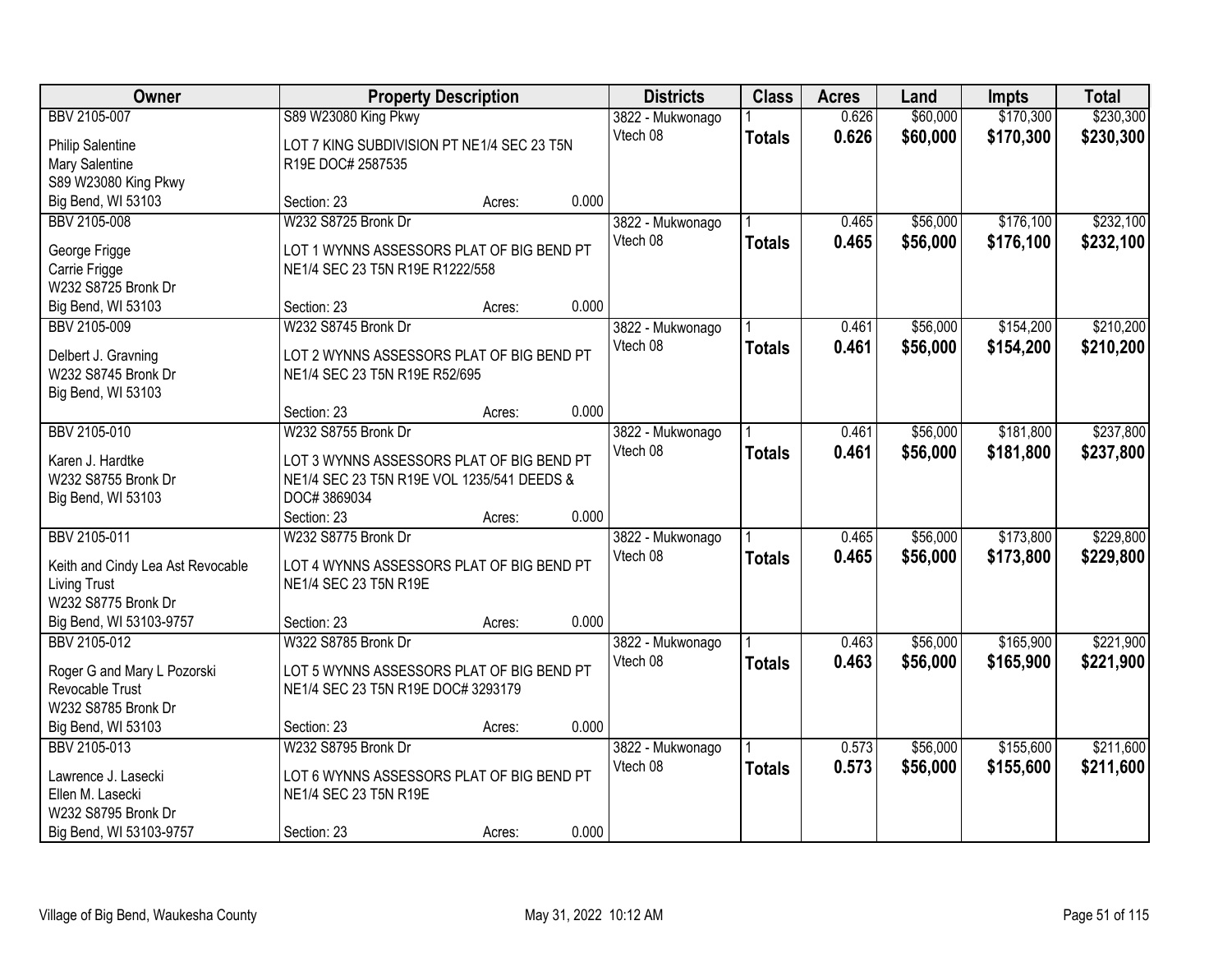| Owner | Property Description | | | Districts | Class | Acres | Land | Impts | Total |
|---|---|---|---|---|---|---|---|---|---|
| BBV 2105-007 | S89 W23080 King Pkwy | | | 3822 - Mukwonago | 1 | 0.626 | $60,000 | $170,300 | $230,300 |
| Philip Salentine<br>Mary Salentine<br>S89 W23080 King Pkwy<br>Big Bend, WI 53103 | LOT 7 KING SUBDIVISION PT NE1/4 SEC 23 T5N R19E DOC# 2587535 | | | Vtech 08 | **Totals** | **0.626** | **$60,000** | **$170,300** | **$230,300** |
| | Section: 23 | Acres: | 0.000 | | | | | | |
| BBV 2105-008 | W232 S8725 Bronk Dr | | | 3822 - Mukwonago | 1 | 0.465 | $56,000 | $176,100 | $232,100 |
| George Frigge<br>Carrie Frigge<br>W232 S8725 Bronk Dr<br>Big Bend, WI 53103 | LOT 1 WYNNS ASSESSORS PLAT OF BIG BEND PT NE1/4 SEC 23 T5N R19E R1222/558 | | | Vtech 08 | **Totals** | **0.465** | **$56,000** | **$176,100** | **$232,100** |
| | Section: 23 | Acres: | 0.000 | | | | | | |
| BBV 2105-009 | W232 S8745 Bronk Dr | | | 3822 - Mukwonago | 1 | 0.461 | $56,000 | $154,200 | $210,200 |
| Delbert J. Gravning<br>W232 S8745 Bronk Dr<br>Big Bend, WI 53103 | LOT 2 WYNNS ASSESSORS PLAT OF BIG BEND PT NE1/4 SEC 23 T5N R19E R52/695 | | | Vtech 08 | **Totals** | **0.461** | **$56,000** | **$154,200** | **$210,200** |
| | Section: 23 | Acres: | 0.000 | | | | | | |
| BBV 2105-010 | W232 S8755 Bronk Dr | | | 3822 - Mukwonago | 1 | 0.461 | $56,000 | $181,800 | $237,800 |
| Karen J. Hardtke<br>W232 S8755 Bronk Dr<br>Big Bend, WI 53103 | LOT 3 WYNNS ASSESSORS PLAT OF BIG BEND PT NE1/4 SEC 23 T5N R19E VOL 1235/541 DEEDS & DOC# 3869034 | | | Vtech 08 | **Totals** | **0.461** | **$56,000** | **$181,800** | **$237,800** |
| | Section: 23 | Acres: | 0.000 | | | | | | |
| BBV 2105-011 | W232 S8775 Bronk Dr | | | 3822 - Mukwonago | 1 | 0.465 | $56,000 | $173,800 | $229,800 |
| Keith and Cindy Lea Ast Revocable Living Trust<br>W232 S8775 Bronk Dr<br>Big Bend, WI 53103-9757 | LOT 4 WYNNS ASSESSORS PLAT OF BIG BEND PT NE1/4 SEC 23 T5N R19E | | | Vtech 08 | **Totals** | **0.465** | **$56,000** | **$173,800** | **$229,800** |
| | Section: 23 | Acres: | 0.000 | | | | | | |
| BBV 2105-012 | W322 S8785 Bronk Dr | | | 3822 - Mukwonago | 1 | 0.463 | $56,000 | $165,900 | $221,900 |
| Roger G and Mary L Pozorski Revocable Trust<br>W232 S8785 Bronk Dr<br>Big Bend, WI 53103 | LOT 5 WYNNS ASSESSORS PLAT OF BIG BEND PT NE1/4 SEC 23 T5N R19E DOC# 3293179 | | | Vtech 08 | **Totals** | **0.463** | **$56,000** | **$165,900** | **$221,900** |
| | Section: 23 | Acres: | 0.000 | | | | | | |
| BBV 2105-013 | W232 S8795 Bronk Dr | | | 3822 - Mukwonago | 1 | 0.573 | $56,000 | $155,600 | $211,600 |
| Lawrence J. Lasecki<br>Ellen M. Lasecki<br>W232 S8795 Bronk Dr<br>Big Bend, WI 53103-9757 | LOT 6 WYNNS ASSESSORS PLAT OF BIG BEND PT NE1/4 SEC 23 T5N R19E | | | Vtech 08 | **Totals** | **0.573** | **$56,000** | **$155,600** | **$211,600** |
| | Section: 23 | Acres: | 0.000 | | | | | | |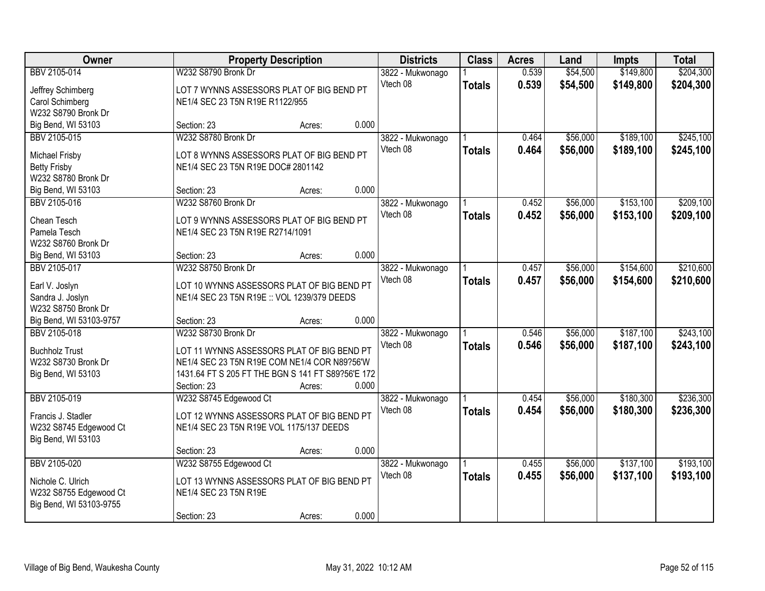| Owner | Property Description | Districts | Class | Acres | Land | Impts | Total |
|---|---|---|---|---|---|---|---|
| BBV 2105-014<br>Jeffrey Schimberg<br>Carol Schimberg<br>W232 S8790 Bronk Dr<br>Big Bend, WI 53103 | W232 S8790 Bronk Dr<br>LOT 7 WYNNS ASSESSORS PLAT OF BIG BEND PT NE1/4 SEC 23 T5N R19E R1122/955<br>Section: 23 Acres: 0.000 | 3822 - Mukwonago<br>Vtech 08 | 1<br>**Totals** | 0.539<br>**0.539** | $54,500<br>**$54,500** | $149,800<br>**$149,800** | $204,300<br>**$204,300** |
| BBV 2105-015<br>Michael Frisby<br>Betty Frisby<br>W232 S8780 Bronk Dr<br>Big Bend, WI 53103 | W232 S8780 Bronk Dr<br>LOT 8 WYNNS ASSESSORS PLAT OF BIG BEND PT NE1/4 SEC 23 T5N R19E DOC# 2801142<br>Section: 23 Acres: 0.000 | 3822 - Mukwonago<br>Vtech 08 | 1<br>**Totals** | 0.464<br>**0.464** | $56,000<br>**$56,000** | $189,100<br>**$189,100** | $245,100<br>**$245,100** |
| BBV 2105-016<br>Chean Tesch<br>Pamela Tesch<br>W232 S8760 Bronk Dr<br>Big Bend, WI 53103 | W232 S8760 Bronk Dr<br>LOT 9 WYNNS ASSESSORS PLAT OF BIG BEND PT NE1/4 SEC 23 T5N R19E R2714/1091<br>Section: 23 Acres: 0.000 | 3822 - Mukwonago<br>Vtech 08 | 1<br>**Totals** | 0.452<br>**0.452** | $56,000<br>**$56,000** | $153,100<br>**$153,100** | $209,100<br>**$209,100** |
| BBV 2105-017<br>Earl V. Joslyn<br>Sandra J. Joslyn<br>W232 S8750 Bronk Dr<br>Big Bend, WI 53103-9757 | W232 S8750 Bronk Dr<br>LOT 10 WYNNS ASSESSORS PLAT OF BIG BEND PT NE1/4 SEC 23 T5N R19E :: VOL 1239/379 DEEDS<br>Section: 23 Acres: 0.000 | 3822 - Mukwonago<br>Vtech 08 | 1<br>**Totals** | 0.457<br>**0.457** | $56,000<br>**$56,000** | $154,600<br>**$154,600** | $210,600<br>**$210,600** |
| BBV 2105-018<br>Buchholz Trust<br>W232 S8730 Bronk Dr<br>Big Bend, WI 53103 | W232 S8730 Bronk Dr<br>LOT 11 WYNNS ASSESSORS PLAT OF BIG BEND PT NE1/4 SEC 23 T5N R19E COM NE1/4 COR N89?56'W 1431.64 FT S 205 FT THE BGN S 141 FT S89?56'E 172<br>Section: 23 Acres: 0.000 | 3822 - Mukwonago<br>Vtech 08 | 1<br>**Totals** | 0.546<br>**0.546** | $56,000<br>**$56,000** | $187,100<br>**$187,100** | $243,100<br>**$243,100** |
| BBV 2105-019<br>Francis J. Stadler<br>W232 S8745 Edgewood Ct<br>Big Bend, WI 53103 | W232 S8745 Edgewood Ct<br>LOT 12 WYNNS ASSESSORS PLAT OF BIG BEND PT NE1/4 SEC 23 T5N R19E VOL 1175/137 DEEDS<br>Section: 23 Acres: 0.000 | 3822 - Mukwonago<br>Vtech 08 | 1<br>**Totals** | 0.454<br>**0.454** | $56,000<br>**$56,000** | $180,300<br>**$180,300** | $236,300<br>**$236,300** |
| BBV 2105-020<br>Nichole C. Ulrich<br>W232 S8755 Edgewood Ct<br>Big Bend, WI 53103-9755 | W232 S8755 Edgewood Ct<br>LOT 13 WYNNS ASSESSORS PLAT OF BIG BEND PT NE1/4 SEC 23 T5N R19E<br>Section: 23 Acres: 0.000 | 3822 - Mukwonago<br>Vtech 08 | 1<br>**Totals** | 0.455<br>**0.455** | $56,000<br>**$56,000** | $137,100<br>**$137,100** | $193,100<br>**$193,100** |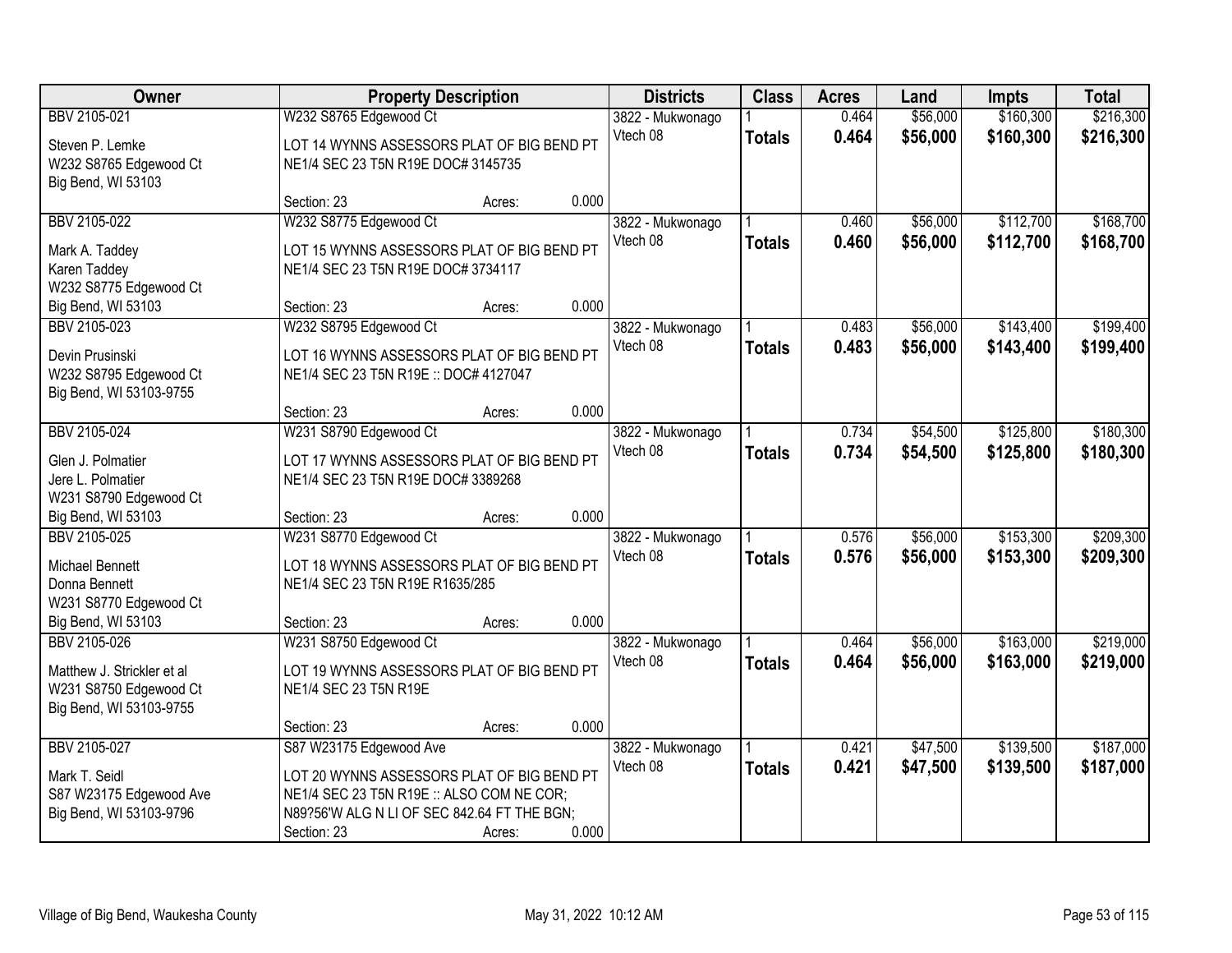| Owner | Property Description | | | Districts | Class | Acres | Land | Impts | Total |
|---|---|---|---|---|---|---|---|---|---|
| BBV 2105-021<br>Steven P. Lemke<br>W232 S8765 Edgewood Ct<br>Big Bend, WI 53103 | W232 S8765 Edgewood Ct<br>LOT 14 WYNNS ASSESSORS PLAT OF BIG BEND PT NE1/4 SEC 23 T5N R19E DOC# 3145735<br>Section: 23 | Acres: | 0.000 | 3822 - Mukwonago<br>Vtech 08 | 1<br>**Totals** | 0.464<br>**0.464** | $56,000<br>**$56,000** | $160,300<br>**$160,300** | $216,300<br>**$216,300** |
| BBV 2105-022<br>Mark A. Taddey<br>Karen Taddey<br>W232 S8775 Edgewood Ct<br>Big Bend, WI 53103 | W232 S8775 Edgewood Ct<br>LOT 15 WYNNS ASSESSORS PLAT OF BIG BEND PT NE1/4 SEC 23 T5N R19E DOC# 3734117<br>Section: 23 | Acres: | 0.000 | 3822 - Mukwonago<br>Vtech 08 | 1<br>**Totals** | 0.460<br>**0.460** | $56,000<br>**$56,000** | $112,700<br>**$112,700** | $168,700<br>**$168,700** |
| BBV 2105-023<br>Devin Prusinski<br>W232 S8795 Edgewood Ct<br>Big Bend, WI 53103-9755 | W232 S8795 Edgewood Ct<br>LOT 16 WYNNS ASSESSORS PLAT OF BIG BEND PT NE1/4 SEC 23 T5N R19E :: DOC# 4127047<br>Section: 23 | Acres: | 0.000 | 3822 - Mukwonago<br>Vtech 08 | 1<br>**Totals** | 0.483<br>**0.483** | $56,000<br>**$56,000** | $143,400<br>**$143,400** | $199,400<br>**$199,400** |
| BBV 2105-024<br>Glen J. Polmatier<br>Jere L. Polmatier<br>W231 S8790 Edgewood Ct<br>Big Bend, WI 53103 | W231 S8790 Edgewood Ct<br>LOT 17 WYNNS ASSESSORS PLAT OF BIG BEND PT NE1/4 SEC 23 T5N R19E DOC# 3389268<br>Section: 23 | Acres: | 0.000 | 3822 - Mukwonago<br>Vtech 08 | 1<br>**Totals** | 0.734<br>**0.734** | $54,500<br>**$54,500** | $125,800<br>**$125,800** | $180,300<br>**$180,300** |
| BBV 2105-025<br>Michael Bennett<br>Donna Bennett<br>W231 S8770 Edgewood Ct<br>Big Bend, WI 53103 | W231 S8770 Edgewood Ct<br>LOT 18 WYNNS ASSESSORS PLAT OF BIG BEND PT NE1/4 SEC 23 T5N R19E R1635/285<br>Section: 23 | Acres: | 0.000 | 3822 - Mukwonago<br>Vtech 08 | 1<br>**Totals** | 0.576<br>**0.576** | $56,000<br>**$56,000** | $153,300<br>**$153,300** | $209,300<br>**$209,300** |
| BBV 2105-026<br>Matthew J. Strickler et al<br>W231 S8750 Edgewood Ct<br>Big Bend, WI 53103-9755 | W231 S8750 Edgewood Ct<br>LOT 19 WYNNS ASSESSORS PLAT OF BIG BEND PT NE1/4 SEC 23 T5N R19E<br>Section: 23 | Acres: | 0.000 | 3822 - Mukwonago<br>Vtech 08 | 1<br>**Totals** | 0.464<br>**0.464** | $56,000<br>**$56,000** | $163,000<br>**$163,000** | $219,000<br>**$219,000** |
| BBV 2105-027<br>Mark T. Seidl<br>S87 W23175 Edgewood Ave<br>Big Bend, WI 53103-9796 | S87 W23175 Edgewood Ave<br>LOT 20 WYNNS ASSESSORS PLAT OF BIG BEND PT NE1/4 SEC 23 T5N R19E :: ALSO COM NE COR; N89?56'W ALG N LI OF SEC 842.64 FT THE BGN;<br>Section: 23 | Acres: | 0.000 | 3822 - Mukwonago<br>Vtech 08 | 1<br>**Totals** | 0.421<br>**0.421** | $47,500<br>**$47,500** | $139,500<br>**$139,500** | $187,000<br>**$187,000** |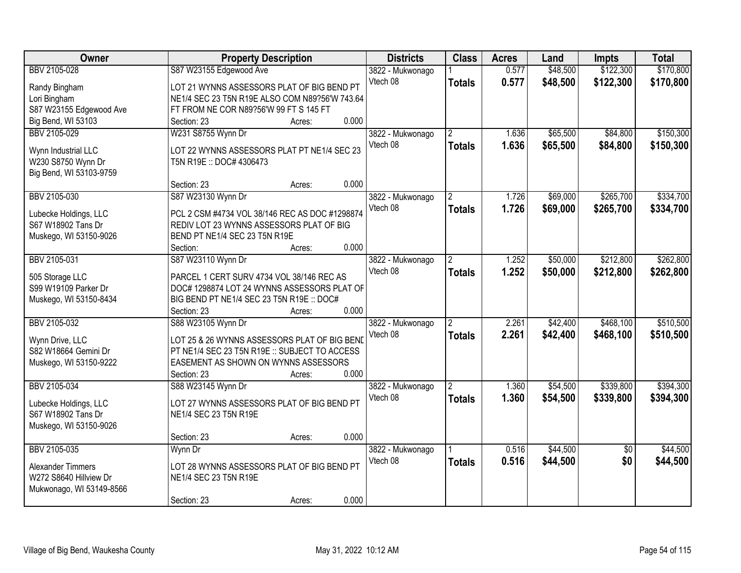| Owner | Property Description | Districts | Class | Acres | Land | Impts | Total |
|---|---|---|---|---|---|---|---|
| BBV 2105-028 | S87 W23155 Edgewood Ave | 3822 - Mukwonago | 1 | 0.577 | $48,500 | $122,300 | $170,800 |
| Randy Bingham<br>Lori Bingham<br>S87 W23155 Edgewood Ave<br>Big Bend, WI 53103 | LOT 21 WYNNS ASSESSORS PLAT OF BIG BEND PT NE1/4 SEC 23 T5N R19E ALSO COM N89?56'W 743.64 FT FROM NE COR N89?56'W 99 FT S 145 FT<br>Section: 23 Acres: 0.000 | Vtech 08 | **Totals** | **0.577** | **$48,500** | **$122,300** | **$170,800** |
| BBV 2105-029 | W231 S8755 Wynn Dr | 3822 - Mukwonago | 2 | 1.636 | $65,500 | $84,800 | $150,300 |
| Wynn Industrial LLC<br>W230 S8750 Wynn Dr<br>Big Bend, WI 53103-9759 | LOT 22 WYNNS ASSESSORS PLAT PT NE1/4 SEC 23 T5N R19E :: DOC# 4306473<br>Section: 23 Acres: 0.000 | Vtech 08 | **Totals** | **1.636** | **$65,500** | **$84,800** | **$150,300** |
| BBV 2105-030 | S87 W23130 Wynn Dr | 3822 - Mukwonago | 2 | 1.726 | $69,000 | $265,700 | $334,700 |
| Lubecke Holdings, LLC<br>S67 W18902 Tans Dr<br>Muskego, WI 53150-9026 | PCL 2 CSM #4734 VOL 38/146 REC AS DOC #1298874 REDIV LOT 23 WYNNS ASSESSORS PLAT OF BIG BEND PT NE1/4 SEC 23 T5N R19E<br>Section: Acres: 0.000 | Vtech 08 | **Totals** | **1.726** | **$69,000** | **$265,700** | **$334,700** |
| BBV 2105-031 | S87 W23110 Wynn Dr | 3822 - Mukwonago | 2 | 1.252 | $50,000 | $212,800 | $262,800 |
| 505 Storage LLC<br>S99 W19109 Parker Dr<br>Muskego, WI 53150-8434 | PARCEL 1 CERT SURV 4734 VOL 38/146 REC AS DOC# 1298874 LOT 24 WYNNS ASSESSORS PLAT OF BIG BEND PT NE1/4 SEC 23 T5N R19E :: DOC#<br>Section: 23 Acres: 0.000 | Vtech 08 | **Totals** | **1.252** | **$50,000** | **$212,800** | **$262,800** |
| BBV 2105-032 | S88 W23105 Wynn Dr | 3822 - Mukwonago | 2 | 2.261 | $42,400 | $468,100 | $510,500 |
| Wynn Drive, LLC<br>S82 W18664 Gemini Dr<br>Muskego, WI 53150-9222 | LOT 25 & 26 WYNNS ASSESSORS PLAT OF BIG BEND PT NE1/4 SEC 23 T5N R19E :: SUBJECT TO ACCESS EASEMENT AS SHOWN ON WYNNS ASSESSORS<br>Section: 23 Acres: 0.000 | Vtech 08 | **Totals** | **2.261** | **$42,400** | **$468,100** | **$510,500** |
| BBV 2105-034 | S88 W23145 Wynn Dr | 3822 - Mukwonago | 2 | 1.360 | $54,500 | $339,800 | $394,300 |
| Lubecke Holdings, LLC<br>S67 W18902 Tans Dr<br>Muskego, WI 53150-9026 | LOT 27 WYNNS ASSESSORS PLAT OF BIG BEND PT NE1/4 SEC 23 T5N R19E<br>Section: 23 Acres: 0.000 | Vtech 08 | **Totals** | **1.360** | **$54,500** | **$339,800** | **$394,300** |
| BBV 2105-035 | Wynn Dr | 3822 - Mukwonago | 1 | 0.516 | $44,500 | $0 | $44,500 |
| Alexander Timmers<br>W272 S8640 Hillview Dr<br>Mukwonago, WI 53149-8566 | LOT 28 WYNNS ASSESSORS PLAT OF BIG BEND PT NE1/4 SEC 23 T5N R19E<br>Section: 23 Acres: 0.000 | Vtech 08 | **Totals** | **0.516** | **$44,500** | **$0** | **$44,500** |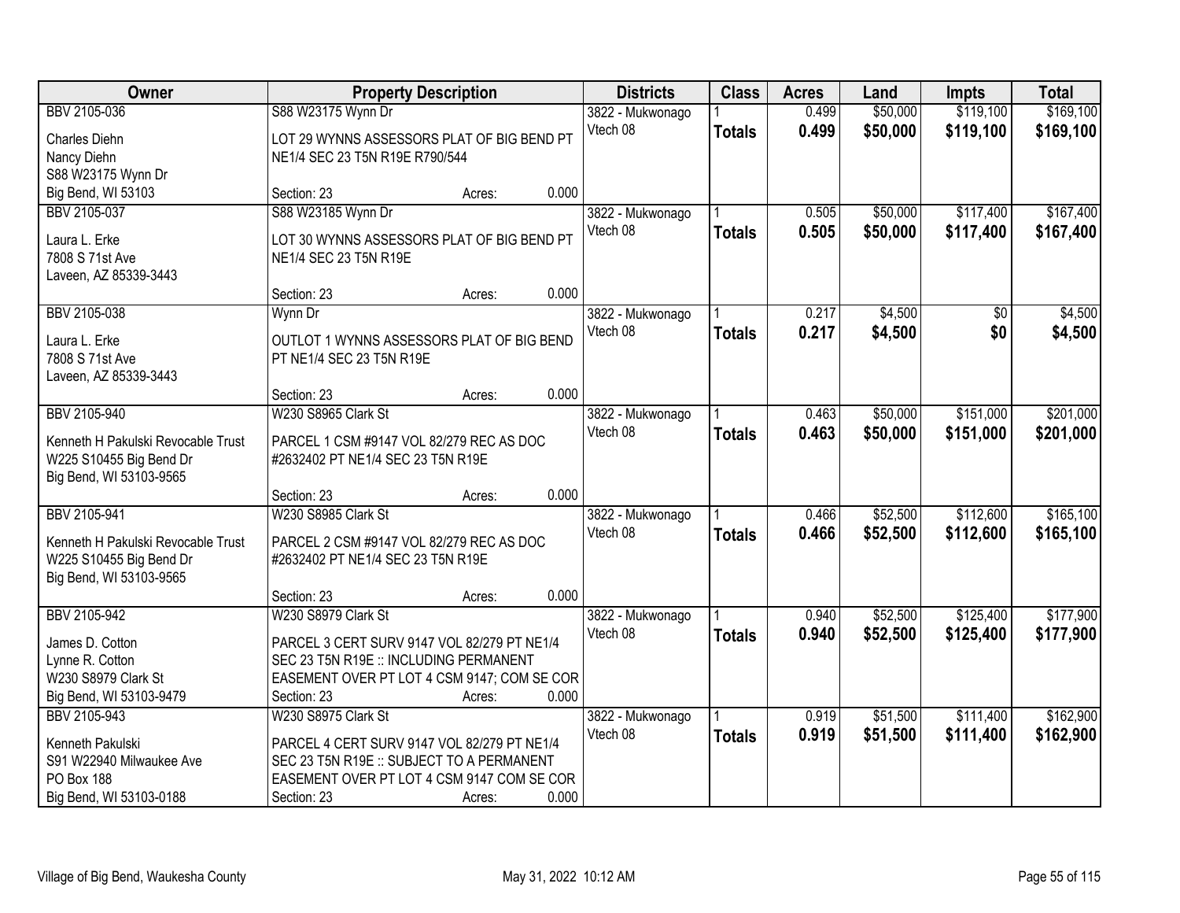| Owner | Property Description | Districts | Class | Acres | Land | Impts | Total |
|---|---|---|---|---|---|---|---|
| BBV 2105-036<br>Charles Diehn<br>Nancy Diehn<br>S88 W23175 Wynn Dr<br>Big Bend, WI 53103 | S88 W23175 Wynn Dr<br>LOT 29 WYNNS ASSESSORS PLAT OF BIG BEND PT NE1/4 SEC 23 T5N R19E R790/544<br>Section: 23 Acres: 0.000 | 3822 - Mukwonago<br>Vtech 08 | 1<br>**Totals** | 0.499<br>**0.499** | $50,000<br>**$50,000** | $119,100<br>**$119,100** | $169,100<br>**$169,100** |
| BBV 2105-037<br>Laura L. Erke<br>7808 S 71st Ave<br>Laveen, AZ 85339-3443 | S88 W23185 Wynn Dr<br>LOT 30 WYNNS ASSESSORS PLAT OF BIG BEND PT NE1/4 SEC 23 T5N R19E<br>Section: 23 Acres: 0.000 | 3822 - Mukwonago<br>Vtech 08 | 1<br>**Totals** | 0.505<br>**0.505** | $50,000<br>**$50,000** | $117,400<br>**$117,400** | $167,400<br>**$167,400** |
| BBV 2105-038<br>Laura L. Erke<br>7808 S 71st Ave<br>Laveen, AZ 85339-3443 | Wynn Dr<br>OUTLOT 1 WYNNS ASSESSORS PLAT OF BIG BEND PT NE1/4 SEC 23 T5N R19E<br>Section: 23 Acres: 0.000 | 3822 - Mukwonago<br>Vtech 08 | 1<br>**Totals** | 0.217<br>**0.217** | $4,500<br>**$4,500** | $0<br>**$0** | $4,500<br>**$4,500** |
| BBV 2105-940<br>Kenneth H Pakulski Revocable Trust<br>W225 S10455 Big Bend Dr<br>Big Bend, WI 53103-9565 | W230 S8965 Clark St<br>PARCEL 1 CSM #9147 VOL 82/279 REC AS DOC #2632402 PT NE1/4 SEC 23 T5N R19E<br>Section: 23 Acres: 0.000 | 3822 - Mukwonago<br>Vtech 08 | 1<br>**Totals** | 0.463<br>**0.463** | $50,000<br>**$50,000** | $151,000<br>**$151,000** | $201,000<br>**$201,000** |
| BBV 2105-941<br>Kenneth H Pakulski Revocable Trust<br>W225 S10455 Big Bend Dr<br>Big Bend, WI 53103-9565 | W230 S8985 Clark St<br>PARCEL 2 CSM #9147 VOL 82/279 REC AS DOC #2632402 PT NE1/4 SEC 23 T5N R19E<br>Section: 23 Acres: 0.000 | 3822 - Mukwonago<br>Vtech 08 | 1<br>**Totals** | 0.466<br>**0.466** | $52,500<br>**$52,500** | $112,600<br>**$112,600** | $165,100<br>**$165,100** |
| BBV 2105-942<br>James D. Cotton<br>Lynne R. Cotton<br>W230 S8979 Clark St<br>Big Bend, WI 53103-9479 | W230 S8979 Clark St<br>PARCEL 3 CERT SURV 9147 VOL 82/279 PT NE1/4 SEC 23 T5N R19E :: INCLUDING PERMANENT EASEMENT OVER PT LOT 4 CSM 9147; COM SE COR<br>Section: 23 Acres: 0.000 | 3822 - Mukwonago<br>Vtech 08 | 1<br>**Totals** | 0.940<br>**0.940** | $52,500<br>**$52,500** | $125,400<br>**$125,400** | $177,900<br>**$177,900** |
| BBV 2105-943<br>Kenneth Pakulski<br>S91 W22940 Milwaukee Ave<br>PO Box 188<br>Big Bend, WI 53103-0188 | W230 S8975 Clark St<br>PARCEL 4 CERT SURV 9147 VOL 82/279 PT NE1/4 SEC 23 T5N R19E :: SUBJECT TO A PERMANENT EASEMENT OVER PT LOT 4 CSM 9147 COM SE COR<br>Section: 23 Acres: 0.000 | 3822 - Mukwonago<br>Vtech 08 | 1<br>**Totals** | 0.919<br>**0.919** | $51,500<br>**$51,500** | $111,400<br>**$111,400** | $162,900<br>**$162,900** |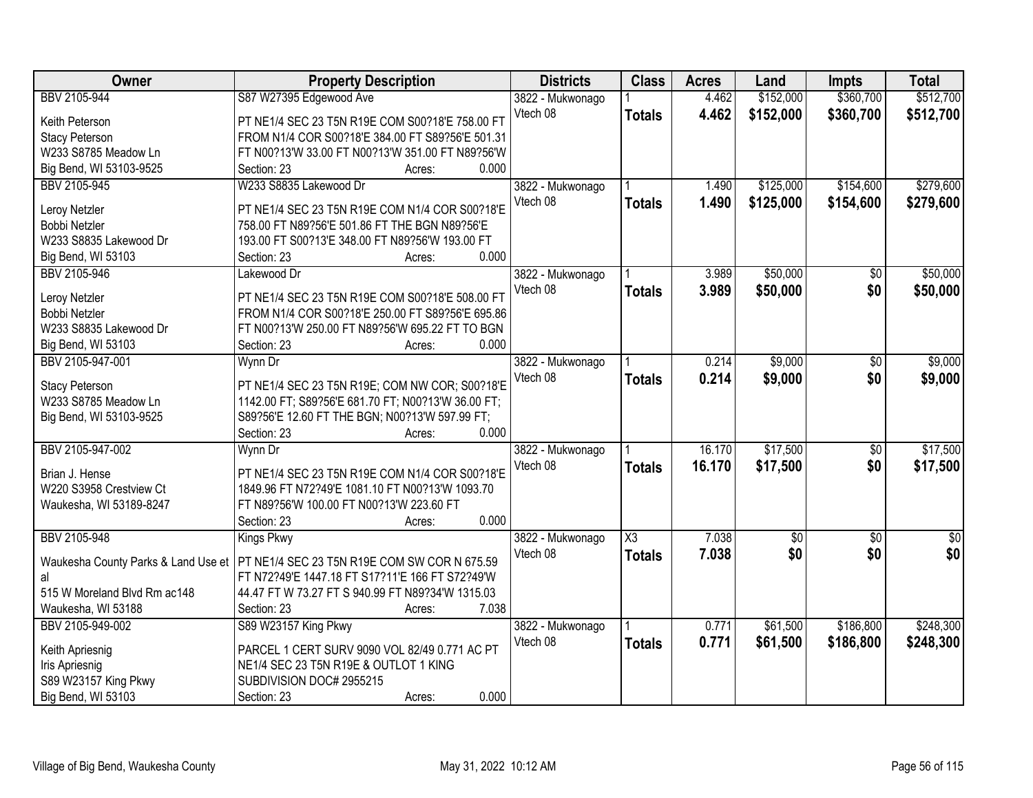| Owner | Property Description | Districts | Class | Acres | Land | Impts | Total |
|---|---|---|---|---|---|---|---|
| BBV 2105-944 | S87 W27395 Edgewood Ave | 3822 - Mukwonago | 1 | 4.462 | $152,000 | $360,700 | $512,700 |
| Keith Peterson<br>Stacy Peterson<br>W233 S8785 Meadow Ln<br>Big Bend, WI 53103-9525 | PT NE1/4 SEC 23 T5N R19E COM S00?18'E 758.00 FT FROM N1/4 COR S00?18'E 384.00 FT S89?56'E 501.31 FT N00?13'W 33.00 FT N00?13'W 351.00 FT N89?56'W<br>Section: 23 Acres: 0.000 | Vtech 08 | **Totals** | **4.462** | **$152,000** | **$360,700** | **$512,700** |
| BBV 2105-945 | W233 S8835 Lakewood Dr | 3822 - Mukwonago | 1 | 1.490 | $125,000 | $154,600 | $279,600 |
| Leroy Netzler<br>Bobbi Netzler<br>W233 S8835 Lakewood Dr<br>Big Bend, WI 53103 | PT NE1/4 SEC 23 T5N R19E COM N1/4 COR S00?18'E 758.00 FT N89?56'E 501.86 FT THE BGN N89?56'E 193.00 FT S00?13'E 348.00 FT N89?56'W 193.00 FT<br>Section: 23 Acres: 0.000 | Vtech 08 | **Totals** | **1.490** | **$125,000** | **$154,600** | **$279,600** |
| BBV 2105-946 | Lakewood Dr | 3822 - Mukwonago | 1 | 3.989 | $50,000 | $0 | $50,000 |
| Leroy Netzler<br>Bobbi Netzler<br>W233 S8835 Lakewood Dr<br>Big Bend, WI 53103 | PT NE1/4 SEC 23 T5N R19E COM S00?18'E 508.00 FT FROM N1/4 COR S00?18'E 250.00 FT S89?56'E 695.86 FT N00?13'W 250.00 FT N89?56'W 695.22 FT TO BGN<br>Section: 23 Acres: 0.000 | Vtech 08 | **Totals** | **3.989** | **$50,000** | **$0** | **$50,000** |
| BBV 2105-947-001 | Wynn Dr | 3822 - Mukwonago | 1 | 0.214 | $9,000 | $0 | $9,000 |
| Stacy Peterson<br>W233 S8785 Meadow Ln<br>Big Bend, WI 53103-9525 | PT NE1/4 SEC 23 T5N R19E; COM NW COR; S00?18'E 1142.00 FT; S89?56'E 681.70 FT; N00?13'W 36.00 FT; S89?56'E 12.60 FT THE BGN; N00?13'W 597.99 FT;<br>Section: 23 Acres: 0.000 | Vtech 08 | **Totals** | **0.214** | **$9,000** | **$0** | **$9,000** |
| BBV 2105-947-002 | Wynn Dr | 3822 - Mukwonago | 1 | 16.170 | $17,500 | $0 | $17,500 |
| Brian J. Hense<br>W220 S3958 Crestview Ct<br>Waukesha, WI 53189-8247 | PT NE1/4 SEC 23 T5N R19E COM N1/4 COR S00?18'E 1849.96 FT N72?49'E 1081.10 FT N00?13'W 1093.70 FT N89?56'W 100.00 FT N00?13'W 223.60 FT<br>Section: 23 Acres: 0.000 | Vtech 08 | **Totals** | **16.170** | **$17,500** | **$0** | **$17,500** |
| BBV 2105-948 | Kings Pkwy | 3822 - Mukwonago | X3 | 7.038 | $0 | $0 | $0 |
| Waukesha County Parks & Land Use et al<br>515 W Moreland Blvd Rm ac148<br>Waukesha, WI 53188 | PT NE1/4 SEC 23 T5N R19E COM SW COR N 675.59 FT N72?49'E 1447.18 FT S17?11'E 166 FT S72?49'W 44.47 FT W 73.27 FT S 940.99 FT N89?34'W 1315.03<br>Section: 23 Acres: 7.038 | Vtech 08 | **Totals** | **7.038** | **$0** | **$0** | **$0** |
| BBV 2105-949-002 | S89 W23157 King Pkwy | 3822 - Mukwonago | 1 | 0.771 | $61,500 | $186,800 | $248,300 |
| Keith Apriesnig<br>Iris Apriesnig<br>S89 W23157 King Pkwy<br>Big Bend, WI 53103 | PARCEL 1 CERT SURV 9090 VOL 82/49 0.771 AC PT NE1/4 SEC 23 T5N R19E & OUTLOT 1 KING SUBDIVISION DOC# 2955215<br>Section: 23 Acres: 0.000 | Vtech 08 | **Totals** | **0.771** | **$61,500** | **$186,800** | **$248,300** |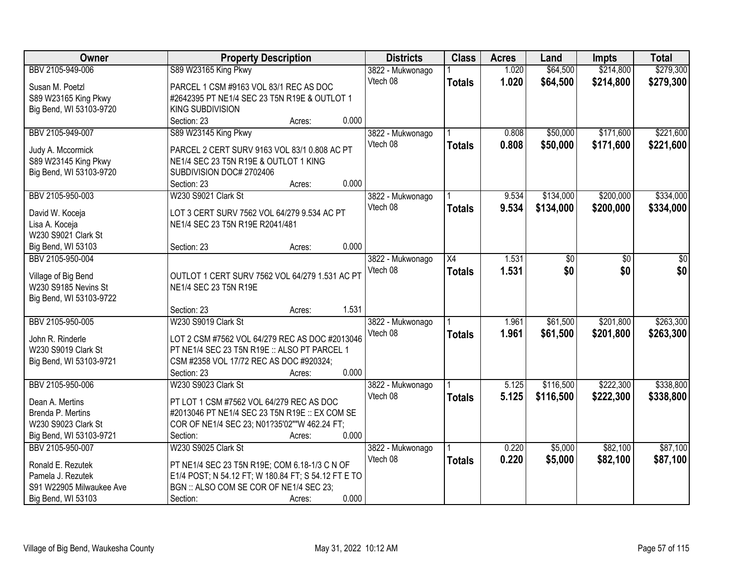| Owner | Property Description | Districts | Class | Acres | Land | Impts | Total |
|---|---|---|---|---|---|---|---|
| BBV 2105-949-006<br>Susan M. Poetzl<br>S89 W23165 King Pkwy<br>Big Bend, WI 53103-9720 | S89 W23165 King Pkwy<br>PARCEL 1 CSM #9163 VOL 83/1 REC AS DOC #2642395 PT NE1/4 SEC 23 T5N R19E & OUTLOT 1 KING SUBDIVISION<br>Section: 23 Acres: 0.000 | 3822 - Mukwonago<br>Vtech 08 | 1<br>**Totals** | 1.020<br>**1.020** | $64,500<br>**$64,500** | $214,800<br>**$214,800** | $279,300<br>**$279,300** |
| BBV 2105-949-007<br>Judy A. Mccormick<br>S89 W23145 King Pkwy<br>Big Bend, WI 53103-9720 | S89 W23145 King Pkwy<br>PARCEL 2 CERT SURV 9163 VOL 83/1 0.808 AC PT NE1/4 SEC 23 T5N R19E & OUTLOT 1 KING SUBDIVISION DOC# 2702406<br>Section: 23 Acres: 0.000 | 3822 - Mukwonago<br>Vtech 08 | 1<br>**Totals** | 0.808<br>**0.808** | $50,000<br>**$50,000** | $171,600<br>**$171,600** | $221,600<br>**$221,600** |
| BBV 2105-950-003<br>David W. Koceja<br>Lisa A. Koceja<br>W230 S9021 Clark St<br>Big Bend, WI 53103 | W230 S9021 Clark St<br>LOT 3 CERT SURV 7562 VOL 64/279 9.534 AC PT NE1/4 SEC 23 T5N R19E R2041/481<br>Section: 23 Acres: 0.000 | 3822 - Mukwonago<br>Vtech 08 | 1<br>**Totals** | 9.534<br>**9.534** | $134,000<br>**$134,000** | $200,000<br>**$200,000** | $334,000<br>**$334,000** |
| BBV 2105-950-004<br>Village of Big Bend<br>W230 S9185 Nevins St<br>Big Bend, WI 53103-9722 | OUTLOT 1 CERT SURV 7562 VOL 64/279 1.531 AC PT NE1/4 SEC 23 T5N R19E<br>Section: 23 Acres: 1.531 | 3822 - Mukwonago<br>Vtech 08 | X4<br>**Totals** | 1.531<br>**1.531** | $0<br>**$0** | $0<br>**$0** | $0<br>**$0** |
| BBV 2105-950-005<br>John R. Rinderle<br>W230 S9019 Clark St<br>Big Bend, WI 53103-9721 | W230 S9019 Clark St<br>LOT 2 CSM #7562 VOL 64/279 REC AS DOC #2013046 PT NE1/4 SEC 23 T5N R19E :: ALSO PT PARCEL 1 CSM #2358 VOL 17/72 REC AS DOC #920324;<br>Section: 23 Acres: 0.000 | 3822 - Mukwonago<br>Vtech 08 | 1<br>**Totals** | 1.961<br>**1.961** | $61,500<br>**$61,500** | $201,800<br>**$201,800** | $263,300<br>**$263,300** |
| BBV 2105-950-006<br>Dean A. Mertins<br>Brenda P. Mertins<br>W230 S9023 Clark St<br>Big Bend, WI 53103-9721 | W230 S9023 Clark St<br>PT LOT 1 CSM #7562 VOL 64/279 REC AS DOC #2013046 PT NE1/4 SEC 23 T5N R19E :: EX COM SE COR OF NE1/4 SEC 23; N01?35'02""W 462.24 FT;<br>Section: Acres: 0.000 | 3822 - Mukwonago<br>Vtech 08 | 1<br>**Totals** | 5.125<br>**5.125** | $116,500<br>**$116,500** | $222,300<br>**$222,300** | $338,800<br>**$338,800** |
| BBV 2105-950-007<br>Ronald E. Rezutek<br>Pamela J. Rezutek<br>S91 W22905 Milwaukee Ave<br>Big Bend, WI 53103 | W230 S9025 Clark St<br>PT NE1/4 SEC 23 T5N R19E; COM 6.18-1/3 C N OF E1/4 POST; N 54.12 FT; W 180.84 FT; S 54.12 FT E TO BGN :: ALSO COM SE COR OF NE1/4 SEC 23;<br>Section: Acres: 0.000 | 3822 - Mukwonago<br>Vtech 08 | 1<br>**Totals** | 0.220<br>**0.220** | $5,000<br>**$5,000** | $82,100<br>**$82,100** | $87,100<br>**$87,100** |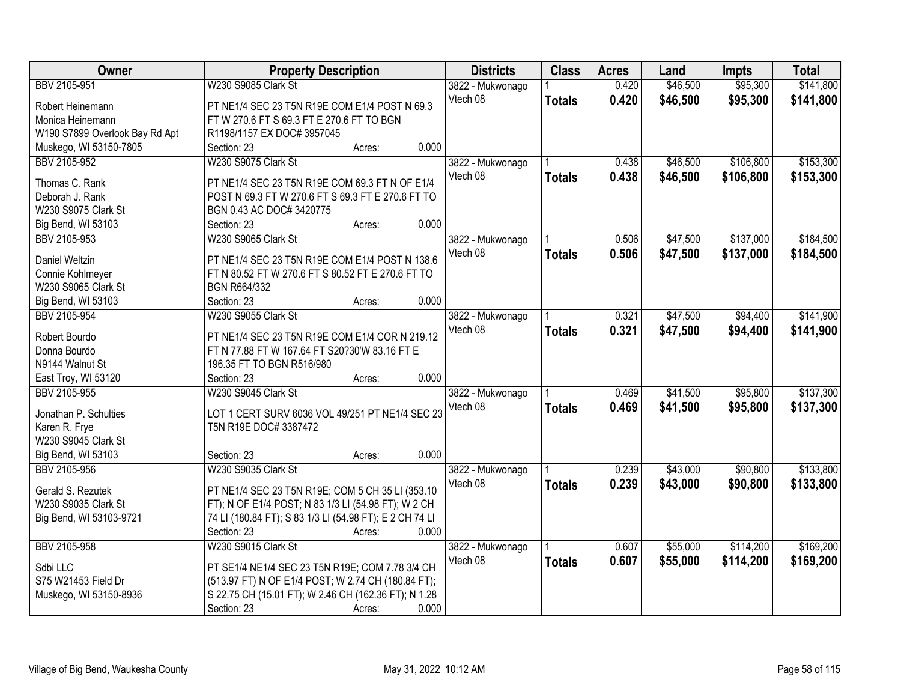| Owner | Property Description | Districts | Class | Acres | Land | Impts | Total |
|---|---|---|---|---|---|---|---|
| BBV 2105-951 | W230 S9085 Clark St | 3822 - Mukwonago | 1 | 0.420 | $46,500 | $95,300 | $141,800 |
| Robert Heinemann<br>Monica Heinemann<br>W190 S7899 Overlook Bay Rd Apt<br>Muskego, WI 53150-7805 | PT NE1/4 SEC 23 T5N R19E COM E1/4 POST N 69.3 FT W 270.6 FT S 69.3 FT E 270.6 FT TO BGN R1198/1157 EX DOC# 3957045<br>Section: 23 Acres: 0.000 | Vtech 08 | **Totals** | **0.420** | **$46,500** | **$95,300** | **$141,800** |
| BBV 2105-952 | W230 S9075 Clark St | 3822 - Mukwonago | 1 | 0.438 | $46,500 | $106,800 | $153,300 |
| Thomas C. Rank<br>Deborah J. Rank<br>W230 S9075 Clark St<br>Big Bend, WI 53103 | PT NE1/4 SEC 23 T5N R19E COM 69.3 FT N OF E1/4 POST N 69.3 FT W 270.6 FT S 69.3 FT E 270.6 FT TO BGN 0.43 AC DOC# 3420775<br>Section: 23 Acres: 0.000 | Vtech 08 | **Totals** | **0.438** | **$46,500** | **$106,800** | **$153,300** |
| BBV 2105-953 | W230 S9065 Clark St | 3822 - Mukwonago | 1 | 0.506 | $47,500 | $137,000 | $184,500 |
| Daniel Weltzin<br>Connie Kohlmeyer<br>W230 S9065 Clark St<br>Big Bend, WI 53103 | PT NE1/4 SEC 23 T5N R19E COM E1/4 POST N 138.6 FT N 80.52 FT W 270.6 FT S 80.52 FT E 270.6 FT TO BGN R664/332<br>Section: 23 Acres: 0.000 | Vtech 08 | **Totals** | **0.506** | **$47,500** | **$137,000** | **$184,500** |
| BBV 2105-954 | W230 S9055 Clark St | 3822 - Mukwonago | 1 | 0.321 | $47,500 | $94,400 | $141,900 |
| Robert Bourdo<br>Donna Bourdo<br>N9144 Walnut St<br>East Troy, WI 53120 | PT NE1/4 SEC 23 T5N R19E COM E1/4 COR N 219.12 FT N 77.88 FT W 167.64 FT S20?30'W 83.16 FT E 196.35 FT TO BGN R516/980<br>Section: 23 Acres: 0.000 | Vtech 08 | **Totals** | **0.321** | **$47,500** | **$94,400** | **$141,900** |
| BBV 2105-955 | W230 S9045 Clark St | 3822 - Mukwonago | 1 | 0.469 | $41,500 | $95,800 | $137,300 |
| Jonathan P. Schulties<br>Karen R. Frye<br>W230 S9045 Clark St<br>Big Bend, WI 53103 | LOT 1 CERT SURV 6036 VOL 49/251 PT NE1/4 SEC 23 T5N R19E DOC# 3387472<br>Section: 23 Acres: 0.000 | Vtech 08 | **Totals** | **0.469** | **$41,500** | **$95,800** | **$137,300** |
| BBV 2105-956 | W230 S9035 Clark St | 3822 - Mukwonago | 1 | 0.239 | $43,000 | $90,800 | $133,800 |
| Gerald S. Rezutek<br>W230 S9035 Clark St<br>Big Bend, WI 53103-9721 | PT NE1/4 SEC 23 T5N R19E; COM 5 CH 35 LI (353.10 FT); N OF E1/4 POST; N 83 1/3 LI (54.98 FT); W 2 CH 74 LI (180.84 FT); S 83 1/3 LI (54.98 FT); E 2 CH 74 LI<br>Section: 23 Acres: 0.000 | Vtech 08 | **Totals** | **0.239** | **$43,000** | **$90,800** | **$133,800** |
| BBV 2105-958 | W230 S9015 Clark St | 3822 - Mukwonago | 1 | 0.607 | $55,000 | $114,200 | $169,200 |
| Sdbi LLC<br>S75 W21453 Field Dr<br>Muskego, WI 53150-8936 | PT SE1/4 NE1/4 SEC 23 T5N R19E; COM 7.78 3/4 CH (513.97 FT) N OF E1/4 POST; W 2.74 CH (180.84 FT); S 22.75 CH (15.01 FT); W 2.46 CH (162.36 FT); N 1.28<br>Section: 23 Acres: 0.000 | Vtech 08 | **Totals** | **0.607** | **$55,000** | **$114,200** | **$169,200** |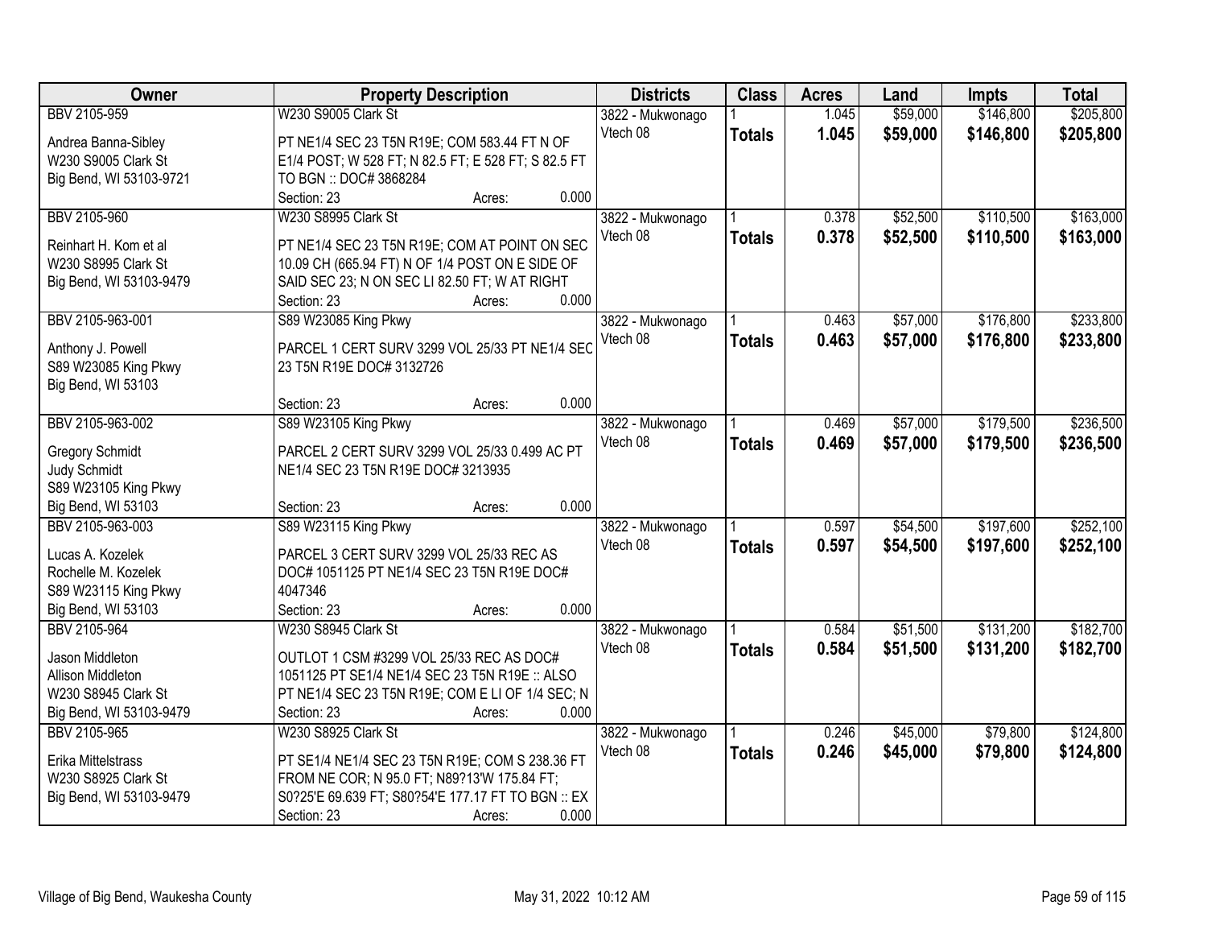| Owner | Property Description | Districts | Class | Acres | Land | Impts | Total |
|---|---|---|---|---|---|---|---|
| BBV 2105-959<br>Andrea Banna-Sibley<br>W230 S9005 Clark St<br>Big Bend, WI 53103-9721 | W230 S9005 Clark St<br>PT NE1/4 SEC 23 T5N R19E; COM 583.44 FT N OF E1/4 POST; W 528 FT; N 82.5 FT; E 528 FT; S 82.5 FT TO BGN :: DOC# 3868284<br>Section: 23 Acres: 0.000 | 3822 - Mukwonago<br>Vtech 08 | 1<br>**Totals** | 1.045<br>**1.045** | $59,000<br>**$59,000** | $146,800<br>**$146,800** | $205,800<br>**$205,800** |
| BBV 2105-960<br>Reinhart H. Kom et al<br>W230 S8995 Clark St<br>Big Bend, WI 53103-9479 | W230 S8995 Clark St<br>PT NE1/4 SEC 23 T5N R19E; COM AT POINT ON SEC 10.09 CH (665.94 FT) N OF 1/4 POST ON E SIDE OF SAID SEC 23; N ON SEC LI 82.50 FT; W AT RIGHT<br>Section: 23 Acres: 0.000 | 3822 - Mukwonago<br>Vtech 08 | 1<br>**Totals** | 0.378<br>**0.378** | $52,500<br>**$52,500** | $110,500<br>**$110,500** | $163,000<br>**$163,000** |
| BBV 2105-963-001<br>Anthony J. Powell<br>S89 W23085 King Pkwy<br>Big Bend, WI 53103 | S89 W23085 King Pkwy<br>PARCEL 1 CERT SURV 3299 VOL 25/33 PT NE1/4 SEC 23 T5N R19E DOC# 3132726<br>Section: 23 Acres: 0.000 | 3822 - Mukwonago<br>Vtech 08 | 1<br>**Totals** | 0.463<br>**0.463** | $57,000<br>**$57,000** | $176,800<br>**$176,800** | $233,800<br>**$233,800** |
| BBV 2105-963-002<br>Gregory Schmidt<br>Judy Schmidt<br>S89 W23105 King Pkwy<br>Big Bend, WI 53103 | S89 W23105 King Pkwy<br>PARCEL 2 CERT SURV 3299 VOL 25/33 0.499 AC PT NE1/4 SEC 23 T5N R19E DOC# 3213935<br>Section: 23 Acres: 0.000 | 3822 - Mukwonago<br>Vtech 08 | 1<br>**Totals** | 0.469<br>**0.469** | $57,000<br>**$57,000** | $179,500<br>**$179,500** | $236,500<br>**$236,500** |
| BBV 2105-963-003<br>Lucas A. Kozelek<br>Rochelle M. Kozelek<br>S89 W23115 King Pkwy<br>Big Bend, WI 53103 | S89 W23115 King Pkwy<br>PARCEL 3 CERT SURV 3299 VOL 25/33 REC AS DOC# 1051125 PT NE1/4 SEC 23 T5N R19E DOC# 4047346<br>Section: 23 Acres: 0.000 | 3822 - Mukwonago<br>Vtech 08 | 1<br>**Totals** | 0.597<br>**0.597** | $54,500<br>**$54,500** | $197,600<br>**$197,600** | $252,100<br>**$252,100** |
| BBV 2105-964<br>Jason Middleton<br>Allison Middleton<br>W230 S8945 Clark St<br>Big Bend, WI 53103-9479 | W230 S8945 Clark St<br>OUTLOT 1 CSM #3299 VOL 25/33 REC AS DOC# 1051125 PT SE1/4 NE1/4 SEC 23 T5N R19E :: ALSO PT NE1/4 SEC 23 T5N R19E; COM E LI OF 1/4 SEC; N<br>Section: 23 Acres: 0.000 | 3822 - Mukwonago<br>Vtech 08 | 1<br>**Totals** | 0.584<br>**0.584** | $51,500<br>**$51,500** | $131,200<br>**$131,200** | $182,700<br>**$182,700** |
| BBV 2105-965<br>Erika Mittelstrass<br>W230 S8925 Clark St<br>Big Bend, WI 53103-9479 | W230 S8925 Clark St<br>PT SE1/4 NE1/4 SEC 23 T5N R19E; COM S 238.36 FT FROM NE COR; N 95.0 FT; N89?13'W 175.84 FT; S0?25'E 69.639 FT; S80?54'E 177.17 FT TO BGN :: EX<br>Section: 23 Acres: 0.000 | 3822 - Mukwonago<br>Vtech 08 | 1<br>**Totals** | 0.246<br>**0.246** | $45,000<br>**$45,000** | $79,800<br>**$79,800** | $124,800<br>**$124,800** |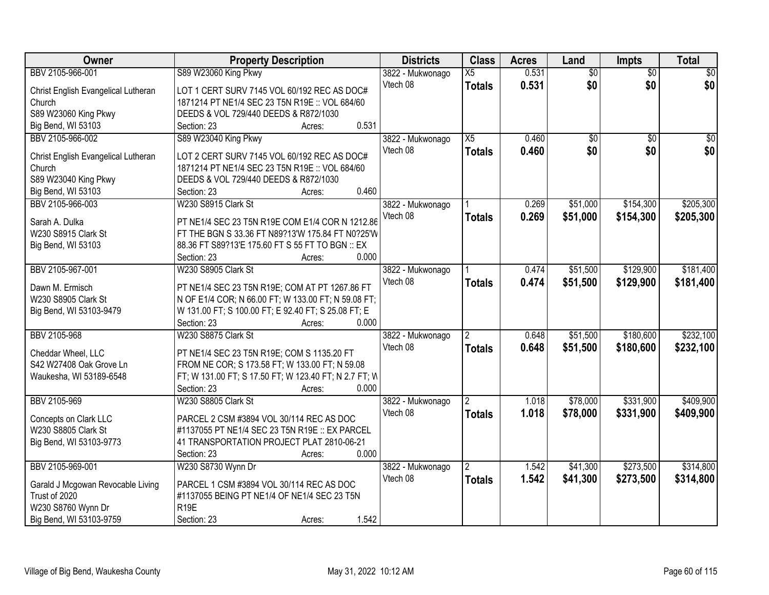| Owner | Property Description | Districts | Class | Acres | Land | Impts | Total |
|---|---|---|---|---|---|---|---|
| BBV 2105-966-001<br><br>Christ English Evangelical Lutheran Church<br>S89 W23060 King Pkwy<br>Big Bend, WI 53103 | S89 W23060 King Pkwy<br><br>LOT 1 CERT SURV 7145 VOL 60/192 REC AS DOC# 1871214 PT NE1/4 SEC 23 T5N R19E :: VOL 684/60 DEEDS & VOL 729/440 DEEDS & R872/1030<br>Section: 23 Acres: 0.531 | 3822 - Mukwonago<br>Vtech 08 | X5<br>**Totals** | 0.531<br>**0.531** | $0<br>**$0** | $0<br>**$0** | $0<br>**$0** |
| BBV 2105-966-002<br><br>Christ English Evangelical Lutheran Church<br>S89 W23040 King Pkwy<br>Big Bend, WI 53103 | S89 W23040 King Pkwy<br><br>LOT 2 CERT SURV 7145 VOL 60/192 REC AS DOC# 1871214 PT NE1/4 SEC 23 T5N R19E :: VOL 684/60 DEEDS & VOL 729/440 DEEDS & R872/1030<br>Section: 23 Acres: 0.460 | 3822 - Mukwonago<br>Vtech 08 | X5<br>**Totals** | 0.460<br>**0.460** | $0<br>**$0** | $0<br>**$0** | $0<br>**$0** |
| BBV 2105-966-003<br><br>Sarah A. Dulka<br>W230 S8915 Clark St<br>Big Bend, WI 53103 | W230 S8915 Clark St<br><br>PT NE1/4 SEC 23 T5N R19E COM E1/4 COR N 1212.86 FT THE BGN S 33.36 FT N89?13'W 175.84 FT N0?25'W 88.36 FT S89?13'E 175.60 FT S 55 FT TO BGN :: EX<br>Section: 23 Acres: 0.000 | 3822 - Mukwonago<br>Vtech 08 | 1<br>**Totals** | 0.269<br>**0.269** | $51,000<br>**$51,000** | $154,300<br>**$154,300** | $205,300<br>**$205,300** |
| BBV 2105-967-001<br><br>Dawn M. Ermisch<br>W230 S8905 Clark St<br>Big Bend, WI 53103-9479 | W230 S8905 Clark St<br><br>PT NE1/4 SEC 23 T5N R19E; COM AT PT 1267.86 FT N OF E1/4 COR; N 66.00 FT; W 133.00 FT; N 59.08 FT; W 131.00 FT; S 100.00 FT; E 92.40 FT; S 25.08 FT; E<br>Section: 23 Acres: 0.000 | 3822 - Mukwonago<br>Vtech 08 | 1<br>**Totals** | 0.474<br>**0.474** | $51,500<br>**$51,500** | $129,900<br>**$129,900** | $181,400<br>**$181,400** |
| BBV 2105-968<br><br>Cheddar Wheel, LLC<br>S42 W27408 Oak Grove Ln<br>Waukesha, WI 53189-6548 | W230 S8875 Clark St<br><br>PT NE1/4 SEC 23 T5N R19E; COM S 1135.20 FT FROM NE COR; S 173.58 FT; W 133.00 FT; N 59.08 FT; W 131.00 FT; S 17.50 FT; W 123.40 FT; N 2.7 FT; W<br>Section: 23 Acres: 0.000 | 3822 - Mukwonago<br>Vtech 08 | 2<br>**Totals** | 0.648<br>**0.648** | $51,500<br>**$51,500** | $180,600<br>**$180,600** | $232,100<br>**$232,100** |
| BBV 2105-969<br><br>Concepts on Clark LLC<br>W230 S8805 Clark St<br>Big Bend, WI 53103-9773 | W230 S8805 Clark St<br><br>PARCEL 2 CSM #3894 VOL 30/114 REC AS DOC #1137055 PT NE1/4 SEC 23 T5N R19E :: EX PARCEL 41 TRANSPORTATION PROJECT PLAT 2810-06-21<br>Section: 23 Acres: 0.000 | 3822 - Mukwonago<br>Vtech 08 | 2<br>**Totals** | 1.018<br>**1.018** | $78,000<br>**$78,000** | $331,900<br>**$331,900** | $409,900<br>**$409,900** |
| BBV 2105-969-001<br><br>Garald J Mcgowan Revocable Living Trust of 2020<br>W230 S8760 Wynn Dr<br>Big Bend, WI 53103-9759 | W230 S8730 Wynn Dr<br><br>PARCEL 1 CSM #3894 VOL 30/114 REC AS DOC #1137055 BEING PT NE1/4 OF NE1/4 SEC 23 T5N R19E<br>Section: 23 Acres: 1.542 | 3822 - Mukwonago<br>Vtech 08 | 2<br>**Totals** | 1.542<br>**1.542** | $41,300<br>**$41,300** | $273,500<br>**$273,500** | $314,800<br>**$314,800** |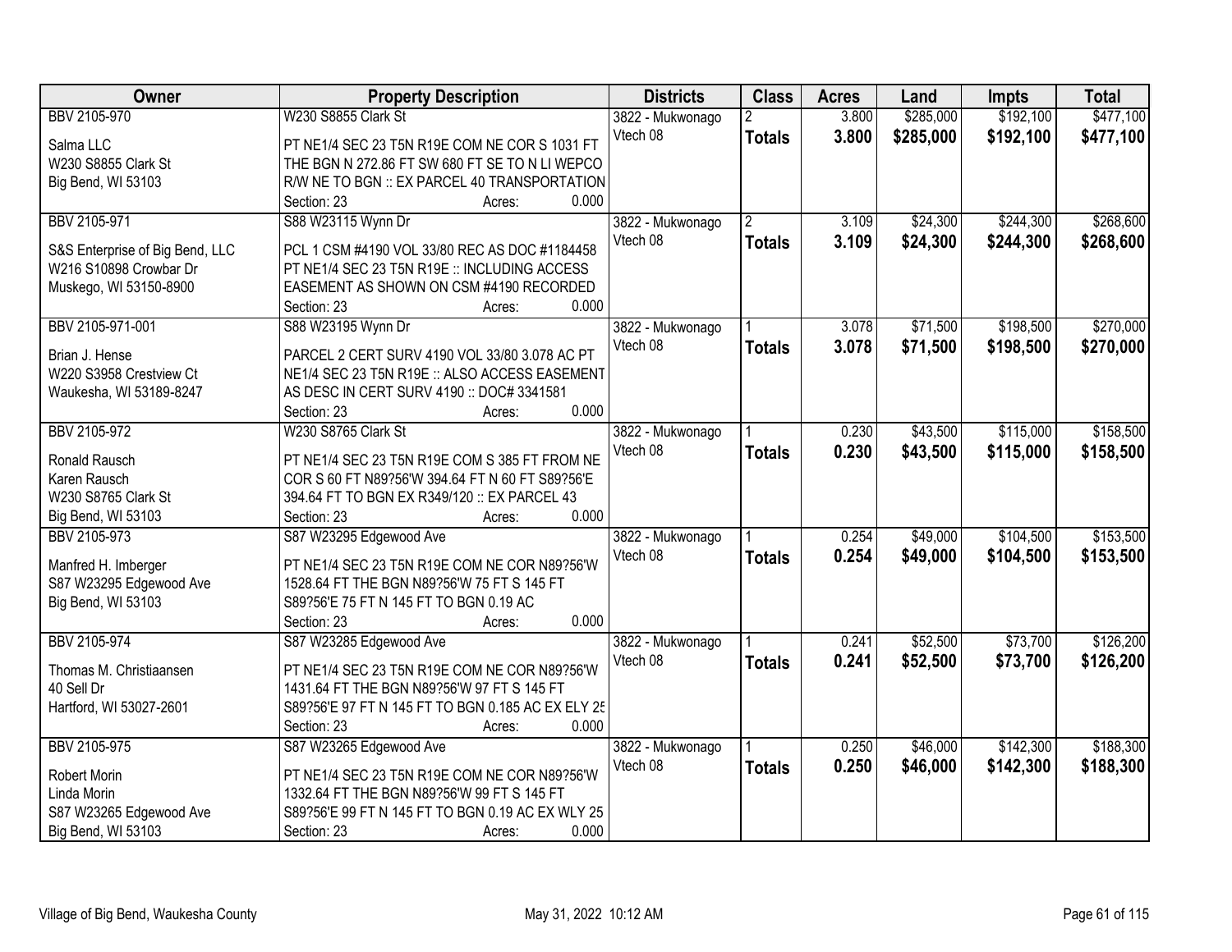| Owner | Property Description | Districts | Class | Acres | Land | Impts | Total |
|---|---|---|---|---|---|---|---|
| BBV 2105-970<br>Salma LLC<br>W230 S8855 Clark St<br>Big Bend, WI 53103 | W230 S8855 Clark St<br>PT NE1/4 SEC 23 T5N R19E COM NE COR S 1031 FT THE BGN N 272.86 FT SW 680 FT SE TO N LI WEPCO R/W NE TO BGN :: EX PARCEL 40 TRANSPORTATION<br>Section: 23 Acres: 0.000 | 3822 - Mukwonago<br>Vtech 08 | 2<br>**Totals** | 3.800<br>**3.800** | $285,000<br>**$285,000** | $192,100<br>**$192,100** | $477,100<br>**$477,100** |
| BBV 2105-971<br>S&S Enterprise of Big Bend, LLC<br>W216 S10898 Crowbar Dr<br>Muskego, WI 53150-8900 | S88 W23115 Wynn Dr<br>PCL 1 CSM #4190 VOL 33/80 REC AS DOC #1184458 PT NE1/4 SEC 23 T5N R19E :: INCLUDING ACCESS EASEMENT AS SHOWN ON CSM #4190 RECORDED<br>Section: 23 Acres: 0.000 | 3822 - Mukwonago<br>Vtech 08 | 2<br>**Totals** | 3.109<br>**3.109** | $24,300<br>**$24,300** | $244,300<br>**$244,300** | $268,600<br>**$268,600** |
| BBV 2105-971-001<br>Brian J. Hense<br>W220 S3958 Crestview Ct<br>Waukesha, WI 53189-8247 | S88 W23195 Wynn Dr<br>PARCEL 2 CERT SURV 4190 VOL 33/80 3.078 AC PT NE1/4 SEC 23 T5N R19E :: ALSO ACCESS EASEMENT AS DESC IN CERT SURV 4190 :: DOC# 3341581<br>Section: 23 Acres: 0.000 | 3822 - Mukwonago<br>Vtech 08 | 1<br>**Totals** | 3.078<br>**3.078** | $71,500<br>**$71,500** | $198,500<br>**$198,500** | $270,000<br>**$270,000** |
| BBV 2105-972<br>Ronald Rausch<br>Karen Rausch<br>W230 S8765 Clark St<br>Big Bend, WI 53103 | W230 S8765 Clark St<br>PT NE1/4 SEC 23 T5N R19E COM S 385 FT FROM NE COR S 60 FT N89?56'W 394.64 FT N 60 FT S89?56'E 394.64 FT TO BGN EX R349/120 :: EX PARCEL 43<br>Section: 23 Acres: 0.000 | 3822 - Mukwonago<br>Vtech 08 | 1<br>**Totals** | 0.230<br>**0.230** | $43,500<br>**$43,500** | $115,000<br>**$115,000** | $158,500<br>**$158,500** |
| BBV 2105-973<br>Manfred H. Imberger<br>S87 W23295 Edgewood Ave<br>Big Bend, WI 53103 | S87 W23295 Edgewood Ave<br>PT NE1/4 SEC 23 T5N R19E COM NE COR N89?56'W 1528.64 FT THE BGN N89?56'W 75 FT S 145 FT S89?56'E 75 FT N 145 FT TO BGN 0.19 AC<br>Section: 23 Acres: 0.000 | 3822 - Mukwonago<br>Vtech 08 | 1<br>**Totals** | 0.254<br>**0.254** | $49,000<br>**$49,000** | $104,500<br>**$104,500** | $153,500<br>**$153,500** |
| BBV 2105-974<br>Thomas M. Christiaansen<br>40 Sell Dr<br>Hartford, WI 53027-2601 | S87 W23285 Edgewood Ave<br>PT NE1/4 SEC 23 T5N R19E COM NE COR N89?56'W 1431.64 FT THE BGN N89?56'W 97 FT S 145 FT S89?56'E 97 FT N 145 FT TO BGN 0.185 AC EX ELY 25<br>Section: 23 Acres: 0.000 | 3822 - Mukwonago<br>Vtech 08 | 1<br>**Totals** | 0.241<br>**0.241** | $52,500<br>**$52,500** | $73,700<br>**$73,700** | $126,200<br>**$126,200** |
| BBV 2105-975<br>Robert Morin<br>Linda Morin<br>S87 W23265 Edgewood Ave<br>Big Bend, WI 53103 | S87 W23265 Edgewood Ave<br>PT NE1/4 SEC 23 T5N R19E COM NE COR N89?56'W 1332.64 FT THE BGN N89?56'W 99 FT S 145 FT S89?56'E 99 FT N 145 FT TO BGN 0.19 AC EX WLY 25<br>Section: 23 Acres: 0.000 | 3822 - Mukwonago<br>Vtech 08 | 1<br>**Totals** | 0.250<br>**0.250** | $46,000<br>**$46,000** | $142,300<br>**$142,300** | $188,300<br>**$188,300** |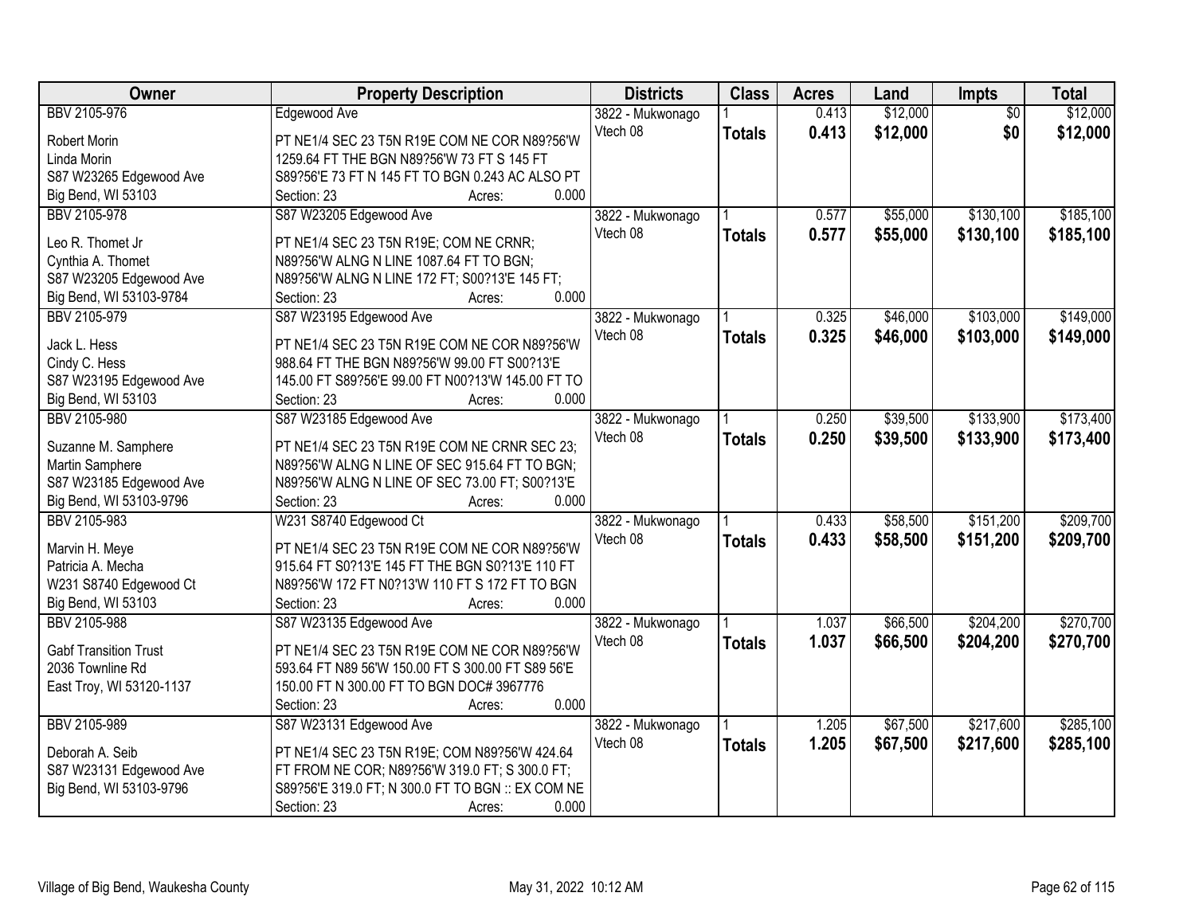| Owner | Property Description | Districts | Class | Acres | Land | Impts | Total |
|---|---|---|---|---|---|---|---|
| BBV 2105-976<br><br>Robert Morin<br>Linda Morin<br>S87 W23265 Edgewood Ave<br>Big Bend, WI 53103 | Edgewood Ave<br><br>PT NE1/4 SEC 23 T5N R19E COM NE COR N89?56'W 1259.64 FT THE BGN N89?56'W 73 FT S 145 FT S89?56'E 73 FT N 145 FT TO BGN 0.243 AC ALSO PT<br>Section: 23 Acres: 0.000 | 3822 - Mukwonago<br>Vtech 08 | 1<br>**Totals** | 0.413<br>**0.413** | $12,000<br>**$12,000** | $0<br>**$0** | $12,000<br>**$12,000** |
| BBV 2105-978<br><br>Leo R. Thomet Jr<br>Cynthia A. Thomet<br>S87 W23205 Edgewood Ave<br>Big Bend, WI 53103-9784 | S87 W23205 Edgewood Ave<br><br>PT NE1/4 SEC 23 T5N R19E; COM NE CRNR; N89?56'W ALNG N LINE 1087.64 FT TO BGN; N89?56'W ALNG N LINE 172 FT; S00?13'E 145 FT;<br>Section: 23 Acres: 0.000 | 3822 - Mukwonago<br>Vtech 08 | 1<br>**Totals** | 0.577<br>**0.577** | $55,000<br>**$55,000** | $130,100<br>**$130,100** | $185,100<br>**$185,100** |
| BBV 2105-979<br><br>Jack L. Hess<br>Cindy C. Hess<br>S87 W23195 Edgewood Ave<br>Big Bend, WI 53103 | S87 W23195 Edgewood Ave<br><br>PT NE1/4 SEC 23 T5N R19E COM NE COR N89?56'W 988.64 FT THE BGN N89?56'W 99.00 FT S00?13'E 145.00 FT S89?56'E 99.00 FT N00?13'W 145.00 FT TO<br>Section: 23 Acres: 0.000 | 3822 - Mukwonago<br>Vtech 08 | 1<br>**Totals** | 0.325<br>**0.325** | $46,000<br>**$46,000** | $103,000<br>**$103,000** | $149,000<br>**$149,000** |
| BBV 2105-980<br><br>Suzanne M. Samphere<br>Martin Samphere<br>S87 W23185 Edgewood Ave<br>Big Bend, WI 53103-9796 | S87 W23185 Edgewood Ave<br><br>PT NE1/4 SEC 23 T5N R19E COM NE CRNR SEC 23; N89?56'W ALNG N LINE OF SEC 915.64 FT TO BGN; N89?56'W ALNG N LINE OF SEC 73.00 FT; S00?13'E<br>Section: 23 Acres: 0.000 | 3822 - Mukwonago<br>Vtech 08 | 1<br>**Totals** | 0.250<br>**0.250** | $39,500<br>**$39,500** | $133,900<br>**$133,900** | $173,400<br>**$173,400** |
| BBV 2105-983<br><br>Marvin H. Meye<br>Patricia A. Mecha<br>W231 S8740 Edgewood Ct<br>Big Bend, WI 53103 | W231 S8740 Edgewood Ct<br><br>PT NE1/4 SEC 23 T5N R19E COM NE COR N89?56'W 915.64 FT S0?13'E 145 FT THE BGN S0?13'E 110 FT N89?56'W 172 FT N0?13'W 110 FT S 172 FT TO BGN<br>Section: 23 Acres: 0.000 | 3822 - Mukwonago<br>Vtech 08 | 1<br>**Totals** | 0.433<br>**0.433** | $58,500<br>**$58,500** | $151,200<br>**$151,200** | $209,700<br>**$209,700** |
| BBV 2105-988<br><br>Gabf Transition Trust<br>2036 Townline Rd<br>East Troy, WI 53120-1137 | S87 W23135 Edgewood Ave<br><br>PT NE1/4 SEC 23 T5N R19E COM NE COR N89?56'W 593.64 FT N89 56'W 150.00 FT S 300.00 FT S89 56'E 150.00 FT N 300.00 FT TO BGN DOC# 3967776<br>Section: 23 Acres: 0.000 | 3822 - Mukwonago<br>Vtech 08 | 1<br>**Totals** | 1.037<br>**1.037** | $66,500<br>**$66,500** | $204,200<br>**$204,200** | $270,700<br>**$270,700** |
| BBV 2105-989<br><br>Deborah A. Seib<br>S87 W23131 Edgewood Ave<br>Big Bend, WI 53103-9796 | S87 W23131 Edgewood Ave<br><br>PT NE1/4 SEC 23 T5N R19E; COM N89?56'W 424.64 FT FROM NE COR; N89?56'W 319.0 FT; S 300.0 FT; S89?56'E 319.0 FT; N 300.0 FT TO BGN :: EX COM NE<br>Section: 23 Acres: 0.000 | 3822 - Mukwonago<br>Vtech 08 | 1<br>**Totals** | 1.205<br>**1.205** | $67,500<br>**$67,500** | $217,600<br>**$217,600** | $285,100<br>**$285,100** |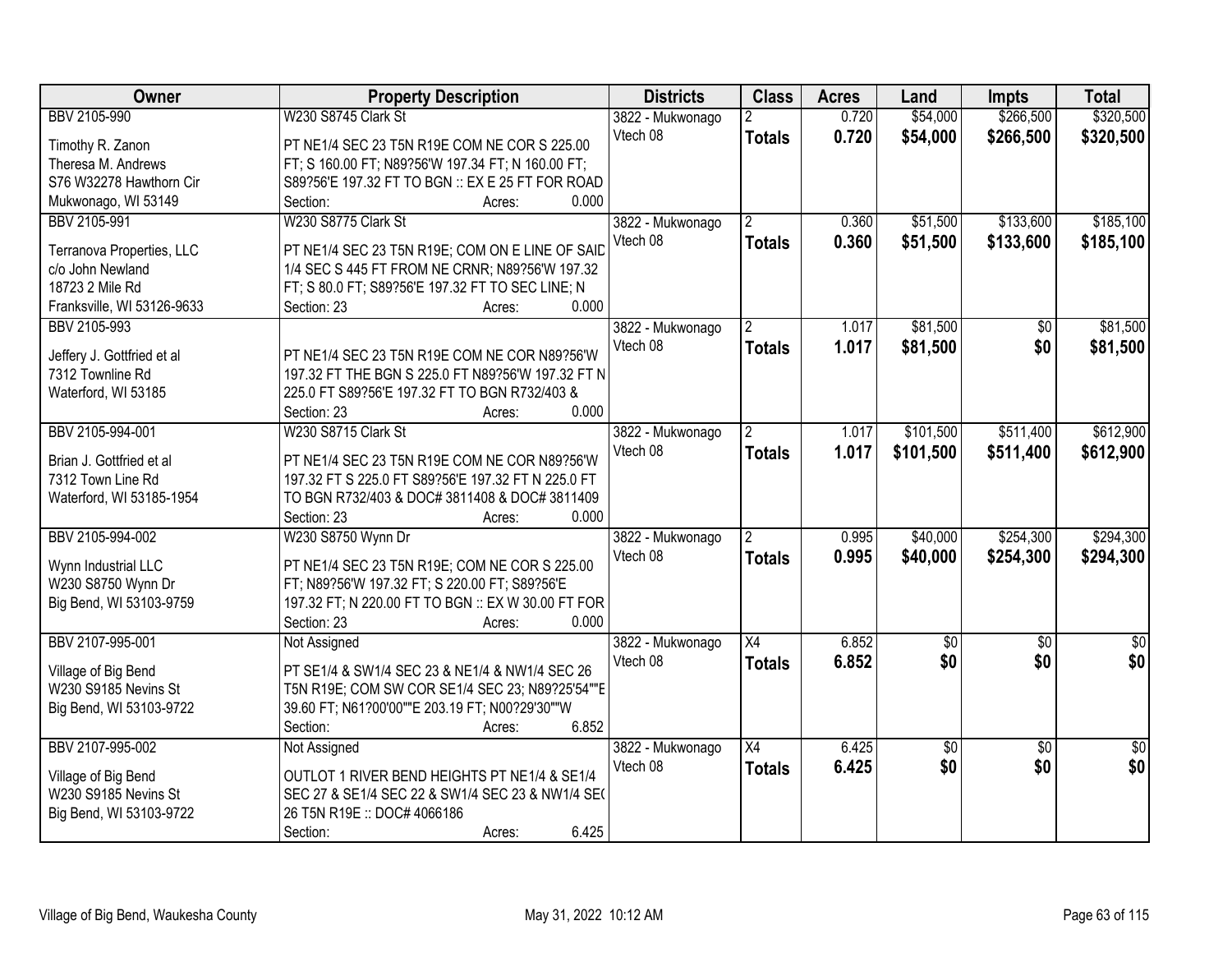| Owner | Property Description | Districts | Class | Acres | Land | Impts | Total |
|---|---|---|---|---|---|---|---|
| BBV 2105-990 | W230 S8745 Clark St | 3822 - Mukwonago | 2 | 0.720 | $54,000 | $266,500 | $320,500 |
| Timothy R. Zanon<br>Theresa M. Andrews<br>S76 W32278 Hawthorn Cir<br>Mukwonago, WI 53149 | PT NE1/4 SEC 23 T5N R19E COM NE COR S 225.00 FT; S 160.00 FT; N89?56'W 197.34 FT; N 160.00 FT; S89?56'E 197.32 FT TO BGN :: EX E 25 FT FOR ROAD<br>Section: Acres: 0.000 | Vtech 08 | **Totals** | **0.720** | **$54,000** | **$266,500** | **$320,500** |
| BBV 2105-991 | W230 S8775 Clark St | 3822 - Mukwonago | 2 | 0.360 | $51,500 | $133,600 | $185,100 |
| Terranova Properties, LLC<br>c/o John Newland<br>18723 2 Mile Rd<br>Franksville, WI 53126-9633 | PT NE1/4 SEC 23 T5N R19E; COM ON E LINE OF SAID 1/4 SEC S 445 FT FROM NE CRNR; N89?56'W 197.32 FT; S 80.0 FT; S89?56'E 197.32 FT TO SEC LINE; N<br>Section: 23 Acres: 0.000 | Vtech 08 | **Totals** | **0.360** | **$51,500** | **$133,600** | **$185,100** |
| BBV 2105-993 | | 3822 - Mukwonago | 2 | 1.017 | $81,500 | $0 | $81,500 |
| Jeffery J. Gottfried et al<br>7312 Townline Rd<br>Waterford, WI 53185 | PT NE1/4 SEC 23 T5N R19E COM NE COR N89?56'W 197.32 FT THE BGN S 225.0 FT N89?56'W 197.32 FT N 225.0 FT S89?56'E 197.32 FT TO BGN R732/403 &<br>Section: 23 Acres: 0.000 | Vtech 08 | **Totals** | **1.017** | **$81,500** | **$0** | **$81,500** |
| BBV 2105-994-001 | W230 S8715 Clark St | 3822 - Mukwonago | 2 | 1.017 | $101,500 | $511,400 | $612,900 |
| Brian J. Gottfried et al<br>7312 Town Line Rd<br>Waterford, WI 53185-1954 | PT NE1/4 SEC 23 T5N R19E COM NE COR N89?56'W 197.32 FT S 225.0 FT S89?56'E 197.32 FT N 225.0 FT TO BGN R732/403 & DOC# 3811408 & DOC# 3811409<br>Section: 23 Acres: 0.000 | Vtech 08 | **Totals** | **1.017** | **$101,500** | **$511,400** | **$612,900** |
| BBV 2105-994-002 | W230 S8750 Wynn Dr | 3822 - Mukwonago | 2 | 0.995 | $40,000 | $254,300 | $294,300 |
| Wynn Industrial LLC<br>W230 S8750 Wynn Dr<br>Big Bend, WI 53103-9759 | PT NE1/4 SEC 23 T5N R19E; COM NE COR S 225.00 FT; N89?56'W 197.32 FT; S 220.00 FT; S89?56'E 197.32 FT; N 220.00 FT TO BGN :: EX W 30.00 FT FOR<br>Section: 23 Acres: 0.000 | Vtech 08 | **Totals** | **0.995** | **$40,000** | **$254,300** | **$294,300** |
| BBV 2107-995-001 | Not Assigned | 3822 - Mukwonago | X4 | 6.852 | $0 | $0 | $0 |
| Village of Big Bend<br>W230 S9185 Nevins St<br>Big Bend, WI 53103-9722 | PT SE1/4 & SW1/4 SEC 23 & NE1/4 & NW1/4 SEC 26 T5N R19E; COM SW COR SE1/4 SEC 23; N89?25'54""E 39.60 FT; N61?00'00""E 203.19 FT; N00?29'30""W<br>Section: Acres: 6.852 | Vtech 08 | **Totals** | **6.852** | **$0** | **$0** | **$0** |
| BBV 2107-995-002 | Not Assigned | 3822 - Mukwonago | X4 | 6.425 | $0 | $0 | $0 |
| Village of Big Bend<br>W230 S9185 Nevins St<br>Big Bend, WI 53103-9722 | OUTLOT 1 RIVER BEND HEIGHTS PT NE1/4 & SE1/4 SEC 27 & SE1/4 SEC 22 & SW1/4 SEC 23 & NW1/4 SEC 26 T5N R19E :: DOC# 4066186<br>Section: Acres: 6.425 | Vtech 08 | **Totals** | **6.425** | **$0** | **$0** | **$0** |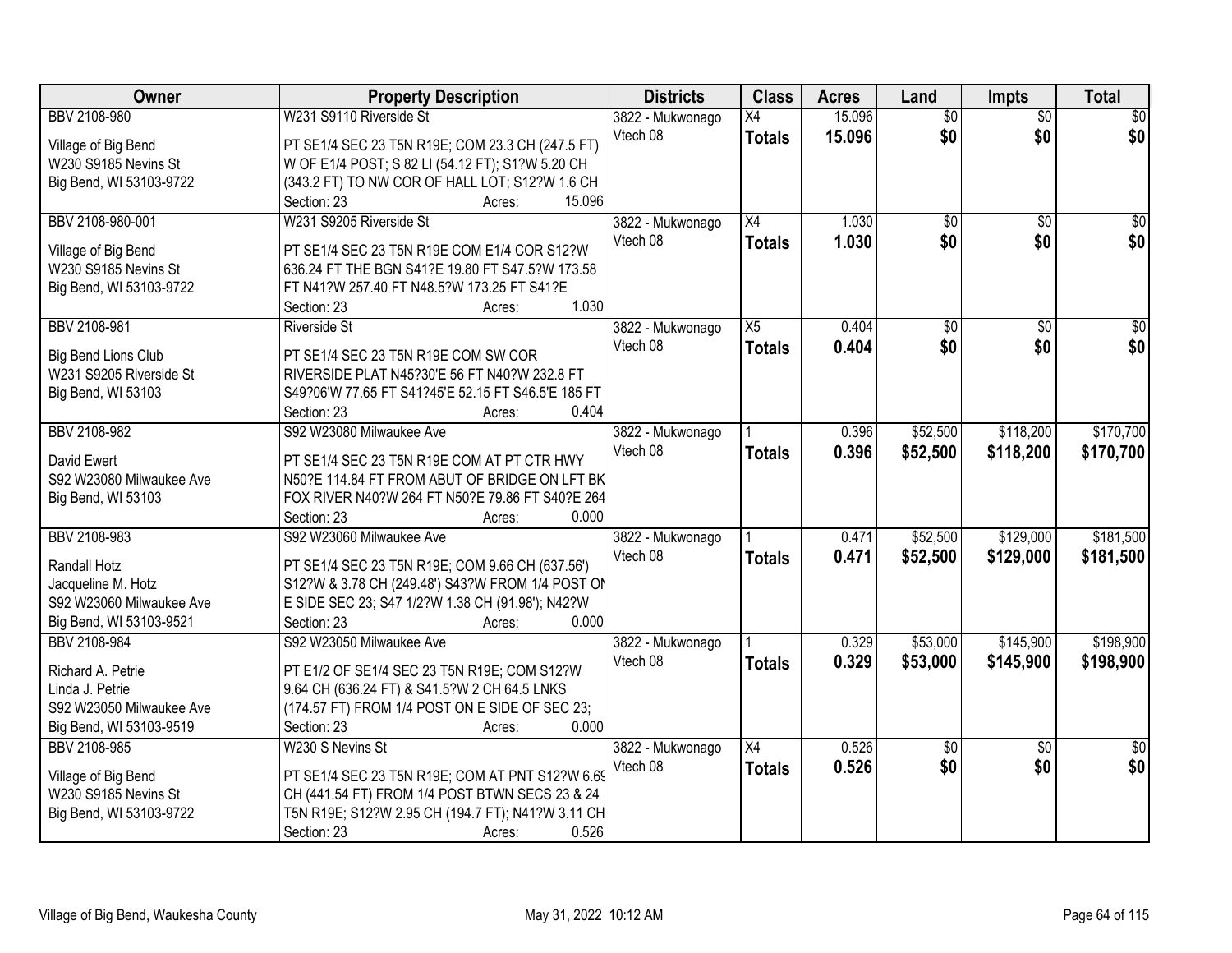| Owner | Property Description | Districts | Class | Acres | Land | Impts | Total |
|---|---|---|---|---|---|---|---|
| BBV 2108-980<br><br>Village of Big Bend<br>W230 S9185 Nevins St<br>Big Bend, WI 53103-9722 | W231 S9110 Riverside St<br><br>PT SE1/4 SEC 23 T5N R19E; COM 23.3 CH (247.5 FT) W OF E1/4 POST; S 82 LI (54.12 FT); S1?W 5.20 CH (343.2 FT) TO NW COR OF HALL LOT; S12?W 1.6 CH<br>Section: 23 Acres: 15.096 | 3822 - Mukwonago<br>Vtech 08 | X4<br>**Totals** | 15.096<br>**15.096** | $0<br>**$0** | $0<br>**$0** | $0<br>**$0** |
| BBV 2108-980-001<br><br>Village of Big Bend<br>W230 S9185 Nevins St<br>Big Bend, WI 53103-9722 | W231 S9205 Riverside St<br><br>PT SE1/4 SEC 23 T5N R19E COM E1/4 COR S12?W 636.24 FT THE BGN S41?E 19.80 FT S47.5?W 173.58 FT N41?W 257.40 FT N48.5?W 173.25 FT S41?E<br>Section: 23 Acres: 1.030 | 3822 - Mukwonago<br>Vtech 08 | X4<br>**Totals** | 1.030<br>**1.030** | $0<br>**$0** | $0<br>**$0** | $0<br>**$0** |
| BBV 2108-981<br><br>Big Bend Lions Club<br>W231 S9205 Riverside St<br>Big Bend, WI 53103 | Riverside St<br><br>PT SE1/4 SEC 23 T5N R19E COM SW COR RIVERSIDE PLAT N45?30'E 56 FT N40?W 232.8 FT S49?06'W 77.65 FT S41?45'E 52.15 FT S46.5'E 185 FT<br>Section: 23 Acres: 0.404 | 3822 - Mukwonago<br>Vtech 08 | X5<br>**Totals** | 0.404<br>**0.404** | $0<br>**$0** | $0<br>**$0** | $0<br>**$0** |
| BBV 2108-982<br><br>David Ewert<br>S92 W23080 Milwaukee Ave<br>Big Bend, WI 53103 | S92 W23080 Milwaukee Ave<br><br>PT SE1/4 SEC 23 T5N R19E COM AT PT CTR HWY N50?E 114.84 FT FROM ABUT OF BRIDGE ON LFT BK FOX RIVER N40?W 264 FT N50?E 79.86 FT S40?E 264<br>Section: 23 Acres: 0.000 | 3822 - Mukwonago<br>Vtech 08 | 1<br>**Totals** | 0.396<br>**0.396** | $52,500<br>**$52,500** | $118,200<br>**$118,200** | $170,700<br>**$170,700** |
| BBV 2108-983<br><br>Randall Hotz<br>Jacqueline M. Hotz<br>S92 W23060 Milwaukee Ave<br>Big Bend, WI 53103-9521 | S92 W23060 Milwaukee Ave<br><br>PT SE1/4 SEC 23 T5N R19E; COM 9.66 CH (637.56') S12?W & 3.78 CH (249.48') S43?W FROM 1/4 POST ON E SIDE SEC 23; S47 1/2?W 1.38 CH (91.98'); N42?W<br>Section: 23 Acres: 0.000 | 3822 - Mukwonago<br>Vtech 08 | 1<br>**Totals** | 0.471<br>**0.471** | $52,500<br>**$52,500** | $129,000<br>**$129,000** | $181,500<br>**$181,500** |
| BBV 2108-984<br><br>Richard A. Petrie<br>Linda J. Petrie<br>S92 W23050 Milwaukee Ave<br>Big Bend, WI 53103-9519 | S92 W23050 Milwaukee Ave<br><br>PT E1/2 OF SE1/4 SEC 23 T5N R19E; COM S12?W 9.64 CH (636.24 FT) & S41.5?W 2 CH 64.5 LNKS (174.57 FT) FROM 1/4 POST ON E SIDE OF SEC 23;<br>Section: 23 Acres: 0.000 | 3822 - Mukwonago<br>Vtech 08 | 1<br>**Totals** | 0.329<br>**0.329** | $53,000<br>**$53,000** | $145,900<br>**$145,900** | $198,900<br>**$198,900** |
| BBV 2108-985<br><br>Village of Big Bend<br>W230 S9185 Nevins St<br>Big Bend, WI 53103-9722 | W230 S Nevins St<br><br>PT SE1/4 SEC 23 T5N R19E; COM AT PNT S12?W 6.69 CH (441.54 FT) FROM 1/4 POST BTWN SECS 23 & 24 T5N R19E; S12?W 2.95 CH (194.7 FT); N41?W 3.11 CH<br>Section: 23 Acres: 0.526 | 3822 - Mukwonago<br>Vtech 08 | X4<br>**Totals** | 0.526<br>**0.526** | $0<br>**$0** | $0<br>**$0** | $0<br>**$0** |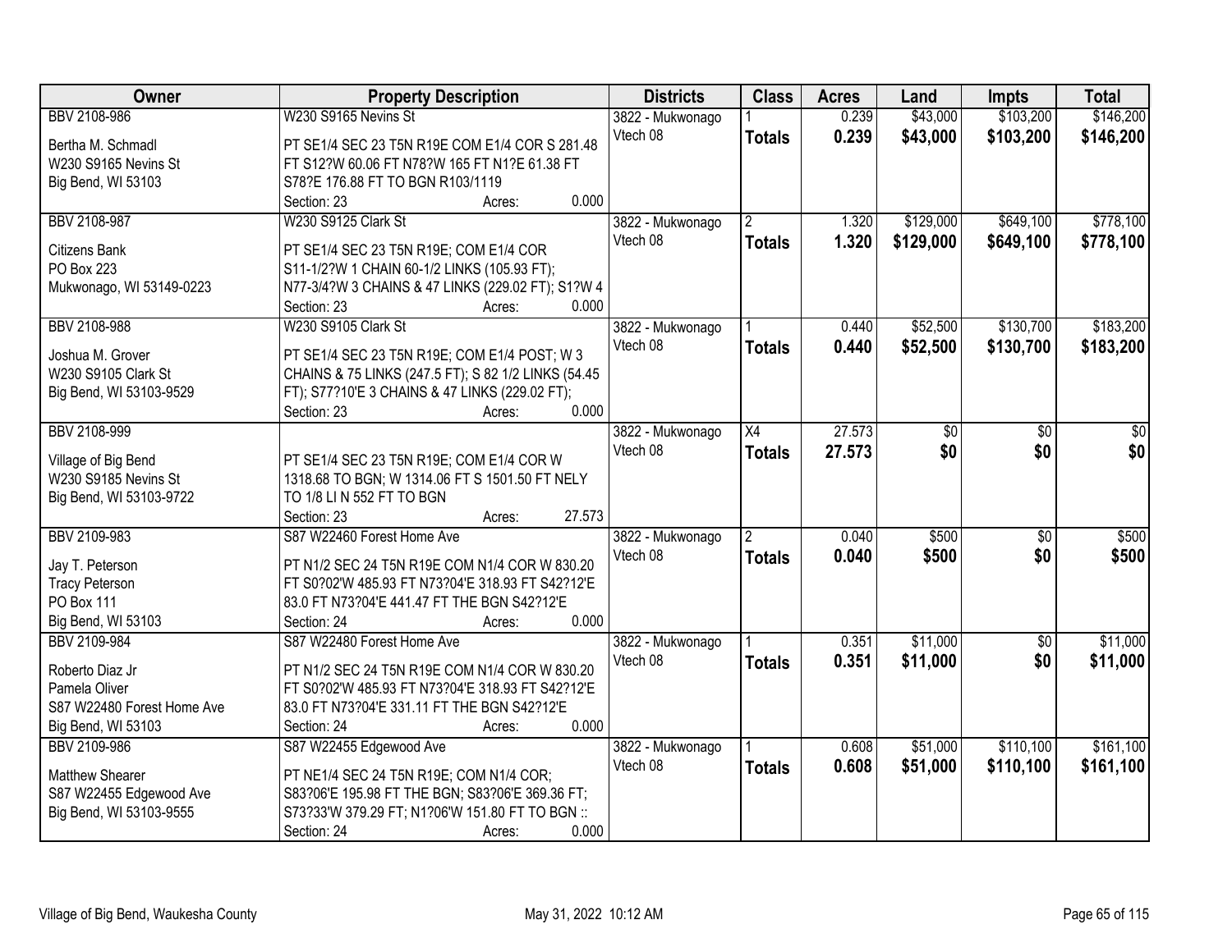| Owner | Property Description | Districts | Class | Acres | Land | Impts | Total |
|---|---|---|---|---|---|---|---|
| BBV 2108-986<br>Bertha M. Schmadl<br>W230 S9165 Nevins St<br>Big Bend, WI 53103 | W230 S9165 Nevins St<br>PT SE1/4 SEC 23 T5N R19E COM E1/4 COR S 281.48 FT S12?W 60.06 FT N78?W 165 FT N1?E 61.38 FT S78?E 176.88 FT TO BGN R103/1119<br>Section: 23 Acres: 0.000 | 3822 - Mukwonago<br>Vtech 08 | 1<br>**Totals** | 0.239<br>**0.239** | $43,000<br>**$43,000** | $103,200<br>**$103,200** | $146,200<br>**$146,200** |
| BBV 2108-987<br>Citizens Bank<br>PO Box 223<br>Mukwonago, WI 53149-0223 | W230 S9125 Clark St<br>PT SE1/4 SEC 23 T5N R19E; COM E1/4 COR S11-1/2?W 1 CHAIN 60-1/2 LINKS (105.93 FT); N77-3/4?W 3 CHAINS & 47 LINKS (229.02 FT); S1?W 4<br>Section: 23 Acres: 0.000 | 3822 - Mukwonago<br>Vtech 08 | 2<br>**Totals** | 1.320<br>**1.320** | $129,000<br>**$129,000** | $649,100<br>**$649,100** | $778,100<br>**$778,100** |
| BBV 2108-988<br>Joshua M. Grover<br>W230 S9105 Clark St<br>Big Bend, WI 53103-9529 | W230 S9105 Clark St<br>PT SE1/4 SEC 23 T5N R19E; COM E1/4 POST; W 3 CHAINS & 75 LINKS (247.5 FT); S 82 1/2 LINKS (54.45 FT); S77?10'E 3 CHAINS & 47 LINKS (229.02 FT);<br>Section: 23 Acres: 0.000 | 3822 - Mukwonago<br>Vtech 08 | 1<br>**Totals** | 0.440<br>**0.440** | $52,500<br>**$52,500** | $130,700<br>**$130,700** | $183,200<br>**$183,200** |
| BBV 2108-999<br>Village of Big Bend<br>W230 S9185 Nevins St<br>Big Bend, WI 53103-9722 | PT SE1/4 SEC 23 T5N R19E; COM E1/4 COR W 1318.68 TO BGN; W 1314.06 FT S 1501.50 FT NELY TO 1/8 LI N 552 FT TO BGN<br>Section: 23 Acres: 27.573 | 3822 - Mukwonago<br>Vtech 08 | X4<br>**Totals** | 27.573<br>**27.573** | $0<br>**$0** | $0<br>**$0** | $0<br>**$0** |
| BBV 2109-983<br>Jay T. Peterson<br>Tracy Peterson<br>PO Box 111<br>Big Bend, WI 53103 | S87 W22460 Forest Home Ave<br>PT N1/2 SEC 24 T5N R19E COM N1/4 COR W 830.20 FT S0?02'W 485.93 FT N73?04'E 318.93 FT S42?12'E 83.0 FT N73?04'E 441.47 FT THE BGN S42?12'E<br>Section: 24 Acres: 0.000 | 3822 - Mukwonago<br>Vtech 08 | 2<br>**Totals** | 0.040<br>**0.040** | $500<br>**$500** | $0<br>**$0** | $500<br>**$500** |
| BBV 2109-984<br>Roberto Diaz Jr<br>Pamela Oliver<br>S87 W22480 Forest Home Ave<br>Big Bend, WI 53103 | S87 W22480 Forest Home Ave<br>PT N1/2 SEC 24 T5N R19E COM N1/4 COR W 830.20 FT S0?02'W 485.93 FT N73?04'E 318.93 FT S42?12'E 83.0 FT N73?04'E 331.11 FT THE BGN S42?12'E<br>Section: 24 Acres: 0.000 | 3822 - Mukwonago<br>Vtech 08 | 1<br>**Totals** | 0.351<br>**0.351** | $11,000<br>**$11,000** | $0<br>**$0** | $11,000<br>**$11,000** |
| BBV 2109-986<br>Matthew Shearer<br>S87 W22455 Edgewood Ave<br>Big Bend, WI 53103-9555 | S87 W22455 Edgewood Ave<br>PT NE1/4 SEC 24 T5N R19E; COM N1/4 COR; S83?06'E 195.98 FT THE BGN; S83?06'E 369.36 FT; S73?33'W 379.29 FT; N1?06'W 151.80 FT TO BGN ::<br>Section: 24 Acres: 0.000 | 3822 - Mukwonago<br>Vtech 08 | 1<br>**Totals** | 0.608<br>**0.608** | $51,000<br>**$51,000** | $110,100<br>**$110,100** | $161,100<br>**$161,100** |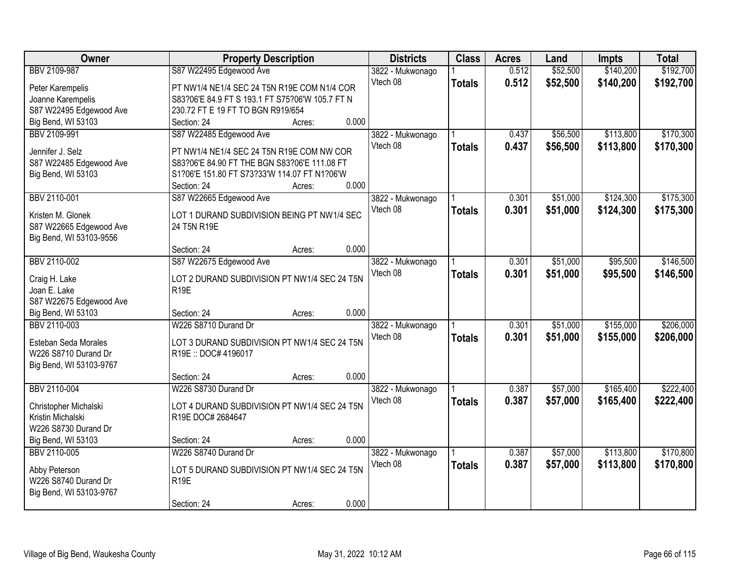| Owner | Property Description | Districts | Class | Acres | Land | Impts | Total |
|---|---|---|---|---|---|---|---|
| BBV 2109-987<br>Peter Karempelis<br>Joanne Karempelis<br>S87 W22495 Edgewood Ave<br>Big Bend, WI 53103 | S87 W22495 Edgewood Ave<br>PT NW1/4 NE1/4 SEC 24 T5N R19E COM N1/4 COR S83?06'E 84.9 FT S 193.1 FT S75?06'W 105.7 FT N 230.72 FT E 19 FT TO BGN R919/654<br>Section: 24 Acres: 0.000 | 3822 - Mukwonago<br>Vtech 08 | 1<br>**Totals** | 0.512<br>**0.512** | $52,500<br>**$52,500** | $140,200<br>**$140,200** | $192,700<br>**$192,700** |
| BBV 2109-991<br>Jennifer J. Selz<br>S87 W22485 Edgewood Ave<br>Big Bend, WI 53103 | S87 W22485 Edgewood Ave<br>PT NW1/4 NE1/4 SEC 24 T5N R19E COM NW COR S83?06'E 84.90 FT THE BGN S83?06'E 111.08 FT S1?06'E 151.80 FT S73?33'W 114.07 FT N1?06'W<br>Section: 24 Acres: 0.000 | 3822 - Mukwonago<br>Vtech 08 | 1<br>**Totals** | 0.437<br>**0.437** | $56,500<br>**$56,500** | $113,800<br>**$113,800** | $170,300<br>**$170,300** |
| BBV 2110-001<br>Kristen M. Glonek<br>S87 W22665 Edgewood Ave<br>Big Bend, WI 53103-9556 | S87 W22665 Edgewood Ave<br>LOT 1 DURAND SUBDIVISION BEING PT NW1/4 SEC 24 T5N R19E<br>Section: 24 Acres: 0.000 | 3822 - Mukwonago<br>Vtech 08 | 1<br>**Totals** | 0.301<br>**0.301** | $51,000<br>**$51,000** | $124,300<br>**$124,300** | $175,300<br>**$175,300** |
| BBV 2110-002<br>Craig H. Lake<br>Joan E. Lake<br>S87 W22675 Edgewood Ave<br>Big Bend, WI 53103 | S87 W22675 Edgewood Ave<br>LOT 2 DURAND SUBDIVISION PT NW1/4 SEC 24 T5N R19E<br>Section: 24 Acres: 0.000 | 3822 - Mukwonago<br>Vtech 08 | 1<br>**Totals** | 0.301<br>**0.301** | $51,000<br>**$51,000** | $95,500<br>**$95,500** | $146,500<br>**$146,500** |
| BBV 2110-003<br>Esteban Seda Morales<br>W226 S8710 Durand Dr<br>Big Bend, WI 53103-9767 | W226 S8710 Durand Dr<br>LOT 3 DURAND SUBDIVISION PT NW1/4 SEC 24 T5N R19E :: DOC# 4196017<br>Section: 24 Acres: 0.000 | 3822 - Mukwonago<br>Vtech 08 | 1<br>**Totals** | 0.301<br>**0.301** | $51,000<br>**$51,000** | $155,000<br>**$155,000** | $206,000<br>**$206,000** |
| BBV 2110-004<br>Christopher Michalski<br>Kristin Michalski<br>W226 S8730 Durand Dr<br>Big Bend, WI 53103 | W226 S8730 Durand Dr<br>LOT 4 DURAND SUBDIVISION PT NW1/4 SEC 24 T5N R19E DOC# 2684647<br>Section: 24 Acres: 0.000 | 3822 - Mukwonago<br>Vtech 08 | 1<br>**Totals** | 0.387<br>**0.387** | $57,000<br>**$57,000** | $165,400<br>**$165,400** | $222,400<br>**$222,400** |
| BBV 2110-005<br>Abby Peterson<br>W226 S8740 Durand Dr<br>Big Bend, WI 53103-9767 | W226 S8740 Durand Dr<br>LOT 5 DURAND SUBDIVISION PT NW1/4 SEC 24 T5N R19E<br>Section: 24 Acres: 0.000 | 3822 - Mukwonago<br>Vtech 08 | 1<br>**Totals** | 0.387<br>**0.387** | $57,000<br>**$57,000** | $113,800<br>**$113,800** | $170,800<br>**$170,800** |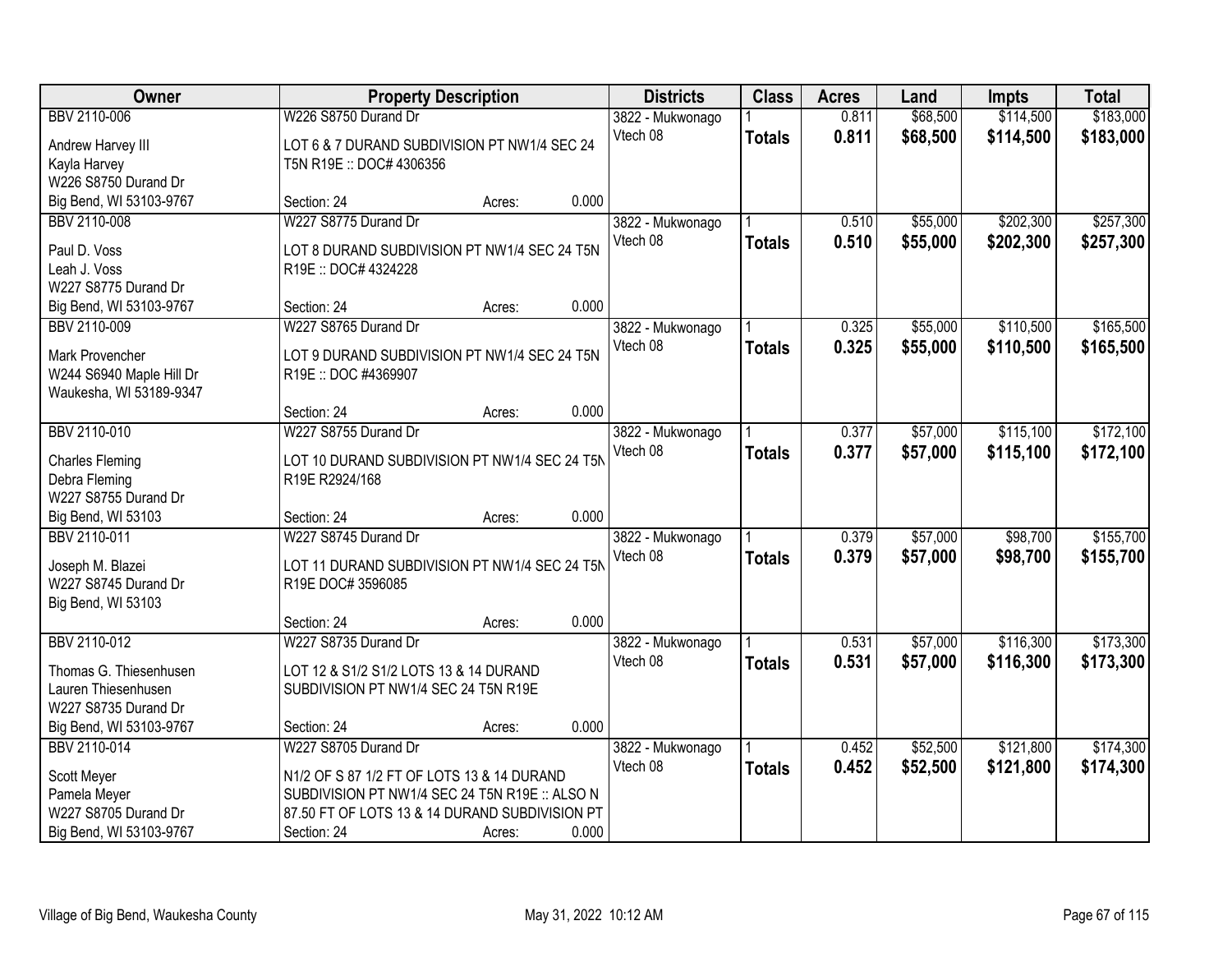| Owner | Property Description | Districts | Class | Acres | Land | Impts | Total |
|---|---|---|---|---|---|---|---|
| BBV 2110-006<br>Andrew Harvey III<br>Kayla Harvey<br>W226 S8750 Durand Dr<br>Big Bend, WI 53103-9767 | W226 S8750 Durand Dr<br>LOT 6 & 7 DURAND SUBDIVISION PT NW1/4 SEC 24 T5N R19E :: DOC# 4306356<br>Section: 24 Acres: 0.000 | 3822 - Mukwonago Vtech 08 | 1<br>**Totals** | 0.811<br>**0.811** | $68,500<br>**$68,500** | $114,500<br>**$114,500** | $183,000<br>**$183,000** |
| BBV 2110-008<br>Paul D. Voss<br>Leah J. Voss<br>W227 S8775 Durand Dr<br>Big Bend, WI 53103-9767 | W227 S8775 Durand Dr<br>LOT 8 DURAND SUBDIVISION PT NW1/4 SEC 24 T5N R19E :: DOC# 4324228<br>Section: 24 Acres: 0.000 | 3822 - Mukwonago Vtech 08 | 1<br>**Totals** | 0.510<br>**0.510** | $55,000<br>**$55,000** | $202,300<br>**$202,300** | $257,300<br>**$257,300** |
| BBV 2110-009<br>Mark Provencher<br>W244 S6940 Maple Hill Dr<br>Waukesha, WI 53189-9347 | W227 S8765 Durand Dr<br>LOT 9 DURAND SUBDIVISION PT NW1/4 SEC 24 T5N R19E :: DOC #4369907<br>Section: 24 Acres: 0.000 | 3822 - Mukwonago Vtech 08 | 1<br>**Totals** | 0.325<br>**0.325** | $55,000<br>**$55,000** | $110,500<br>**$110,500** | $165,500<br>**$165,500** |
| BBV 2110-010<br>Charles Fleming<br>Debra Fleming<br>W227 S8755 Durand Dr<br>Big Bend, WI 53103 | W227 S8755 Durand Dr<br>LOT 10 DURAND SUBDIVISION PT NW1/4 SEC 24 T5N R19E R2924/168<br>Section: 24 Acres: 0.000 | 3822 - Mukwonago Vtech 08 | 1<br>**Totals** | 0.377<br>**0.377** | $57,000<br>**$57,000** | $115,100<br>**$115,100** | $172,100<br>**$172,100** |
| BBV 2110-011<br>Joseph M. Blazei<br>W227 S8745 Durand Dr<br>Big Bend, WI 53103 | W227 S8745 Durand Dr<br>LOT 11 DURAND SUBDIVISION PT NW1/4 SEC 24 T5N R19E DOC# 3596085<br>Section: 24 Acres: 0.000 | 3822 - Mukwonago Vtech 08 | 1<br>**Totals** | 0.379<br>**0.379** | $57,000<br>**$57,000** | $98,700<br>**$98,700** | $155,700<br>**$155,700** |
| BBV 2110-012<br>Thomas G. Thiesenhusen<br>Lauren Thiesenhusen<br>W227 S8735 Durand Dr<br>Big Bend, WI 53103-9767 | W227 S8735 Durand Dr<br>LOT 12 & S1/2 S1/2 LOTS 13 & 14 DURAND SUBDIVISION PT NW1/4 SEC 24 T5N R19E<br>Section: 24 Acres: 0.000 | 3822 - Mukwonago Vtech 08 | 1<br>**Totals** | 0.531<br>**0.531** | $57,000<br>**$57,000** | $116,300<br>**$116,300** | $173,300<br>**$173,300** |
| BBV 2110-014<br>Scott Meyer<br>Pamela Meyer<br>W227 S8705 Durand Dr<br>Big Bend, WI 53103-9767 | W227 S8705 Durand Dr<br>N1/2 OF S 87 1/2 FT OF LOTS 13 & 14 DURAND SUBDIVISION PT NW1/4 SEC 24 T5N R19E :: ALSO N 87.50 FT OF LOTS 13 & 14 DURAND SUBDIVISION PT<br>Section: 24 Acres: 0.000 | 3822 - Mukwonago Vtech 08 | 1<br>**Totals** | 0.452<br>**0.452** | $52,500<br>**$52,500** | $121,800<br>**$121,800** | $174,300<br>**$174,300** |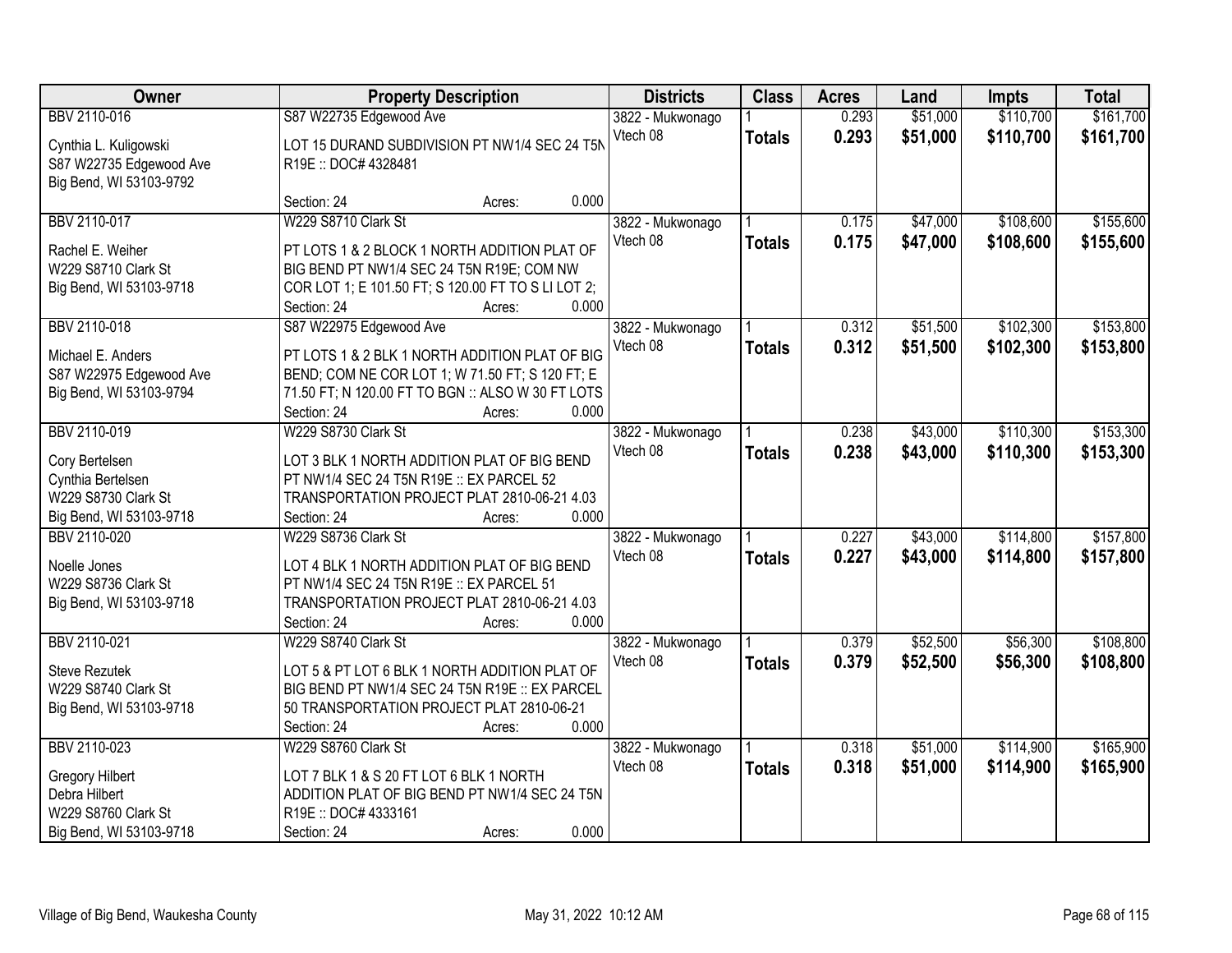| Owner | Property Description | Districts | Class | Acres | Land | Impts | Total |
|---|---|---|---|---|---|---|---|
| BBV 2110-016<br><br>Cynthia L. Kuligowski<br>S87 W22735 Edgewood Ave<br>Big Bend, WI 53103-9792 | S87 W22735 Edgewood Ave<br><br>LOT 15 DURAND SUBDIVISION PT NW1/4 SEC 24 T5N R19E :: DOC# 4328481<br><br>Section: 24 Acres: 0.000 | 3822 - Mukwonago<br>Vtech 08 | 1<br>**Totals** | 0.293<br>**0.293** | $51,000<br>**$51,000** | $110,700<br>**$110,700** | $161,700<br>**$161,700** |
| BBV 2110-017<br><br>Rachel E. Weiher<br>W229 S8710 Clark St<br>Big Bend, WI 53103-9718 | W229 S8710 Clark St<br><br>PT LOTS 1 & 2 BLOCK 1 NORTH ADDITION PLAT OF BIG BEND PT NW1/4 SEC 24 T5N R19E; COM NW COR LOT 1; E 101.50 FT; S 120.00 FT TO S LI LOT 2;<br>Section: 24 Acres: 0.000 | 3822 - Mukwonago<br>Vtech 08 | 1<br>**Totals** | 0.175<br>**0.175** | $47,000<br>**$47,000** | $108,600<br>**$108,600** | $155,600<br>**$155,600** |
| BBV 2110-018<br><br>Michael E. Anders<br>S87 W22975 Edgewood Ave<br>Big Bend, WI 53103-9794 | S87 W22975 Edgewood Ave<br><br>PT LOTS 1 & 2 BLK 1 NORTH ADDITION PLAT OF BIG BEND; COM NE COR LOT 1; W 71.50 FT; S 120 FT; E 71.50 FT; N 120.00 FT TO BGN :: ALSO W 30 FT LOTS<br>Section: 24 Acres: 0.000 | 3822 - Mukwonago<br>Vtech 08 | 1<br>**Totals** | 0.312<br>**0.312** | $51,500<br>**$51,500** | $102,300<br>**$102,300** | $153,800<br>**$153,800** |
| BBV 2110-019<br><br>Cory Bertelsen<br>Cynthia Bertelsen<br>W229 S8730 Clark St<br>Big Bend, WI 53103-9718 | W229 S8730 Clark St<br><br>LOT 3 BLK 1 NORTH ADDITION PLAT OF BIG BEND PT NW1/4 SEC 24 T5N R19E :: EX PARCEL 52 TRANSPORTATION PROJECT PLAT 2810-06-21 4.03<br>Section: 24 Acres: 0.000 | 3822 - Mukwonago<br>Vtech 08 | 1<br>**Totals** | 0.238<br>**0.238** | $43,000<br>**$43,000** | $110,300<br>**$110,300** | $153,300<br>**$153,300** |
| BBV 2110-020<br><br>Noelle Jones<br>W229 S8736 Clark St<br>Big Bend, WI 53103-9718 | W229 S8736 Clark St<br><br>LOT 4 BLK 1 NORTH ADDITION PLAT OF BIG BEND PT NW1/4 SEC 24 T5N R19E :: EX PARCEL 51 TRANSPORTATION PROJECT PLAT 2810-06-21 4.03<br>Section: 24 Acres: 0.000 | 3822 - Mukwonago<br>Vtech 08 | 1<br>**Totals** | 0.227<br>**0.227** | $43,000<br>**$43,000** | $114,800<br>**$114,800** | $157,800<br>**$157,800** |
| BBV 2110-021<br><br>Steve Rezutek<br>W229 S8740 Clark St<br>Big Bend, WI 53103-9718 | W229 S8740 Clark St<br><br>LOT 5 & PT LOT 6 BLK 1 NORTH ADDITION PLAT OF BIG BEND PT NW1/4 SEC 24 T5N R19E :: EX PARCEL 50 TRANSPORTATION PROJECT PLAT 2810-06-21<br>Section: 24 Acres: 0.000 | 3822 - Mukwonago<br>Vtech 08 | 1<br>**Totals** | 0.379<br>**0.379** | $52,500<br>**$52,500** | $56,300<br>**$56,300** | $108,800<br>**$108,800** |
| BBV 2110-023<br><br>Gregory Hilbert<br>Debra Hilbert<br>W229 S8760 Clark St<br>Big Bend, WI 53103-9718 | W229 S8760 Clark St<br><br>LOT 7 BLK 1 & S 20 FT LOT 6 BLK 1 NORTH ADDITION PLAT OF BIG BEND PT NW1/4 SEC 24 T5N R19E :: DOC# 4333161<br>Section: 24 Acres: 0.000 | 3822 - Mukwonago<br>Vtech 08 | 1<br>**Totals** | 0.318<br>**0.318** | $51,000<br>**$51,000** | $114,900<br>**$114,900** | $165,900<br>**$165,900** |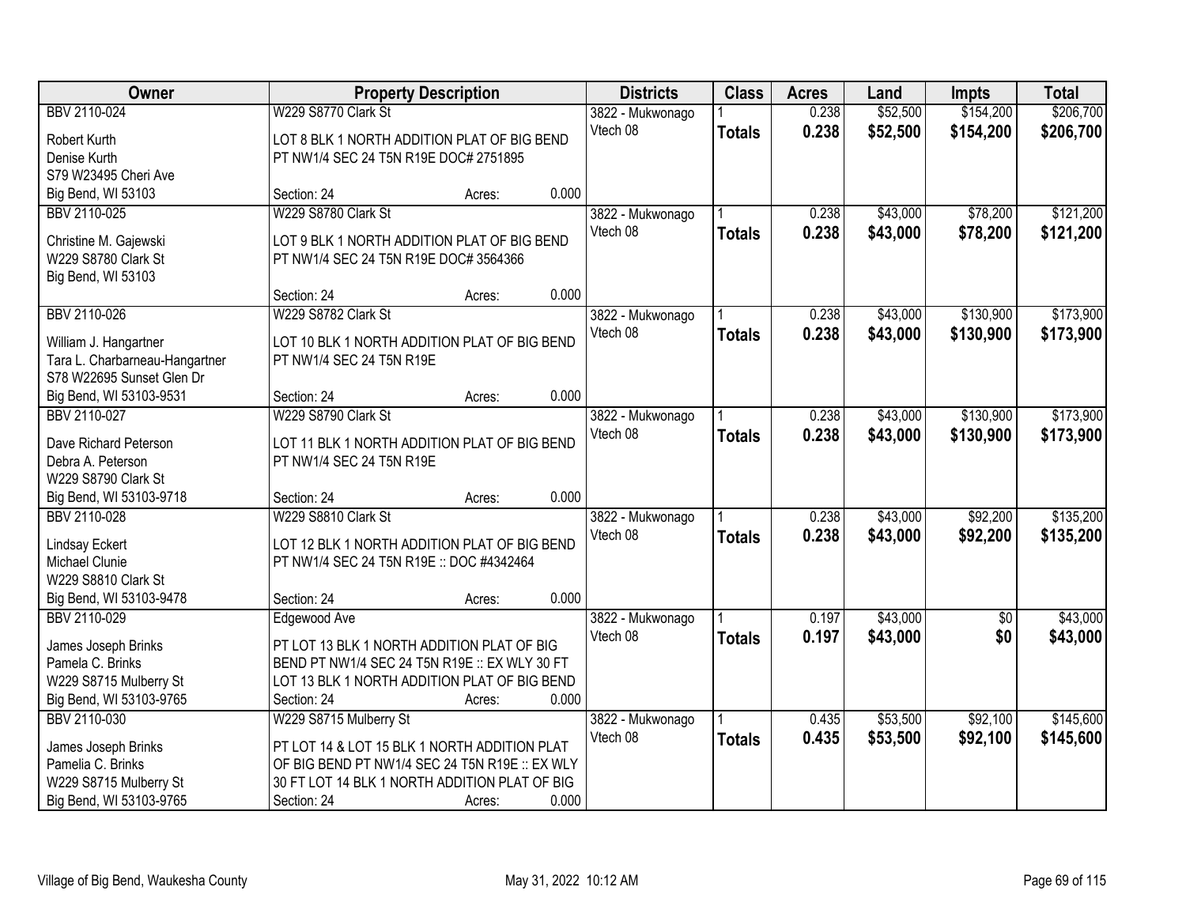| Owner | Property Description | | | Districts | Class | Acres | Land | Impts | Total |
|---|---|---|---|---|---|---|---|---|---|
| BBV 2110-024 | W229 S8770 Clark St | | | 3822 - Mukwonago | 1 | 0.238 | $52,500 | $154,200 | $206,700 |
| Robert Kurth<br>Denise Kurth<br>S79 W23495 Cheri Ave<br>Big Bend, WI 53103 | LOT 8 BLK 1 NORTH ADDITION PLAT OF BIG BEND PT NW1/4 SEC 24 T5N R19E DOC# 2751895 | | | Vtech 08 | **Totals** | **0.238** | **$52,500** | **$154,200** | **$206,700** |
| | Section: 24 | Acres: | 0.000 | | | | | | |
| BBV 2110-025 | W229 S8780 Clark St | | | 3822 - Mukwonago | 1 | 0.238 | $43,000 | $78,200 | $121,200 |
| Christine M. Gajewski<br>W229 S8780 Clark St<br>Big Bend, WI 53103 | LOT 9 BLK 1 NORTH ADDITION PLAT OF BIG BEND PT NW1/4 SEC 24 T5N R19E DOC# 3564366 | | | Vtech 08 | **Totals** | **0.238** | **$43,000** | **$78,200** | **$121,200** |
| | Section: 24 | Acres: | 0.000 | | | | | | |
| BBV 2110-026 | W229 S8782 Clark St | | | 3822 - Mukwonago | 1 | 0.238 | $43,000 | $130,900 | $173,900 |
| William J. Hangartner<br>Tara L. Charbarneau-Hangartner<br>S78 W22695 Sunset Glen Dr<br>Big Bend, WI 53103-9531 | LOT 10 BLK 1 NORTH ADDITION PLAT OF BIG BEND PT NW1/4 SEC 24 T5N R19E | | | Vtech 08 | **Totals** | **0.238** | **$43,000** | **$130,900** | **$173,900** |
| | Section: 24 | Acres: | 0.000 | | | | | | |
| BBV 2110-027 | W229 S8790 Clark St | | | 3822 - Mukwonago | 1 | 0.238 | $43,000 | $130,900 | $173,900 |
| Dave Richard Peterson<br>Debra A. Peterson<br>W229 S8790 Clark St<br>Big Bend, WI 53103-9718 | LOT 11 BLK 1 NORTH ADDITION PLAT OF BIG BEND PT NW1/4 SEC 24 T5N R19E | | | Vtech 08 | **Totals** | **0.238** | **$43,000** | **$130,900** | **$173,900** |
| | Section: 24 | Acres: | 0.000 | | | | | | |
| BBV 2110-028 | W229 S8810 Clark St | | | 3822 - Mukwonago | 1 | 0.238 | $43,000 | $92,200 | $135,200 |
| Lindsay Eckert<br>Michael Clunie<br>W229 S8810 Clark St<br>Big Bend, WI 53103-9478 | LOT 12 BLK 1 NORTH ADDITION PLAT OF BIG BEND PT NW1/4 SEC 24 T5N R19E :: DOC #4342464 | | | Vtech 08 | **Totals** | **0.238** | **$43,000** | **$92,200** | **$135,200** |
| | Section: 24 | Acres: | 0.000 | | | | | | |
| BBV 2110-029 | Edgewood Ave | | | 3822 - Mukwonago | 1 | 0.197 | $43,000 | $0 | $43,000 |
| James Joseph Brinks<br>Pamela C. Brinks<br>W229 S8715 Mulberry St<br>Big Bend, WI 53103-9765 | PT LOT 13 BLK 1 NORTH ADDITION PLAT OF BIG BEND PT NW1/4 SEC 24 T5N R19E :: EX WLY 30 FT LOT 13 BLK 1 NORTH ADDITION PLAT OF BIG BEND | | | Vtech 08 | **Totals** | **0.197** | **$43,000** | **$0** | **$43,000** |
| | Section: 24 | Acres: | 0.000 | | | | | | |
| BBV 2110-030 | W229 S8715 Mulberry St | | | 3822 - Mukwonago | 1 | 0.435 | $53,500 | $92,100 | $145,600 |
| James Joseph Brinks<br>Pamelia C. Brinks<br>W229 S8715 Mulberry St<br>Big Bend, WI 53103-9765 | PT LOT 14 & LOT 15 BLK 1 NORTH ADDITION PLAT OF BIG BEND PT NW1/4 SEC 24 T5N R19E :: EX WLY 30 FT LOT 14 BLK 1 NORTH ADDITION PLAT OF BIG | | | Vtech 08 | **Totals** | **0.435** | **$53,500** | **$92,100** | **$145,600** |
| | Section: 24 | Acres: | 0.000 | | | | | | |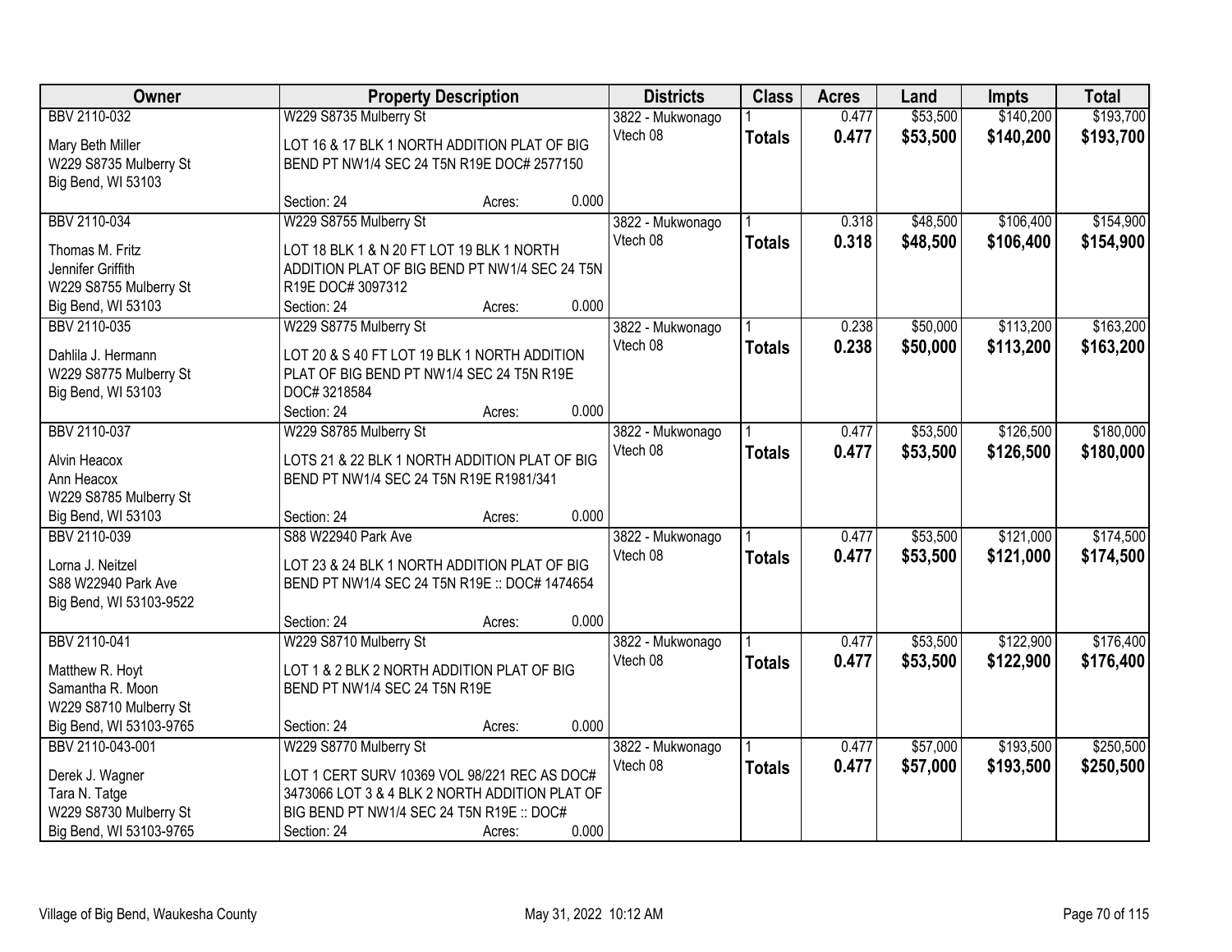| Owner | Property Description | Districts | Class | Acres | Land | Impts | Total |
|---|---|---|---|---|---|---|---|
| BBV 2110-032<br><br>Mary Beth Miller<br>W229 S8735 Mulberry St<br>Big Bend, WI 53103 | W229 S8735 Mulberry St<br><br>LOT 16 & 17 BLK 1 NORTH ADDITION PLAT OF BIG BEND PT NW1/4 SEC 24 T5N R19E DOC# 2577150<br><br>Section: 24 Acres: 0.000 | 3822 - Mukwonago<br>Vtech 08 | 1<br>**Totals** | 0.477<br>**0.477** | $53,500<br>**$53,500** | $140,200<br>**$140,200** | $193,700<br>**$193,700** |
| BBV 2110-034<br><br>Thomas M. Fritz<br>Jennifer Griffith<br>W229 S8755 Mulberry St<br>Big Bend, WI 53103 | W229 S8755 Mulberry St<br><br>LOT 18 BLK 1 & N 20 FT LOT 19 BLK 1 NORTH ADDITION PLAT OF BIG BEND PT NW1/4 SEC 24 T5N R19E DOC# 3097312<br>Section: 24 Acres: 0.000 | 3822 - Mukwonago<br>Vtech 08 | 1<br>**Totals** | 0.318<br>**0.318** | $48,500<br>**$48,500** | $106,400<br>**$106,400** | $154,900<br>**$154,900** |
| BBV 2110-035<br><br>Dahlila J. Hermann<br>W229 S8775 Mulberry St<br>Big Bend, WI 53103 | W229 S8775 Mulberry St<br><br>LOT 20 & S 40 FT LOT 19 BLK 1 NORTH ADDITION PLAT OF BIG BEND PT NW1/4 SEC 24 T5N R19E DOC# 3218584<br>Section: 24 Acres: 0.000 | 3822 - Mukwonago<br>Vtech 08 | 1<br>**Totals** | 0.238<br>**0.238** | $50,000<br>**$50,000** | $113,200<br>**$113,200** | $163,200<br>**$163,200** |
| BBV 2110-037<br><br>Alvin Heacox<br>Ann Heacox<br>W229 S8785 Mulberry St<br>Big Bend, WI 53103 | W229 S8785 Mulberry St<br><br>LOTS 21 & 22 BLK 1 NORTH ADDITION PLAT OF BIG BEND PT NW1/4 SEC 24 T5N R19E R1981/341<br><br>Section: 24 Acres: 0.000 | 3822 - Mukwonago<br>Vtech 08 | 1<br>**Totals** | 0.477<br>**0.477** | $53,500<br>**$53,500** | $126,500<br>**$126,500** | $180,000<br>**$180,000** |
| BBV 2110-039<br><br>Lorna J. Neitzel<br>S88 W22940 Park Ave<br>Big Bend, WI 53103-9522 | S88 W22940 Park Ave<br><br>LOT 23 & 24 BLK 1 NORTH ADDITION PLAT OF BIG BEND PT NW1/4 SEC 24 T5N R19E :: DOC# 1474654<br><br>Section: 24 Acres: 0.000 | 3822 - Mukwonago<br>Vtech 08 | 1<br>**Totals** | 0.477<br>**0.477** | $53,500<br>**$53,500** | $121,000<br>**$121,000** | $174,500<br>**$174,500** |
| BBV 2110-041<br><br>Matthew R. Hoyt<br>Samantha R. Moon<br>W229 S8710 Mulberry St<br>Big Bend, WI 53103-9765 | W229 S8710 Mulberry St<br><br>LOT 1 & 2 BLK 2 NORTH ADDITION PLAT OF BIG BEND PT NW1/4 SEC 24 T5N R19E<br><br>Section: 24 Acres: 0.000 | 3822 - Mukwonago<br>Vtech 08 | 1<br>**Totals** | 0.477<br>**0.477** | $53,500<br>**$53,500** | $122,900<br>**$122,900** | $176,400<br>**$176,400** |
| BBV 2110-043-001<br><br>Derek J. Wagner<br>Tara N. Tatge<br>W229 S8730 Mulberry St<br>Big Bend, WI 53103-9765 | W229 S8770 Mulberry St<br><br>LOT 1 CERT SURV 10369 VOL 98/221 REC AS DOC# 3473066 LOT 3 & 4 BLK 2 NORTH ADDITION PLAT OF BIG BEND PT NW1/4 SEC 24 T5N R19E :: DOC#<br>Section: 24 Acres: 0.000 | 3822 - Mukwonago<br>Vtech 08 | 1<br>**Totals** | 0.477<br>**0.477** | $57,000<br>**$57,000** | $193,500<br>**$193,500** | $250,500<br>**$250,500** |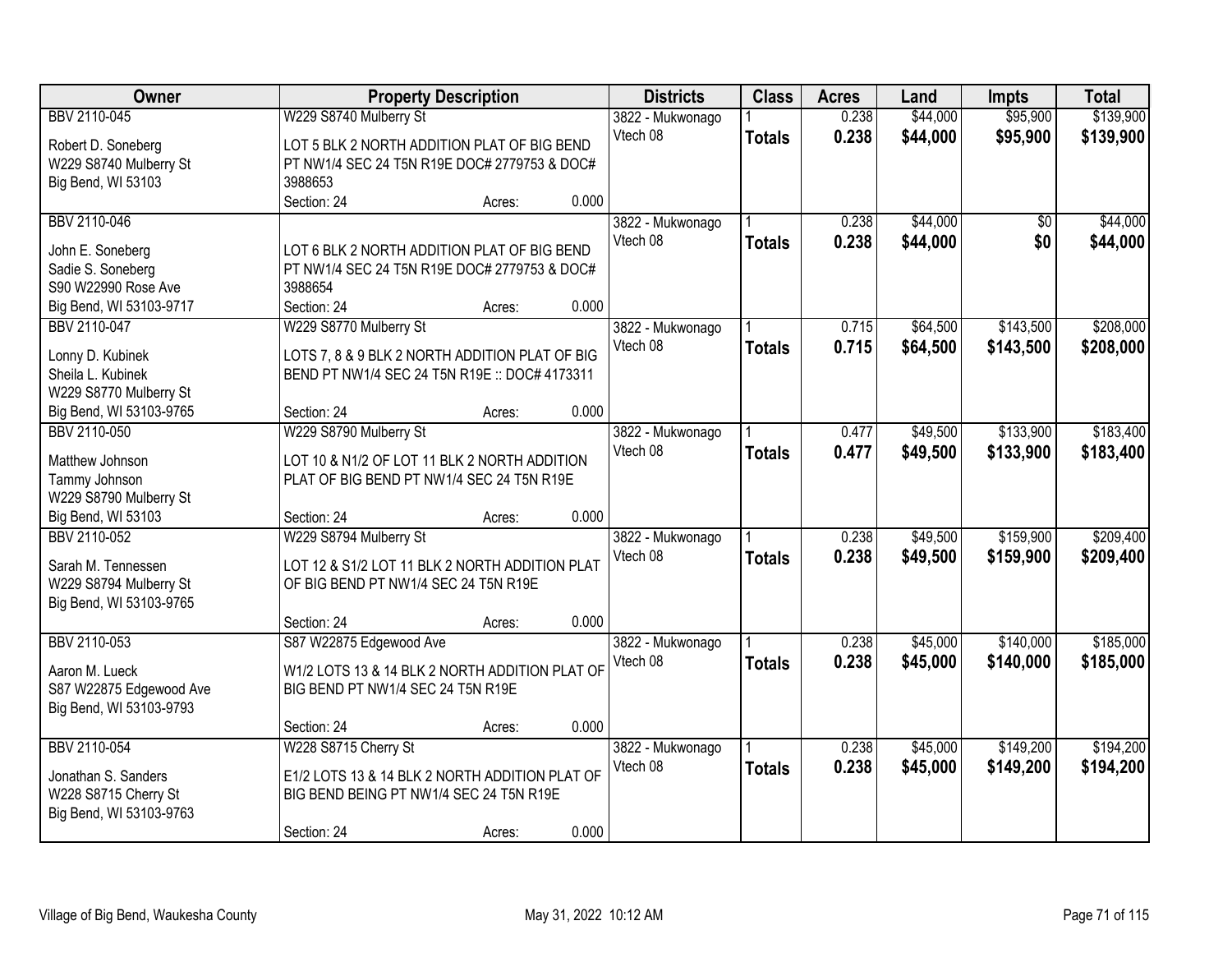| Owner | Property Description | Districts | Class | Acres | Land | Impts | Total |
|---|---|---|---|---|---|---|---|
| BBV 2110-045<br>Robert D. Soneberg<br>W229 S8740 Mulberry St<br>Big Bend, WI 53103 | W229 S8740 Mulberry St<br>LOT 5 BLK 2 NORTH ADDITION PLAT OF BIG BEND PT NW1/4 SEC 24 T5N R19E DOC# 2779753 & DOC# 3988653<br>Section: 24 Acres: 0.000 | 3822 - Mukwonago<br>Vtech 08 | 1<br>**Totals** | 0.238<br>**0.238** | $44,000<br>**$44,000** | $95,900<br>**$95,900** | $139,900<br>**$139,900** |
| BBV 2110-046<br>John E. Soneberg<br>Sadie S. Soneberg<br>S90 W22990 Rose Ave<br>Big Bend, WI 53103-9717 | LOT 6 BLK 2 NORTH ADDITION PLAT OF BIG BEND PT NW1/4 SEC 24 T5N R19E DOC# 2779753 & DOC# 3988654<br>Section: 24 Acres: 0.000 | 3822 - Mukwonago<br>Vtech 08 | 1<br>**Totals** | 0.238<br>**0.238** | $44,000<br>**$44,000** | $0<br>**$0** | $44,000<br>**$44,000** |
| BBV 2110-047<br>Lonny D. Kubinek<br>Sheila L. Kubinek<br>W229 S8770 Mulberry St<br>Big Bend, WI 53103-9765 | W229 S8770 Mulberry St<br>LOTS 7, 8 & 9 BLK 2 NORTH ADDITION PLAT OF BIG BEND PT NW1/4 SEC 24 T5N R19E :: DOC# 4173311<br>Section: 24 Acres: 0.000 | 3822 - Mukwonago<br>Vtech 08 | 1<br>**Totals** | 0.715<br>**0.715** | $64,500<br>**$64,500** | $143,500<br>**$143,500** | $208,000<br>**$208,000** |
| BBV 2110-050<br>Matthew Johnson<br>Tammy Johnson<br>W229 S8790 Mulberry St<br>Big Bend, WI 53103 | W229 S8790 Mulberry St<br>LOT 10 & N1/2 OF LOT 11 BLK 2 NORTH ADDITION PLAT OF BIG BEND PT NW1/4 SEC 24 T5N R19E<br>Section: 24 Acres: 0.000 | 3822 - Mukwonago<br>Vtech 08 | 1<br>**Totals** | 0.477<br>**0.477** | $49,500<br>**$49,500** | $133,900<br>**$133,900** | $183,400<br>**$183,400** |
| BBV 2110-052<br>Sarah M. Tennessen<br>W229 S8794 Mulberry St<br>Big Bend, WI 53103-9765 | W229 S8794 Mulberry St<br>LOT 12 & S1/2 LOT 11 BLK 2 NORTH ADDITION PLAT OF BIG BEND PT NW1/4 SEC 24 T5N R19E<br>Section: 24 Acres: 0.000 | 3822 - Mukwonago<br>Vtech 08 | 1<br>**Totals** | 0.238<br>**0.238** | $49,500<br>**$49,500** | $159,900<br>**$159,900** | $209,400<br>**$209,400** |
| BBV 2110-053<br>Aaron M. Lueck<br>S87 W22875 Edgewood Ave<br>Big Bend, WI 53103-9793 | S87 W22875 Edgewood Ave<br>W1/2 LOTS 13 & 14 BLK 2 NORTH ADDITION PLAT OF BIG BEND PT NW1/4 SEC 24 T5N R19E<br>Section: 24 Acres: 0.000 | 3822 - Mukwonago<br>Vtech 08 | 1<br>**Totals** | 0.238<br>**0.238** | $45,000<br>**$45,000** | $140,000<br>**$140,000** | $185,000<br>**$185,000** |
| BBV 2110-054<br>Jonathan S. Sanders<br>W228 S8715 Cherry St<br>Big Bend, WI 53103-9763 | W228 S8715 Cherry St<br>E1/2 LOTS 13 & 14 BLK 2 NORTH ADDITION PLAT OF BIG BEND BEING PT NW1/4 SEC 24 T5N R19E<br>Section: 24 Acres: 0.000 | 3822 - Mukwonago<br>Vtech 08 | 1<br>**Totals** | 0.238<br>**0.238** | $45,000<br>**$45,000** | $149,200<br>**$149,200** | $194,200<br>**$194,200** |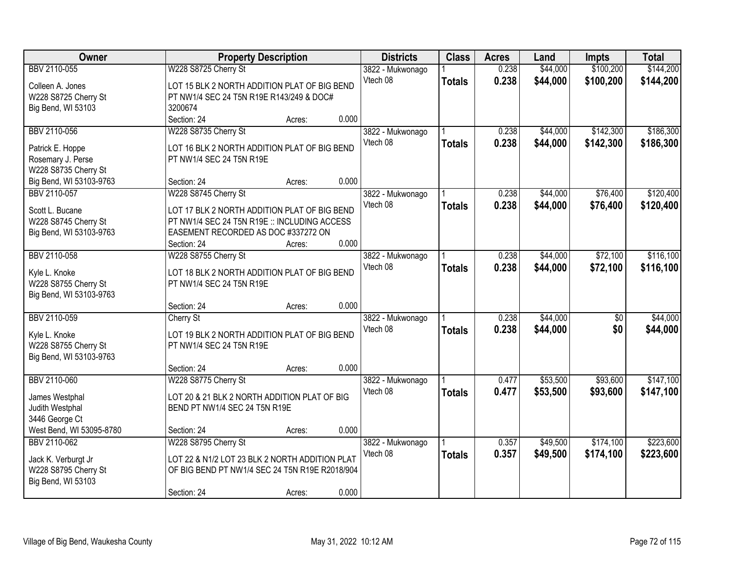| Owner | Property Description | Districts | Class | Acres | Land | Impts | Total |
|---|---|---|---|---|---|---|---|
| BBV 2110-055<br>Colleen A. Jones<br>W228 S8725 Cherry St<br>Big Bend, WI 53103 | W228 S8725 Cherry St<br>LOT 15 BLK 2 NORTH ADDITION PLAT OF BIG BEND PT NW1/4 SEC 24 T5N R19E R143/249 & DOC# 3200674<br>Section: 24 Acres: 0.000 | 3822 - Mukwonago<br>Vtech 08 | 1<br>**Totals** | 0.238<br>**0.238** | $44,000<br>**$44,000** | $100,200<br>**$100,200** | $144,200<br>**$144,200** |
| BBV 2110-056<br>Patrick E. Hoppe<br>Rosemary J. Perse<br>W228 S8735 Cherry St<br>Big Bend, WI 53103-9763 | W228 S8735 Cherry St<br>LOT 16 BLK 2 NORTH ADDITION PLAT OF BIG BEND PT NW1/4 SEC 24 T5N R19E<br>Section: 24 Acres: 0.000 | 3822 - Mukwonago<br>Vtech 08 | 1<br>**Totals** | 0.238<br>**0.238** | $44,000<br>**$44,000** | $142,300<br>**$142,300** | $186,300<br>**$186,300** |
| BBV 2110-057<br>Scott L. Bucane<br>W228 S8745 Cherry St<br>Big Bend, WI 53103-9763 | W228 S8745 Cherry St<br>LOT 17 BLK 2 NORTH ADDITION PLAT OF BIG BEND PT NW1/4 SEC 24 T5N R19E :: INCLUDING ACCESS EASEMENT RECORDED AS DOC #337272 ON<br>Section: 24 Acres: 0.000 | 3822 - Mukwonago<br>Vtech 08 | 1<br>**Totals** | 0.238<br>**0.238** | $44,000<br>**$44,000** | $76,400<br>**$76,400** | $120,400<br>**$120,400** |
| BBV 2110-058<br>Kyle L. Knoke<br>W228 S8755 Cherry St<br>Big Bend, WI 53103-9763 | W228 S8755 Cherry St<br>LOT 18 BLK 2 NORTH ADDITION PLAT OF BIG BEND PT NW1/4 SEC 24 T5N R19E<br>Section: 24 Acres: 0.000 | 3822 - Mukwonago<br>Vtech 08 | 1<br>**Totals** | 0.238<br>**0.238** | $44,000<br>**$44,000** | $72,100<br>**$72,100** | $116,100<br>**$116,100** |
| BBV 2110-059<br>Kyle L. Knoke<br>W228 S8755 Cherry St<br>Big Bend, WI 53103-9763 | Cherry St<br>LOT 19 BLK 2 NORTH ADDITION PLAT OF BIG BEND PT NW1/4 SEC 24 T5N R19E<br>Section: 24 Acres: 0.000 | 3822 - Mukwonago<br>Vtech 08 | 1<br>**Totals** | 0.238<br>**0.238** | $44,000<br>**$44,000** | $0<br>**$0** | $44,000<br>**$44,000** |
| BBV 2110-060<br>James Westphal<br>Judith Westphal<br>3446 George Ct<br>West Bend, WI 53095-8780 | W228 S8775 Cherry St<br>LOT 20 & 21 BLK 2 NORTH ADDITION PLAT OF BIG BEND PT NW1/4 SEC 24 T5N R19E<br>Section: 24 Acres: 0.000 | 3822 - Mukwonago<br>Vtech 08 | 1<br>**Totals** | 0.477<br>**0.477** | $53,500<br>**$53,500** | $93,600<br>**$93,600** | $147,100<br>**$147,100** |
| BBV 2110-062<br>Jack K. Verburgt Jr<br>W228 S8795 Cherry St<br>Big Bend, WI 53103 | W228 S8795 Cherry St<br>LOT 22 & N1/2 LOT 23 BLK 2 NORTH ADDITION PLAT OF BIG BEND PT NW1/4 SEC 24 T5N R19E R2018/904<br>Section: 24 Acres: 0.000 | 3822 - Mukwonago<br>Vtech 08 | 1<br>**Totals** | 0.357<br>**0.357** | $49,500<br>**$49,500** | $174,100<br>**$174,100** | $223,600<br>**$223,600** |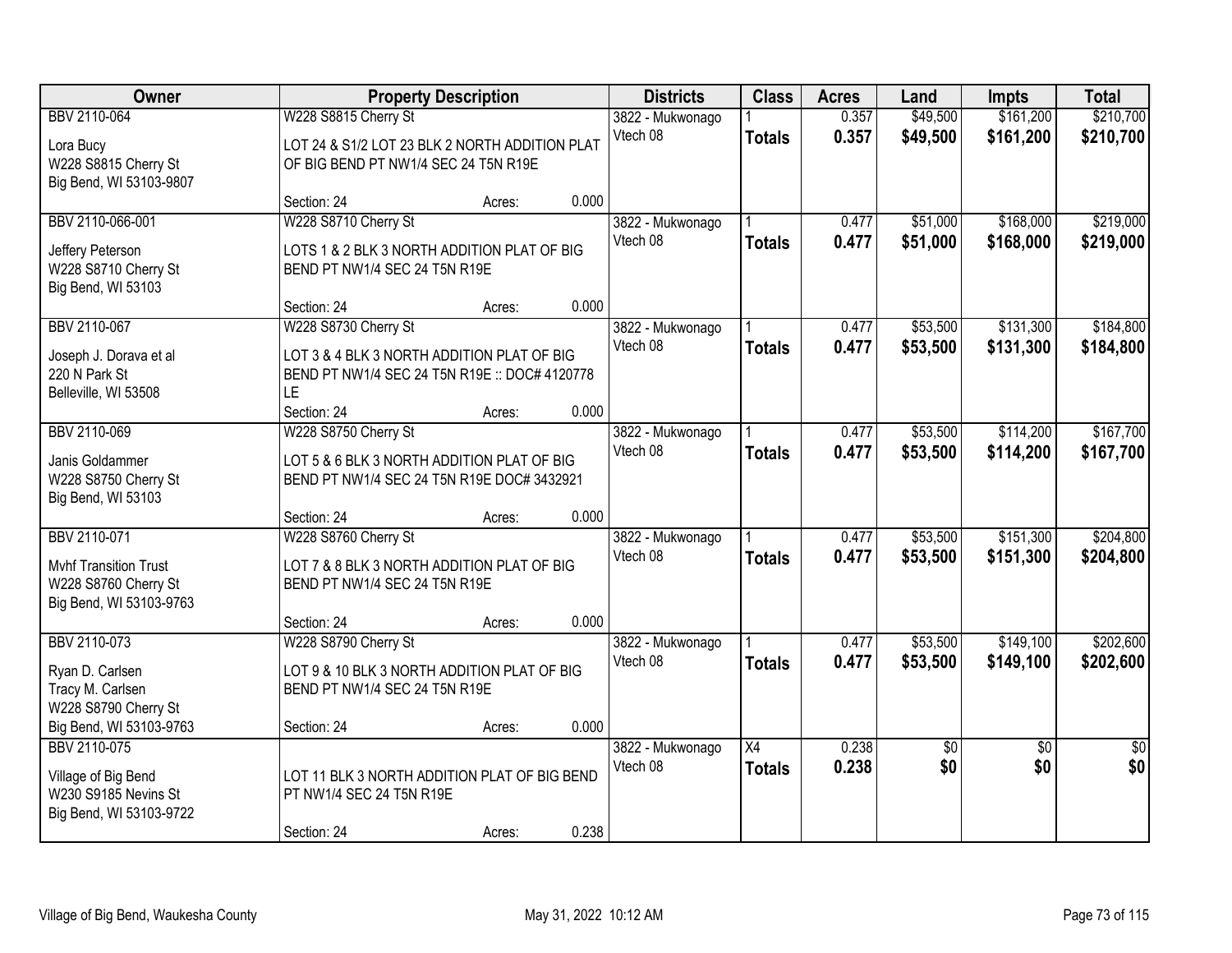| Owner | Property Description | Districts | Class | Acres | Land | Impts | Total |
|---|---|---|---|---|---|---|---|
| BBV 2110-064<br>Lora Bucy<br>W228 S8815 Cherry St<br>Big Bend, WI 53103-9807 | W228 S8815 Cherry St<br>LOT 24 & S1/2 LOT 23 BLK 2 NORTH ADDITION PLAT OF BIG BEND PT NW1/4 SEC 24 T5N R19E<br>Section: 24 Acres: 0.000 | 3822 - Mukwonago<br>Vtech 08 | 1<br>**Totals** | 0.357<br>**0.357** | $49,500<br>**$49,500** | $161,200<br>**$161,200** | $210,700<br>**$210,700** |
| BBV 2110-066-001<br>Jeffery Peterson<br>W228 S8710 Cherry St<br>Big Bend, WI 53103 | W228 S8710 Cherry St<br>LOTS 1 & 2 BLK 3 NORTH ADDITION PLAT OF BIG BEND PT NW1/4 SEC 24 T5N R19E<br>Section: 24 Acres: 0.000 | 3822 - Mukwonago<br>Vtech 08 | 1<br>**Totals** | 0.477<br>**0.477** | $51,000<br>**$51,000** | $168,000<br>**$168,000** | $219,000<br>**$219,000** |
| BBV 2110-067<br>Joseph J. Dorava et al<br>220 N Park St<br>Belleville, WI 53508 | W228 S8730 Cherry St<br>LOT 3 & 4 BLK 3 NORTH ADDITION PLAT OF BIG BEND PT NW1/4 SEC 24 T5N R19E :: DOC# 4120778 LE<br>Section: 24 Acres: 0.000 | 3822 - Mukwonago<br>Vtech 08 | 1<br>**Totals** | 0.477<br>**0.477** | $53,500<br>**$53,500** | $131,300<br>**$131,300** | $184,800<br>**$184,800** |
| BBV 2110-069<br>Janis Goldammer<br>W228 S8750 Cherry St<br>Big Bend, WI 53103 | W228 S8750 Cherry St<br>LOT 5 & 6 BLK 3 NORTH ADDITION PLAT OF BIG BEND PT NW1/4 SEC 24 T5N R19E DOC# 3432921<br>Section: 24 Acres: 0.000 | 3822 - Mukwonago<br>Vtech 08 | 1<br>**Totals** | 0.477<br>**0.477** | $53,500<br>**$53,500** | $114,200<br>**$114,200** | $167,700<br>**$167,700** |
| BBV 2110-071<br>Mvhf Transition Trust<br>W228 S8760 Cherry St<br>Big Bend, WI 53103-9763 | W228 S8760 Cherry St<br>LOT 7 & 8 BLK 3 NORTH ADDITION PLAT OF BIG BEND PT NW1/4 SEC 24 T5N R19E<br>Section: 24 Acres: 0.000 | 3822 - Mukwonago<br>Vtech 08 | 1<br>**Totals** | 0.477<br>**0.477** | $53,500<br>**$53,500** | $151,300<br>**$151,300** | $204,800<br>**$204,800** |
| BBV 2110-073<br>Ryan D. Carlsen<br>Tracy M. Carlsen<br>W228 S8790 Cherry St<br>Big Bend, WI 53103-9763 | W228 S8790 Cherry St<br>LOT 9 & 10 BLK 3 NORTH ADDITION PLAT OF BIG BEND PT NW1/4 SEC 24 T5N R19E<br>Section: 24 Acres: 0.000 | 3822 - Mukwonago<br>Vtech 08 | 1<br>**Totals** | 0.477<br>**0.477** | $53,500<br>**$53,500** | $149,100<br>**$149,100** | $202,600<br>**$202,600** |
| BBV 2110-075<br>Village of Big Bend<br>W230 S9185 Nevins St<br>Big Bend, WI 53103-9722 | LOT 11 BLK 3 NORTH ADDITION PLAT OF BIG BEND PT NW1/4 SEC 24 T5N R19E<br>Section: 24 Acres: 0.238 | 3822 - Mukwonago<br>Vtech 08 | X4<br>**Totals** | 0.238<br>**0.238** | $0<br>**$0** | $0<br>**$0** | $0<br>**$0** |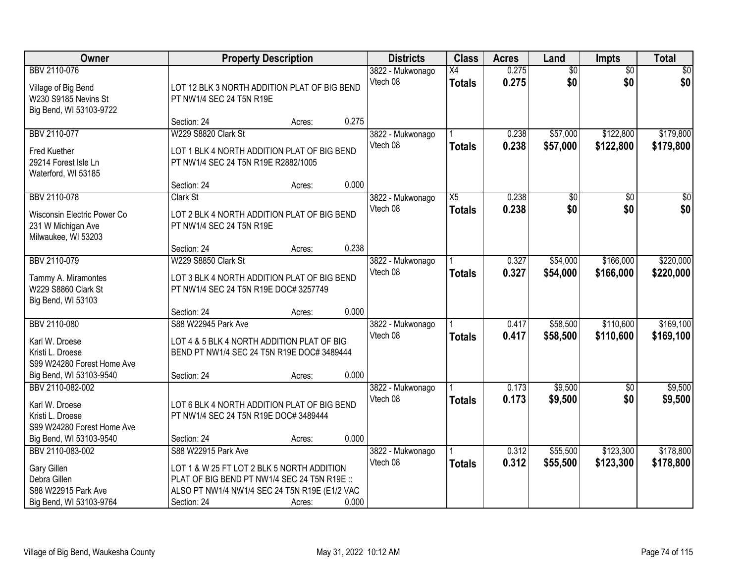| Owner | Property Description | Districts | Class | Acres | Land | Impts | Total |
|---|---|---|---|---|---|---|---|
| BBV 2110-076<br><br>Village of Big Bend<br>W230 S9185 Nevins St<br>Big Bend, WI 53103-9722 | <br><br>LOT 12 BLK 3 NORTH ADDITION PLAT OF BIG BEND PT NW1/4 SEC 24 T5N R19E<br><br>Section: 24 Acres: 0.275 | 3822 - Mukwonago<br>Vtech 08 | X4<br>**Totals** | 0.275<br>**0.275** | $0<br>**$0** | $0<br>**$0** | $0<br>**$0** |
| BBV 2110-077<br><br>Fred Kuether<br>29214 Forest Isle Ln<br>Waterford, WI 53185 | W229 S8820 Clark St<br><br>LOT 1 BLK 4 NORTH ADDITION PLAT OF BIG BEND PT NW1/4 SEC 24 T5N R19E R2882/1005<br><br>Section: 24 Acres: 0.000 | 3822 - Mukwonago<br>Vtech 08 | 1<br>**Totals** | 0.238<br>**0.238** | $57,000<br>**$57,000** | $122,800<br>**$122,800** | $179,800<br>**$179,800** |
| BBV 2110-078<br><br>Wisconsin Electric Power Co<br>231 W Michigan Ave<br>Milwaukee, WI 53203 | Clark St<br><br>LOT 2 BLK 4 NORTH ADDITION PLAT OF BIG BEND PT NW1/4 SEC 24 T5N R19E<br><br>Section: 24 Acres: 0.238 | 3822 - Mukwonago<br>Vtech 08 | X5<br>**Totals** | 0.238<br>**0.238** | $0<br>**$0** | $0<br>**$0** | $0<br>**$0** |
| BBV 2110-079<br><br>Tammy A. Miramontes<br>W229 S8860 Clark St<br>Big Bend, WI 53103 | W229 S8850 Clark St<br><br>LOT 3 BLK 4 NORTH ADDITION PLAT OF BIG BEND PT NW1/4 SEC 24 T5N R19E DOC# 3257749<br><br>Section: 24 Acres: 0.000 | 3822 - Mukwonago<br>Vtech 08 | 1<br>**Totals** | 0.327<br>**0.327** | $54,000<br>**$54,000** | $166,000<br>**$166,000** | $220,000<br>**$220,000** |
| BBV 2110-080<br><br>Karl W. Droese<br>Kristi L. Droese<br>S99 W24280 Forest Home Ave<br>Big Bend, WI 53103-9540 | S88 W22945 Park Ave<br><br>LOT 4 & 5 BLK 4 NORTH ADDITION PLAT OF BIG BEND PT NW1/4 SEC 24 T5N R19E DOC# 3489444<br><br>Section: 24 Acres: 0.000 | 3822 - Mukwonago<br>Vtech 08 | 1<br>**Totals** | 0.417<br>**0.417** | $58,500<br>**$58,500** | $110,600<br>**$110,600** | $169,100<br>**$169,100** |
| BBV 2110-082-002<br><br>Karl W. Droese<br>Kristi L. Droese<br>S99 W24280 Forest Home Ave<br>Big Bend, WI 53103-9540 | <br><br>LOT 6 BLK 4 NORTH ADDITION PLAT OF BIG BEND PT NW1/4 SEC 24 T5N R19E DOC# 3489444<br><br>Section: 24 Acres: 0.000 | 3822 - Mukwonago<br>Vtech 08 | 1<br>**Totals** | 0.173<br>**0.173** | $9,500<br>**$9,500** | $0<br>**$0** | $9,500<br>**$9,500** |
| BBV 2110-083-002<br><br>Gary Gillen<br>Debra Gillen<br>S88 W22915 Park Ave<br>Big Bend, WI 53103-9764 | S88 W22915 Park Ave<br><br>LOT 1 & W 25 FT LOT 2 BLK 5 NORTH ADDITION PLAT OF BIG BEND PT NW1/4 SEC 24 T5N R19E :: ALSO PT NW1/4 NW1/4 SEC 24 T5N R19E (E1/2 VAC<br>Section: 24 Acres: 0.000 | 3822 - Mukwonago<br>Vtech 08 | 1<br>**Totals** | 0.312<br>**0.312** | $55,500<br>**$55,500** | $123,300<br>**$123,300** | $178,800<br>**$178,800** |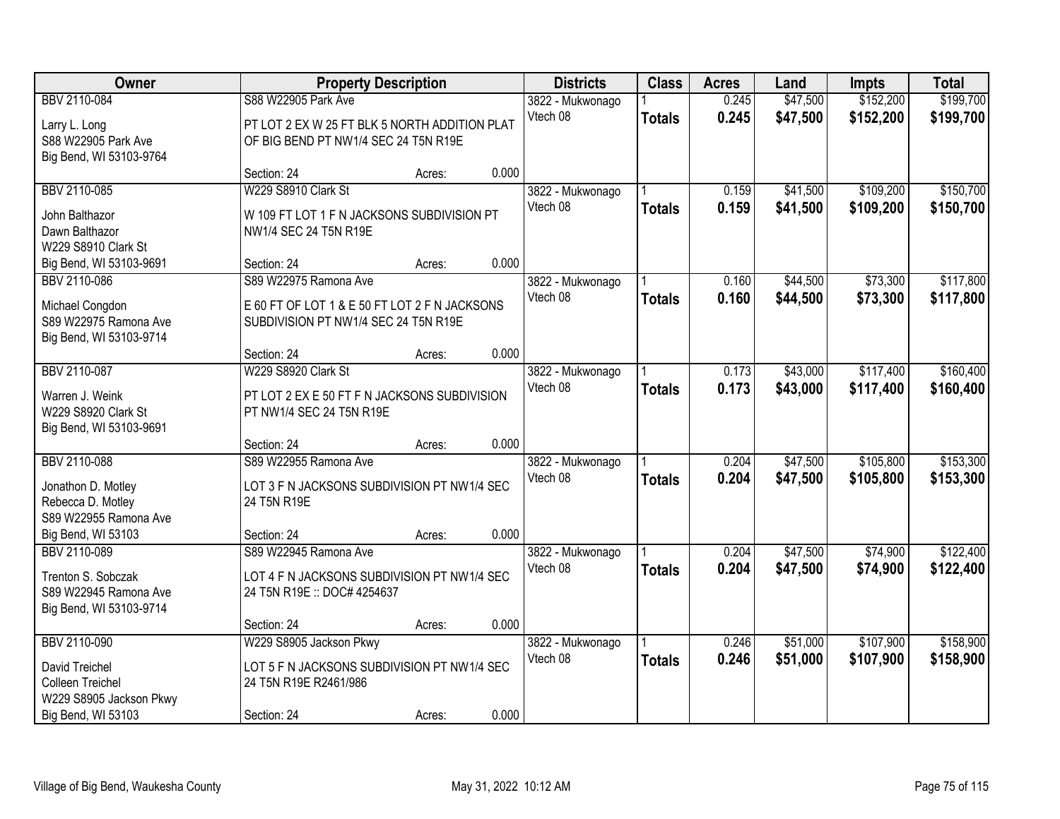| Owner | Property Description | Districts | Class | Acres | Land | Impts | Total |
|---|---|---|---|---|---|---|---|
| BBV 2110-084<br>Larry L. Long<br>S88 W22905 Park Ave<br>Big Bend, WI 53103-9764 | S88 W22905 Park Ave<br>PT LOT 2 EX W 25 FT BLK 5 NORTH ADDITION PLAT OF BIG BEND PT NW1/4 SEC 24 T5N R19E<br>Section: 24 Acres: 0.000 | 3822 - Mukwonago<br>Vtech 08 | 1<br>**Totals** | 0.245<br>**0.245** | $47,500<br>**$47,500** | $152,200<br>**$152,200** | $199,700<br>**$199,700** |
| BBV 2110-085<br>John Balthazor<br>Dawn Balthazor<br>W229 S8910 Clark St<br>Big Bend, WI 53103-9691 | W229 S8910 Clark St<br>W 109 FT LOT 1 F N JACKSONS SUBDIVISION PT NW1/4 SEC 24 T5N R19E<br>Section: 24 Acres: 0.000 | 3822 - Mukwonago<br>Vtech 08 | 1<br>**Totals** | 0.159<br>**0.159** | $41,500<br>**$41,500** | $109,200<br>**$109,200** | $150,700<br>**$150,700** |
| BBV 2110-086<br>Michael Congdon<br>S89 W22975 Ramona Ave<br>Big Bend, WI 53103-9714 | S89 W22975 Ramona Ave<br>E 60 FT OF LOT 1 & E 50 FT LOT 2 F N JACKSONS SUBDIVISION PT NW1/4 SEC 24 T5N R19E<br>Section: 24 Acres: 0.000 | 3822 - Mukwonago<br>Vtech 08 | 1<br>**Totals** | 0.160<br>**0.160** | $44,500<br>**$44,500** | $73,300<br>**$73,300** | $117,800<br>**$117,800** |
| BBV 2110-087<br>Warren J. Weink<br>W229 S8920 Clark St<br>Big Bend, WI 53103-9691 | W229 S8920 Clark St<br>PT LOT 2 EX E 50 FT F N JACKSONS SUBDIVISION PT NW1/4 SEC 24 T5N R19E<br>Section: 24 Acres: 0.000 | 3822 - Mukwonago<br>Vtech 08 | 1<br>**Totals** | 0.173<br>**0.173** | $43,000<br>**$43,000** | $117,400<br>**$117,400** | $160,400<br>**$160,400** |
| BBV 2110-088<br>Jonathon D. Motley<br>Rebecca D. Motley<br>S89 W22955 Ramona Ave<br>Big Bend, WI 53103 | S89 W22955 Ramona Ave<br>LOT 3 F N JACKSONS SUBDIVISION PT NW1/4 SEC 24 T5N R19E<br>Section: 24 Acres: 0.000 | 3822 - Mukwonago<br>Vtech 08 | 1<br>**Totals** | 0.204<br>**0.204** | $47,500<br>**$47,500** | $105,800<br>**$105,800** | $153,300<br>**$153,300** |
| BBV 2110-089<br>Trenton S. Sobczak<br>S89 W22945 Ramona Ave<br>Big Bend, WI 53103-9714 | S89 W22945 Ramona Ave<br>LOT 4 F N JACKSONS SUBDIVISION PT NW1/4 SEC 24 T5N R19E :: DOC# 4254637<br>Section: 24 Acres: 0.000 | 3822 - Mukwonago<br>Vtech 08 | 1<br>**Totals** | 0.204<br>**0.204** | $47,500<br>**$47,500** | $74,900<br>**$74,900** | $122,400<br>**$122,400** |
| BBV 2110-090<br>David Treichel<br>Colleen Treichel<br>W229 S8905 Jackson Pkwy<br>Big Bend, WI 53103 | W229 S8905 Jackson Pkwy<br>LOT 5 F N JACKSONS SUBDIVISION PT NW1/4 SEC 24 T5N R19E R2461/986<br>Section: 24 Acres: 0.000 | 3822 - Mukwonago<br>Vtech 08 | 1<br>**Totals** | 0.246<br>**0.246** | $51,000<br>**$51,000** | $107,900<br>**$107,900** | $158,900<br>**$158,900** |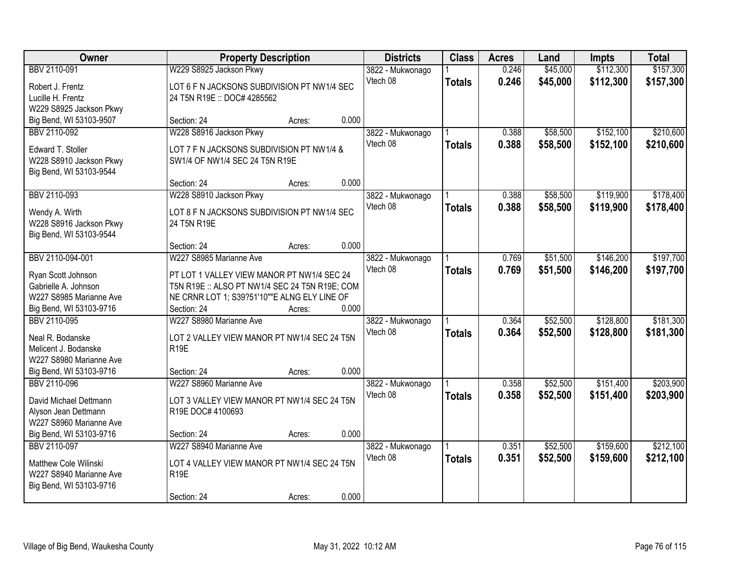| Owner | Property Description | Districts | Class | Acres | Land | Impts | Total |
|---|---|---|---|---|---|---|---|
| BBV 2110-091 | W229 S8925 Jackson Pkwy | 3822 - Mukwonago | 1 | 0.246 | $45,000 | $112,300 | $157,300 |
| Robert J. Frentz<br>Lucille H. Frentz<br>W229 S8925 Jackson Pkwy<br>Big Bend, WI 53103-9507 | LOT 6 F N JACKSONS SUBDIVISION PT NW1/4 SEC 24 T5N R19E :: DOC# 4285562<br>Section: 24 Acres: 0.000 | Vtech 08 | **Totals** | **0.246** | **$45,000** | **$112,300** | **$157,300** |
| BBV 2110-092 | W228 S8916 Jackson Pkwy | 3822 - Mukwonago | 1 | 0.388 | $58,500 | $152,100 | $210,600 |
| Edward T. Stoller<br>W228 S8910 Jackson Pkwy<br>Big Bend, WI 53103-9544 | LOT 7 F N JACKSONS SUBDIVISION PT NW1/4 & SW1/4 OF NW1/4 SEC 24 T5N R19E<br>Section: 24 Acres: 0.000 | Vtech 08 | **Totals** | **0.388** | **$58,500** | **$152,100** | **$210,600** |
| BBV 2110-093 | W228 S8910 Jackson Pkwy | 3822 - Mukwonago | 1 | 0.388 | $58,500 | $119,900 | $178,400 |
| Wendy A. Wirth<br>W228 S8916 Jackson Pkwy<br>Big Bend, WI 53103-9544 | LOT 8 F N JACKSONS SUBDIVISION PT NW1/4 SEC 24 T5N R19E<br>Section: 24 Acres: 0.000 | Vtech 08 | **Totals** | **0.388** | **$58,500** | **$119,900** | **$178,400** |
| BBV 2110-094-001 | W227 S8985 Marianne Ave | 3822 - Mukwonago | 1 | 0.769 | $51,500 | $146,200 | $197,700 |
| Ryan Scott Johnson<br>Gabrielle A. Johnson<br>W227 S8985 Marianne Ave<br>Big Bend, WI 53103-9716 | PT LOT 1 VALLEY VIEW MANOR PT NW1/4 SEC 24 T5N R19E :: ALSO PT NW1/4 SEC 24 T5N R19E; COM NE CRNR LOT 1; S39?51'10""E ALNG ELY LINE OF<br>Section: 24 Acres: 0.000 | Vtech 08 | **Totals** | **0.769** | **$51,500** | **$146,200** | **$197,700** |
| BBV 2110-095 | W227 S8980 Marianne Ave | 3822 - Mukwonago | 1 | 0.364 | $52,500 | $128,800 | $181,300 |
| Neal R. Bodanske<br>Melicent J. Bodanske<br>W227 S8980 Marianne Ave<br>Big Bend, WI 53103-9716 | LOT 2 VALLEY VIEW MANOR PT NW1/4 SEC 24 T5N R19E<br>Section: 24 Acres: 0.000 | Vtech 08 | **Totals** | **0.364** | **$52,500** | **$128,800** | **$181,300** |
| BBV 2110-096 | W227 S8960 Marianne Ave | 3822 - Mukwonago | 1 | 0.358 | $52,500 | $151,400 | $203,900 |
| David Michael Dettmann<br>Alyson Jean Dettmann<br>W227 S8960 Marianne Ave<br>Big Bend, WI 53103-9716 | LOT 3 VALLEY VIEW MANOR PT NW1/4 SEC 24 T5N R19E DOC# 4100693<br>Section: 24 Acres: 0.000 | Vtech 08 | **Totals** | **0.358** | **$52,500** | **$151,400** | **$203,900** |
| BBV 2110-097 | W227 S8940 Marianne Ave | 3822 - Mukwonago | 1 | 0.351 | $52,500 | $159,600 | $212,100 |
| Matthew Cole Wilinski<br>W227 S8940 Marianne Ave<br>Big Bend, WI 53103-9716 | LOT 4 VALLEY VIEW MANOR PT NW1/4 SEC 24 T5N R19E<br>Section: 24 Acres: 0.000 | Vtech 08 | **Totals** | **0.351** | **$52,500** | **$159,600** | **$212,100** |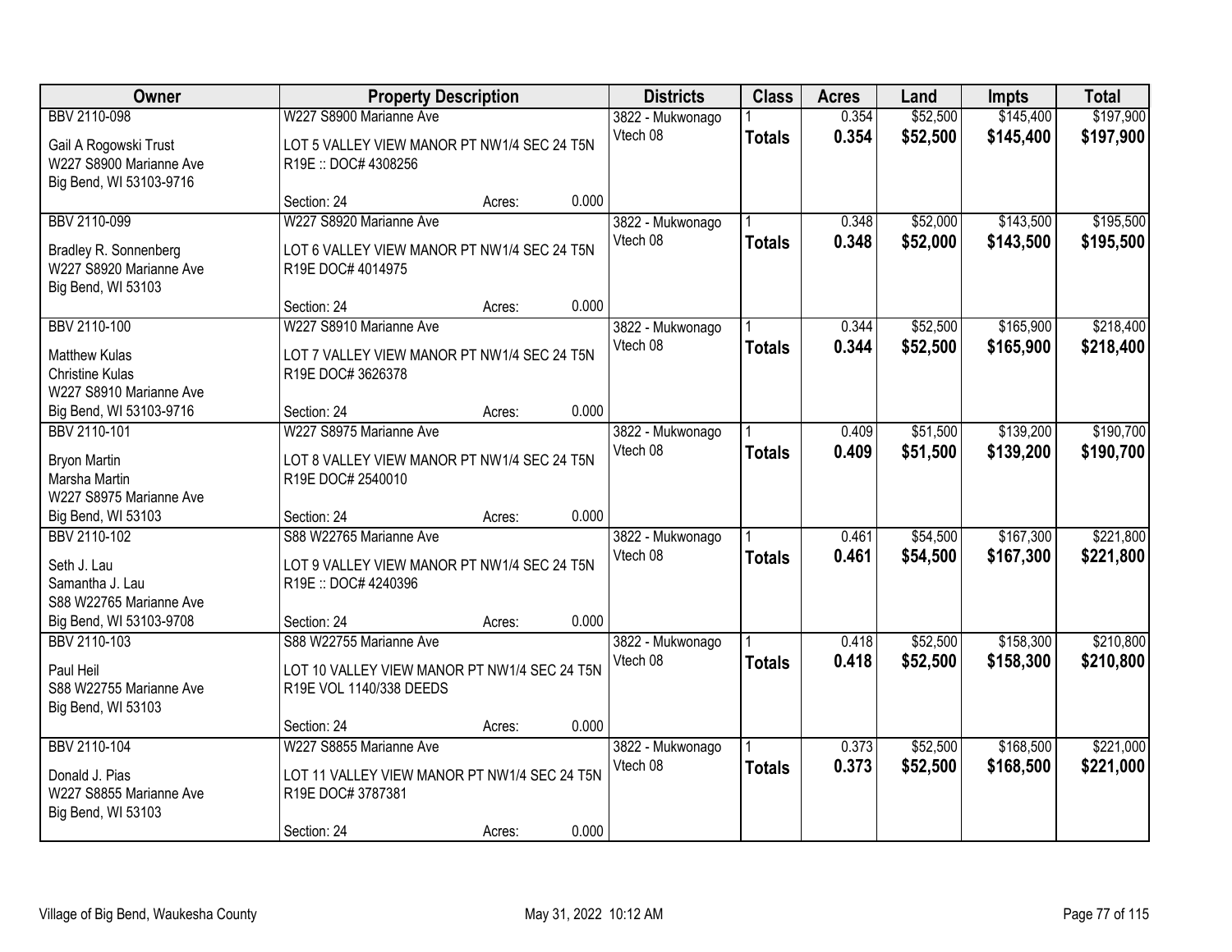| Owner | Property Description | | | Districts | Class | Acres | Land | Impts | Total |
|---|---|---|---|---|---|---|---|---|---|
| BBV 2110-098 | W227 S8900 Marianne Ave | | | 3822 - Mukwonago | 1 | 0.354 | $52,500 | $145,400 | $197,900 |
| Gail A Rogowski Trust<br>W227 S8900 Marianne Ave<br>Big Bend, WI 53103-9716 | LOT 5 VALLEY VIEW MANOR PT NW1/4 SEC 24 T5N R19E :: DOC# 4308256 | | | Vtech 08 | **Totals** | **0.354** | **$52,500** | **$145,400** | **$197,900** |
| | Section: 24 | Acres: | 0.000 | | | | | | |
| BBV 2110-099 | W227 S8920 Marianne Ave | | | 3822 - Mukwonago | 1 | 0.348 | $52,000 | $143,500 | $195,500 |
| Bradley R. Sonnenberg<br>W227 S8920 Marianne Ave<br>Big Bend, WI 53103 | LOT 6 VALLEY VIEW MANOR PT NW1/4 SEC 24 T5N R19E DOC# 4014975 | | | Vtech 08 | **Totals** | **0.348** | **$52,000** | **$143,500** | **$195,500** |
| | Section: 24 | Acres: | 0.000 | | | | | | |
| BBV 2110-100 | W227 S8910 Marianne Ave | | | 3822 - Mukwonago | 1 | 0.344 | $52,500 | $165,900 | $218,400 |
| Matthew Kulas<br>Christine Kulas<br>W227 S8910 Marianne Ave<br>Big Bend, WI 53103-9716 | LOT 7 VALLEY VIEW MANOR PT NW1/4 SEC 24 T5N R19E DOC# 3626378 | | | Vtech 08 | **Totals** | **0.344** | **$52,500** | **$165,900** | **$218,400** |
| | Section: 24 | Acres: | 0.000 | | | | | | |
| BBV 2110-101 | W227 S8975 Marianne Ave | | | 3822 - Mukwonago | 1 | 0.409 | $51,500 | $139,200 | $190,700 |
| Bryon Martin<br>Marsha Martin<br>W227 S8975 Marianne Ave<br>Big Bend, WI 53103 | LOT 8 VALLEY VIEW MANOR PT NW1/4 SEC 24 T5N R19E DOC# 2540010 | | | Vtech 08 | **Totals** | **0.409** | **$51,500** | **$139,200** | **$190,700** |
| | Section: 24 | Acres: | 0.000 | | | | | | |
| BBV 2110-102 | S88 W22765 Marianne Ave | | | 3822 - Mukwonago | 1 | 0.461 | $54,500 | $167,300 | $221,800 |
| Seth J. Lau<br>Samantha J. Lau<br>S88 W22765 Marianne Ave<br>Big Bend, WI 53103-9708 | LOT 9 VALLEY VIEW MANOR PT NW1/4 SEC 24 T5N R19E :: DOC# 4240396 | | | Vtech 08 | **Totals** | **0.461** | **$54,500** | **$167,300** | **$221,800** |
| | Section: 24 | Acres: | 0.000 | | | | | | |
| BBV 2110-103 | S88 W22755 Marianne Ave | | | 3822 - Mukwonago | 1 | 0.418 | $52,500 | $158,300 | $210,800 |
| Paul Heil<br>S88 W22755 Marianne Ave<br>Big Bend, WI 53103 | LOT 10 VALLEY VIEW MANOR PT NW1/4 SEC 24 T5N R19E VOL 1140/338 DEEDS | | | Vtech 08 | **Totals** | **0.418** | **$52,500** | **$158,300** | **$210,800** |
| | Section: 24 | Acres: | 0.000 | | | | | | |
| BBV 2110-104 | W227 S8855 Marianne Ave | | | 3822 - Mukwonago | 1 | 0.373 | $52,500 | $168,500 | $221,000 |
| Donald J. Pias<br>W227 S8855 Marianne Ave<br>Big Bend, WI 53103 | LOT 11 VALLEY VIEW MANOR PT NW1/4 SEC 24 T5N R19E DOC# 3787381 | | | Vtech 08 | **Totals** | **0.373** | **$52,500** | **$168,500** | **$221,000** |
| | Section: 24 | Acres: | 0.000 | | | | | | |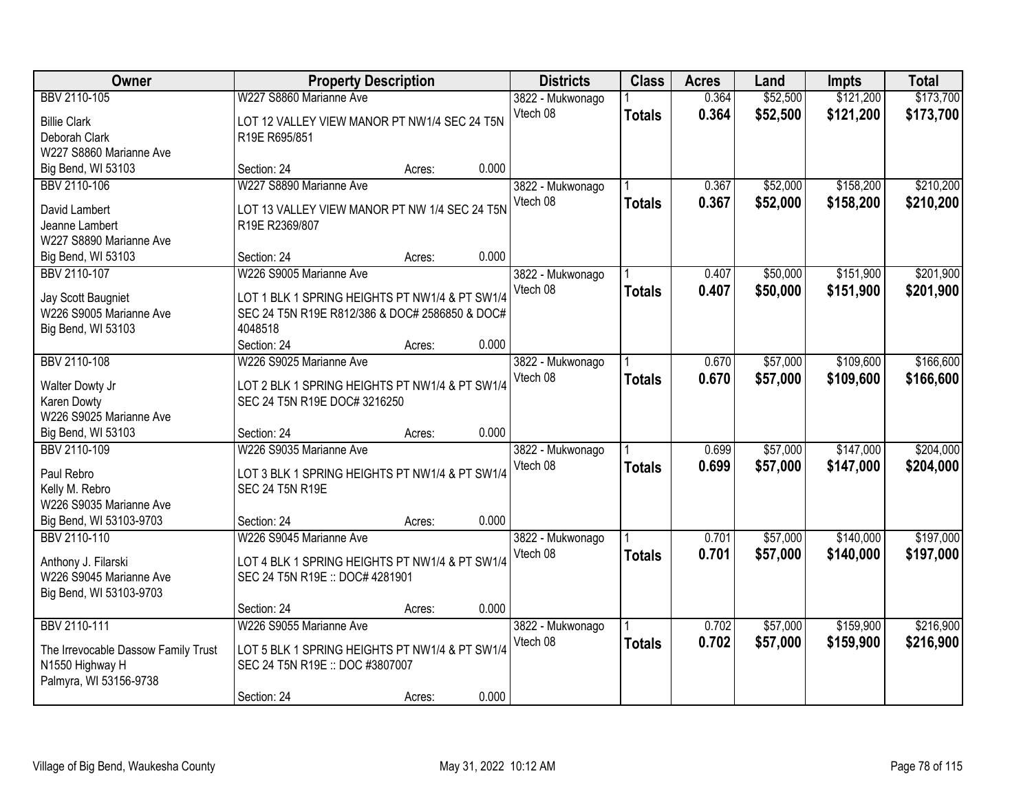| Owner | Property Description | Districts | Class | Acres | Land | Impts | Total |
|---|---|---|---|---|---|---|---|
| BBV 2110-105<br>Billie Clark<br>Deborah Clark<br>W227 S8860 Marianne Ave<br>Big Bend, WI 53103 | W227 S8860 Marianne Ave<br>LOT 12 VALLEY VIEW MANOR PT NW1/4 SEC 24 T5N R19E R695/851<br>Section: 24 Acres: 0.000 | 3822 - Mukwonago<br>Vtech 08 | 1<br>**Totals** | 0.364<br>**0.364** | $52,500<br>**$52,500** | $121,200<br>**$121,200** | $173,700<br>**$173,700** |
| BBV 2110-106<br>David Lambert<br>Jeanne Lambert<br>W227 S8890 Marianne Ave<br>Big Bend, WI 53103 | W227 S8890 Marianne Ave<br>LOT 13 VALLEY VIEW MANOR PT NW 1/4 SEC 24 T5N R19E R2369/807<br>Section: 24 Acres: 0.000 | 3822 - Mukwonago<br>Vtech 08 | 1<br>**Totals** | 0.367<br>**0.367** | $52,000<br>**$52,000** | $158,200<br>**$158,200** | $210,200<br>**$210,200** |
| BBV 2110-107<br>Jay Scott Baugniet<br>W226 S9005 Marianne Ave<br>Big Bend, WI 53103 | W226 S9005 Marianne Ave<br>LOT 1 BLK 1 SPRING HEIGHTS PT NW1/4 & PT SW1/4 SEC 24 T5N R19E R812/386 & DOC# 2586850 & DOC# 4048518<br>Section: 24 Acres: 0.000 | 3822 - Mukwonago<br>Vtech 08 | 1<br>**Totals** | 0.407<br>**0.407** | $50,000<br>**$50,000** | $151,900<br>**$151,900** | $201,900<br>**$201,900** |
| BBV 2110-108<br>Walter Dowty Jr<br>Karen Dowty<br>W226 S9025 Marianne Ave<br>Big Bend, WI 53103 | W226 S9025 Marianne Ave<br>LOT 2 BLK 1 SPRING HEIGHTS PT NW1/4 & PT SW1/4 SEC 24 T5N R19E DOC# 3216250<br>Section: 24 Acres: 0.000 | 3822 - Mukwonago<br>Vtech 08 | 1<br>**Totals** | 0.670<br>**0.670** | $57,000<br>**$57,000** | $109,600<br>**$109,600** | $166,600<br>**$166,600** |
| BBV 2110-109<br>Paul Rebro<br>Kelly M. Rebro<br>W226 S9035 Marianne Ave<br>Big Bend, WI 53103-9703 | W226 S9035 Marianne Ave<br>LOT 3 BLK 1 SPRING HEIGHTS PT NW1/4 & PT SW1/4 SEC 24 T5N R19E<br>Section: 24 Acres: 0.000 | 3822 - Mukwonago<br>Vtech 08 | 1<br>**Totals** | 0.699<br>**0.699** | $57,000<br>**$57,000** | $147,000<br>**$147,000** | $204,000<br>**$204,000** |
| BBV 2110-110<br>Anthony J. Filarski<br>W226 S9045 Marianne Ave<br>Big Bend, WI 53103-9703 | W226 S9045 Marianne Ave<br>LOT 4 BLK 1 SPRING HEIGHTS PT NW1/4 & PT SW1/4 SEC 24 T5N R19E :: DOC# 4281901<br>Section: 24 Acres: 0.000 | 3822 - Mukwonago<br>Vtech 08 | 1<br>**Totals** | 0.701<br>**0.701** | $57,000<br>**$57,000** | $140,000<br>**$140,000** | $197,000<br>**$197,000** |
| BBV 2110-111<br>The Irrevocable Dassow Family Trust<br>N1550 Highway H<br>Palmyra, WI 53156-9738 | W226 S9055 Marianne Ave<br>LOT 5 BLK 1 SPRING HEIGHTS PT NW1/4 & PT SW1/4 SEC 24 T5N R19E :: DOC #3807007<br>Section: 24 Acres: 0.000 | 3822 - Mukwonago<br>Vtech 08 | 1<br>**Totals** | 0.702<br>**0.702** | $57,000<br>**$57,000** | $159,900<br>**$159,900** | $216,900<br>**$216,900** |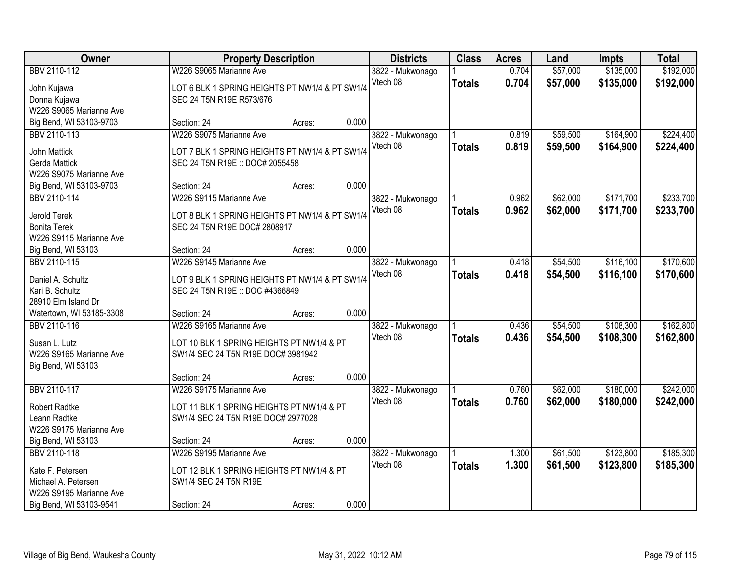| Owner | Property Description | Districts | Class | Acres | Land | Impts | Total |
|---|---|---|---|---|---|---|---|
| BBV 2110-112<br>John Kujawa<br>Donna Kujawa<br>W226 S9065 Marianne Ave<br>Big Bend, WI 53103-9703 | W226 S9065 Marianne Ave<br>LOT 6 BLK 1 SPRING HEIGHTS PT NW1/4 & PT SW1/4 SEC 24 T5N R19E R573/676<br>Section: 24 Acres: 0.000 | 3822 - Mukwonago<br>Vtech 08 | 1<br>**Totals** | 0.704<br>**0.704** | \$57,000<br>**\$57,000** | \$135,000<br>**\$135,000** | \$192,000<br>**\$192,000** |
| BBV 2110-113<br>John Mattick<br>Gerda Mattick<br>W226 S9075 Marianne Ave<br>Big Bend, WI 53103-9703 | W226 S9075 Marianne Ave<br>LOT 7 BLK 1 SPRING HEIGHTS PT NW1/4 & PT SW1/4 SEC 24 T5N R19E :: DOC# 2055458<br>Section: 24 Acres: 0.000 | 3822 - Mukwonago<br>Vtech 08 | 1<br>**Totals** | 0.819<br>**0.819** | \$59,500<br>**\$59,500** | \$164,900<br>**\$164,900** | \$224,400<br>**\$224,400** |
| BBV 2110-114<br>Jerold Terek<br>Bonita Terek<br>W226 S9115 Marianne Ave<br>Big Bend, WI 53103 | W226 S9115 Marianne Ave<br>LOT 8 BLK 1 SPRING HEIGHTS PT NW1/4 & PT SW1/4 SEC 24 T5N R19E DOC# 2808917<br>Section: 24 Acres: 0.000 | 3822 - Mukwonago<br>Vtech 08 | 1<br>**Totals** | 0.962<br>**0.962** | \$62,000<br>**\$62,000** | \$171,700<br>**\$171,700** | \$233,700<br>**\$233,700** |
| BBV 2110-115<br>Daniel A. Schultz<br>Kari B. Schultz<br>28910 Elm Island Dr<br>Watertown, WI 53185-3308 | W226 S9145 Marianne Ave<br>LOT 9 BLK 1 SPRING HEIGHTS PT NW1/4 & PT SW1/4 SEC 24 T5N R19E :: DOC #4366849<br>Section: 24 Acres: 0.000 | 3822 - Mukwonago<br>Vtech 08 | 1<br>**Totals** | 0.418<br>**0.418** | \$54,500<br>**\$54,500** | \$116,100<br>**\$116,100** | \$170,600<br>**\$170,600** |
| BBV 2110-116<br>Susan L. Lutz<br>W226 S9165 Marianne Ave<br>Big Bend, WI 53103 | W226 S9165 Marianne Ave<br>LOT 10 BLK 1 SPRING HEIGHTS PT NW1/4 & PT SW1/4 SEC 24 T5N R19E DOC# 3981942<br>Section: 24 Acres: 0.000 | 3822 - Mukwonago<br>Vtech 08 | 1<br>**Totals** | 0.436<br>**0.436** | \$54,500<br>**\$54,500** | \$108,300<br>**\$108,300** | \$162,800<br>**\$162,800** |
| BBV 2110-117<br>Robert Radtke<br>Leann Radtke<br>W226 S9175 Marianne Ave<br>Big Bend, WI 53103 | W226 S9175 Marianne Ave<br>LOT 11 BLK 1 SPRING HEIGHTS PT NW1/4 & PT SW1/4 SEC 24 T5N R19E DOC# 2977028<br>Section: 24 Acres: 0.000 | 3822 - Mukwonago<br>Vtech 08 | 1<br>**Totals** | 0.760<br>**0.760** | \$62,000<br>**\$62,000** | \$180,000<br>**\$180,000** | \$242,000<br>**\$242,000** |
| BBV 2110-118<br>Kate F. Petersen<br>Michael A. Petersen<br>W226 S9195 Marianne Ave<br>Big Bend, WI 53103-9541 | W226 S9195 Marianne Ave<br>LOT 12 BLK 1 SPRING HEIGHTS PT NW1/4 & PT SW1/4 SEC 24 T5N R19E<br>Section: 24 Acres: 0.000 | 3822 - Mukwonago<br>Vtech 08 | 1<br>**Totals** | 1.300<br>**1.300** | \$61,500<br>**\$61,500** | \$123,800<br>**\$123,800** | \$185,300<br>**\$185,300** |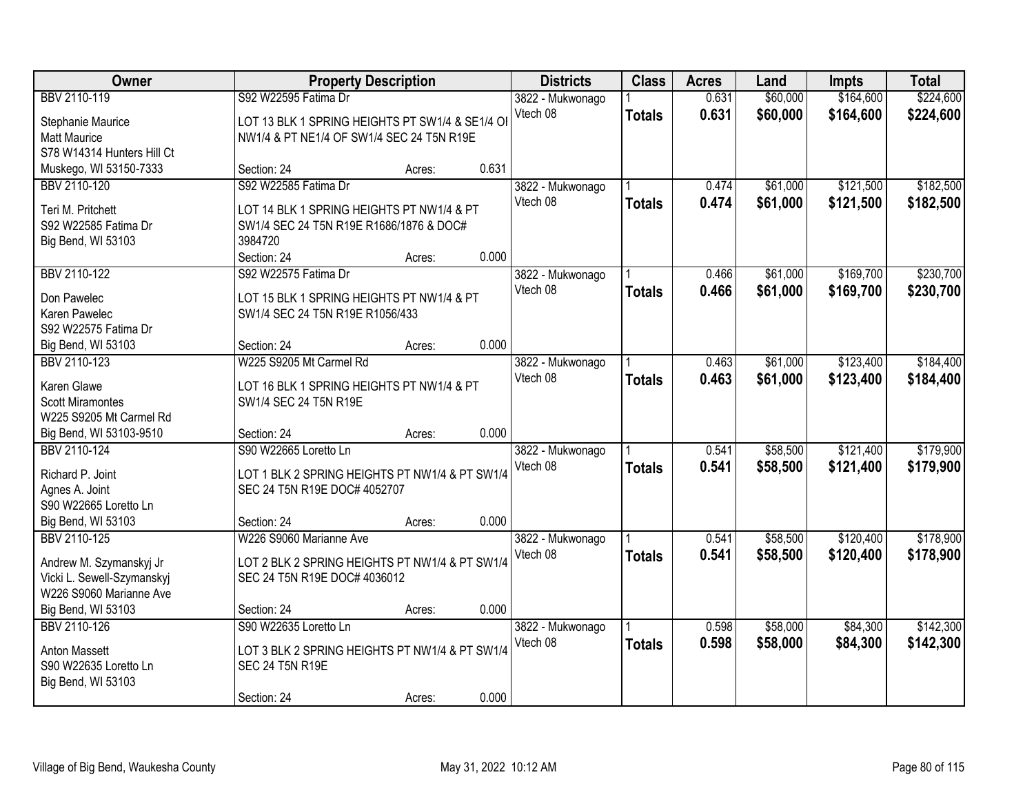| Owner | Property Description | Districts | Class | Acres | Land | Impts | Total |
|---|---|---|---|---|---|---|---|
| BBV 2110-119<br>Stephanie Maurice<br>Matt Maurice<br>S78 W14314 Hunters Hill Ct<br>Muskego, WI 53150-7333 | S92 W22595 Fatima Dr<br>LOT 13 BLK 1 SPRING HEIGHTS PT SW1/4 & SE1/4 OI NW1/4 & PT NE1/4 OF SW1/4 SEC 24 T5N R19E<br>Section: 24 Acres: 0.631 | 3822 - Mukwonago<br>Vtech 08 | 1<br>**Totals** | 0.631<br>**0.631** | \$60,000<br>**\$60,000** | \$164,600<br>**\$164,600** | \$224,600<br>**\$224,600** |
| BBV 2110-120<br>Teri M. Pritchett<br>S92 W22585 Fatima Dr<br>Big Bend, WI 53103 | S92 W22585 Fatima Dr<br>LOT 14 BLK 1 SPRING HEIGHTS PT NW1/4 & PT SW1/4 SEC 24 T5N R19E R1686/1876 & DOC# 3984720<br>Section: 24 Acres: 0.000 | 3822 - Mukwonago<br>Vtech 08 | 1<br>**Totals** | 0.474<br>**0.474** | \$61,000<br>**\$61,000** | \$121,500<br>**\$121,500** | \$182,500<br>**\$182,500** |
| BBV 2110-122<br>Don Pawelec<br>Karen Pawelec<br>S92 W22575 Fatima Dr<br>Big Bend, WI 53103 | S92 W22575 Fatima Dr<br>LOT 15 BLK 1 SPRING HEIGHTS PT NW1/4 & PT SW1/4 SEC 24 T5N R19E R1056/433<br>Section: 24 Acres: 0.000 | 3822 - Mukwonago<br>Vtech 08 | 1<br>**Totals** | 0.466<br>**0.466** | \$61,000<br>**\$61,000** | \$169,700<br>**\$169,700** | \$230,700<br>**\$230,700** |
| BBV 2110-123<br>Karen Glawe<br>Scott Miramontes<br>W225 S9205 Mt Carmel Rd<br>Big Bend, WI 53103-9510 | W225 S9205 Mt Carmel Rd<br>LOT 16 BLK 1 SPRING HEIGHTS PT NW1/4 & PT SW1/4 SEC 24 T5N R19E<br>Section: 24 Acres: 0.000 | 3822 - Mukwonago<br>Vtech 08 | 1<br>**Totals** | 0.463<br>**0.463** | \$61,000<br>**\$61,000** | \$123,400<br>**\$123,400** | \$184,400<br>**\$184,400** |
| BBV 2110-124<br>Richard P. Joint<br>Agnes A. Joint<br>S90 W22665 Loretto Ln<br>Big Bend, WI 53103 | S90 W22665 Loretto Ln<br>LOT 1 BLK 2 SPRING HEIGHTS PT NW1/4 & PT SW1/4 SEC 24 T5N R19E DOC# 4052707<br>Section: 24 Acres: 0.000 | 3822 - Mukwonago<br>Vtech 08 | 1<br>**Totals** | 0.541<br>**0.541** | \$58,500<br>**\$58,500** | \$121,400<br>**\$121,400** | \$179,900<br>**\$179,900** |
| BBV 2110-125<br>Andrew M. Szymanskyj Jr<br>Vicki L. Sewell-Szymanskyj<br>W226 S9060 Marianne Ave<br>Big Bend, WI 53103 | W226 S9060 Marianne Ave<br>LOT 2 BLK 2 SPRING HEIGHTS PT NW1/4 & PT SW1/4 SEC 24 T5N R19E DOC# 4036012<br>Section: 24 Acres: 0.000 | 3822 - Mukwonago<br>Vtech 08 | 1<br>**Totals** | 0.541<br>**0.541** | \$58,500<br>**\$58,500** | \$120,400<br>**\$120,400** | \$178,900<br>**\$178,900** |
| BBV 2110-126<br>Anton Massett<br>S90 W22635 Loretto Ln<br>Big Bend, WI 53103 | S90 W22635 Loretto Ln<br>LOT 3 BLK 2 SPRING HEIGHTS PT NW1/4 & PT SW1/4 SEC 24 T5N R19E<br>Section: 24 Acres: 0.000 | 3822 - Mukwonago<br>Vtech 08 | 1<br>**Totals** | 0.598<br>**0.598** | \$58,000<br>**\$58,000** | \$84,300<br>**\$84,300** | \$142,300<br>**\$142,300** |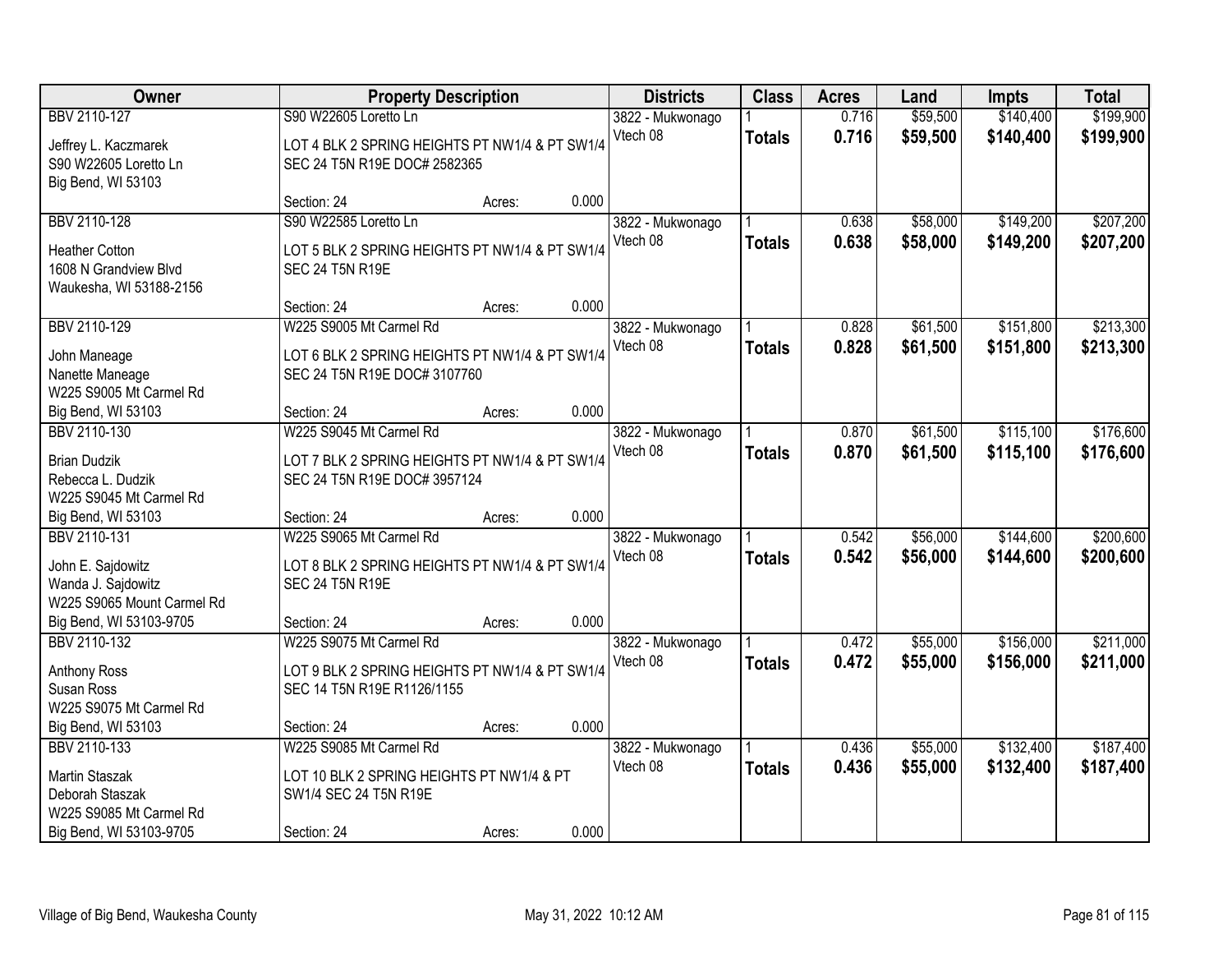| Owner | Property Description | Districts | Class | Acres | Land | Impts | Total |
|---|---|---|---|---|---|---|---|
| BBV 2110-127<br>Jeffrey L. Kaczmarek<br>S90 W22605 Loretto Ln<br>Big Bend, WI 53103 | S90 W22605 Loretto Ln<br>LOT 4 BLK 2 SPRING HEIGHTS PT NW1/4 & PT SW1/4 SEC 24 T5N R19E DOC# 2582365<br>Section: 24 Acres: 0.000 | 3822 - Mukwonago<br>Vtech 08 | 1<br>**Totals** | 0.716<br>**0.716** | $59,500<br>**$59,500** | $140,400<br>**$140,400** | $199,900<br>**$199,900** |
| BBV 2110-128<br>Heather Cotton<br>1608 N Grandview Blvd<br>Waukesha, WI 53188-2156 | S90 W22585 Loretto Ln<br>LOT 5 BLK 2 SPRING HEIGHTS PT NW1/4 & PT SW1/4 SEC 24 T5N R19E<br>Section: 24 Acres: 0.000 | 3822 - Mukwonago<br>Vtech 08 | 1<br>**Totals** | 0.638<br>**0.638** | $58,000<br>**$58,000** | $149,200<br>**$149,200** | $207,200<br>**$207,200** |
| BBV 2110-129<br>John Maneage<br>Nanette Maneage<br>W225 S9005 Mt Carmel Rd<br>Big Bend, WI 53103 | W225 S9005 Mt Carmel Rd<br>LOT 6 BLK 2 SPRING HEIGHTS PT NW1/4 & PT SW1/4 SEC 24 T5N R19E DOC# 3107760<br>Section: 24 Acres: 0.000 | 3822 - Mukwonago<br>Vtech 08 | 1<br>**Totals** | 0.828<br>**0.828** | $61,500<br>**$61,500** | $151,800<br>**$151,800** | $213,300<br>**$213,300** |
| BBV 2110-130<br>Brian Dudzik<br>Rebecca L. Dudzik<br>W225 S9045 Mt Carmel Rd<br>Big Bend, WI 53103 | W225 S9045 Mt Carmel Rd<br>LOT 7 BLK 2 SPRING HEIGHTS PT NW1/4 & PT SW1/4 SEC 24 T5N R19E DOC# 3957124<br>Section: 24 Acres: 0.000 | 3822 - Mukwonago<br>Vtech 08 | 1<br>**Totals** | 0.870<br>**0.870** | $61,500<br>**$61,500** | $115,100<br>**$115,100** | $176,600<br>**$176,600** |
| BBV 2110-131<br>John E. Sajdowitz<br>Wanda J. Sajdowitz<br>W225 S9065 Mount Carmel Rd<br>Big Bend, WI 53103-9705 | W225 S9065 Mt Carmel Rd<br>LOT 8 BLK 2 SPRING HEIGHTS PT NW1/4 & PT SW1/4 SEC 24 T5N R19E<br>Section: 24 Acres: 0.000 | 3822 - Mukwonago<br>Vtech 08 | 1<br>**Totals** | 0.542<br>**0.542** | $56,000<br>**$56,000** | $144,600<br>**$144,600** | $200,600<br>**$200,600** |
| BBV 2110-132<br>Anthony Ross<br>Susan Ross<br>W225 S9075 Mt Carmel Rd<br>Big Bend, WI 53103 | W225 S9075 Mt Carmel Rd<br>LOT 9 BLK 2 SPRING HEIGHTS PT NW1/4 & PT SW1/4 SEC 14 T5N R19E R1126/1155<br>Section: 24 Acres: 0.000 | 3822 - Mukwonago<br>Vtech 08 | 1<br>**Totals** | 0.472<br>**0.472** | $55,000<br>**$55,000** | $156,000<br>**$156,000** | $211,000<br>**$211,000** |
| BBV 2110-133<br>Martin Staszak<br>Deborah Staszak<br>W225 S9085 Mt Carmel Rd<br>Big Bend, WI 53103-9705 | W225 S9085 Mt Carmel Rd<br>LOT 10 BLK 2 SPRING HEIGHTS PT NW1/4 & PT SW1/4 SEC 24 T5N R19E<br>Section: 24 Acres: 0.000 | 3822 - Mukwonago<br>Vtech 08 | 1<br>**Totals** | 0.436<br>**0.436** | $55,000<br>**$55,000** | $132,400<br>**$132,400** | $187,400<br>**$187,400** |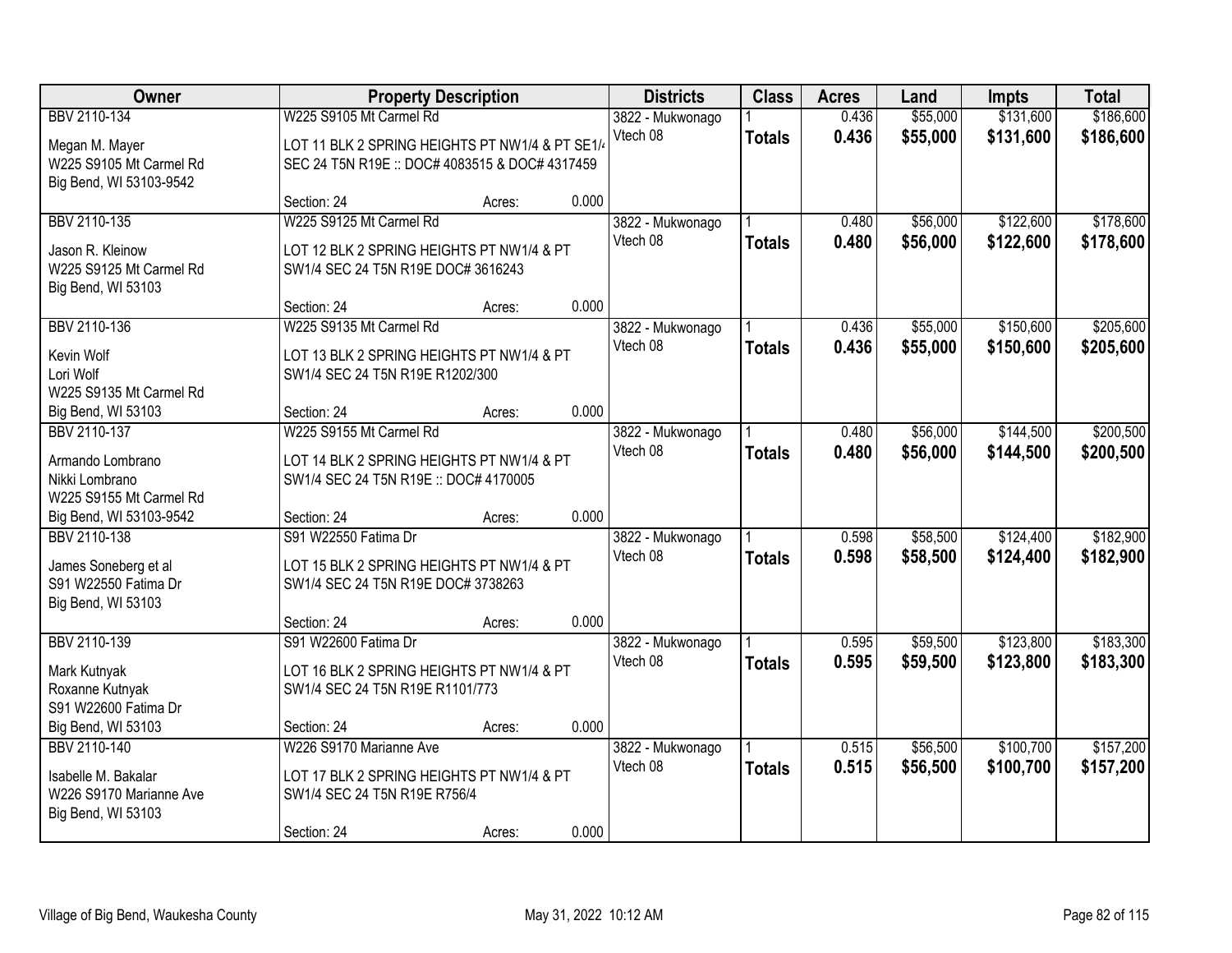| Owner | Property Description | | | Districts | Class | Acres | Land | Impts | Total |
|---|---|---|---|---|---|---|---|---|---|
| BBV 2110-134 | W225 S9105 Mt Carmel Rd | | | 3822 - Mukwonago | 1 | 0.436 | $55,000 | $131,600 | $186,600 |
| Megan M. Mayer<br>W225 S9105 Mt Carmel Rd<br>Big Bend, WI 53103-9542 | LOT 11 BLK 2 SPRING HEIGHTS PT NW1/4 & PT SE1/4 SEC 24 T5N R19E :: DOC# 4083515 & DOC# 4317459 | | | Vtech 08 | **Totals** | **0.436** | **$55,000** | **$131,600** | **$186,600** |
| | Section: 24 | Acres: | 0.000 | | | | | | |
| BBV 2110-135 | W225 S9125 Mt Carmel Rd | | | 3822 - Mukwonago | 1 | 0.480 | $56,000 | $122,600 | $178,600 |
| Jason R. Kleinow<br>W225 S9125 Mt Carmel Rd<br>Big Bend, WI 53103 | LOT 12 BLK 2 SPRING HEIGHTS PT NW1/4 & PT SW1/4 SEC 24 T5N R19E DOC# 3616243 | | | Vtech 08 | **Totals** | **0.480** | **$56,000** | **$122,600** | **$178,600** |
| | Section: 24 | Acres: | 0.000 | | | | | | |
| BBV 2110-136 | W225 S9135 Mt Carmel Rd | | | 3822 - Mukwonago | 1 | 0.436 | $55,000 | $150,600 | $205,600 |
| Kevin Wolf<br>Lori Wolf<br>W225 S9135 Mt Carmel Rd<br>Big Bend, WI 53103 | LOT 13 BLK 2 SPRING HEIGHTS PT NW1/4 & PT SW1/4 SEC 24 T5N R19E R1202/300 | | | Vtech 08 | **Totals** | **0.436** | **$55,000** | **$150,600** | **$205,600** |
| | Section: 24 | Acres: | 0.000 | | | | | | |
| BBV 2110-137 | W225 S9155 Mt Carmel Rd | | | 3822 - Mukwonago | 1 | 0.480 | $56,000 | $144,500 | $200,500 |
| Armando Lombrano<br>Nikki Lombrano<br>W225 S9155 Mt Carmel Rd<br>Big Bend, WI 53103-9542 | LOT 14 BLK 2 SPRING HEIGHTS PT NW1/4 & PT SW1/4 SEC 24 T5N R19E :: DOC# 4170005 | | | Vtech 08 | **Totals** | **0.480** | **$56,000** | **$144,500** | **$200,500** |
| | Section: 24 | Acres: | 0.000 | | | | | | |
| BBV 2110-138 | S91 W22550 Fatima Dr | | | 3822 - Mukwonago | 1 | 0.598 | $58,500 | $124,400 | $182,900 |
| James Soneberg et al<br>S91 W22550 Fatima Dr<br>Big Bend, WI 53103 | LOT 15 BLK 2 SPRING HEIGHTS PT NW1/4 & PT SW1/4 SEC 24 T5N R19E DOC# 3738263 | | | Vtech 08 | **Totals** | **0.598** | **$58,500** | **$124,400** | **$182,900** |
| | Section: 24 | Acres: | 0.000 | | | | | | |
| BBV 2110-139 | S91 W22600 Fatima Dr | | | 3822 - Mukwonago | 1 | 0.595 | $59,500 | $123,800 | $183,300 |
| Mark Kutnyak<br>Roxanne Kutnyak<br>S91 W22600 Fatima Dr<br>Big Bend, WI 53103 | LOT 16 BLK 2 SPRING HEIGHTS PT NW1/4 & PT SW1/4 SEC 24 T5N R19E R1101/773 | | | Vtech 08 | **Totals** | **0.595** | **$59,500** | **$123,800** | **$183,300** |
| | Section: 24 | Acres: | 0.000 | | | | | | |
| BBV 2110-140 | W226 S9170 Marianne Ave | | | 3822 - Mukwonago | 1 | 0.515 | $56,500 | $100,700 | $157,200 |
| Isabelle M. Bakalar<br>W226 S9170 Marianne Ave<br>Big Bend, WI 53103 | LOT 17 BLK 2 SPRING HEIGHTS PT NW1/4 & PT SW1/4 SEC 24 T5N R19E R756/4 | | | Vtech 08 | **Totals** | **0.515** | **$56,500** | **$100,700** | **$157,200** |
| | Section: 24 | Acres: | 0.000 | | | | | | |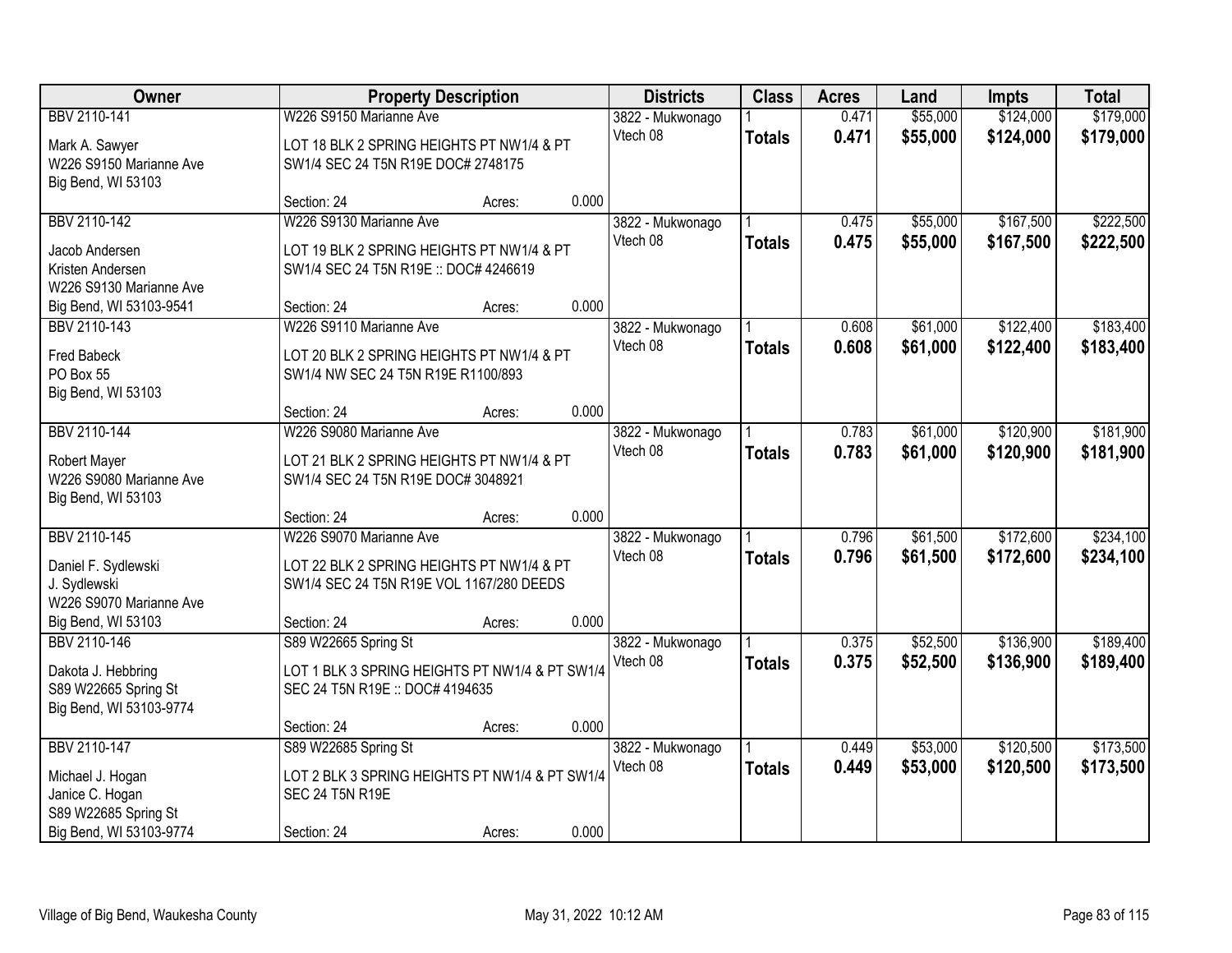| Owner | Property Description | | | Districts | Class | Acres | Land | Impts | Total |
|---|---|---|---|---|---|---|---|---|---|
| BBV 2110-141 | W226 S9150 Marianne Ave | | | 3822 - Mukwonago | 1 | 0.471 | $55,000 | $124,000 | $179,000 |
| Mark A. Sawyer<br>W226 S9150 Marianne Ave<br>Big Bend, WI 53103 | LOT 18 BLK 2 SPRING HEIGHTS PT NW1/4 & PT SW1/4 SEC 24 T5N R19E DOC# 2748175 | | | Vtech 08 | **Totals** | **0.471** | **$55,000** | **$124,000** | **$179,000** |
| | Section: 24 | Acres: | 0.000 | | | | | | |
| BBV 2110-142 | W226 S9130 Marianne Ave | | | 3822 - Mukwonago | 1 | 0.475 | $55,000 | $167,500 | $222,500 |
| Jacob Andersen<br>Kristen Andersen<br>W226 S9130 Marianne Ave<br>Big Bend, WI 53103-9541 | LOT 19 BLK 2 SPRING HEIGHTS PT NW1/4 & PT SW1/4 SEC 24 T5N R19E :: DOC# 4246619 | | | Vtech 08 | **Totals** | **0.475** | **$55,000** | **$167,500** | **$222,500** |
| | Section: 24 | Acres: | 0.000 | | | | | | |
| BBV 2110-143 | W226 S9110 Marianne Ave | | | 3822 - Mukwonago | 1 | 0.608 | $61,000 | $122,400 | $183,400 |
| Fred Babeck<br>PO Box 55<br>Big Bend, WI 53103 | LOT 20 BLK 2 SPRING HEIGHTS PT NW1/4 & PT SW1/4 NW SEC 24 T5N R19E R1100/893 | | | Vtech 08 | **Totals** | **0.608** | **$61,000** | **$122,400** | **$183,400** |
| | Section: 24 | Acres: | 0.000 | | | | | | |
| BBV 2110-144 | W226 S9080 Marianne Ave | | | 3822 - Mukwonago | 1 | 0.783 | $61,000 | $120,900 | $181,900 |
| Robert Mayer<br>W226 S9080 Marianne Ave<br>Big Bend, WI 53103 | LOT 21 BLK 2 SPRING HEIGHTS PT NW1/4 & PT SW1/4 SEC 24 T5N R19E DOC# 3048921 | | | Vtech 08 | **Totals** | **0.783** | **$61,000** | **$120,900** | **$181,900** |
| | Section: 24 | Acres: | 0.000 | | | | | | |
| BBV 2110-145 | W226 S9070 Marianne Ave | | | 3822 - Mukwonago | 1 | 0.796 | $61,500 | $172,600 | $234,100 |
| Daniel F. Sydlewski<br>J. Sydlewski<br>W226 S9070 Marianne Ave<br>Big Bend, WI 53103 | LOT 22 BLK 2 SPRING HEIGHTS PT NW1/4 & PT SW1/4 SEC 24 T5N R19E VOL 1167/280 DEEDS | | | Vtech 08 | **Totals** | **0.796** | **$61,500** | **$172,600** | **$234,100** |
| | Section: 24 | Acres: | 0.000 | | | | | | |
| BBV 2110-146 | S89 W22665 Spring St | | | 3822 - Mukwonago | 1 | 0.375 | $52,500 | $136,900 | $189,400 |
| Dakota J. Hebbring<br>S89 W22665 Spring St<br>Big Bend, WI 53103-9774 | LOT 1 BLK 3 SPRING HEIGHTS PT NW1/4 & PT SW1/4 SEC 24 T5N R19E :: DOC# 4194635 | | | Vtech 08 | **Totals** | **0.375** | **$52,500** | **$136,900** | **$189,400** |
| | Section: 24 | Acres: | 0.000 | | | | | | |
| BBV 2110-147 | S89 W22685 Spring St | | | 3822 - Mukwonago | 1 | 0.449 | $53,000 | $120,500 | $173,500 |
| Michael J. Hogan<br>Janice C. Hogan<br>S89 W22685 Spring St<br>Big Bend, WI 53103-9774 | LOT 2 BLK 3 SPRING HEIGHTS PT NW1/4 & PT SW1/4 SEC 24 T5N R19E | | | Vtech 08 | **Totals** | **0.449** | **$53,000** | **$120,500** | **$173,500** |
| | Section: 24 | Acres: | 0.000 | | | | | | |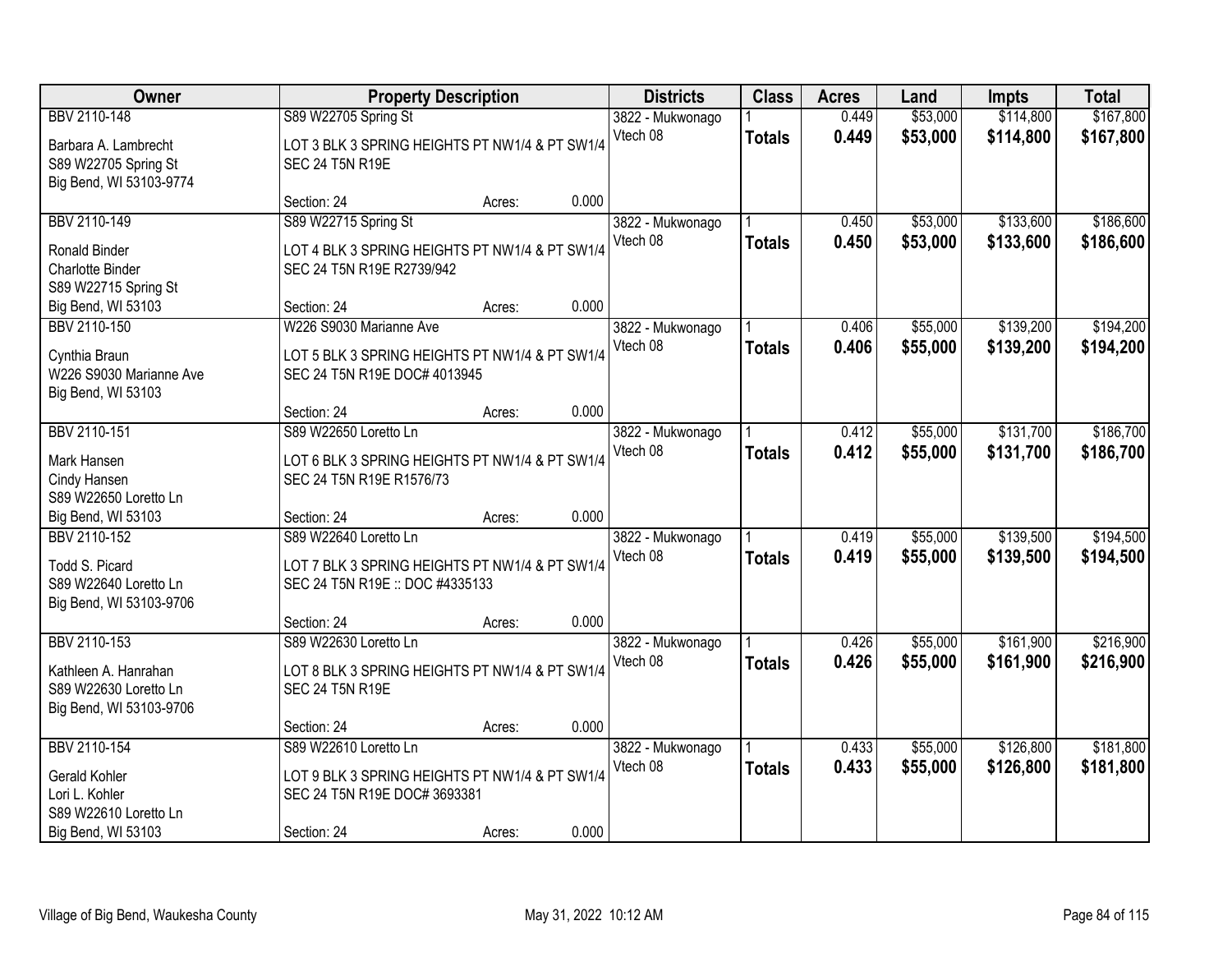| Owner | Property Description | Districts | Class | Acres | Land | Impts | Total |
|---|---|---|---|---|---|---|---|
| BBV 2110-148<br><br>Barbara A. Lambrecht<br>S89 W22705 Spring St<br>Big Bend, WI 53103-9774 | S89 W22705 Spring St<br><br>LOT 3 BLK 3 SPRING HEIGHTS PT NW1/4 & PT SW1/4 SEC 24 T5N R19E<br><br>Section: 24 Acres: 0.000 | 3822 - Mukwonago<br>Vtech 08 | 1<br>**Totals** | 0.449<br>**0.449** | $53,000<br>**$53,000** | $114,800<br>**$114,800** | $167,800<br>**$167,800** |
| BBV 2110-149<br><br>Ronald Binder<br>Charlotte Binder<br>S89 W22715 Spring St<br>Big Bend, WI 53103 | S89 W22715 Spring St<br><br>LOT 4 BLK 3 SPRING HEIGHTS PT NW1/4 & PT SW1/4 SEC 24 T5N R19E R2739/942<br><br>Section: 24 Acres: 0.000 | 3822 - Mukwonago<br>Vtech 08 | 1<br>**Totals** | 0.450<br>**0.450** | $53,000<br>**$53,000** | $133,600<br>**$133,600** | $186,600<br>**$186,600** |
| BBV 2110-150<br><br>Cynthia Braun<br>W226 S9030 Marianne Ave<br>Big Bend, WI 53103 | W226 S9030 Marianne Ave<br><br>LOT 5 BLK 3 SPRING HEIGHTS PT NW1/4 & PT SW1/4 SEC 24 T5N R19E DOC# 4013945<br><br>Section: 24 Acres: 0.000 | 3822 - Mukwonago<br>Vtech 08 | 1<br>**Totals** | 0.406<br>**0.406** | $55,000<br>**$55,000** | $139,200<br>**$139,200** | $194,200<br>**$194,200** |
| BBV 2110-151<br><br>Mark Hansen<br>Cindy Hansen<br>S89 W22650 Loretto Ln<br>Big Bend, WI 53103 | S89 W22650 Loretto Ln<br><br>LOT 6 BLK 3 SPRING HEIGHTS PT NW1/4 & PT SW1/4 SEC 24 T5N R19E R1576/73<br><br>Section: 24 Acres: 0.000 | 3822 - Mukwonago<br>Vtech 08 | 1<br>**Totals** | 0.412<br>**0.412** | $55,000<br>**$55,000** | $131,700<br>**$131,700** | $186,700<br>**$186,700** |
| BBV 2110-152<br><br>Todd S. Picard<br>S89 W22640 Loretto Ln<br>Big Bend, WI 53103-9706 | S89 W22640 Loretto Ln<br><br>LOT 7 BLK 3 SPRING HEIGHTS PT NW1/4 & PT SW1/4 SEC 24 T5N R19E :: DOC #4335133<br><br>Section: 24 Acres: 0.000 | 3822 - Mukwonago<br>Vtech 08 | 1<br>**Totals** | 0.419<br>**0.419** | $55,000<br>**$55,000** | $139,500<br>**$139,500** | $194,500<br>**$194,500** |
| BBV 2110-153<br><br>Kathleen A. Hanrahan<br>S89 W22630 Loretto Ln<br>Big Bend, WI 53103-9706 | S89 W22630 Loretto Ln<br><br>LOT 8 BLK 3 SPRING HEIGHTS PT NW1/4 & PT SW1/4 SEC 24 T5N R19E<br><br>Section: 24 Acres: 0.000 | 3822 - Mukwonago<br>Vtech 08 | 1<br>**Totals** | 0.426<br>**0.426** | $55,000<br>**$55,000** | $161,900<br>**$161,900** | $216,900<br>**$216,900** |
| BBV 2110-154<br><br>Gerald Kohler<br>Lori L. Kohler<br>S89 W22610 Loretto Ln<br>Big Bend, WI 53103 | S89 W22610 Loretto Ln<br><br>LOT 9 BLK 3 SPRING HEIGHTS PT NW1/4 & PT SW1/4 SEC 24 T5N R19E DOC# 3693381<br><br>Section: 24 Acres: 0.000 | 3822 - Mukwonago<br>Vtech 08 | 1<br>**Totals** | 0.433<br>**0.433** | $55,000<br>**$55,000** | $126,800<br>**$126,800** | $181,800<br>**$181,800** |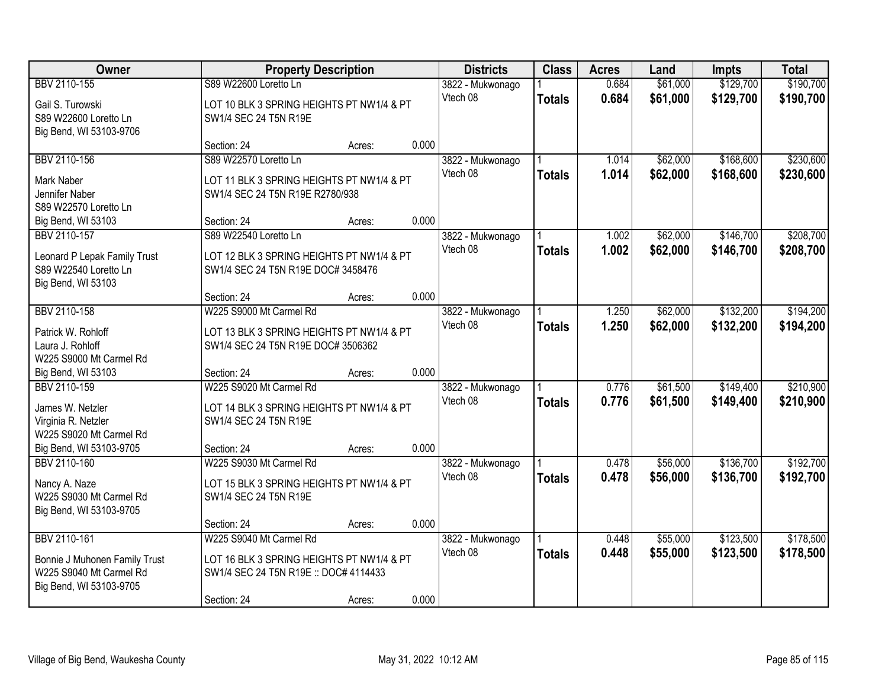| Owner | Property Description | | | Districts | Class | Acres | Land | Impts | Total |
|---|---|---|---|---|---|---|---|---|---|
| BBV 2110-155 | S89 W22600 Loretto Ln | | | 3822 - Mukwonago | 1 | 0.684 | $61,000 | $129,700 | $190,700 |
| Gail S. Turowski<br>S89 W22600 Loretto Ln<br>Big Bend, WI 53103-9706 | LOT 10 BLK 3 SPRING HEIGHTS PT NW1/4 & PT SW1/4 SEC 24 T5N R19E | | | Vtech 08 | **Totals** | **0.684** | **$61,000** | **$129,700** | **$190,700** |
| | Section: 24 | Acres: | 0.000 | | | | | | |
| BBV 2110-156 | S89 W22570 Loretto Ln | | | 3822 - Mukwonago | 1 | 1.014 | $62,000 | $168,600 | $230,600 |
| Mark Naber<br>Jennifer Naber<br>S89 W22570 Loretto Ln<br>Big Bend, WI 53103 | LOT 11 BLK 3 SPRING HEIGHTS PT NW1/4 & PT SW1/4 SEC 24 T5N R19E R2780/938 | | | Vtech 08 | **Totals** | **1.014** | **$62,000** | **$168,600** | **$230,600** |
| | Section: 24 | Acres: | 0.000 | | | | | | |
| BBV 2110-157 | S89 W22540 Loretto Ln | | | 3822 - Mukwonago | 1 | 1.002 | $62,000 | $146,700 | $208,700 |
| Leonard P Lepak Family Trust<br>S89 W22540 Loretto Ln<br>Big Bend, WI 53103 | LOT 12 BLK 3 SPRING HEIGHTS PT NW1/4 & PT SW1/4 SEC 24 T5N R19E DOC# 3458476 | | | Vtech 08 | **Totals** | **1.002** | **$62,000** | **$146,700** | **$208,700** |
| | Section: 24 | Acres: | 0.000 | | | | | | |
| BBV 2110-158 | W225 S9000 Mt Carmel Rd | | | 3822 - Mukwonago | 1 | 1.250 | $62,000 | $132,200 | $194,200 |
| Patrick W. Rohloff<br>Laura J. Rohloff<br>W225 S9000 Mt Carmel Rd<br>Big Bend, WI 53103 | LOT 13 BLK 3 SPRING HEIGHTS PT NW1/4 & PT SW1/4 SEC 24 T5N R19E DOC# 3506362 | | | Vtech 08 | **Totals** | **1.250** | **$62,000** | **$132,200** | **$194,200** |
| | Section: 24 | Acres: | 0.000 | | | | | | |
| BBV 2110-159 | W225 S9020 Mt Carmel Rd | | | 3822 - Mukwonago | 1 | 0.776 | $61,500 | $149,400 | $210,900 |
| James W. Netzler<br>Virginia R. Netzler<br>W225 S9020 Mt Carmel Rd<br>Big Bend, WI 53103-9705 | LOT 14 BLK 3 SPRING HEIGHTS PT NW1/4 & PT SW1/4 SEC 24 T5N R19E | | | Vtech 08 | **Totals** | **0.776** | **$61,500** | **$149,400** | **$210,900** |
| | Section: 24 | Acres: | 0.000 | | | | | | |
| BBV 2110-160 | W225 S9030 Mt Carmel Rd | | | 3822 - Mukwonago | 1 | 0.478 | $56,000 | $136,700 | $192,700 |
| Nancy A. Naze<br>W225 S9030 Mt Carmel Rd<br>Big Bend, WI 53103-9705 | LOT 15 BLK 3 SPRING HEIGHTS PT NW1/4 & PT SW1/4 SEC 24 T5N R19E | | | Vtech 08 | **Totals** | **0.478** | **$56,000** | **$136,700** | **$192,700** |
| | Section: 24 | Acres: | 0.000 | | | | | | |
| BBV 2110-161 | W225 S9040 Mt Carmel Rd | | | 3822 - Mukwonago | 1 | 0.448 | $55,000 | $123,500 | $178,500 |
| Bonnie J Muhonen Family Trust<br>W225 S9040 Mt Carmel Rd<br>Big Bend, WI 53103-9705 | LOT 16 BLK 3 SPRING HEIGHTS PT NW1/4 & PT SW1/4 SEC 24 T5N R19E :: DOC# 4114433 | | | Vtech 08 | **Totals** | **0.448** | **$55,000** | **$123,500** | **$178,500** |
| | Section: 24 | Acres: | 0.000 | | | | | | |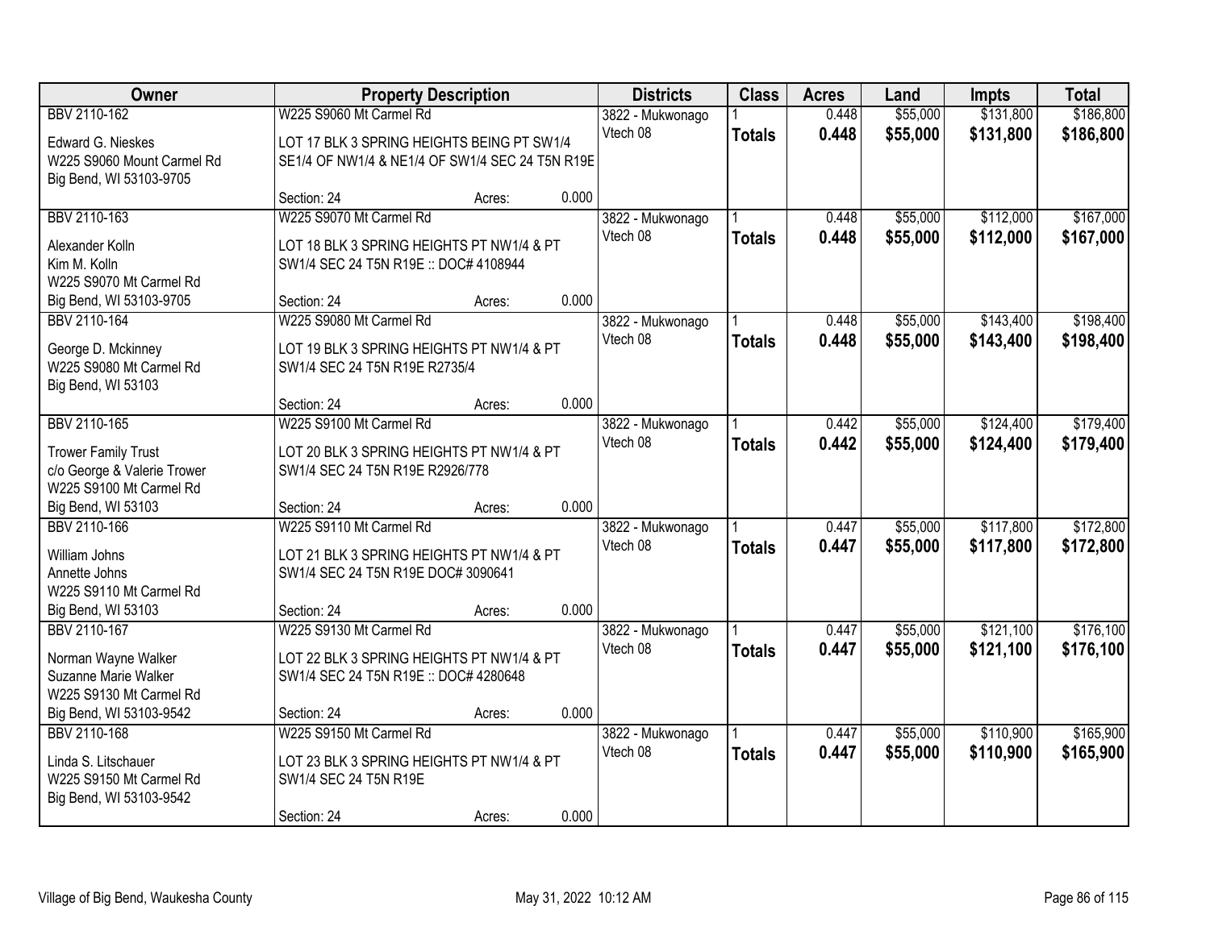| Owner | Property Description | Districts | Class | Acres | Land | Impts | Total |
|---|---|---|---|---|---|---|---|
| BBV 2110-162<br>Edward G. Nieskes<br>W225 S9060 Mount Carmel Rd<br>Big Bend, WI 53103-9705 | W225 S9060 Mt Carmel Rd<br>LOT 17 BLK 3 SPRING HEIGHTS BEING PT SW1/4 SE1/4 OF NW1/4 & NE1/4 OF SW1/4 SEC 24 T5N R19E<br>Section: 24 Acres: 0.000 | 3822 - Mukwonago<br>Vtech 08 | 1<br>**Totals** | 0.448<br>**0.448** | $55,000<br>**$55,000** | $131,800<br>**$131,800** | $186,800<br>**$186,800** |
| BBV 2110-163<br>Alexander Kolln<br>Kim M. Kolln<br>W225 S9070 Mt Carmel Rd<br>Big Bend, WI 53103-9705 | W225 S9070 Mt Carmel Rd<br>LOT 18 BLK 3 SPRING HEIGHTS PT NW1/4 & PT SW1/4 SEC 24 T5N R19E :: DOC# 4108944<br>Section: 24 Acres: 0.000 | 3822 - Mukwonago<br>Vtech 08 | 1<br>**Totals** | 0.448<br>**0.448** | $55,000<br>**$55,000** | $112,000<br>**$112,000** | $167,000<br>**$167,000** |
| BBV 2110-164<br>George D. Mckinney<br>W225 S9080 Mt Carmel Rd<br>Big Bend, WI 53103 | W225 S9080 Mt Carmel Rd<br>LOT 19 BLK 3 SPRING HEIGHTS PT NW1/4 & PT SW1/4 SEC 24 T5N R19E R2735/4<br>Section: 24 Acres: 0.000 | 3822 - Mukwonago<br>Vtech 08 | 1<br>**Totals** | 0.448<br>**0.448** | $55,000<br>**$55,000** | $143,400<br>**$143,400** | $198,400<br>**$198,400** |
| BBV 2110-165<br>Trower Family Trust<br>c/o George & Valerie Trower<br>W225 S9100 Mt Carmel Rd<br>Big Bend, WI 53103 | W225 S9100 Mt Carmel Rd<br>LOT 20 BLK 3 SPRING HEIGHTS PT NW1/4 & PT SW1/4 SEC 24 T5N R19E R2926/778<br>Section: 24 Acres: 0.000 | 3822 - Mukwonago<br>Vtech 08 | 1<br>**Totals** | 0.442<br>**0.442** | $55,000<br>**$55,000** | $124,400<br>**$124,400** | $179,400<br>**$179,400** |
| BBV 2110-166<br>William Johns<br>Annette Johns<br>W225 S9110 Mt Carmel Rd<br>Big Bend, WI 53103 | W225 S9110 Mt Carmel Rd<br>LOT 21 BLK 3 SPRING HEIGHTS PT NW1/4 & PT SW1/4 SEC 24 T5N R19E DOC# 3090641<br>Section: 24 Acres: 0.000 | 3822 - Mukwonago<br>Vtech 08 | 1<br>**Totals** | 0.447<br>**0.447** | $55,000<br>**$55,000** | $117,800<br>**$117,800** | $172,800<br>**$172,800** |
| BBV 2110-167<br>Norman Wayne Walker<br>Suzanne Marie Walker<br>W225 S9130 Mt Carmel Rd<br>Big Bend, WI 53103-9542 | W225 S9130 Mt Carmel Rd<br>LOT 22 BLK 3 SPRING HEIGHTS PT NW1/4 & PT SW1/4 SEC 24 T5N R19E :: DOC# 4280648<br>Section: 24 Acres: 0.000 | 3822 - Mukwonago<br>Vtech 08 | 1<br>**Totals** | 0.447<br>**0.447** | $55,000<br>**$55,000** | $121,100<br>**$121,100** | $176,100<br>**$176,100** |
| BBV 2110-168<br>Linda S. Litschauer<br>W225 S9150 Mt Carmel Rd<br>Big Bend, WI 53103-9542 | W225 S9150 Mt Carmel Rd<br>LOT 23 BLK 3 SPRING HEIGHTS PT NW1/4 & PT SW1/4 SEC 24 T5N R19E<br>Section: 24 Acres: 0.000 | 3822 - Mukwonago<br>Vtech 08 | 1<br>**Totals** | 0.447<br>**0.447** | $55,000<br>**$55,000** | $110,900<br>**$110,900** | $165,900<br>**$165,900** |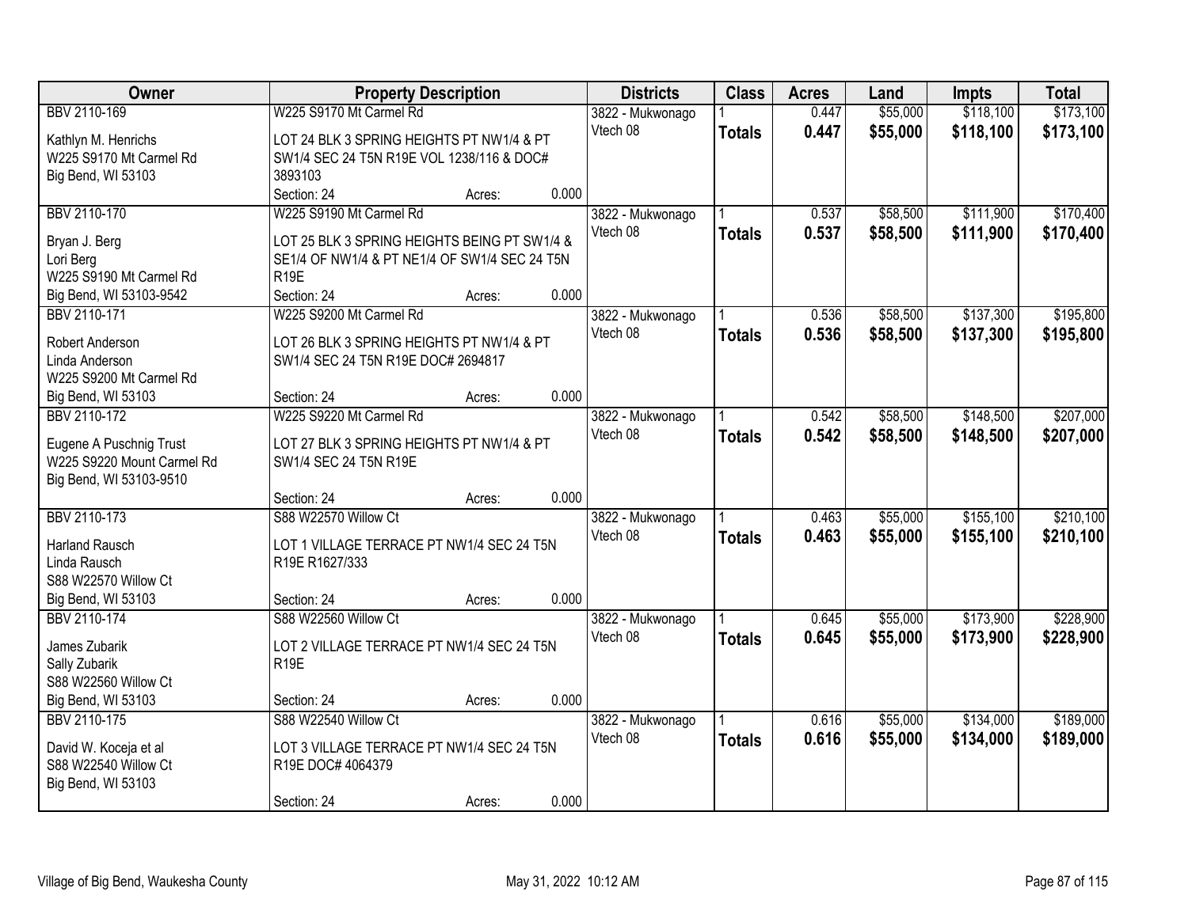| Owner | Property Description | Districts | Class | Acres | Land | Impts | Total |
|---|---|---|---|---|---|---|---|
| BBV 2110-169<br><br>Kathlyn M. Henrichs<br>W225 S9170 Mt Carmel Rd<br>Big Bend, WI 53103 | W225 S9170 Mt Carmel Rd<br><br>LOT 24 BLK 3 SPRING HEIGHTS PT NW1/4 & PT SW1/4 SEC 24 T5N R19E VOL 1238/116 & DOC# 3893103<br>Section: 24 Acres: 0.000 | 3822 - Mukwonago<br>Vtech 08 | 1<br>**Totals** | 0.447<br>**0.447** | $55,000<br>**$55,000** | $118,100<br>**$118,100** | $173,100<br>**$173,100** |
| BBV 2110-170<br><br>Bryan J. Berg<br>Lori Berg<br>W225 S9190 Mt Carmel Rd<br>Big Bend, WI 53103-9542 | W225 S9190 Mt Carmel Rd<br><br>LOT 25 BLK 3 SPRING HEIGHTS BEING PT SW1/4 & SE1/4 OF NW1/4 & PT NE1/4 OF SW1/4 SEC 24 T5N R19E<br>Section: 24 Acres: 0.000 | 3822 - Mukwonago<br>Vtech 08 | 1<br>**Totals** | 0.537<br>**0.537** | $58,500<br>**$58,500** | $111,900<br>**$111,900** | $170,400<br>**$170,400** |
| BBV 2110-171<br><br>Robert Anderson<br>Linda Anderson<br>W225 S9200 Mt Carmel Rd<br>Big Bend, WI 53103 | W225 S9200 Mt Carmel Rd<br><br>LOT 26 BLK 3 SPRING HEIGHTS PT NW1/4 & PT SW1/4 SEC 24 T5N R19E DOC# 2694817<br>Section: 24 Acres: 0.000 | 3822 - Mukwonago<br>Vtech 08 | 1<br>**Totals** | 0.536<br>**0.536** | $58,500<br>**$58,500** | $137,300<br>**$137,300** | $195,800<br>**$195,800** |
| BBV 2110-172<br><br>Eugene A Puschnig Trust<br>W225 S9220 Mount Carmel Rd<br>Big Bend, WI 53103-9510 | W225 S9220 Mt Carmel Rd<br><br>LOT 27 BLK 3 SPRING HEIGHTS PT NW1/4 & PT SW1/4 SEC 24 T5N R19E<br>Section: 24 Acres: 0.000 | 3822 - Mukwonago<br>Vtech 08 | 1<br>**Totals** | 0.542<br>**0.542** | $58,500<br>**$58,500** | $148,500<br>**$148,500** | $207,000<br>**$207,000** |
| BBV 2110-173<br><br>Harland Rausch<br>Linda Rausch<br>S88 W22570 Willow Ct<br>Big Bend, WI 53103 | S88 W22570 Willow Ct<br><br>LOT 1 VILLAGE TERRACE PT NW1/4 SEC 24 T5N R19E R1627/333<br>Section: 24 Acres: 0.000 | 3822 - Mukwonago<br>Vtech 08 | 1<br>**Totals** | 0.463<br>**0.463** | $55,000<br>**$55,000** | $155,100<br>**$155,100** | $210,100<br>**$210,100** |
| BBV 2110-174<br><br>James Zubarik<br>Sally Zubarik<br>S88 W22560 Willow Ct<br>Big Bend, WI 53103 | S88 W22560 Willow Ct<br><br>LOT 2 VILLAGE TERRACE PT NW1/4 SEC 24 T5N R19E<br>Section: 24 Acres: 0.000 | 3822 - Mukwonago<br>Vtech 08 | 1<br>**Totals** | 0.645<br>**0.645** | $55,000<br>**$55,000** | $173,900<br>**$173,900** | $228,900<br>**$228,900** |
| BBV 2110-175<br><br>David W. Koceja et al<br>S88 W22540 Willow Ct<br>Big Bend, WI 53103 | S88 W22540 Willow Ct<br><br>LOT 3 VILLAGE TERRACE PT NW1/4 SEC 24 T5N R19E DOC# 4064379<br>Section: 24 Acres: 0.000 | 3822 - Mukwonago<br>Vtech 08 | 1<br>**Totals** | 0.616<br>**0.616** | $55,000<br>**$55,000** | $134,000<br>**$134,000** | $189,000<br>**$189,000** |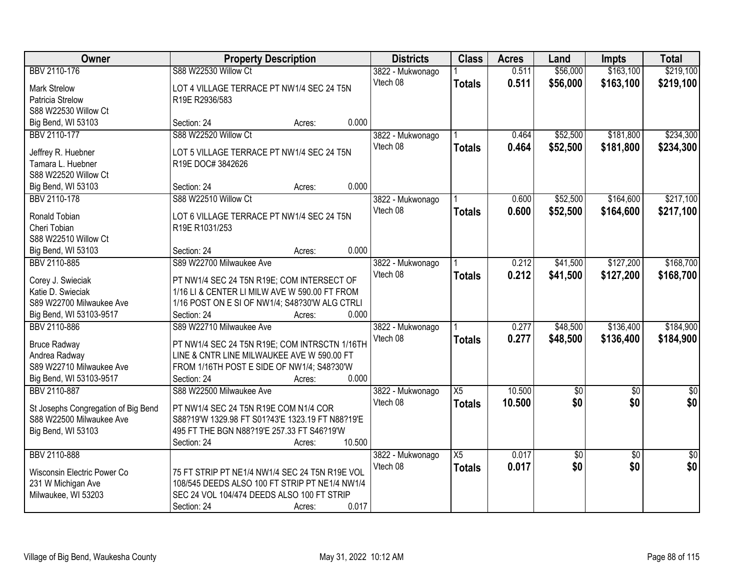| Owner | Property Description | Districts | Class | Acres | Land | Impts | Total |
|---|---|---|---|---|---|---|---|
| BBV 2110-176<br><br>Mark Strelow<br>Patricia Strelow<br>S88 W22530 Willow Ct<br>Big Bend, WI 53103 | S88 W22530 Willow Ct<br><br>LOT 4 VILLAGE TERRACE PT NW1/4 SEC 24 T5N R19E R2936/583<br><br>Section: 24 Acres: 0.000 | 3822 - Mukwonago<br>Vtech 08 | 1<br>**Totals** | 0.511<br>**0.511** | $56,000<br>**$56,000** | $163,100<br>**$163,100** | $219,100<br>**$219,100** |
| BBV 2110-177<br><br>Jeffrey R. Huebner<br>Tamara L. Huebner<br>S88 W22520 Willow Ct<br>Big Bend, WI 53103 | S88 W22520 Willow Ct<br><br>LOT 5 VILLAGE TERRACE PT NW1/4 SEC 24 T5N R19E DOC# 3842626<br><br>Section: 24 Acres: 0.000 | 3822 - Mukwonago<br>Vtech 08 | 1<br>**Totals** | 0.464<br>**0.464** | $52,500<br>**$52,500** | $181,800<br>**$181,800** | $234,300<br>**$234,300** |
| BBV 2110-178<br><br>Ronald Tobian<br>Cheri Tobian<br>S88 W22510 Willow Ct<br>Big Bend, WI 53103 | S88 W22510 Willow Ct<br><br>LOT 6 VILLAGE TERRACE PT NW1/4 SEC 24 T5N R19E R1031/253<br><br>Section: 24 Acres: 0.000 | 3822 - Mukwonago<br>Vtech 08 | 1<br>**Totals** | 0.600<br>**0.600** | $52,500<br>**$52,500** | $164,600<br>**$164,600** | $217,100<br>**$217,100** |
| BBV 2110-885<br><br>Corey J. Swieciak<br>Katie D. Swieciak<br>S89 W22700 Milwaukee Ave<br>Big Bend, WI 53103-9517 | S89 W22700 Milwaukee Ave<br><br>PT NW1/4 SEC 24 T5N R19E; COM INTERSECT OF 1/16 LI & CENTER LI MILW AVE W 590.00 FT FROM 1/16 POST ON E SI OF NW1/4; S48?30'W ALG CTRLI<br>Section: 24 Acres: 0.000 | 3822 - Mukwonago<br>Vtech 08 | 1<br>**Totals** | 0.212<br>**0.212** | $41,500<br>**$41,500** | $127,200<br>**$127,200** | $168,700<br>**$168,700** |
| BBV 2110-886<br><br>Bruce Radway<br>Andrea Radway<br>S89 W22710 Milwaukee Ave<br>Big Bend, WI 53103-9517 | S89 W22710 Milwaukee Ave<br><br>PT NW1/4 SEC 24 T5N R19E; COM INTRSCTN 1/16TH LINE & CNTR LINE MILWAUKEE AVE W 590.00 FT FROM 1/16TH POST E SIDE OF NW1/4; S48?30'W<br>Section: 24 Acres: 0.000 | 3822 - Mukwonago<br>Vtech 08 | 1<br>**Totals** | 0.277<br>**0.277** | $48,500<br>**$48,500** | $136,400<br>**$136,400** | $184,900<br>**$184,900** |
| BBV 2110-887<br><br>St Josephs Congregation of Big Bend<br>S88 W22500 Milwaukee Ave<br>Big Bend, WI 53103 | S88 W22500 Milwaukee Ave<br><br>PT NW1/4 SEC 24 T5N R19E COM N1/4 COR S88?19'W 1329.98 FT S01?43'E 1323.19 FT N88?19'E 495 FT THE BGN N88?19'E 257.33 FT S46?19'W<br>Section: 24 Acres: 10.500 | 3822 - Mukwonago<br>Vtech 08 | X5<br>**Totals** | 10.500<br>**10.500** | $0<br>**$0** | $0<br>**$0** | $0<br>**$0** |
| BBV 2110-888<br><br>Wisconsin Electric Power Co<br>231 W Michigan Ave<br>Milwaukee, WI 53203 | <br><br>75 FT STRIP PT NE1/4 NW1/4 SEC 24 T5N R19E VOL 108/545 DEEDS ALSO 100 FT STRIP PT NE1/4 NW1/4 SEC 24 VOL 104/474 DEEDS ALSO 100 FT STRIP<br>Section: 24 Acres: 0.017 | 3822 - Mukwonago<br>Vtech 08 | X5<br>**Totals** | 0.017<br>**0.017** | $0<br>**$0** | $0<br>**$0** | $0<br>**$0** |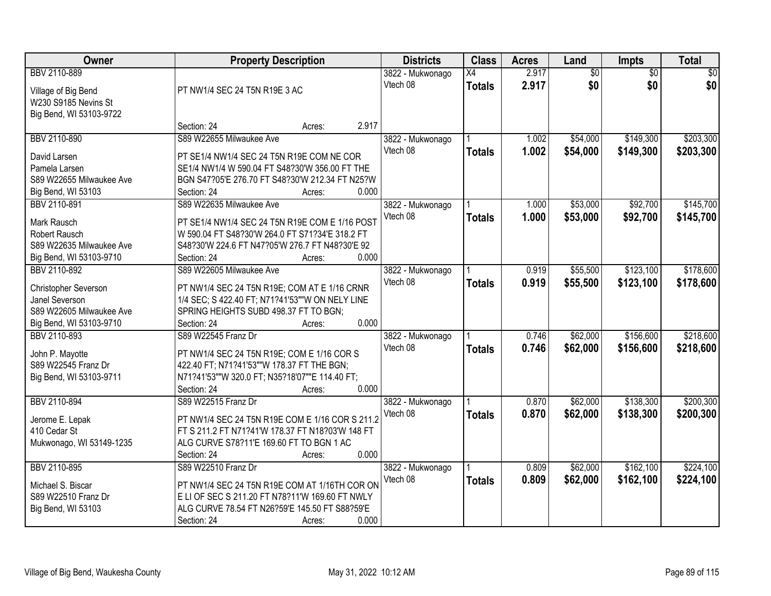| Owner | Property Description | Districts | Class | Acres | Land | Impts | Total |
|---|---|---|---|---|---|---|---|
| BBV 2110-889<br><br>Village of Big Bend<br>W230 S9185 Nevins St<br>Big Bend, WI 53103-9722 | PT NW1/4 SEC 24 T5N R19E 3 AC<br><br>Section: 24 Acres: 2.917 | 3822 - Mukwonago<br>Vtech 08 | X4<br>**Totals** | 2.917<br>**2.917** | $0<br>**$0** | $0<br>**$0** | $0<br>**$0** |
| BBV 2110-890<br><br>David Larsen<br>Pamela Larsen<br>S89 W22655 Milwaukee Ave<br>Big Bend, WI 53103 | S89 W22655 Milwaukee Ave<br>PT SE1/4 NW1/4 SEC 24 T5N R19E COM NE COR SE1/4 NW1/4 W 590.04 FT S48?30'W 356.00 FT THE BGN S47?05'E 276.70 FT S48?30'W 212.34 FT N25?W<br>Section: 24 Acres: 0.000 | 3822 - Mukwonago<br>Vtech 08 | 1<br>**Totals** | 1.002<br>**1.002** | $54,000<br>**$54,000** | $149,300<br>**$149,300** | $203,300<br>**$203,300** |
| BBV 2110-891<br><br>Mark Rausch<br>Robert Rausch<br>S89 W22635 Milwaukee Ave<br>Big Bend, WI 53103-9710 | S89 W22635 Milwaukee Ave<br>PT SE1/4 NW1/4 SEC 24 T5N R19E COM E 1/16 POST W 590.04 FT S48?30'W 264.0 FT S71?34'E 318.2 FT S48?30'W 224.6 FT N47?05'W 276.7 FT N48?30'E 92<br>Section: 24 Acres: 0.000 | 3822 - Mukwonago<br>Vtech 08 | 1<br>**Totals** | 1.000<br>**1.000** | $53,000<br>**$53,000** | $92,700<br>**$92,700** | $145,700<br>**$145,700** |
| BBV 2110-892<br><br>Christopher Severson<br>Janel Severson<br>S89 W22605 Milwaukee Ave<br>Big Bend, WI 53103-9710 | S89 W22605 Milwaukee Ave<br>PT NW1/4 SEC 24 T5N R19E; COM AT E 1/16 CRNR 1/4 SEC; S 422.40 FT; N71?41'53""W ON NELY LINE SPRING HEIGHTS SUBD 498.37 FT TO BGN;<br>Section: 24 Acres: 0.000 | 3822 - Mukwonago<br>Vtech 08 | 1<br>**Totals** | 0.919<br>**0.919** | $55,500<br>**$55,500** | $123,100<br>**$123,100** | $178,600<br>**$178,600** |
| BBV 2110-893<br><br>John P. Mayotte<br>S89 W22545 Franz Dr<br>Big Bend, WI 53103-9711 | S89 W22545 Franz Dr<br>PT NW1/4 SEC 24 T5N R19E; COM E 1/16 COR S 422.40 FT; N71?41'53""W 178.37 FT THE BGN; N71?41'53""W 320.0 FT; N35?18'07""E 114.40 FT;<br>Section: 24 Acres: 0.000 | 3822 - Mukwonago<br>Vtech 08 | 1<br>**Totals** | 0.746<br>**0.746** | $62,000<br>**$62,000** | $156,600<br>**$156,600** | $218,600<br>**$218,600** |
| BBV 2110-894<br><br>Jerome E. Lepak<br>410 Cedar St<br>Mukwonago, WI 53149-1235 | S89 W22515 Franz Dr<br>PT NW1/4 SEC 24 T5N R19E COM E 1/16 COR S 211.2 FT S 211.2 FT N71?41'W 178.37 FT N18?03'W 148 FT ALG CURVE S78?11'E 169.60 FT TO BGN 1 AC<br>Section: 24 Acres: 0.000 | 3822 - Mukwonago<br>Vtech 08 | 1<br>**Totals** | 0.870<br>**0.870** | $62,000<br>**$62,000** | $138,300<br>**$138,300** | $200,300<br>**$200,300** |
| BBV 2110-895<br><br>Michael S. Biscar<br>S89 W22510 Franz Dr<br>Big Bend, WI 53103 | S89 W22510 Franz Dr<br>PT NW1/4 SEC 24 T5N R19E COM AT 1/16TH COR ON E LI OF SEC S 211.20 FT N78?11'W 169.60 FT NWLY ALG CURVE 78.54 FT N26?59'E 145.50 FT S88?59'E<br>Section: 24 Acres: 0.000 | 3822 - Mukwonago<br>Vtech 08 | 1<br>**Totals** | 0.809<br>**0.809** | $62,000<br>**$62,000** | $162,100<br>**$162,100** | $224,100<br>**$224,100** |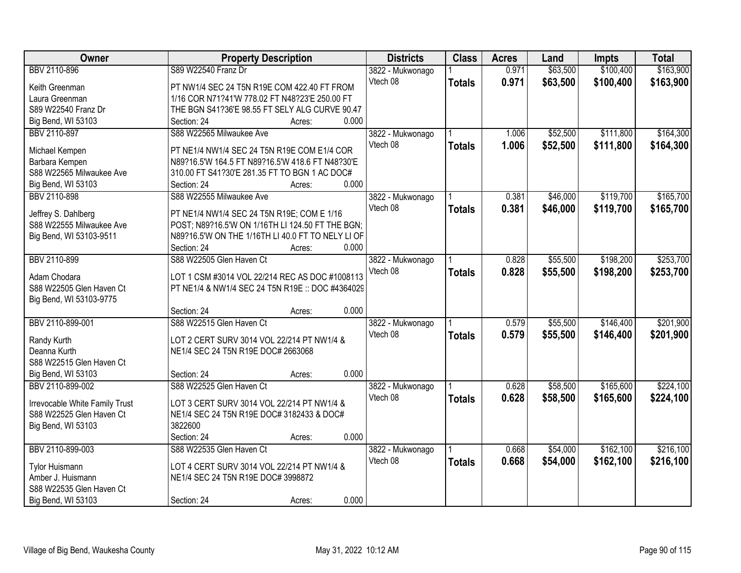| Owner | Property Description | Districts | Class | Acres | Land | Impts | Total |
|---|---|---|---|---|---|---|---|
| BBV 2110-896<br>Keith Greenman<br>Laura Greenman<br>S89 W22540 Franz Dr<br>Big Bend, WI 53103 | S89 W22540 Franz Dr<br>PT NW1/4 SEC 24 T5N R19E COM 422.40 FT FROM 1/16 COR N71?41'W 778.02 FT N48?23'E 250.00 FT THE BGN S41?36'E 98.55 FT SELY ALG CURVE 90.47<br>Section: 24 Acres: 0.000 | 3822 - Mukwonago<br>Vtech 08 | 1<br>**Totals** | 0.971<br>**0.971** | $63,500<br>**$63,500** | $100,400<br>**$100,400** | $163,900<br>**$163,900** |
| BBV 2110-897<br>Michael Kempen<br>Barbara Kempen<br>S88 W22565 Milwaukee Ave<br>Big Bend, WI 53103 | S88 W22565 Milwaukee Ave<br>PT NE1/4 NW1/4 SEC 24 T5N R19E COM E1/4 COR N89?16.5'W 164.5 FT N89?16.5'W 418.6 FT N48?30'E 310.00 FT S41?30'E 281.35 FT TO BGN 1 AC DOC#<br>Section: 24 Acres: 0.000 | 3822 - Mukwonago<br>Vtech 08 | 1<br>**Totals** | 1.006<br>**1.006** | $52,500<br>**$52,500** | $111,800<br>**$111,800** | $164,300<br>**$164,300** |
| BBV 2110-898<br>Jeffrey S. Dahlberg<br>S88 W22555 Milwaukee Ave<br>Big Bend, WI 53103-9511 | S88 W22555 Milwaukee Ave<br>PT NE1/4 NW1/4 SEC 24 T5N R19E; COM E 1/16 POST; N89?16.5'W ON 1/16TH LI 124.50 FT THE BGN; N89?16.5'W ON THE 1/16TH LI 40.0 FT TO NELY LI OF<br>Section: 24 Acres: 0.000 | 3822 - Mukwonago<br>Vtech 08 | 1<br>**Totals** | 0.381<br>**0.381** | $46,000<br>**$46,000** | $119,700<br>**$119,700** | $165,700<br>**$165,700** |
| BBV 2110-899<br>Adam Chodara<br>S88 W22505 Glen Haven Ct<br>Big Bend, WI 53103-9775 | S88 W22505 Glen Haven Ct<br>LOT 1 CSM #3014 VOL 22/214 REC AS DOC #1008113 PT NE1/4 & NW1/4 SEC 24 T5N R19E :: DOC #4364029<br>Section: 24 Acres: 0.000 | 3822 - Mukwonago<br>Vtech 08 | 1<br>**Totals** | 0.828<br>**0.828** | $55,500<br>**$55,500** | $198,200<br>**$198,200** | $253,700<br>**$253,700** |
| BBV 2110-899-001<br>Randy Kurth<br>Deanna Kurth<br>S88 W22515 Glen Haven Ct<br>Big Bend, WI 53103 | S88 W22515 Glen Haven Ct<br>LOT 2 CERT SURV 3014 VOL 22/214 PT NW1/4 & NE1/4 SEC 24 T5N R19E DOC# 2663068<br>Section: 24 Acres: 0.000 | 3822 - Mukwonago<br>Vtech 08 | 1<br>**Totals** | 0.579<br>**0.579** | $55,500<br>**$55,500** | $146,400<br>**$146,400** | $201,900<br>**$201,900** |
| BBV 2110-899-002<br>Irrevocable White Family Trust<br>S88 W22525 Glen Haven Ct<br>Big Bend, WI 53103 | S88 W22525 Glen Haven Ct<br>LOT 3 CERT SURV 3014 VOL 22/214 PT NW1/4 & NE1/4 SEC 24 T5N R19E DOC# 3182433 & DOC# 3822600<br>Section: 24 Acres: 0.000 | 3822 - Mukwonago<br>Vtech 08 | 1<br>**Totals** | 0.628<br>**0.628** | $58,500<br>**$58,500** | $165,600<br>**$165,600** | $224,100<br>**$224,100** |
| BBV 2110-899-003<br>Tylor Huismann<br>Amber J. Huismann<br>S88 W22535 Glen Haven Ct<br>Big Bend, WI 53103 | S88 W22535 Glen Haven Ct<br>LOT 4 CERT SURV 3014 VOL 22/214 PT NW1/4 & NE1/4 SEC 24 T5N R19E DOC# 3998872<br>Section: 24 Acres: 0.000 | 3822 - Mukwonago<br>Vtech 08 | 1<br>**Totals** | 0.668<br>**0.668** | $54,000<br>**$54,000** | $162,100<br>**$162,100** | $216,100<br>**$216,100** |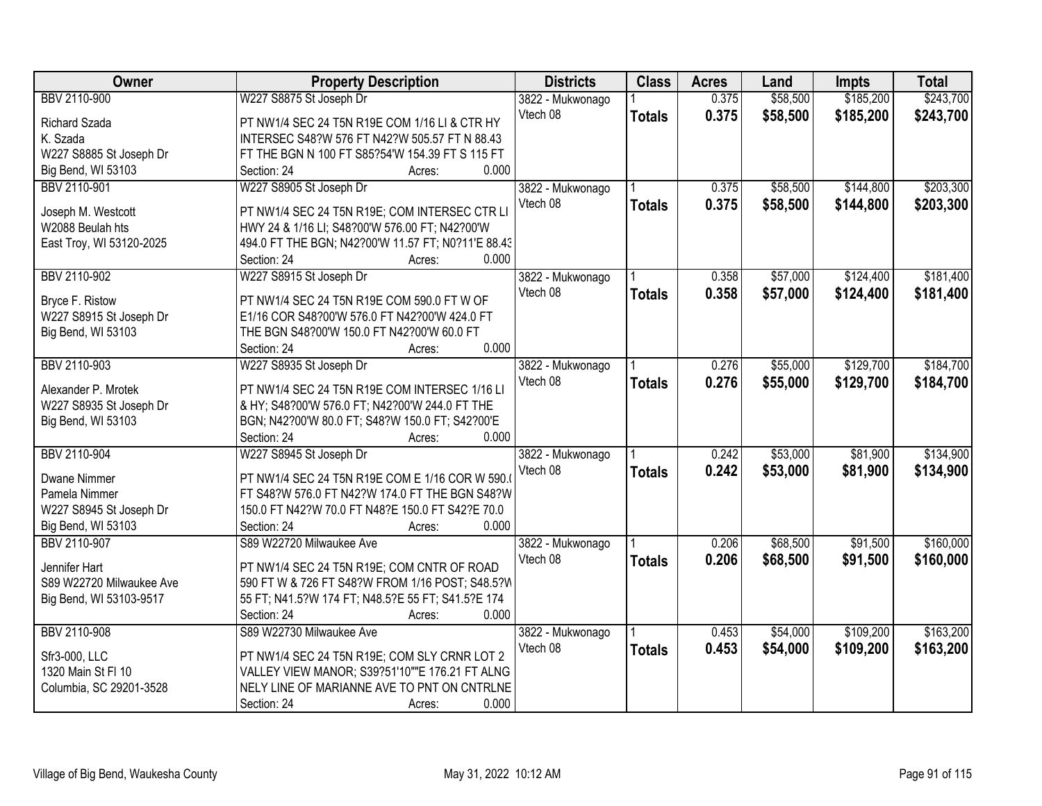| Owner | Property Description | Districts | Class | Acres | Land | Impts | Total |
|---|---|---|---|---|---|---|---|
| BBV 2110-900<br><br>Richard Szada<br>K. Szada<br>W227 S8885 St Joseph Dr<br>Big Bend, WI 53103 | W227 S8875 St Joseph Dr<br><br>PT NW1/4 SEC 24 T5N R19E COM 1/16 LI & CTR HY INTERSEC S48?W 576 FT N42?W 505.57 FT N 88.43 FT THE BGN N 100 FT S85?54'W 154.39 FT S 115 FT<br>Section: 24 Acres: 0.000 | 3822 - Mukwonago<br>Vtech 08 | 1<br>**Totals** | 0.375<br>**0.375** | \$58,500<br>**\$58,500** | \$185,200<br>**\$185,200** | \$243,700<br>**\$243,700** |
| BBV 2110-901<br><br>Joseph M. Westcott<br>W2088 Beulah hts<br>East Troy, WI 53120-2025 | W227 S8905 St Joseph Dr<br><br>PT NW1/4 SEC 24 T5N R19E; COM INTERSEC CTR LI HWY 24 & 1/16 LI; S48?00'W 576.00 FT; N42?00'W 494.0 FT THE BGN; N42?00'W 11.57 FT; N0?11'E 88.43<br>Section: 24 Acres: 0.000 | 3822 - Mukwonago<br>Vtech 08 | 1<br>**Totals** | 0.375<br>**0.375** | \$58,500<br>**\$58,500** | \$144,800<br>**\$144,800** | \$203,300<br>**\$203,300** |
| BBV 2110-902<br><br>Bryce F. Ristow<br>W227 S8915 St Joseph Dr<br>Big Bend, WI 53103 | W227 S8915 St Joseph Dr<br><br>PT NW1/4 SEC 24 T5N R19E COM 590.0 FT W OF E1/16 COR S48?00'W 576.0 FT N42?00'W 424.0 FT THE BGN S48?00'W 150.0 FT N42?00'W 60.0 FT<br>Section: 24 Acres: 0.000 | 3822 - Mukwonago<br>Vtech 08 | 1<br>**Totals** | 0.358<br>**0.358** | \$57,000<br>**\$57,000** | \$124,400<br>**\$124,400** | \$181,400<br>**\$181,400** |
| BBV 2110-903<br><br>Alexander P. Mrotek<br>W227 S8935 St Joseph Dr<br>Big Bend, WI 53103 | W227 S8935 St Joseph Dr<br><br>PT NW1/4 SEC 24 T5N R19E COM INTERSEC 1/16 LI & HY; S48?00'W 576.0 FT; N42?00'W 244.0 FT THE BGN; N42?00'W 80.0 FT; S48?W 150.0 FT; S42?00'E<br>Section: 24 Acres: 0.000 | 3822 - Mukwonago<br>Vtech 08 | 1<br>**Totals** | 0.276<br>**0.276** | \$55,000<br>**\$55,000** | \$129,700<br>**\$129,700** | \$184,700<br>**\$184,700** |
| BBV 2110-904<br><br>Dwane Nimmer<br>Pamela Nimmer<br>W227 S8945 St Joseph Dr<br>Big Bend, WI 53103 | W227 S8945 St Joseph Dr<br><br>PT NW1/4 SEC 24 T5N R19E COM E 1/16 COR W 590.0 FT S48?W 576.0 FT N42?W 174.0 FT THE BGN S48?W 150.0 FT N42?W 70.0 FT N48?E 150.0 FT S42?E 70.0<br>Section: 24 Acres: 0.000 | 3822 - Mukwonago<br>Vtech 08 | 1<br>**Totals** | 0.242<br>**0.242** | \$53,000<br>**\$53,000** | \$81,900<br>**\$81,900** | \$134,900<br>**\$134,900** |
| BBV 2110-907<br><br>Jennifer Hart<br>S89 W22720 Milwaukee Ave<br>Big Bend, WI 53103-9517 | S89 W22720 Milwaukee Ave<br><br>PT NW1/4 SEC 24 T5N R19E; COM CNTR OF ROAD 590 FT W & 726 FT S48?W FROM 1/16 POST; S48.5?W 55 FT; N41.5?W 174 FT; N48.5?E 55 FT; S41.5?E 174<br>Section: 24 Acres: 0.000 | 3822 - Mukwonago<br>Vtech 08 | 1<br>**Totals** | 0.206<br>**0.206** | \$68,500<br>**\$68,500** | \$91,500<br>**\$91,500** | \$160,000<br>**\$160,000** |
| BBV 2110-908<br><br>Sfr3-000, LLC<br>1320 Main St Fl 10<br>Columbia, SC 29201-3528 | S89 W22730 Milwaukee Ave<br><br>PT NW1/4 SEC 24 T5N R19E; COM SLY CRNR LOT 2 VALLEY VIEW MANOR; S39?51'10""E 176.21 FT ALNG NELY LINE OF MARIANNE AVE TO PNT ON CNTRLNE<br>Section: 24 Acres: 0.000 | 3822 - Mukwonago<br>Vtech 08 | 1<br>**Totals** | 0.453<br>**0.453** | \$54,000<br>**\$54,000** | \$109,200<br>**\$109,200** | \$163,200<br>**\$163,200** |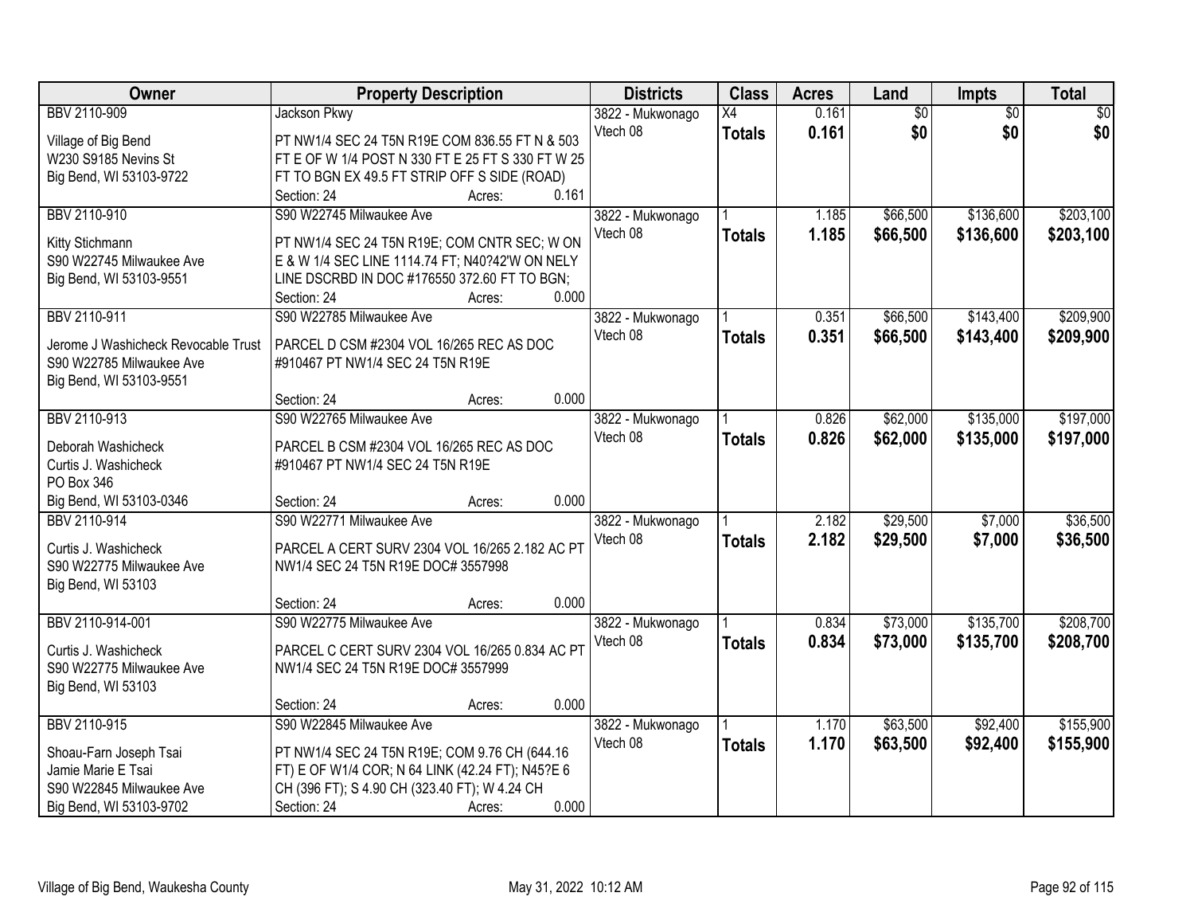| Owner | Property Description | Districts | Class | Acres | Land | Impts | Total |
|---|---|---|---|---|---|---|---|
| BBV 2110-909<br><br>Village of Big Bend<br>W230 S9185 Nevins St<br>Big Bend, WI 53103-9722 | Jackson Pkwy<br><br>PT NW1/4 SEC 24 T5N R19E COM 836.55 FT N & 503 FT E OF W 1/4 POST N 330 FT E 25 FT S 330 FT W 25 FT TO BGN EX 49.5 FT STRIP OFF S SIDE (ROAD)<br>Section: 24 Acres: 0.161 | 3822 - Mukwonago<br>Vtech 08 | X4<br>**Totals** | 0.161<br>**0.161** | $0<br>**$0** | $0<br>**$0** | $0<br>**$0** |
| BBV 2110-910<br><br>Kitty Stichmann<br>S90 W22745 Milwaukee Ave<br>Big Bend, WI 53103-9551 | S90 W22745 Milwaukee Ave<br><br>PT NW1/4 SEC 24 T5N R19E; COM CNTR SEC; W ON E & W 1/4 SEC LINE 1114.74 FT; N40?42'W ON NELY LINE DSCRBD IN DOC #176550 372.60 FT TO BGN;<br>Section: 24 Acres: 0.000 | 3822 - Mukwonago<br>Vtech 08 | 1<br>**Totals** | 1.185<br>**1.185** | $66,500<br>**$66,500** | $136,600<br>**$136,600** | $203,100<br>**$203,100** |
| BBV 2110-911<br><br>Jerome J Washicheck Revocable Trust<br>S90 W22785 Milwaukee Ave<br>Big Bend, WI 53103-9551 | S90 W22785 Milwaukee Ave<br><br>PARCEL D CSM #2304 VOL 16/265 REC AS DOC #910467 PT NW1/4 SEC 24 T5N R19E<br><br>Section: 24 Acres: 0.000 | 3822 - Mukwonago<br>Vtech 08 | 1<br>**Totals** | 0.351<br>**0.351** | $66,500<br>**$66,500** | $143,400<br>**$143,400** | $209,900<br>**$209,900** |
| BBV 2110-913<br><br>Deborah Washicheck<br>Curtis J. Washicheck<br>PO Box 346<br>Big Bend, WI 53103-0346 | S90 W22765 Milwaukee Ave<br><br>PARCEL B CSM #2304 VOL 16/265 REC AS DOC #910467 PT NW1/4 SEC 24 T5N R19E<br><br>Section: 24 Acres: 0.000 | 3822 - Mukwonago<br>Vtech 08 | 1<br>**Totals** | 0.826<br>**0.826** | $62,000<br>**$62,000** | $135,000<br>**$135,000** | $197,000<br>**$197,000** |
| BBV 2110-914<br><br>Curtis J. Washicheck<br>S90 W22775 Milwaukee Ave<br>Big Bend, WI 53103 | S90 W22771 Milwaukee Ave<br><br>PARCEL A CERT SURV 2304 VOL 16/265 2.182 AC PT NW1/4 SEC 24 T5N R19E DOC# 3557998<br><br>Section: 24 Acres: 0.000 | 3822 - Mukwonago<br>Vtech 08 | 1<br>**Totals** | 2.182<br>**2.182** | $29,500<br>**$29,500** | $7,000<br>**$7,000** | $36,500<br>**$36,500** |
| BBV 2110-914-001<br><br>Curtis J. Washicheck<br>S90 W22775 Milwaukee Ave<br>Big Bend, WI 53103 | S90 W22775 Milwaukee Ave<br><br>PARCEL C CERT SURV 2304 VOL 16/265 0.834 AC PT NW1/4 SEC 24 T5N R19E DOC# 3557999<br><br>Section: 24 Acres: 0.000 | 3822 - Mukwonago<br>Vtech 08 | 1<br>**Totals** | 0.834<br>**0.834** | $73,000<br>**$73,000** | $135,700<br>**$135,700** | $208,700<br>**$208,700** |
| BBV 2110-915<br><br>Shoau-Farn Joseph Tsai<br>Jamie Marie E Tsai<br>S90 W22845 Milwaukee Ave<br>Big Bend, WI 53103-9702 | S90 W22845 Milwaukee Ave<br><br>PT NW1/4 SEC 24 T5N R19E; COM 9.76 CH (644.16 FT) E OF W1/4 COR; N 64 LINK (42.24 FT); N45?E 6 CH (396 FT); S 4.90 CH (323.40 FT); W 4.24 CH<br>Section: 24 Acres: 0.000 | 3822 - Mukwonago<br>Vtech 08 | 1<br>**Totals** | 1.170<br>**1.170** | $63,500<br>**$63,500** | $92,400<br>**$92,400** | $155,900<br>**$155,900** |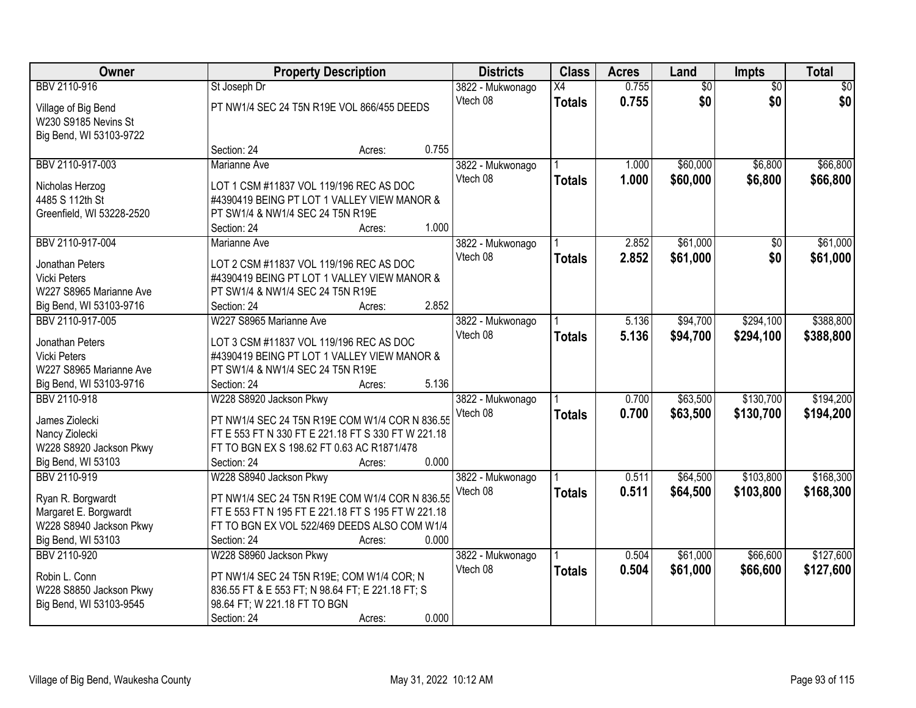| Owner | Property Description | Districts | Class | Acres | Land | Impts | Total |
|---|---|---|---|---|---|---|---|
| BBV 2110-916<br><br>Village of Big Bend<br>W230 S9185 Nevins St<br>Big Bend, WI 53103-9722 | St Joseph Dr<br><br>PT NW1/4 SEC 24 T5N R19E VOL 866/455 DEEDS<br><br>Section: 24 Acres: 0.755 | 3822 - Mukwonago<br>Vtech 08 | X4<br>**Totals** | 0.755<br>**0.755** | $0<br>**$0** | $0<br>**$0** | $0<br>**$0** |
| BBV 2110-917-003<br><br>Nicholas Herzog<br>4485 S 112th St<br>Greenfield, WI 53228-2520 | Marianne Ave<br><br>LOT 1 CSM #11837 VOL 119/196 REC AS DOC #4390419 BEING PT LOT 1 VALLEY VIEW MANOR & PT SW1/4 & NW1/4 SEC 24 T5N R19E<br>Section: 24 Acres: 1.000 | 3822 - Mukwonago<br>Vtech 08 | 1<br>**Totals** | 1.000<br>**1.000** | $60,000<br>**$60,000** | $6,800<br>**$6,800** | $66,800<br>**$66,800** |
| BBV 2110-917-004<br><br>Jonathan Peters<br>Vicki Peters<br>W227 S8965 Marianne Ave<br>Big Bend, WI 53103-9716 | Marianne Ave<br><br>LOT 2 CSM #11837 VOL 119/196 REC AS DOC #4390419 BEING PT LOT 1 VALLEY VIEW MANOR & PT SW1/4 & NW1/4 SEC 24 T5N R19E<br>Section: 24 Acres: 2.852 | 3822 - Mukwonago<br>Vtech 08 | 1<br>**Totals** | 2.852<br>**2.852** | $61,000<br>**$61,000** | $0<br>**$0** | $61,000<br>**$61,000** |
| BBV 2110-917-005<br><br>Jonathan Peters<br>Vicki Peters<br>W227 S8965 Marianne Ave<br>Big Bend, WI 53103-9716 | W227 S8965 Marianne Ave<br><br>LOT 3 CSM #11837 VOL 119/196 REC AS DOC #4390419 BEING PT LOT 1 VALLEY VIEW MANOR & PT SW1/4 & NW1/4 SEC 24 T5N R19E<br>Section: 24 Acres: 5.136 | 3822 - Mukwonago<br>Vtech 08 | 1<br>**Totals** | 5.136<br>**5.136** | $94,700<br>**$94,700** | $294,100<br>**$294,100** | $388,800<br>**$388,800** |
| BBV 2110-918<br><br>James Ziolecki<br>Nancy Ziolecki<br>W228 S8920 Jackson Pkwy<br>Big Bend, WI 53103 | W228 S8920 Jackson Pkwy<br><br>PT NW1/4 SEC 24 T5N R19E COM W1/4 COR N 836.55 FT E 553 FT N 330 FT E 221.18 FT S 330 FT W 221.18 FT TO BGN EX S 198.62 FT 0.63 AC R1871/478<br>Section: 24 Acres: 0.000 | 3822 - Mukwonago<br>Vtech 08 | 1<br>**Totals** | 0.700<br>**0.700** | $63,500<br>**$63,500** | $130,700<br>**$130,700** | $194,200<br>**$194,200** |
| BBV 2110-919<br><br>Ryan R. Borgwardt<br>Margaret E. Borgwardt<br>W228 S8940 Jackson Pkwy<br>Big Bend, WI 53103 | W228 S8940 Jackson Pkwy<br><br>PT NW1/4 SEC 24 T5N R19E COM W1/4 COR N 836.55 FT E 553 FT N 195 FT E 221.18 FT S 195 FT W 221.18 FT TO BGN EX VOL 522/469 DEEDS ALSO COM W1/4<br>Section: 24 Acres: 0.000 | 3822 - Mukwonago<br>Vtech 08 | 1<br>**Totals** | 0.511<br>**0.511** | $64,500<br>**$64,500** | $103,800<br>**$103,800** | $168,300<br>**$168,300** |
| BBV 2110-920<br><br>Robin L. Conn<br>W228 S8850 Jackson Pkwy<br>Big Bend, WI 53103-9545 | W228 S8960 Jackson Pkwy<br><br>PT NW1/4 SEC 24 T5N R19E; COM W1/4 COR; N 836.55 FT & E 553 FT; N 98.64 FT; E 221.18 FT; S 98.64 FT; W 221.18 FT TO BGN<br>Section: 24 Acres: 0.000 | 3822 - Mukwonago<br>Vtech 08 | 1<br>**Totals** | 0.504<br>**0.504** | $61,000<br>**$61,000** | $66,600<br>**$66,600** | $127,600<br>**$127,600** |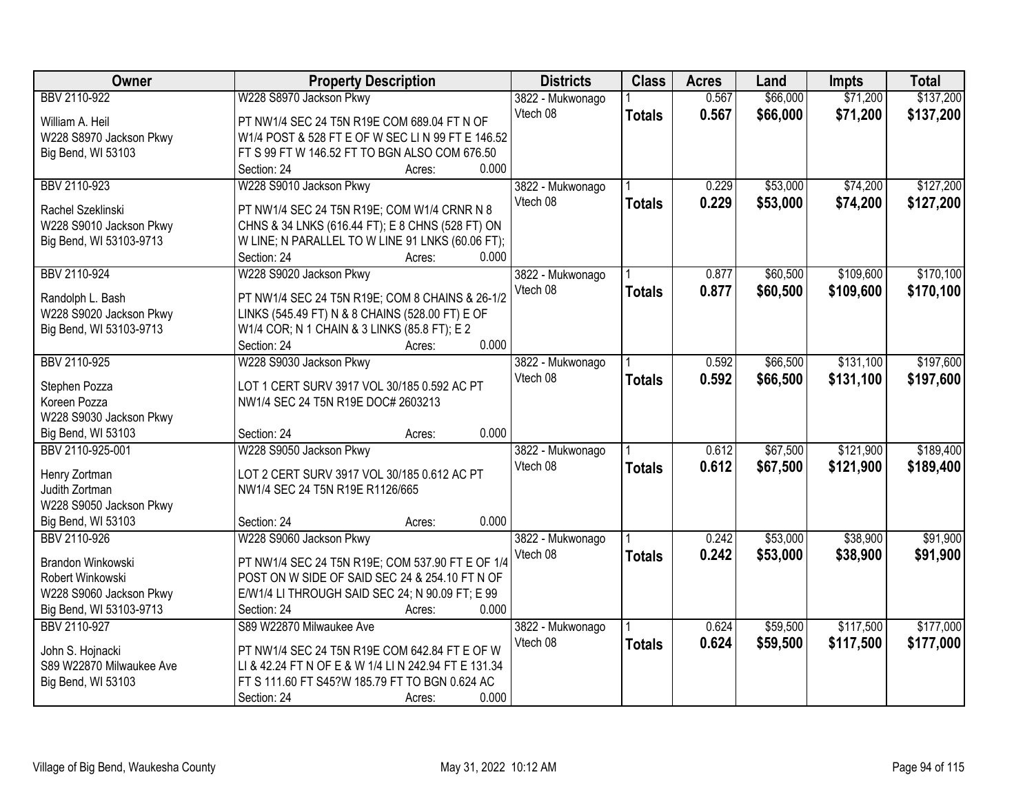| Owner | Property Description | Districts | Class | Acres | Land | Impts | Total |
|---|---|---|---|---|---|---|---|
| BBV 2110-922<br>William A. Heil<br>W228 S8970 Jackson Pkwy<br>Big Bend, WI 53103 | W228 S8970 Jackson Pkwy<br>PT NW1/4 SEC 24 T5N R19E COM 689.04 FT N OF W1/4 POST & 528 FT E OF W SEC LI N 99 FT E 146.52 FT S 99 FT W 146.52 FT TO BGN ALSO COM 676.50<br>Section: 24 Acres: 0.000 | 3822 - Mukwonago<br>Vtech 08 | 1<br>**Totals** | 0.567<br>**0.567** | $66,000<br>**$66,000** | $71,200<br>**$71,200** | $137,200<br>**$137,200** |
| BBV 2110-923<br>Rachel Szeklinski<br>W228 S9010 Jackson Pkwy<br>Big Bend, WI 53103-9713 | W228 S9010 Jackson Pkwy<br>PT NW1/4 SEC 24 T5N R19E; COM W1/4 CRNR N 8 CHNS & 34 LNKS (616.44 FT); E 8 CHNS (528 FT) ON W LINE; N PARALLEL TO W LINE 91 LNKS (60.06 FT);<br>Section: 24 Acres: 0.000 | 3822 - Mukwonago<br>Vtech 08 | 1<br>**Totals** | 0.229<br>**0.229** | $53,000<br>**$53,000** | $74,200<br>**$74,200** | $127,200<br>**$127,200** |
| BBV 2110-924<br>Randolph L. Bash<br>W228 S9020 Jackson Pkwy<br>Big Bend, WI 53103-9713 | W228 S9020 Jackson Pkwy<br>PT NW1/4 SEC 24 T5N R19E; COM 8 CHAINS & 26-1/2 LINKS (545.49 FT) N & 8 CHAINS (528.00 FT) E OF W1/4 COR; N 1 CHAIN & 3 LINKS (85.8 FT); E 2<br>Section: 24 Acres: 0.000 | 3822 - Mukwonago<br>Vtech 08 | 1<br>**Totals** | 0.877<br>**0.877** | $60,500<br>**$60,500** | $109,600<br>**$109,600** | $170,100<br>**$170,100** |
| BBV 2110-925<br>Stephen Pozza<br>Koreen Pozza<br>W228 S9030 Jackson Pkwy<br>Big Bend, WI 53103 | W228 S9030 Jackson Pkwy<br>LOT 1 CERT SURV 3917 VOL 30/185 0.592 AC PT NW1/4 SEC 24 T5N R19E DOC# 2603213<br>Section: 24 Acres: 0.000 | 3822 - Mukwonago<br>Vtech 08 | 1<br>**Totals** | 0.592<br>**0.592** | $66,500<br>**$66,500** | $131,100<br>**$131,100** | $197,600<br>**$197,600** |
| BBV 2110-925-001<br>Henry Zortman<br>Judith Zortman<br>W228 S9050 Jackson Pkwy<br>Big Bend, WI 53103 | W228 S9050 Jackson Pkwy<br>LOT 2 CERT SURV 3917 VOL 30/185 0.612 AC PT NW1/4 SEC 24 T5N R19E R1126/665<br>Section: 24 Acres: 0.000 | 3822 - Mukwonago<br>Vtech 08 | 1<br>**Totals** | 0.612<br>**0.612** | $67,500<br>**$67,500** | $121,900<br>**$121,900** | $189,400<br>**$189,400** |
| BBV 2110-926<br>Brandon Winkowski<br>Robert Winkowski<br>W228 S9060 Jackson Pkwy<br>Big Bend, WI 53103-9713 | W228 S9060 Jackson Pkwy<br>PT NW1/4 SEC 24 T5N R19E; COM 537.90 FT E OF 1/4 POST ON W SIDE OF SAID SEC 24 & 254.10 FT N OF E/W1/4 LI THROUGH SAID SEC 24; N 90.09 FT; E 99<br>Section: 24 Acres: 0.000 | 3822 - Mukwonago<br>Vtech 08 | 1<br>**Totals** | 0.242<br>**0.242** | $53,000<br>**$53,000** | $38,900<br>**$38,900** | $91,900<br>**$91,900** |
| BBV 2110-927<br>John S. Hojnacki<br>S89 W22870 Milwaukee Ave<br>Big Bend, WI 53103 | S89 W22870 Milwaukee Ave<br>PT NW1/4 SEC 24 T5N R19E COM 642.84 FT E OF W LI & 42.24 FT N OF E & W 1/4 LI N 242.94 FT E 131.34 FT S 111.60 FT S45?W 185.79 FT TO BGN 0.624 AC<br>Section: 24 Acres: 0.000 | 3822 - Mukwonago<br>Vtech 08 | 1<br>**Totals** | 0.624<br>**0.624** | $59,500<br>**$59,500** | $117,500<br>**$117,500** | $177,000<br>**$177,000** |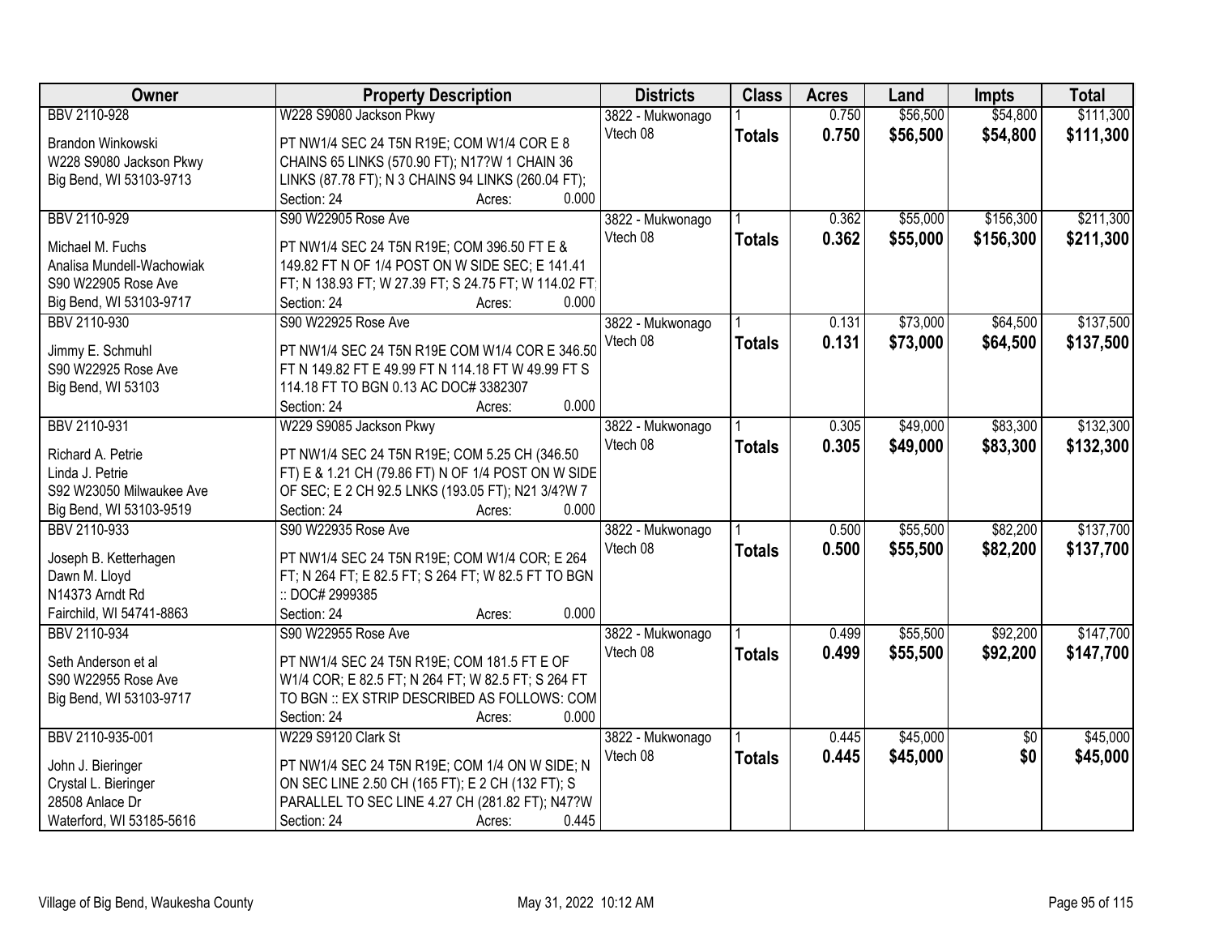| Owner | Property Description | Districts | Class | Acres | Land | Impts | Total |
|---|---|---|---|---|---|---|---|
| BBV 2110-928<br><br>Brandon Winkowski<br>W228 S9080 Jackson Pkwy<br>Big Bend, WI 53103-9713 | W228 S9080 Jackson Pkwy<br><br>PT NW1/4 SEC 24 T5N R19E; COM W1/4 COR E 8 CHAINS 65 LINKS (570.90 FT); N17?W 1 CHAIN 36 LINKS (87.78 FT); N 3 CHAINS 94 LINKS (260.04 FT);<br>Section: 24 Acres: 0.000 | 3822 - Mukwonago<br>Vtech 08 | 1<br>**Totals** | 0.750<br>**0.750** | \$56,500<br>**\$56,500** | \$54,800<br>**\$54,800** | \$111,300<br>**\$111,300** |
| BBV 2110-929<br><br>Michael M. Fuchs<br>Analisa Mundell-Wachowiak<br>S90 W22905 Rose Ave<br>Big Bend, WI 53103-9717 | S90 W22905 Rose Ave<br><br>PT NW1/4 SEC 24 T5N R19E; COM 396.50 FT E & 149.82 FT N OF 1/4 POST ON W SIDE SEC; E 141.41 FT; N 138.93 FT; W 27.39 FT; S 24.75 FT; W 114.02 FT;<br>Section: 24 Acres: 0.000 | 3822 - Mukwonago<br>Vtech 08 | 1<br>**Totals** | 0.362<br>**0.362** | \$55,000<br>**\$55,000** | \$156,300<br>**\$156,300** | \$211,300<br>**\$211,300** |
| BBV 2110-930<br><br>Jimmy E. Schmuhl<br>S90 W22925 Rose Ave<br>Big Bend, WI 53103 | S90 W22925 Rose Ave<br><br>PT NW1/4 SEC 24 T5N R19E COM W1/4 COR E 346.50 FT N 149.82 FT E 49.99 FT N 114.18 FT W 49.99 FT S 114.18 FT TO BGN 0.13 AC DOC# 3382307<br>Section: 24 Acres: 0.000 | 3822 - Mukwonago<br>Vtech 08 | 1<br>**Totals** | 0.131<br>**0.131** | \$73,000<br>**\$73,000** | \$64,500<br>**\$64,500** | \$137,500<br>**\$137,500** |
| BBV 2110-931<br><br>Richard A. Petrie<br>Linda J. Petrie<br>S92 W23050 Milwaukee Ave<br>Big Bend, WI 53103-9519 | W229 S9085 Jackson Pkwy<br><br>PT NW1/4 SEC 24 T5N R19E; COM 5.25 CH (346.50 FT) E & 1.21 CH (79.86 FT) N OF 1/4 POST ON W SIDE OF SEC; E 2 CH 92.5 LNKS (193.05 FT); N21 3/4?W 7<br>Section: 24 Acres: 0.000 | 3822 - Mukwonago<br>Vtech 08 | 1<br>**Totals** | 0.305<br>**0.305** | \$49,000<br>**\$49,000** | \$83,300<br>**\$83,300** | \$132,300<br>**\$132,300** |
| BBV 2110-933<br><br>Joseph B. Ketterhagen<br>Dawn M. Lloyd<br>N14373 Arndt Rd<br>Fairchild, WI 54741-8863 | S90 W22935 Rose Ave<br><br>PT NW1/4 SEC 24 T5N R19E; COM W1/4 COR; E 264 FT; N 264 FT; E 82.5 FT; S 264 FT; W 82.5 FT TO BGN :: DOC# 2999385<br>Section: 24 Acres: 0.000 | 3822 - Mukwonago<br>Vtech 08 | 1<br>**Totals** | 0.500<br>**0.500** | \$55,500<br>**\$55,500** | \$82,200<br>**\$82,200** | \$137,700<br>**\$137,700** |
| BBV 2110-934<br><br>Seth Anderson et al<br>S90 W22955 Rose Ave<br>Big Bend, WI 53103-9717 | S90 W22955 Rose Ave<br><br>PT NW1/4 SEC 24 T5N R19E; COM 181.5 FT E OF W1/4 COR; E 82.5 FT; N 264 FT; W 82.5 FT; S 264 FT TO BGN :: EX STRIP DESCRIBED AS FOLLOWS: COM<br>Section: 24 Acres: 0.000 | 3822 - Mukwonago<br>Vtech 08 | 1<br>**Totals** | 0.499<br>**0.499** | \$55,500<br>**\$55,500** | \$92,200<br>**\$92,200** | \$147,700<br>**\$147,700** |
| BBV 2110-935-001<br><br>John J. Bieringer<br>Crystal L. Bieringer<br>28508 Anlace Dr<br>Waterford, WI 53185-5616 | W229 S9120 Clark St<br><br>PT NW1/4 SEC 24 T5N R19E; COM 1/4 ON W SIDE; N ON SEC LINE 2.50 CH (165 FT); E 2 CH (132 FT); S PARALLEL TO SEC LINE 4.27 CH (281.82 FT); N47?W<br>Section: 24 Acres: 0.445 | 3822 - Mukwonago<br>Vtech 08 | 1<br>**Totals** | 0.445<br>**0.445** | \$45,000<br>**\$45,000** | \$0<br>**\$0** | \$45,000<br>**\$45,000** |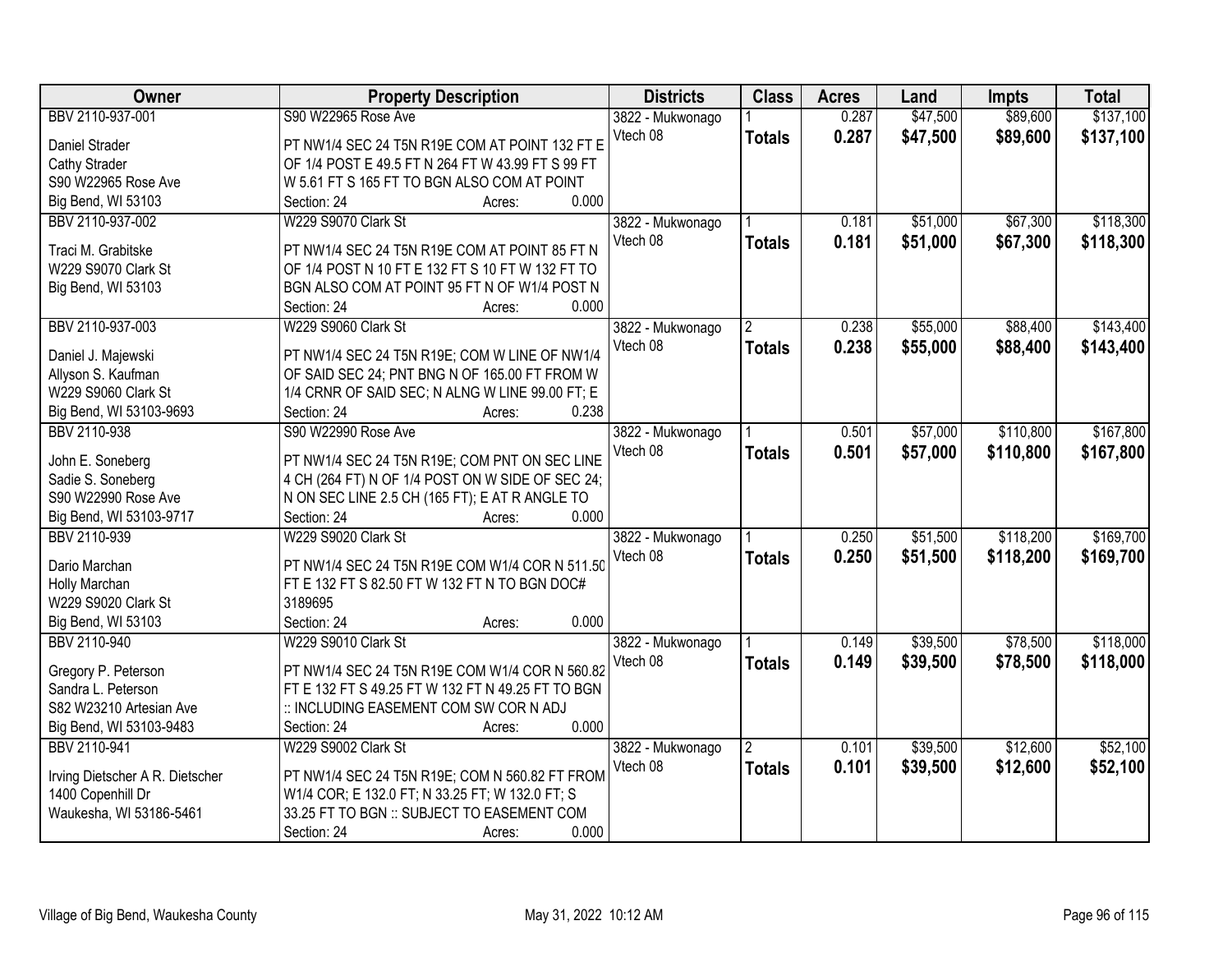| Owner | Property Description | Districts | Class | Acres | Land | Impts | Total |
|---|---|---|---|---|---|---|---|
| BBV 2110-937-001<br>Daniel Strader<br>Cathy Strader<br>S90 W22965 Rose Ave<br>Big Bend, WI 53103 | S90 W22965 Rose Ave<br>PT NW1/4 SEC 24 T5N R19E COM AT POINT 132 FT E OF 1/4 POST E 49.5 FT N 264 FT W 43.99 FT S 99 FT W 5.61 FT S 165 FT TO BGN ALSO COM AT POINT<br>Section: 24 Acres: 0.000 | 3822 - Mukwonago<br>Vtech 08 | 1<br>**Totals** | 0.287<br>**0.287** | $47,500<br>**$47,500** | $89,600<br>**$89,600** | $137,100<br>**$137,100** |
| BBV 2110-937-002<br>Traci M. Grabitske<br>W229 S9070 Clark St<br>Big Bend, WI 53103 | W229 S9070 Clark St<br>PT NW1/4 SEC 24 T5N R19E COM AT POINT 85 FT N OF 1/4 POST N 10 FT E 132 FT S 10 FT W 132 FT TO BGN ALSO COM AT POINT 95 FT N OF W1/4 POST N<br>Section: 24 Acres: 0.000 | 3822 - Mukwonago<br>Vtech 08 | 1<br>**Totals** | 0.181<br>**0.181** | $51,000<br>**$51,000** | $67,300<br>**$67,300** | $118,300<br>**$118,300** |
| BBV 2110-937-003<br>Daniel J. Majewski<br>Allyson S. Kaufman<br>W229 S9060 Clark St<br>Big Bend, WI 53103-9693 | W229 S9060 Clark St<br>PT NW1/4 SEC 24 T5N R19E; COM W LINE OF NW1/4 OF SAID SEC 24; PNT BNG N OF 165.00 FT FROM W 1/4 CRNR OF SAID SEC; N ALNG W LINE 99.00 FT; E<br>Section: 24 Acres: 0.238 | 3822 - Mukwonago<br>Vtech 08 | 2<br>**Totals** | 0.238<br>**0.238** | $55,000<br>**$55,000** | $88,400<br>**$88,400** | $143,400<br>**$143,400** |
| BBV 2110-938<br>John E. Soneberg<br>Sadie S. Soneberg<br>S90 W22990 Rose Ave<br>Big Bend, WI 53103-9717 | S90 W22990 Rose Ave<br>PT NW1/4 SEC 24 T5N R19E; COM PNT ON SEC LINE 4 CH (264 FT) N OF 1/4 POST ON W SIDE OF SEC 24; N ON SEC LINE 2.5 CH (165 FT); E AT R ANGLE TO<br>Section: 24 Acres: 0.000 | 3822 - Mukwonago<br>Vtech 08 | 1<br>**Totals** | 0.501<br>**0.501** | $57,000<br>**$57,000** | $110,800<br>**$110,800** | $167,800<br>**$167,800** |
| BBV 2110-939<br>Dario Marchan<br>Holly Marchan<br>W229 S9020 Clark St<br>Big Bend, WI 53103 | W229 S9020 Clark St<br>PT NW1/4 SEC 24 T5N R19E COM W1/4 COR N 511.50 FT E 132 FT S 82.50 FT W 132 FT N TO BGN DOC# 3189695<br>Section: 24 Acres: 0.000 | 3822 - Mukwonago<br>Vtech 08 | 1<br>**Totals** | 0.250<br>**0.250** | $51,500<br>**$51,500** | $118,200<br>**$118,200** | $169,700<br>**$169,700** |
| BBV 2110-940<br>Gregory P. Peterson<br>Sandra L. Peterson<br>S82 W23210 Artesian Ave<br>Big Bend, WI 53103-9483 | W229 S9010 Clark St<br>PT NW1/4 SEC 24 T5N R19E COM W1/4 COR N 560.82 FT E 132 FT S 49.25 FT W 132 FT N 49.25 FT TO BGN :: INCLUDING EASEMENT COM SW COR N ADJ<br>Section: 24 Acres: 0.000 | 3822 - Mukwonago<br>Vtech 08 | 1<br>**Totals** | 0.149<br>**0.149** | $39,500<br>**$39,500** | $78,500<br>**$78,500** | $118,000<br>**$118,000** |
| BBV 2110-941<br>Irving Dietscher A R. Dietscher<br>1400 Copenhill Dr<br>Waukesha, WI 53186-5461 | W229 S9002 Clark St<br>PT NW1/4 SEC 24 T5N R19E; COM N 560.82 FT FROM W1/4 COR; E 132.0 FT; N 33.25 FT; W 132.0 FT; S 33.25 FT TO BGN :: SUBJECT TO EASEMENT COM<br>Section: 24 Acres: 0.000 | 3822 - Mukwonago<br>Vtech 08 | 2<br>**Totals** | 0.101<br>**0.101** | $39,500<br>**$39,500** | $12,600<br>**$12,600** | $52,100<br>**$52,100** |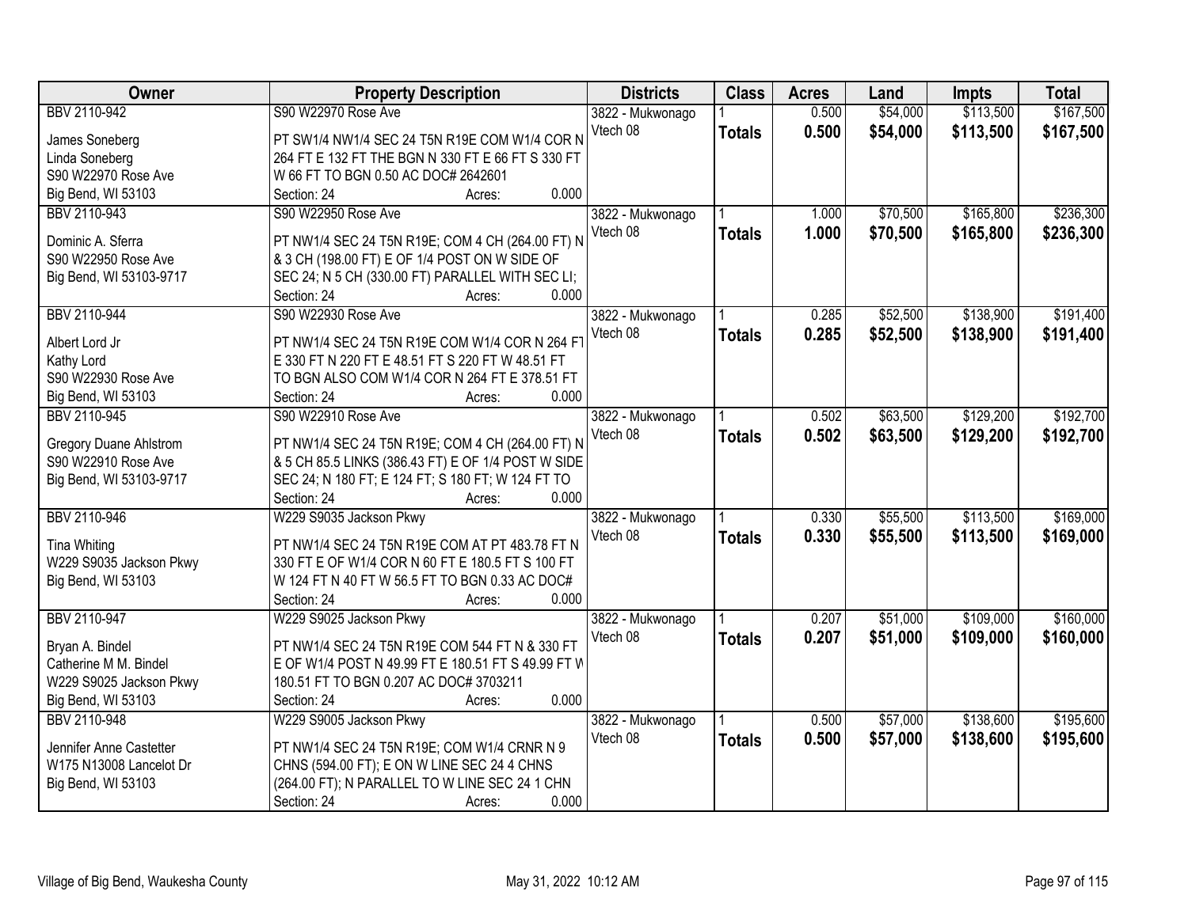| Owner | Property Description | Districts | Class | Acres | Land | Impts | Total |
|---|---|---|---|---|---|---|---|
| BBV 2110-942 | S90 W22970 Rose Ave | 3822 - Mukwonago | 1 | 0.500 | $54,000 | $113,500 | $167,500 |
| James Soneberg<br>Linda Soneberg<br>S90 W22970 Rose Ave<br>Big Bend, WI 53103 | PT SW1/4 NW1/4 SEC 24 T5N R19E COM W1/4 COR N 264 FT E 132 FT THE BGN N 330 FT E 66 FT S 330 FT W 66 FT TO BGN 0.50 AC DOC# 2642601<br>Section: 24 Acres: 0.000 | Vtech 08 | **Totals** | **0.500** | **$54,000** | **$113,500** | **$167,500** |
| BBV 2110-943 | S90 W22950 Rose Ave | 3822 - Mukwonago | 1 | 1.000 | $70,500 | $165,800 | $236,300 |
| Dominic A. Sferra<br>S90 W22950 Rose Ave<br>Big Bend, WI 53103-9717 | PT NW1/4 SEC 24 T5N R19E; COM 4 CH (264.00 FT) N & 3 CH (198.00 FT) E OF 1/4 POST ON W SIDE OF SEC 24; N 5 CH (330.00 FT) PARALLEL WITH SEC LI;<br>Section: 24 Acres: 0.000 | Vtech 08 | **Totals** | **1.000** | **$70,500** | **$165,800** | **$236,300** |
| BBV 2110-944 | S90 W22930 Rose Ave | 3822 - Mukwonago | 1 | 0.285 | $52,500 | $138,900 | $191,400 |
| Albert Lord Jr<br>Kathy Lord<br>S90 W22930 Rose Ave<br>Big Bend, WI 53103 | PT NW1/4 SEC 24 T5N R19E COM W1/4 COR N 264 FT E 330 FT N 220 FT E 48.51 FT S 220 FT W 48.51 FT TO BGN ALSO COM W1/4 COR N 264 FT E 378.51 FT<br>Section: 24 Acres: 0.000 | Vtech 08 | **Totals** | **0.285** | **$52,500** | **$138,900** | **$191,400** |
| BBV 2110-945 | S90 W22910 Rose Ave | 3822 - Mukwonago | 1 | 0.502 | $63,500 | $129,200 | $192,700 |
| Gregory Duane Ahlstrom<br>S90 W22910 Rose Ave<br>Big Bend, WI 53103-9717 | PT NW1/4 SEC 24 T5N R19E; COM 4 CH (264.00 FT) N & 5 CH 85.5 LINKS (386.43 FT) E OF 1/4 POST W SIDE SEC 24; N 180 FT; E 124 FT; S 180 FT; W 124 FT TO<br>Section: 24 Acres: 0.000 | Vtech 08 | **Totals** | **0.502** | **$63,500** | **$129,200** | **$192,700** |
| BBV 2110-946 | W229 S9035 Jackson Pkwy | 3822 - Mukwonago | 1 | 0.330 | $55,500 | $113,500 | $169,000 |
| Tina Whiting<br>W229 S9035 Jackson Pkwy<br>Big Bend, WI 53103 | PT NW1/4 SEC 24 T5N R19E COM AT PT 483.78 FT N 330 FT E OF W1/4 COR N 60 FT E 180.5 FT S 100 FT W 124 FT N 40 FT W 56.5 FT TO BGN 0.33 AC DOC#<br>Section: 24 Acres: 0.000 | Vtech 08 | **Totals** | **0.330** | **$55,500** | **$113,500** | **$169,000** |
| BBV 2110-947 | W229 S9025 Jackson Pkwy | 3822 - Mukwonago | 1 | 0.207 | $51,000 | $109,000 | $160,000 |
| Bryan A. Bindel<br>Catherine M M. Bindel<br>W229 S9025 Jackson Pkwy<br>Big Bend, WI 53103 | PT NW1/4 SEC 24 T5N R19E COM 544 FT N & 330 FT E OF W1/4 POST N 49.99 FT E 180.51 FT S 49.99 FT W 180.51 FT TO BGN 0.207 AC DOC# 3703211<br>Section: 24 Acres: 0.000 | Vtech 08 | **Totals** | **0.207** | **$51,000** | **$109,000** | **$160,000** |
| BBV 2110-948 | W229 S9005 Jackson Pkwy | 3822 - Mukwonago | 1 | 0.500 | $57,000 | $138,600 | $195,600 |
| Jennifer Anne Castetter<br>W175 N13008 Lancelot Dr<br>Big Bend, WI 53103 | PT NW1/4 SEC 24 T5N R19E; COM W1/4 CRNR N 9 CHNS (594.00 FT); E ON W LINE SEC 24 4 CHNS (264.00 FT); N PARALLEL TO W LINE SEC 24 1 CHN<br>Section: 24 Acres: 0.000 | Vtech 08 | **Totals** | **0.500** | **$57,000** | **$138,600** | **$195,600** |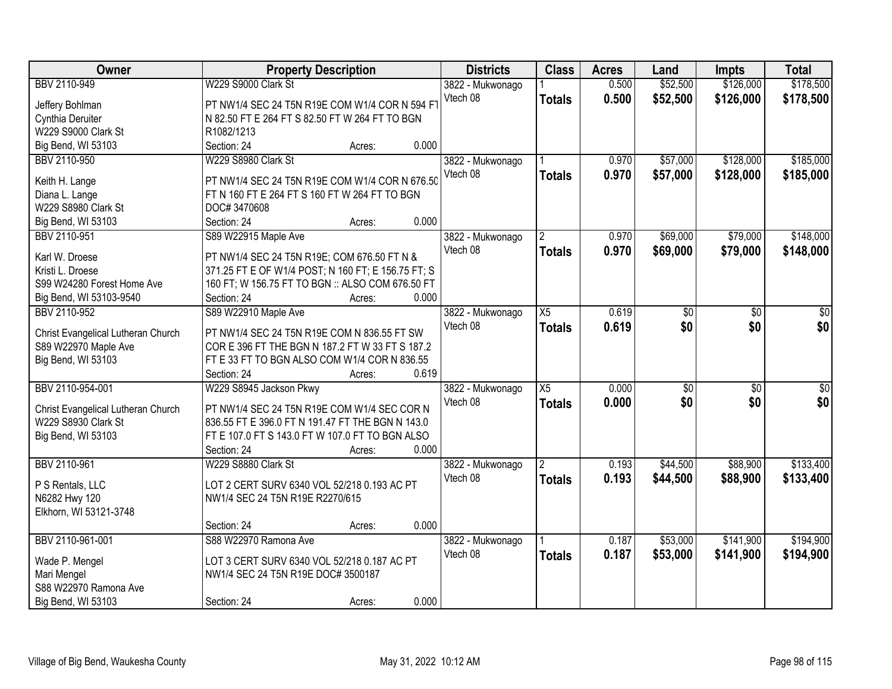| Owner | Property Description | Districts | Class | Acres | Land | Impts | Total |
|---|---|---|---|---|---|---|---|
| BBV 2110-949<br><br>Jeffery Bohlman<br>Cynthia Deruiter<br>W229 S9000 Clark St<br>Big Bend, WI 53103 | W229 S9000 Clark St<br><br>PT NW1/4 SEC 24 T5N R19E COM W1/4 COR N 594 FT N 82.50 FT E 264 FT S 82.50 FT W 264 FT TO BGN R1082/1213<br>Section: 24 Acres: 0.000 | 3822 - Mukwonago<br>Vtech 08 | 1<br>**Totals** | 0.500<br>**0.500** | $52,500<br>**$52,500** | $126,000<br>**$126,000** | $178,500<br>**$178,500** |
| BBV 2110-950<br><br>Keith H. Lange<br>Diana L. Lange<br>W229 S8980 Clark St<br>Big Bend, WI 53103 | W229 S8980 Clark St<br><br>PT NW1/4 SEC 24 T5N R19E COM W1/4 COR N 676.50 FT N 160 FT E 264 FT S 160 FT W 264 FT TO BGN DOC# 3470608<br>Section: 24 Acres: 0.000 | 3822 - Mukwonago<br>Vtech 08 | 1<br>**Totals** | 0.970<br>**0.970** | $57,000<br>**$57,000** | $128,000<br>**$128,000** | $185,000<br>**$185,000** |
| BBV 2110-951<br><br>Karl W. Droese<br>Kristi L. Droese<br>S99 W24280 Forest Home Ave<br>Big Bend, WI 53103-9540 | S89 W22915 Maple Ave<br><br>PT NW1/4 SEC 24 T5N R19E; COM 676.50 FT N & 371.25 FT E OF W1/4 POST; N 160 FT; E 156.75 FT; S 160 FT; W 156.75 FT TO BGN :: ALSO COM 676.50 FT<br>Section: 24 Acres: 0.000 | 3822 - Mukwonago<br>Vtech 08 | 2<br>**Totals** | 0.970<br>**0.970** | $69,000<br>**$69,000** | $79,000<br>**$79,000** | $148,000<br>**$148,000** |
| BBV 2110-952<br><br>Christ Evangelical Lutheran Church<br>S89 W22970 Maple Ave<br>Big Bend, WI 53103 | S89 W22910 Maple Ave<br><br>PT NW1/4 SEC 24 T5N R19E COM N 836.55 FT SW COR E 396 FT THE BGN N 187.2 FT W 33 FT S 187.2 FT E 33 FT TO BGN ALSO COM W1/4 COR N 836.55<br>Section: 24 Acres: 0.619 | 3822 - Mukwonago<br>Vtech 08 | X5<br>**Totals** | 0.619<br>**0.619** | $0<br>**$0** | $0<br>**$0** | $0<br>**$0** |
| BBV 2110-954-001<br><br>Christ Evangelical Lutheran Church<br>W229 S8930 Clark St<br>Big Bend, WI 53103 | W229 S8945 Jackson Pkwy<br><br>PT NW1/4 SEC 24 T5N R19E COM W1/4 SEC COR N 836.55 FT E 396.0 FT N 191.47 FT THE BGN N 143.0 FT E 107.0 FT S 143.0 FT W 107.0 FT TO BGN ALSO<br>Section: 24 Acres: 0.000 | 3822 - Mukwonago<br>Vtech 08 | X5<br>**Totals** | 0.000<br>**0.000** | $0<br>**$0** | $0<br>**$0** | $0<br>**$0** |
| BBV 2110-961<br><br>P S Rentals, LLC<br>N6282 Hwy 120<br>Elkhorn, WI 53121-3748 | W229 S8880 Clark St<br><br>LOT 2 CERT SURV 6340 VOL 52/218 0.193 AC PT NW1/4 SEC 24 T5N R19E R2270/615<br>Section: 24 Acres: 0.000 | 3822 - Mukwonago<br>Vtech 08 | 2<br>**Totals** | 0.193<br>**0.193** | $44,500<br>**$44,500** | $88,900<br>**$88,900** | $133,400<br>**$133,400** |
| BBV 2110-961-001<br><br>Wade P. Mengel<br>Mari Mengel<br>S88 W22970 Ramona Ave<br>Big Bend, WI 53103 | S88 W22970 Ramona Ave<br><br>LOT 3 CERT SURV 6340 VOL 52/218 0.187 AC PT NW1/4 SEC 24 T5N R19E DOC# 3500187<br>Section: 24 Acres: 0.000 | 3822 - Mukwonago<br>Vtech 08 | 1<br>**Totals** | 0.187<br>**0.187** | $53,000<br>**$53,000** | $141,900<br>**$141,900** | $194,900<br>**$194,900** |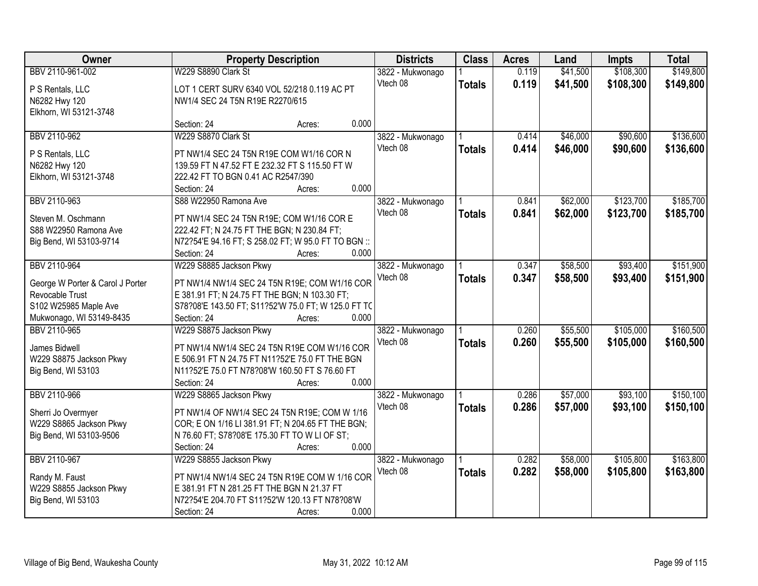| Owner | Property Description | Districts | Class | Acres | Land | Impts | Total |
|---|---|---|---|---|---|---|---|
| BBV 2110-961-002<br>P S Rentals, LLC<br>N6282 Hwy 120<br>Elkhorn, WI 53121-3748 | W229 S8890 Clark St<br>LOT 1 CERT SURV 6340 VOL 52/218 0.119 AC PT NW1/4 SEC 24 T5N R19E R2270/615<br>Section: 24 Acres: 0.000 | 3822 - Mukwonago Vtech 08 | 1<br>**Totals** | 0.119<br>**0.119** | $41,500<br>**$41,500** | $108,300<br>**$108,300** | $149,800<br>**$149,800** |
| BBV 2110-962<br>P S Rentals, LLC<br>N6282 Hwy 120<br>Elkhorn, WI 53121-3748 | W229 S8870 Clark St<br>PT NW1/4 SEC 24 T5N R19E COM W1/16 COR N 139.59 FT N 47.52 FT E 232.32 FT S 115.50 FT W 222.42 FT TO BGN 0.41 AC R2547/390<br>Section: 24 Acres: 0.000 | 3822 - Mukwonago Vtech 08 | 1<br>**Totals** | 0.414<br>**0.414** | $46,000<br>**$46,000** | $90,600<br>**$90,600** | $136,600<br>**$136,600** |
| BBV 2110-963<br>Steven M. Oschmann<br>S88 W22950 Ramona Ave<br>Big Bend, WI 53103-9714 | S88 W22950 Ramona Ave<br>PT NW1/4 SEC 24 T5N R19E; COM W1/16 COR E 222.42 FT; N 24.75 FT THE BGN; N 230.84 FT; N72?54'E 94.16 FT; S 258.02 FT; W 95.0 FT TO BGN ::<br>Section: 24 Acres: 0.000 | 3822 - Mukwonago Vtech 08 | 1<br>**Totals** | 0.841<br>**0.841** | $62,000<br>**$62,000** | $123,700<br>**$123,700** | $185,700<br>**$185,700** |
| BBV 2110-964<br>George W Porter & Carol J Porter Revocable Trust<br>S102 W25985 Maple Ave<br>Mukwonago, WI 53149-8435 | W229 S8885 Jackson Pkwy<br>PT NW1/4 NW1/4 SEC 24 T5N R19E; COM W1/16 COR E 381.91 FT; N 24.75 FT THE BGN; N 103.30 FT; S78?08'E 143.50 FT; S11?52'W 75.0 FT; W 125.0 FT TC<br>Section: 24 Acres: 0.000 | 3822 - Mukwonago Vtech 08 | 1<br>**Totals** | 0.347<br>**0.347** | $58,500<br>**$58,500** | $93,400<br>**$93,400** | $151,900<br>**$151,900** |
| BBV 2110-965<br>James Bidwell<br>W229 S8875 Jackson Pkwy<br>Big Bend, WI 53103 | W229 S8875 Jackson Pkwy<br>PT NW1/4 NW1/4 SEC 24 T5N R19E COM W1/16 COR E 506.91 FT N 24.75 FT N11?52'E 75.0 FT THE BGN N11?52'E 75.0 FT N78?08'W 160.50 FT S 76.60 FT<br>Section: 24 Acres: 0.000 | 3822 - Mukwonago Vtech 08 | 1<br>**Totals** | 0.260<br>**0.260** | $55,500<br>**$55,500** | $105,000<br>**$105,000** | $160,500<br>**$160,500** |
| BBV 2110-966<br>Sherri Jo Overmyer<br>W229 S8865 Jackson Pkwy<br>Big Bend, WI 53103-9506 | W229 S8865 Jackson Pkwy<br>PT NW1/4 OF NW1/4 SEC 24 T5N R19E; COM W 1/16 COR; E ON 1/16 LI 381.91 FT; N 204.65 FT THE BGN; N 76.60 FT; S78?08'E 175.30 FT TO W LI OF ST;<br>Section: 24 Acres: 0.000 | 3822 - Mukwonago Vtech 08 | 1<br>**Totals** | 0.286<br>**0.286** | $57,000<br>**$57,000** | $93,100<br>**$93,100** | $150,100<br>**$150,100** |
| BBV 2110-967<br>Randy M. Faust<br>W229 S8855 Jackson Pkwy<br>Big Bend, WI 53103 | W229 S8855 Jackson Pkwy<br>PT NW1/4 NW1/4 SEC 24 T5N R19E COM W 1/16 COR E 381.91 FT N 281.25 FT THE BGN N 21.37 FT N72?54'E 204.70 FT S11?52'W 120.13 FT N78?08'W<br>Section: 24 Acres: 0.000 | 3822 - Mukwonago Vtech 08 | 1<br>**Totals** | 0.282<br>**0.282** | $58,000<br>**$58,000** | $105,800<br>**$105,800** | $163,800<br>**$163,800** |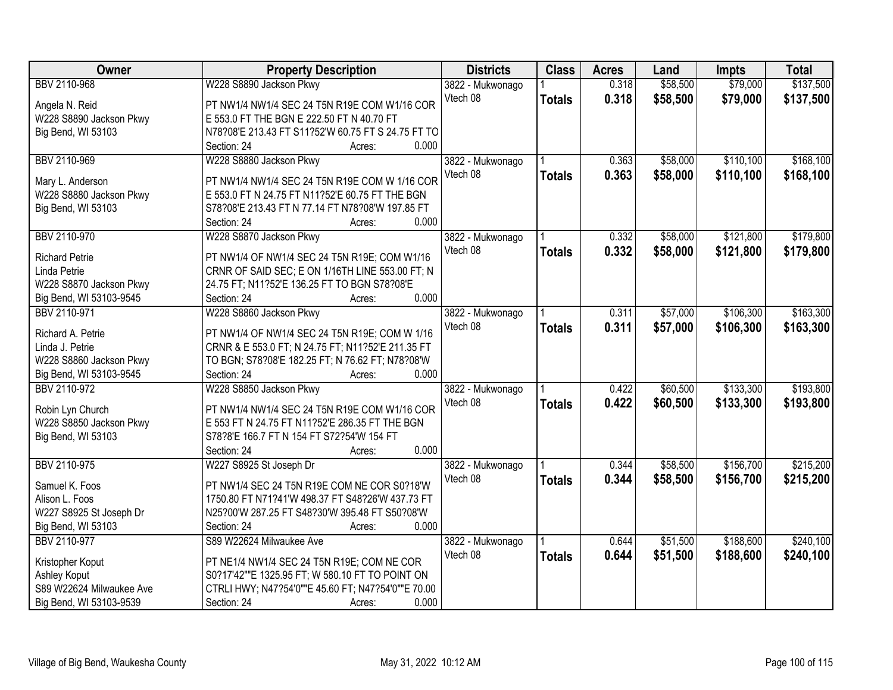| Owner | Property Description | Districts | Class | Acres | Land | Impts | Total |
|---|---|---|---|---|---|---|---|
| BBV 2110-968<br>Angela N. Reid<br>W228 S8890 Jackson Pkwy<br>Big Bend, WI 53103 | W228 S8890 Jackson Pkwy<br>PT NW1/4 NW1/4 SEC 24 T5N R19E COM W1/16 COR E 553.0 FT THE BGN E 222.50 FT N 40.70 FT N78?08'E 213.43 FT S11?52'W 60.75 FT S 24.75 FT TO<br>Section: 24 Acres: 0.000 | 3822 - Mukwonago<br>Vtech 08 | 1<br>**Totals** | 0.318<br>**0.318** | $58,500<br>**$58,500** | $79,000<br>**$79,000** | $137,500<br>**$137,500** |
| BBV 2110-969<br>Mary L. Anderson<br>W228 S8880 Jackson Pkwy<br>Big Bend, WI 53103 | W228 S8880 Jackson Pkwy<br>PT NW1/4 NW1/4 SEC 24 T5N R19E COM W 1/16 COR E 553.0 FT N 24.75 FT N11?52'E 60.75 FT THE BGN S78?08'E 213.43 FT N 77.14 FT N78?08'W 197.85 FT<br>Section: 24 Acres: 0.000 | 3822 - Mukwonago<br>Vtech 08 | 1<br>**Totals** | 0.363<br>**0.363** | $58,000<br>**$58,000** | $110,100<br>**$110,100** | $168,100<br>**$168,100** |
| BBV 2110-970<br>Richard Petrie<br>Linda Petrie<br>W228 S8870 Jackson Pkwy<br>Big Bend, WI 53103-9545 | W228 S8870 Jackson Pkwy<br>PT NW1/4 OF NW1/4 SEC 24 T5N R19E; COM W1/16 CRNR OF SAID SEC; E ON 1/16TH LINE 553.00 FT; N 24.75 FT; N11?52'E 136.25 FT TO BGN S78?08'E<br>Section: 24 Acres: 0.000 | 3822 - Mukwonago<br>Vtech 08 | 1<br>**Totals** | 0.332<br>**0.332** | $58,000<br>**$58,000** | $121,800<br>**$121,800** | $179,800<br>**$179,800** |
| BBV 2110-971<br>Richard A. Petrie<br>Linda J. Petrie<br>W228 S8860 Jackson Pkwy<br>Big Bend, WI 53103-9545 | W228 S8860 Jackson Pkwy<br>PT NW1/4 OF NW1/4 SEC 24 T5N R19E; COM W 1/16 CRNR & E 553.0 FT; N 24.75 FT; N11?52'E 211.35 FT TO BGN; S78?08'E 182.25 FT; N 76.62 FT; N78?08'W<br>Section: 24 Acres: 0.000 | 3822 - Mukwonago<br>Vtech 08 | 1<br>**Totals** | 0.311<br>**0.311** | $57,000<br>**$57,000** | $106,300<br>**$106,300** | $163,300<br>**$163,300** |
| BBV 2110-972<br>Robin Lyn Church<br>W228 S8850 Jackson Pkwy<br>Big Bend, WI 53103 | W228 S8850 Jackson Pkwy<br>PT NW1/4 NW1/4 SEC 24 T5N R19E COM W1/16 COR E 553 FT N 24.75 FT N11?52'E 286.35 FT THE BGN S78?8'E 166.7 FT N 154 FT S72?54'W 154 FT<br>Section: 24 Acres: 0.000 | 3822 - Mukwonago<br>Vtech 08 | 1<br>**Totals** | 0.422<br>**0.422** | $60,500<br>**$60,500** | $133,300<br>**$133,300** | $193,800<br>**$193,800** |
| BBV 2110-975<br>Samuel K. Foos<br>Alison L. Foos<br>W227 S8925 St Joseph Dr<br>Big Bend, WI 53103 | W227 S8925 St Joseph Dr<br>PT NW1/4 SEC 24 T5N R19E COM NE COR S0?18'W 1750.80 FT N71?41'W 498.37 FT S48?26'W 437.73 FT N25?00'W 287.25 FT S48?30'W 395.48 FT S50?08'W<br>Section: 24 Acres: 0.000 | 3822 - Mukwonago<br>Vtech 08 | 1<br>**Totals** | 0.344<br>**0.344** | $58,500<br>**$58,500** | $156,700<br>**$156,700** | $215,200<br>**$215,200** |
| BBV 2110-977<br>Kristopher Koput<br>Ashley Koput<br>S89 W22624 Milwaukee Ave<br>Big Bend, WI 53103-9539 | S89 W22624 Milwaukee Ave<br>PT NE1/4 NW1/4 SEC 24 T5N R19E; COM NE COR S0?17'42""E 1325.95 FT; W 580.10 FT TO POINT ON CTRLI HWY; N47?54'0""E 45.60 FT; N47?54'0""E 70.00<br>Section: 24 Acres: 0.000 | 3822 - Mukwonago<br>Vtech 08 | 1<br>**Totals** | 0.644<br>**0.644** | $51,500<br>**$51,500** | $188,600<br>**$188,600** | $240,100<br>**$240,100** |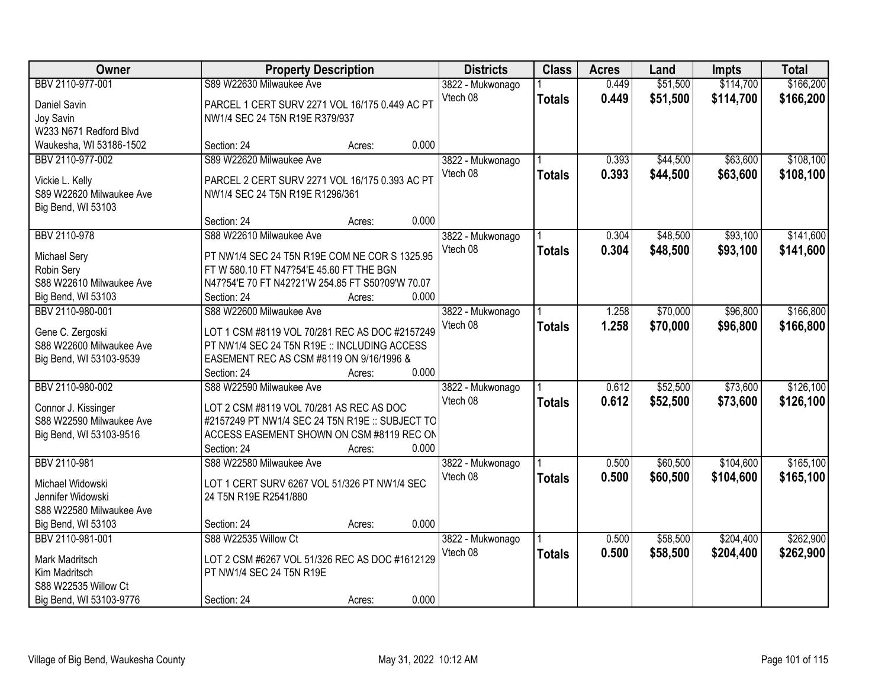| Owner | Property Description | Districts | Class | Acres | Land | Impts | Total |
|---|---|---|---|---|---|---|---|
| BBV 2110-977-001<br>Daniel Savin<br>Joy Savin<br>W233 N671 Redford Blvd<br>Waukesha, WI 53186-1502 | S89 W22630 Milwaukee Ave<br>PARCEL 1 CERT SURV 2271 VOL 16/175 0.449 AC PT NW1/4 SEC 24 T5N R19E R379/937<br>Section: 24 Acres: 0.000 | 3822 - Mukwonago<br>Vtech 08 | 1<br>**Totals** | 0.449<br>**0.449** | $51,500<br>**$51,500** | $114,700<br>**$114,700** | $166,200<br>**$166,200** |
| BBV 2110-977-002<br>Vickie L. Kelly<br>S89 W22620 Milwaukee Ave<br>Big Bend, WI 53103 | S89 W22620 Milwaukee Ave<br>PARCEL 2 CERT SURV 2271 VOL 16/175 0.393 AC PT NW1/4 SEC 24 T5N R19E R1296/361<br>Section: 24 Acres: 0.000 | 3822 - Mukwonago<br>Vtech 08 | 1<br>**Totals** | 0.393<br>**0.393** | $44,500<br>**$44,500** | $63,600<br>**$63,600** | $108,100<br>**$108,100** |
| BBV 2110-978<br>Michael Sery<br>Robin Sery<br>S88 W22610 Milwaukee Ave<br>Big Bend, WI 53103 | S88 W22610 Milwaukee Ave<br>PT NW1/4 SEC 24 T5N R19E COM NE COR S 1325.95 FT W 580.10 FT N47?54'E 45.60 FT THE BGN N47?54'E 70 FT N42?21'W 254.85 FT S50?09'W 70.07<br>Section: 24 Acres: 0.000 | 3822 - Mukwonago<br>Vtech 08 | 1<br>**Totals** | 0.304<br>**0.304** | $48,500<br>**$48,500** | $93,100<br>**$93,100** | $141,600<br>**$141,600** |
| BBV 2110-980-001<br>Gene C. Zergoski<br>S88 W22600 Milwaukee Ave<br>Big Bend, WI 53103-9539 | S88 W22600 Milwaukee Ave<br>LOT 1 CSM #8119 VOL 70/281 REC AS DOC #2157249 PT NW1/4 SEC 24 T5N R19E :: INCLUDING ACCESS EASEMENT REC AS CSM #8119 ON 9/16/1996 &<br>Section: 24 Acres: 0.000 | 3822 - Mukwonago<br>Vtech 08 | 1<br>**Totals** | 1.258<br>**1.258** | $70,000<br>**$70,000** | $96,800<br>**$96,800** | $166,800<br>**$166,800** |
| BBV 2110-980-002<br>Connor J. Kissinger<br>S88 W22590 Milwaukee Ave<br>Big Bend, WI 53103-9516 | S88 W22590 Milwaukee Ave<br>LOT 2 CSM #8119 VOL 70/281 AS REC AS DOC #2157249 PT NW1/4 SEC 24 T5N R19E :: SUBJECT TO ACCESS EASEMENT SHOWN ON CSM #8119 REC ON<br>Section: 24 Acres: 0.000 | 3822 - Mukwonago<br>Vtech 08 | 1<br>**Totals** | 0.612<br>**0.612** | $52,500<br>**$52,500** | $73,600<br>**$73,600** | $126,100<br>**$126,100** |
| BBV 2110-981<br>Michael Widowski<br>Jennifer Widowski<br>S88 W22580 Milwaukee Ave<br>Big Bend, WI 53103 | S88 W22580 Milwaukee Ave<br>LOT 1 CERT SURV 6267 VOL 51/326 PT NW1/4 SEC 24 T5N R19E R2541/880<br>Section: 24 Acres: 0.000 | 3822 - Mukwonago<br>Vtech 08 | 1<br>**Totals** | 0.500<br>**0.500** | $60,500<br>**$60,500** | $104,600<br>**$104,600** | $165,100<br>**$165,100** |
| BBV 2110-981-001<br>Mark Madritsch<br>Kim Madritsch<br>S88 W22535 Willow Ct<br>Big Bend, WI 53103-9776 | S88 W22535 Willow Ct<br>LOT 2 CSM #6267 VOL 51/326 REC AS DOC #1612129 PT NW1/4 SEC 24 T5N R19E<br>Section: 24 Acres: 0.000 | 3822 - Mukwonago<br>Vtech 08 | 1<br>**Totals** | 0.500<br>**0.500** | $58,500<br>**$58,500** | $204,400<br>**$204,400** | $262,900<br>**$262,900** |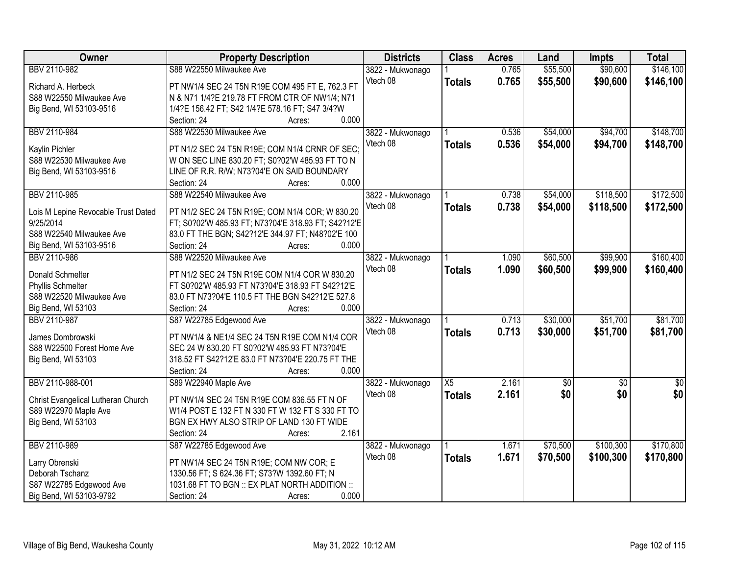| Owner | Property Description | Districts | Class | Acres | Land | Impts | Total |
|---|---|---|---|---|---|---|---|
| BBV 2110-982 | S88 W22550 Milwaukee Ave | 3822 - Mukwonago | 1 | 0.765 | $55,500 | $90,600 | $146,100 |
| Richard A. Herbeck<br>S88 W22550 Milwaukee Ave<br>Big Bend, WI 53103-9516 | PT NW1/4 SEC 24 T5N R19E COM 495 FT E, 762.3 FT N & N71 1/4?E 219.78 FT FROM CTR OF NW1/4; N71 1/4?E 156.42 FT; S42 1/4?E 578.16 FT; S47 3/4?W<br>Section: 24 Acres: 0.000 | Vtech 08 | **Totals** | **0.765** | **$55,500** | **$90,600** | **$146,100** |
| BBV 2110-984 | S88 W22530 Milwaukee Ave | 3822 - Mukwonago | 1 | 0.536 | $54,000 | $94,700 | $148,700 |
| Kaylin Pichler<br>S88 W22530 Milwaukee Ave<br>Big Bend, WI 53103-9516 | PT N1/2 SEC 24 T5N R19E; COM N1/4 CRNR OF SEC; W ON SEC LINE 830.20 FT; S0?02'W 485.93 FT TO N LINE OF R.R. R/W; N73?04'E ON SAID BOUNDARY<br>Section: 24 Acres: 0.000 | Vtech 08 | **Totals** | **0.536** | **$54,000** | **$94,700** | **$148,700** |
| BBV 2110-985 | S88 W22540 Milwaukee Ave | 3822 - Mukwonago | 1 | 0.738 | $54,000 | $118,500 | $172,500 |
| Lois M Lepine Revocable Trust Dated 9/25/2014<br>S88 W22540 Milwaukee Ave<br>Big Bend, WI 53103-9516 | PT N1/2 SEC 24 T5N R19E; COM N1/4 COR; W 830.20 FT; S0?02'W 485.93 FT; N73?04'E 318.93 FT; S42?12'E 83.0 FT THE BGN; S42?12'E 344.97 FT; N48?02'E 100<br>Section: 24 Acres: 0.000 | Vtech 08 | **Totals** | **0.738** | **$54,000** | **$118,500** | **$172,500** |
| BBV 2110-986 | S88 W22520 Milwaukee Ave | 3822 - Mukwonago | 1 | 1.090 | $60,500 | $99,900 | $160,400 |
| Donald Schmelter<br>Phyllis Schmelter<br>S88 W22520 Milwaukee Ave<br>Big Bend, WI 53103 | PT N1/2 SEC 24 T5N R19E COM N1/4 COR W 830.20 FT S0?02'W 485.93 FT N73?04'E 318.93 FT S42?12'E 83.0 FT N73?04'E 110.5 FT THE BGN S42?12'E 527.8<br>Section: 24 Acres: 0.000 | Vtech 08 | **Totals** | **1.090** | **$60,500** | **$99,900** | **$160,400** |
| BBV 2110-987 | S87 W22785 Edgewood Ave | 3822 - Mukwonago | 1 | 0.713 | $30,000 | $51,700 | $81,700 |
| James Dombrowski<br>S88 W22500 Forest Home Ave<br>Big Bend, WI 53103 | PT NW1/4 & NE1/4 SEC 24 T5N R19E COM N1/4 COR SEC 24 W 830.20 FT S0?02'W 485.93 FT N73?04'E 318.52 FT S42?12'E 83.0 FT N73?04'E 220.75 FT THE<br>Section: 24 Acres: 0.000 | Vtech 08 | **Totals** | **0.713** | **$30,000** | **$51,700** | **$81,700** |
| BBV 2110-988-001 | S89 W22940 Maple Ave | 3822 - Mukwonago | X5 | 2.161 | $0 | $0 | $0 |
| Christ Evangelical Lutheran Church<br>S89 W22970 Maple Ave<br>Big Bend, WI 53103 | PT NW1/4 SEC 24 T5N R19E COM 836.55 FT N OF W1/4 POST E 132 FT N 330 FT W 132 FT S 330 FT TO BGN EX HWY ALSO STRIP OF LAND 130 FT WIDE<br>Section: 24 Acres: 2.161 | Vtech 08 | **Totals** | **2.161** | **$0** | **$0** | **$0** |
| BBV 2110-989 | S87 W22785 Edgewood Ave | 3822 - Mukwonago | 1 | 1.671 | $70,500 | $100,300 | $170,800 |
| Larry Obrenski<br>Deborah Tschanz<br>S87 W22785 Edgewood Ave<br>Big Bend, WI 53103-9792 | PT NW1/4 SEC 24 T5N R19E; COM NW COR; E 1330.56 FT; S 624.36 FT; S73?W 1392.60 FT; N 1031.68 FT TO BGN :: EX PLAT NORTH ADDITION ::<br>Section: 24 Acres: 0.000 | Vtech 08 | **Totals** | **1.671** | **$70,500** | **$100,300** | **$170,800** |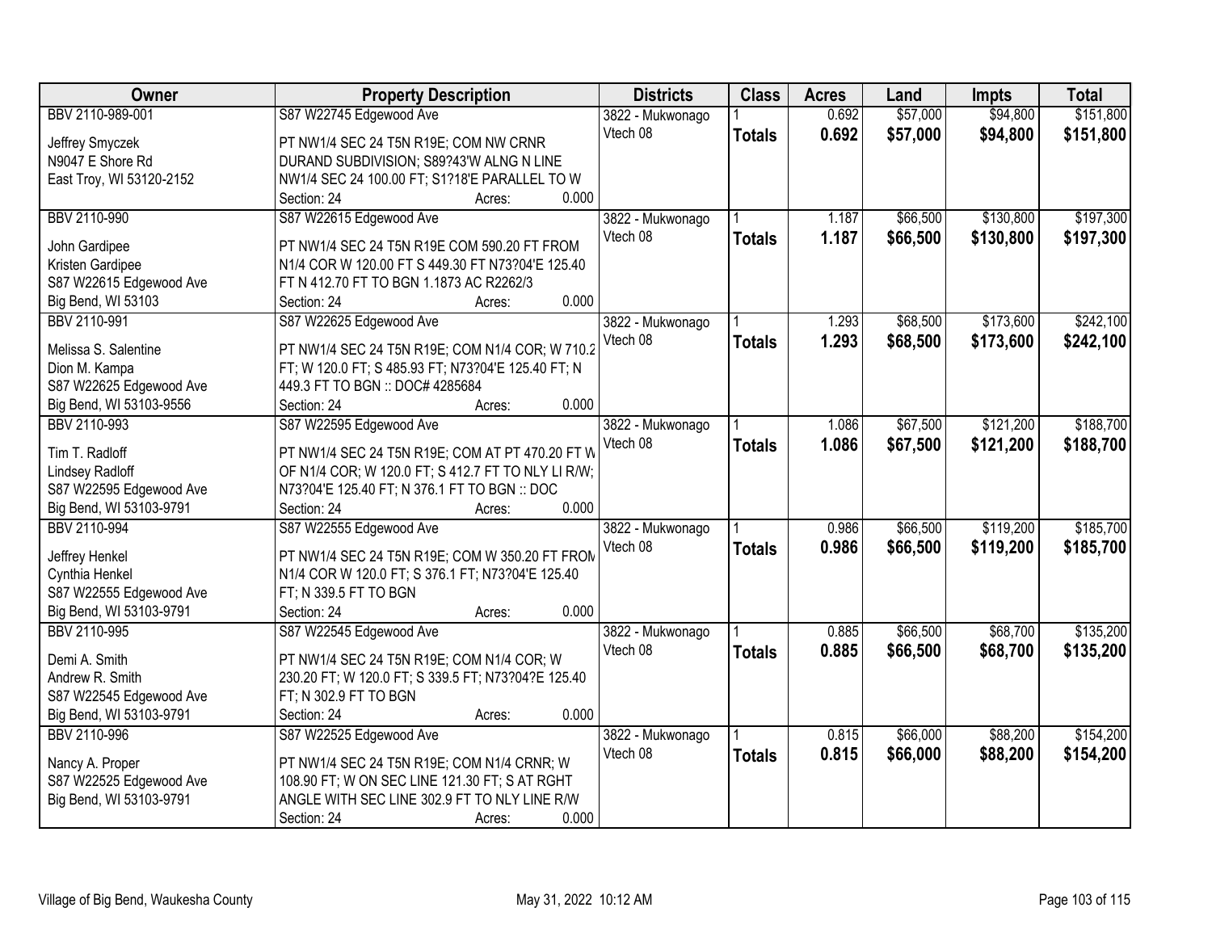| Owner | Property Description | Districts | Class | Acres | Land | Impts | Total |
|---|---|---|---|---|---|---|---|
| BBV 2110-989-001<br>Jeffrey Smyczek<br>N9047 E Shore Rd<br>East Troy, WI 53120-2152 | S87 W22745 Edgewood Ave<br>PT NW1/4 SEC 24 T5N R19E; COM NW CRNR DURAND SUBDIVISION; S89?43'W ALNG N LINE NW1/4 SEC 24 100.00 FT; S1?18'E PARALLEL TO W<br>Section: 24 Acres: 0.000 | 3822 - Mukwonago<br>Vtech 08 | 1<br>**Totals** | 0.692<br>**0.692** | $57,000<br>**$57,000** | $94,800<br>**$94,800** | $151,800<br>**$151,800** |
| BBV 2110-990<br>John Gardipee<br>Kristen Gardipee<br>S87 W22615 Edgewood Ave<br>Big Bend, WI 53103 | S87 W22615 Edgewood Ave<br>PT NW1/4 SEC 24 T5N R19E COM 590.20 FT FROM N1/4 COR W 120.00 FT S 449.30 FT N73?04'E 125.40 FT N 412.70 FT TO BGN 1.1873 AC R2262/3<br>Section: 24 Acres: 0.000 | 3822 - Mukwonago<br>Vtech 08 | 1<br>**Totals** | 1.187<br>**1.187** | $66,500<br>**$66,500** | $130,800<br>**$130,800** | $197,300<br>**$197,300** |
| BBV 2110-991<br>Melissa S. Salentine<br>Dion M. Kampa<br>S87 W22625 Edgewood Ave<br>Big Bend, WI 53103-9556 | S87 W22625 Edgewood Ave<br>PT NW1/4 SEC 24 T5N R19E; COM N1/4 COR; W 710.2 FT; W 120.0 FT; S 485.93 FT; N73?04'E 125.40 FT; N 449.3 FT TO BGN :: DOC# 4285684<br>Section: 24 Acres: 0.000 | 3822 - Mukwonago<br>Vtech 08 | 1<br>**Totals** | 1.293<br>**1.293** | $68,500<br>**$68,500** | $173,600<br>**$173,600** | $242,100<br>**$242,100** |
| BBV 2110-993<br>Tim T. Radloff<br>Lindsey Radloff<br>S87 W22595 Edgewood Ave<br>Big Bend, WI 53103-9791 | S87 W22595 Edgewood Ave<br>PT NW1/4 SEC 24 T5N R19E; COM AT PT 470.20 FT W OF N1/4 COR; W 120.0 FT; S 412.7 FT TO NLY LI R/W; N73?04'E 125.40 FT; N 376.1 FT TO BGN :: DOC<br>Section: 24 Acres: 0.000 | 3822 - Mukwonago<br>Vtech 08 | 1<br>**Totals** | 1.086<br>**1.086** | $67,500<br>**$67,500** | $121,200<br>**$121,200** | $188,700<br>**$188,700** |
| BBV 2110-994<br>Jeffrey Henkel<br>Cynthia Henkel<br>S87 W22555 Edgewood Ave<br>Big Bend, WI 53103-9791 | S87 W22555 Edgewood Ave<br>PT NW1/4 SEC 24 T5N R19E; COM W 350.20 FT FROM N1/4 COR W 120.0 FT; S 376.1 FT; N73?04'E 125.40 FT; N 339.5 FT TO BGN<br>Section: 24 Acres: 0.000 | 3822 - Mukwonago<br>Vtech 08 | 1<br>**Totals** | 0.986<br>**0.986** | $66,500<br>**$66,500** | $119,200<br>**$119,200** | $185,700<br>**$185,700** |
| BBV 2110-995<br>Demi A. Smith<br>Andrew R. Smith<br>S87 W22545 Edgewood Ave<br>Big Bend, WI 53103-9791 | S87 W22545 Edgewood Ave<br>PT NW1/4 SEC 24 T5N R19E; COM N1/4 COR; W 230.20 FT; W 120.0 FT; S 339.5 FT; N73?04?E 125.40 FT; N 302.9 FT TO BGN<br>Section: 24 Acres: 0.000 | 3822 - Mukwonago<br>Vtech 08 | 1<br>**Totals** | 0.885<br>**0.885** | $66,500<br>**$66,500** | $68,700<br>**$68,700** | $135,200<br>**$135,200** |
| BBV 2110-996<br>Nancy A. Proper<br>S87 W22525 Edgewood Ave<br>Big Bend, WI 53103-9791 | S87 W22525 Edgewood Ave<br>PT NW1/4 SEC 24 T5N R19E; COM N1/4 CRNR; W 108.90 FT; W ON SEC LINE 121.30 FT; S AT RGHT ANGLE WITH SEC LINE 302.9 FT TO NLY LINE R/W<br>Section: 24 Acres: 0.000 | 3822 - Mukwonago<br>Vtech 08 | 1<br>**Totals** | 0.815<br>**0.815** | $66,000<br>**$66,000** | $88,200<br>**$88,200** | $154,200<br>**$154,200** |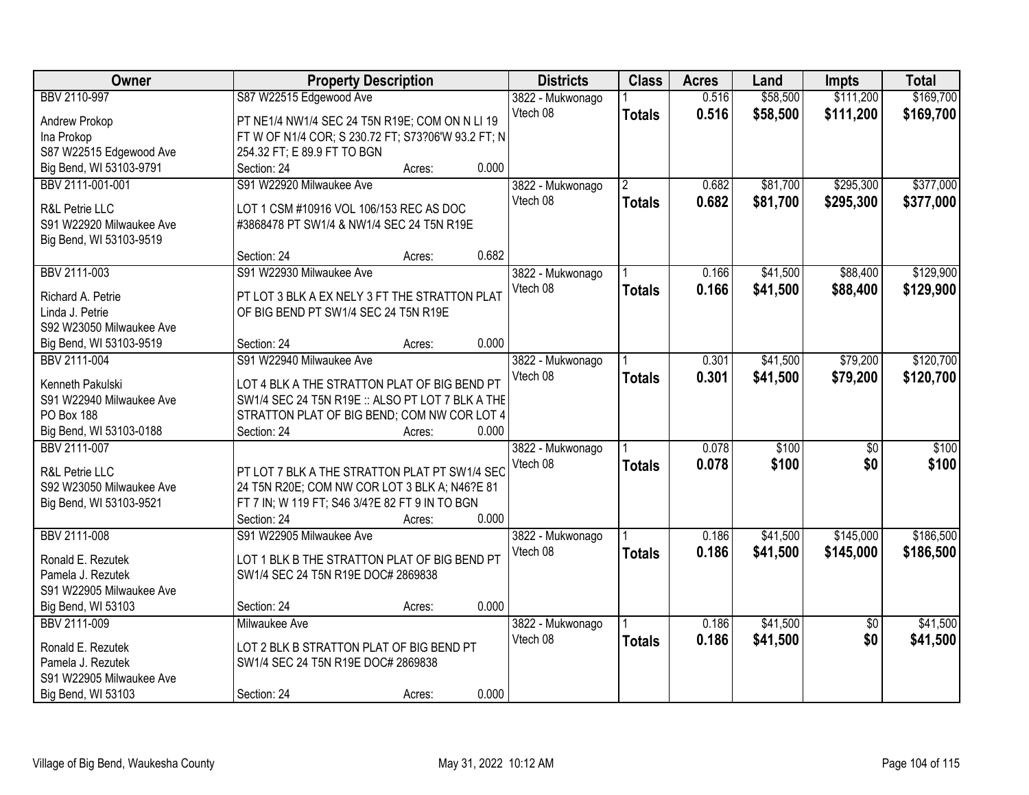| Owner | Property Description | Districts | Class | Acres | Land | Impts | Total |
|---|---|---|---|---|---|---|---|
| BBV 2110-997<br>Andrew Prokop<br>Ina Prokop<br>S87 W22515 Edgewood Ave<br>Big Bend, WI 53103-9791 | S87 W22515 Edgewood Ave<br>PT NE1/4 NW1/4 SEC 24 T5N R19E; COM ON N LI 19 FT W OF N1/4 COR; S 230.72 FT; S73?06'W 93.2 FT; N 254.32 FT; E 89.9 FT TO BGN<br>Section: 24 Acres: 0.000 | 3822 - Mukwonago<br>Vtech 08 | 1<br>**Totals** | 0.516<br>**0.516** | $58,500<br>**$58,500** | $111,200<br>**$111,200** | $169,700<br>**$169,700** |
| BBV 2111-001-001<br>R&L Petrie LLC<br>S91 W22920 Milwaukee Ave<br>Big Bend, WI 53103-9519 | S91 W22920 Milwaukee Ave<br>LOT 1 CSM #10916 VOL 106/153 REC AS DOC #3868478 PT SW1/4 & NW1/4 SEC 24 T5N R19E<br>Section: 24 Acres: 0.682 | 3822 - Mukwonago<br>Vtech 08 | 2<br>**Totals** | 0.682<br>**0.682** | $81,700<br>**$81,700** | $295,300<br>**$295,300** | $377,000<br>**$377,000** |
| BBV 2111-003<br>Richard A. Petrie<br>Linda J. Petrie<br>S92 W23050 Milwaukee Ave<br>Big Bend, WI 53103-9519 | S91 W22930 Milwaukee Ave<br>PT LOT 3 BLK A EX NELY 3 FT THE STRATTON PLAT OF BIG BEND PT SW1/4 SEC 24 T5N R19E<br>Section: 24 Acres: 0.000 | 3822 - Mukwonago<br>Vtech 08 | 1<br>**Totals** | 0.166<br>**0.166** | $41,500<br>**$41,500** | $88,400<br>**$88,400** | $129,900<br>**$129,900** |
| BBV 2111-004<br>Kenneth Pakulski<br>S91 W22940 Milwaukee Ave<br>PO Box 188<br>Big Bend, WI 53103-0188 | S91 W22940 Milwaukee Ave<br>LOT 4 BLK A THE STRATTON PLAT OF BIG BEND PT SW1/4 SEC 24 T5N R19E :: ALSO PT LOT 7 BLK A THE STRATTON PLAT OF BIG BEND; COM NW COR LOT 4<br>Section: 24 Acres: 0.000 | 3822 - Mukwonago<br>Vtech 08 | 1<br>**Totals** | 0.301<br>**0.301** | $41,500<br>**$41,500** | $79,200<br>**$79,200** | $120,700<br>**$120,700** |
| BBV 2111-007<br>R&L Petrie LLC<br>S92 W23050 Milwaukee Ave<br>Big Bend, WI 53103-9521 | PT LOT 7 BLK A THE STRATTON PLAT PT SW1/4 SEC 24 T5N R20E; COM NW COR LOT 3 BLK A; N46?E 81 FT 7 IN; W 119 FT; S46 3/4?E 82 FT 9 IN TO BGN<br>Section: 24 Acres: 0.000 | 3822 - Mukwonago<br>Vtech 08 | 1<br>**Totals** | 0.078<br>**0.078** | $100<br>**$100** | $0<br>**$0** | $100<br>**$100** |
| BBV 2111-008<br>Ronald E. Rezutek<br>Pamela J. Rezutek<br>S91 W22905 Milwaukee Ave<br>Big Bend, WI 53103 | S91 W22905 Milwaukee Ave<br>LOT 1 BLK B THE STRATTON PLAT OF BIG BEND PT SW1/4 SEC 24 T5N R19E DOC# 2869838<br>Section: 24 Acres: 0.000 | 3822 - Mukwonago<br>Vtech 08 | 1<br>**Totals** | 0.186<br>**0.186** | $41,500<br>**$41,500** | $145,000<br>**$145,000** | $186,500<br>**$186,500** |
| BBV 2111-009<br>Ronald E. Rezutek<br>Pamela J. Rezutek<br>S91 W22905 Milwaukee Ave<br>Big Bend, WI 53103 | Milwaukee Ave<br>LOT 2 BLK B STRATTON PLAT OF BIG BEND PT SW1/4 SEC 24 T5N R19E DOC# 2869838<br>Section: 24 Acres: 0.000 | 3822 - Mukwonago<br>Vtech 08 | 1<br>**Totals** | 0.186<br>**0.186** | $41,500<br>**$41,500** | $0<br>**$0** | $41,500<br>**$41,500** |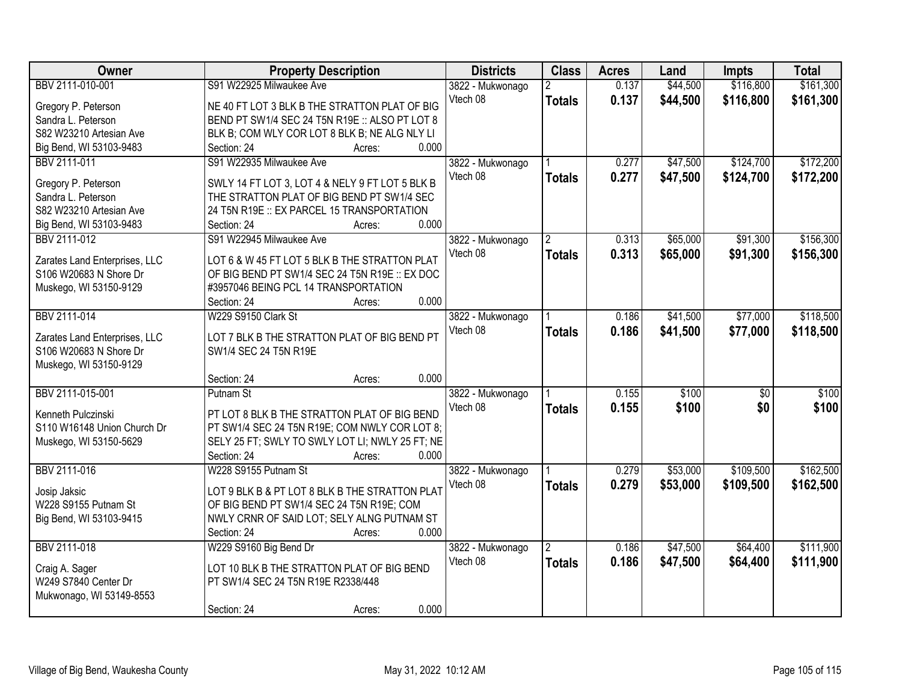| Owner | Property Description | Districts | Class | Acres | Land | Impts | Total |
|---|---|---|---|---|---|---|---|
| BBV 2111-010-001<br><br>Gregory P. Peterson<br>Sandra L. Peterson<br>S82 W23210 Artesian Ave<br>Big Bend, WI 53103-9483 | S91 W22925 Milwaukee Ave<br><br>NE 40 FT LOT 3 BLK B THE STRATTON PLAT OF BIG BEND PT SW1/4 SEC 24 T5N R19E :: ALSO PT LOT 8 BLK B; COM WLY COR LOT 8 BLK B; NE ALG NLY LI<br>Section: 24 Acres: 0.000 | 3822 - Mukwonago<br>Vtech 08 | 2<br>**Totals** | 0.137<br>**0.137** | $44,500<br>**$44,500** | $116,800<br>**$116,800** | $161,300<br>**$161,300** |
| BBV 2111-011<br><br>Gregory P. Peterson<br>Sandra L. Peterson<br>S82 W23210 Artesian Ave<br>Big Bend, WI 53103-9483 | S91 W22935 Milwaukee Ave<br><br>SWLY 14 FT LOT 3, LOT 4 & NELY 9 FT LOT 5 BLK B THE STRATTON PLAT OF BIG BEND PT SW1/4 SEC 24 T5N R19E :: EX PARCEL 15 TRANSPORTATION<br>Section: 24 Acres: 0.000 | 3822 - Mukwonago<br>Vtech 08 | 1<br>**Totals** | 0.277<br>**0.277** | $47,500<br>**$47,500** | $124,700<br>**$124,700** | $172,200<br>**$172,200** |
| BBV 2111-012<br><br>Zarates Land Enterprises, LLC<br>S106 W20683 N Shore Dr<br>Muskego, WI 53150-9129 | S91 W22945 Milwaukee Ave<br><br>LOT 6 & W 45 FT LOT 5 BLK B THE STRATTON PLAT OF BIG BEND PT SW1/4 SEC 24 T5N R19E :: EX DOC #3957046 BEING PCL 14 TRANSPORTATION<br>Section: 24 Acres: 0.000 | 3822 - Mukwonago<br>Vtech 08 | 2<br>**Totals** | 0.313<br>**0.313** | $65,000<br>**$65,000** | $91,300<br>**$91,300** | $156,300<br>**$156,300** |
| BBV 2111-014<br><br>Zarates Land Enterprises, LLC<br>S106 W20683 N Shore Dr<br>Muskego, WI 53150-9129 | W229 S9150 Clark St<br><br>LOT 7 BLK B THE STRATTON PLAT OF BIG BEND PT SW1/4 SEC 24 T5N R19E<br><br>Section: 24 Acres: 0.000 | 3822 - Mukwonago<br>Vtech 08 | 1<br>**Totals** | 0.186<br>**0.186** | $41,500<br>**$41,500** | $77,000<br>**$77,000** | $118,500<br>**$118,500** |
| BBV 2111-015-001<br><br>Kenneth Pulczinski<br>S110 W16148 Union Church Dr<br>Muskego, WI 53150-5629 | Putnam St<br><br>PT LOT 8 BLK B THE STRATTON PLAT OF BIG BEND PT SW1/4 SEC 24 T5N R19E; COM NWLY COR LOT 8; SELY 25 FT; SWLY TO SWLY LOT LI; NWLY 25 FT; NE<br>Section: 24 Acres: 0.000 | 3822 - Mukwonago<br>Vtech 08 | 1<br>**Totals** | 0.155<br>**0.155** | $100<br>**$100** | $0<br>**$0** | $100<br>**$100** |
| BBV 2111-016<br><br>Josip Jaksic<br>W228 S9155 Putnam St<br>Big Bend, WI 53103-9415 | W228 S9155 Putnam St<br><br>LOT 9 BLK B & PT LOT 8 BLK B THE STRATTON PLAT OF BIG BEND PT SW1/4 SEC 24 T5N R19E; COM NWLY CRNR OF SAID LOT; SELY ALNG PUTNAM ST<br>Section: 24 Acres: 0.000 | 3822 - Mukwonago<br>Vtech 08 | 1<br>**Totals** | 0.279<br>**0.279** | $53,000<br>**$53,000** | $109,500<br>**$109,500** | $162,500<br>**$162,500** |
| BBV 2111-018<br><br>Craig A. Sager<br>W249 S7840 Center Dr<br>Mukwonago, WI 53149-8553 | W229 S9160 Big Bend Dr<br><br>LOT 10 BLK B THE STRATTON PLAT OF BIG BEND PT SW1/4 SEC 24 T5N R19E R2338/448<br><br>Section: 24 Acres: 0.000 | 3822 - Mukwonago<br>Vtech 08 | 2<br>**Totals** | 0.186<br>**0.186** | $47,500<br>**$47,500** | $64,400<br>**$64,400** | $111,900<br>**$111,900** |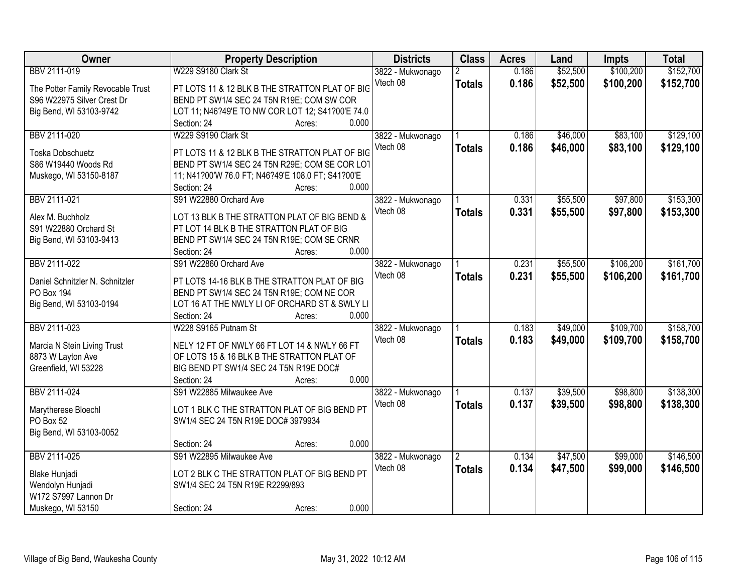| Owner | Property Description | Districts | Class | Acres | Land | Impts | Total |
|---|---|---|---|---|---|---|---|
| BBV 2111-019<br>The Potter Family Revocable Trust<br>S96 W22975 Silver Crest Dr<br>Big Bend, WI 53103-9742 | W229 S9180 Clark St<br>PT LOTS 11 & 12 BLK B THE STRATTON PLAT OF BIG BEND PT SW1/4 SEC 24 T5N R19E; COM SW COR LOT 11; N46?49'E TO NW COR LOT 12; S41?00'E 74.0<br>Section: 24 Acres: 0.000 | 3822 - Mukwonago<br>Vtech 08 | 2<br>**Totals** | 0.186<br>**0.186** | $52,500<br>**$52,500** | $100,200<br>**$100,200** | $152,700<br>**$152,700** |
| BBV 2111-020<br>Toska Dobschuetz<br>S86 W19440 Woods Rd<br>Muskego, WI 53150-8187 | W229 S9190 Clark St<br>PT LOTS 11 & 12 BLK B THE STRATTON PLAT OF BIG BEND PT SW1/4 SEC 24 T5N R29E; COM SE COR LOT 11; N41?00'W 76.0 FT; N46?49'E 108.0 FT; S41?00'E<br>Section: 24 Acres: 0.000 | 3822 - Mukwonago<br>Vtech 08 | 1<br>**Totals** | 0.186<br>**0.186** | $46,000<br>**$46,000** | $83,100<br>**$83,100** | $129,100<br>**$129,100** |
| BBV 2111-021<br>Alex M. Buchholz<br>S91 W22880 Orchard St<br>Big Bend, WI 53103-9413 | S91 W22880 Orchard Ave<br>LOT 13 BLK B THE STRATTON PLAT OF BIG BEND & PT LOT 14 BLK B THE STRATTON PLAT OF BIG BEND PT SW1/4 SEC 24 T5N R19E; COM SE CRNR<br>Section: 24 Acres: 0.000 | 3822 - Mukwonago<br>Vtech 08 | 1<br>**Totals** | 0.331<br>**0.331** | $55,500<br>**$55,500** | $97,800<br>**$97,800** | $153,300<br>**$153,300** |
| BBV 2111-022<br>Daniel Schnitzler N. Schnitzler<br>PO Box 194<br>Big Bend, WI 53103-0194 | S91 W22860 Orchard Ave<br>PT LOTS 14-16 BLK B THE STRATTON PLAT OF BIG BEND PT SW1/4 SEC 24 T5N R19E; COM NE COR LOT 16 AT THE NWLY LI OF ORCHARD ST & SWLY LI<br>Section: 24 Acres: 0.000 | 3822 - Mukwonago<br>Vtech 08 | 1<br>**Totals** | 0.231<br>**0.231** | $55,500<br>**$55,500** | $106,200<br>**$106,200** | $161,700<br>**$161,700** |
| BBV 2111-023<br>Marcia N Stein Living Trust<br>8873 W Layton Ave<br>Greenfield, WI 53228 | W228 S9165 Putnam St<br>NELY 12 FT OF NWLY 66 FT LOT 14 & NWLY 66 FT OF LOTS 15 & 16 BLK B THE STRATTON PLAT OF BIG BEND PT SW1/4 SEC 24 T5N R19E DOC#<br>Section: 24 Acres: 0.000 | 3822 - Mukwonago<br>Vtech 08 | 1<br>**Totals** | 0.183<br>**0.183** | $49,000<br>**$49,000** | $109,700<br>**$109,700** | $158,700<br>**$158,700** |
| BBV 2111-024<br>Marytherese Bloechl<br>PO Box 52<br>Big Bend, WI 53103-0052 | S91 W22885 Milwaukee Ave<br>LOT 1 BLK C THE STRATTON PLAT OF BIG BEND PT SW1/4 SEC 24 T5N R19E DOC# 3979934<br>Section: 24 Acres: 0.000 | 3822 - Mukwonago<br>Vtech 08 | 1<br>**Totals** | 0.137<br>**0.137** | $39,500<br>**$39,500** | $98,800<br>**$98,800** | $138,300<br>**$138,300** |
| BBV 2111-025<br>Blake Hunjadi<br>Wendolyn Hunjadi<br>W172 S7997 Lannon Dr<br>Muskego, WI 53150 | S91 W22895 Milwaukee Ave<br>LOT 2 BLK C THE STRATTON PLAT OF BIG BEND PT SW1/4 SEC 24 T5N R19E R2299/893<br>Section: 24 Acres: 0.000 | 3822 - Mukwonago<br>Vtech 08 | 2<br>**Totals** | 0.134<br>**0.134** | $47,500<br>**$47,500** | $99,000<br>**$99,000** | $146,500<br>**$146,500** |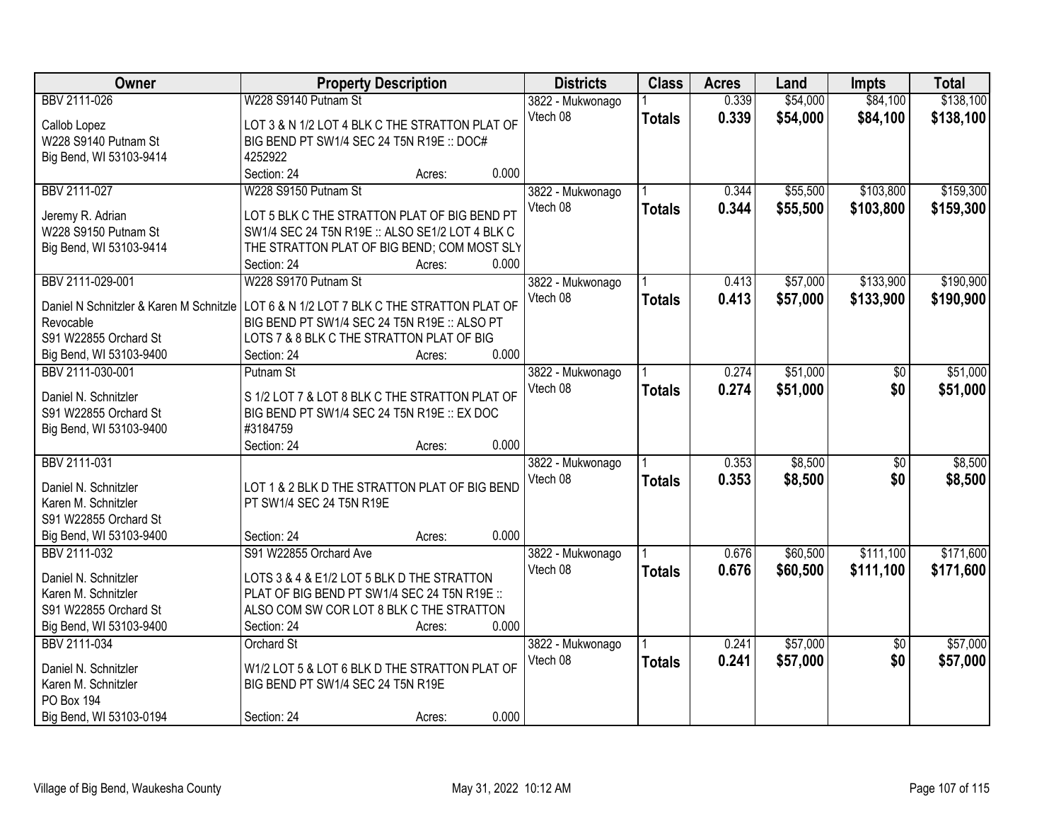| Owner | Property Description | Districts | Class | Acres | Land | Impts | Total |
|---|---|---|---|---|---|---|---|
| BBV 2111-026<br>Callob Lopez<br>W228 S9140 Putnam St<br>Big Bend, WI 53103-9414 | W228 S9140 Putnam St<br>LOT 3 & N 1/2 LOT 4 BLK C THE STRATTON PLAT OF BIG BEND PT SW1/4 SEC 24 T5N R19E :: DOC# 4252922<br>Section: 24 Acres: 0.000 | 3822 - Mukwonago<br>Vtech 08 | 1<br>**Totals** | 0.339<br>**0.339** | $54,000<br>**$54,000** | $84,100<br>**$84,100** | $138,100<br>**$138,100** |
| BBV 2111-027<br>Jeremy R. Adrian<br>W228 S9150 Putnam St<br>Big Bend, WI 53103-9414 | W228 S9150 Putnam St<br>LOT 5 BLK C THE STRATTON PLAT OF BIG BEND PT SW1/4 SEC 24 T5N R19E :: ALSO SE1/2 LOT 4 BLK C THE STRATTON PLAT OF BIG BEND; COM MOST SLY<br>Section: 24 Acres: 0.000 | 3822 - Mukwonago<br>Vtech 08 | 1<br>**Totals** | 0.344<br>**0.344** | $55,500<br>**$55,500** | $103,800<br>**$103,800** | $159,300<br>**$159,300** |
| BBV 2111-029-001<br>Daniel N Schnitzler & Karen M Schnitzle Revocable<br>S91 W22855 Orchard St<br>Big Bend, WI 53103-9400 | W228 S9170 Putnam St<br>LOT 6 & N 1/2 LOT 7 BLK C THE STRATTON PLAT OF BIG BEND PT SW1/4 SEC 24 T5N R19E :: ALSO PT LOTS 7 & 8 BLK C THE STRATTON PLAT OF BIG<br>Section: 24 Acres: 0.000 | 3822 - Mukwonago<br>Vtech 08 | 1<br>**Totals** | 0.413<br>**0.413** | $57,000<br>**$57,000** | $133,900<br>**$133,900** | $190,900<br>**$190,900** |
| BBV 2111-030-001<br>Daniel N. Schnitzler<br>S91 W22855 Orchard St<br>Big Bend, WI 53103-9400 | Putnam St<br>S 1/2 LOT 7 & LOT 8 BLK C THE STRATTON PLAT OF BIG BEND PT SW1/4 SEC 24 T5N R19E :: EX DOC #3184759<br>Section: 24 Acres: 0.000 | 3822 - Mukwonago<br>Vtech 08 | 1<br>**Totals** | 0.274<br>**0.274** | $51,000<br>**$51,000** | $0<br>**$0** | $51,000<br>**$51,000** |
| BBV 2111-031<br>Daniel N. Schnitzler<br>Karen M. Schnitzler<br>S91 W22855 Orchard St<br>Big Bend, WI 53103-9400 | LOT 1 & 2 BLK D THE STRATTON PLAT OF BIG BEND PT SW1/4 SEC 24 T5N R19E<br>Section: 24 Acres: 0.000 | 3822 - Mukwonago<br>Vtech 08 | 1<br>**Totals** | 0.353<br>**0.353** | $8,500<br>**$8,500** | $0<br>**$0** | $8,500<br>**$8,500** |
| BBV 2111-032<br>Daniel N. Schnitzler<br>Karen M. Schnitzler<br>S91 W22855 Orchard St<br>Big Bend, WI 53103-9400 | S91 W22855 Orchard Ave<br>LOTS 3 & 4 & E1/2 LOT 5 BLK D THE STRATTON PLAT OF BIG BEND PT SW1/4 SEC 24 T5N R19E :: ALSO COM SW COR LOT 8 BLK C THE STRATTON<br>Section: 24 Acres: 0.000 | 3822 - Mukwonago<br>Vtech 08 | 1<br>**Totals** | 0.676<br>**0.676** | $60,500<br>**$60,500** | $111,100<br>**$111,100** | $171,600<br>**$171,600** |
| BBV 2111-034<br>Daniel N. Schnitzler<br>Karen M. Schnitzler<br>PO Box 194<br>Big Bend, WI 53103-0194 | Orchard St<br>W1/2 LOT 5 & LOT 6 BLK D THE STRATTON PLAT OF BIG BEND PT SW1/4 SEC 24 T5N R19E<br>Section: 24 Acres: 0.000 | 3822 - Mukwonago<br>Vtech 08 | 1<br>**Totals** | 0.241<br>**0.241** | $57,000<br>**$57,000** | $0<br>**$0** | $57,000<br>**$57,000** |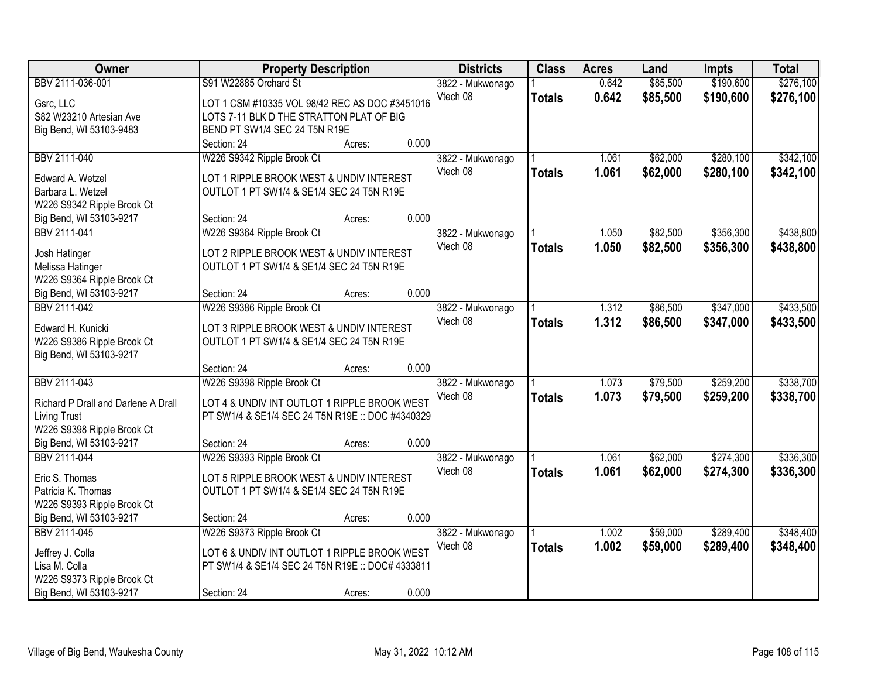| Owner | Property Description | Districts | Class | Acres | Land | Impts | Total |
|---|---|---|---|---|---|---|---|
| BBV 2111-036-001<br>Gsrc, LLC<br>S82 W23210 Artesian Ave<br>Big Bend, WI 53103-9483 | S91 W22885 Orchard St<br>LOT 1 CSM #10335 VOL 98/42 REC AS DOC #3451016 LOTS 7-11 BLK D THE STRATTON PLAT OF BIG BEND PT SW1/4 SEC 24 T5N R19E<br>Section: 24 Acres: 0.000 | 3822 - Mukwonago<br>Vtech 08 | 1<br>**Totals** | 0.642<br>**0.642** | \$85,500<br>**\$85,500** | \$190,600<br>**\$190,600** | \$276,100<br>**\$276,100** |
| BBV 2111-040<br>Edward A. Wetzel<br>Barbara L. Wetzel<br>W226 S9342 Ripple Brook Ct<br>Big Bend, WI 53103-9217 | W226 S9342 Ripple Brook Ct<br>LOT 1 RIPPLE BROOK WEST & UNDIV INTEREST OUTLOT 1 PT SW1/4 & SE1/4 SEC 24 T5N R19E<br>Section: 24 Acres: 0.000 | 3822 - Mukwonago<br>Vtech 08 | 1<br>**Totals** | 1.061<br>**1.061** | \$62,000<br>**\$62,000** | \$280,100<br>**\$280,100** | \$342,100<br>**\$342,100** |
| BBV 2111-041<br>Josh Hatinger<br>Melissa Hatinger<br>W226 S9364 Ripple Brook Ct<br>Big Bend, WI 53103-9217 | W226 S9364 Ripple Brook Ct<br>LOT 2 RIPPLE BROOK WEST & UNDIV INTEREST OUTLOT 1 PT SW1/4 & SE1/4 SEC 24 T5N R19E<br>Section: 24 Acres: 0.000 | 3822 - Mukwonago<br>Vtech 08 | 1<br>**Totals** | 1.050<br>**1.050** | \$82,500<br>**\$82,500** | \$356,300<br>**\$356,300** | \$438,800<br>**\$438,800** |
| BBV 2111-042<br>Edward H. Kunicki<br>W226 S9386 Ripple Brook Ct<br>Big Bend, WI 53103-9217 | W226 S9386 Ripple Brook Ct<br>LOT 3 RIPPLE BROOK WEST & UNDIV INTEREST OUTLOT 1 PT SW1/4 & SE1/4 SEC 24 T5N R19E<br>Section: 24 Acres: 0.000 | 3822 - Mukwonago<br>Vtech 08 | 1<br>**Totals** | 1.312<br>**1.312** | \$86,500<br>**\$86,500** | \$347,000<br>**\$347,000** | \$433,500<br>**\$433,500** |
| BBV 2111-043<br>Richard P Drall and Darlene A Drall Living Trust<br>W226 S9398 Ripple Brook Ct<br>Big Bend, WI 53103-9217 | W226 S9398 Ripple Brook Ct<br>LOT 4 & UNDIV INT OUTLOT 1 RIPPLE BROOK WEST PT SW1/4 & SE1/4 SEC 24 T5N R19E :: DOC #4340329<br>Section: 24 Acres: 0.000 | 3822 - Mukwonago<br>Vtech 08 | 1<br>**Totals** | 1.073<br>**1.073** | \$79,500<br>**\$79,500** | \$259,200<br>**\$259,200** | \$338,700<br>**\$338,700** |
| BBV 2111-044<br>Eric S. Thomas<br>Patricia K. Thomas<br>W226 S9393 Ripple Brook Ct<br>Big Bend, WI 53103-9217 | W226 S9393 Ripple Brook Ct<br>LOT 5 RIPPLE BROOK WEST & UNDIV INTEREST OUTLOT 1 PT SW1/4 & SE1/4 SEC 24 T5N R19E<br>Section: 24 Acres: 0.000 | 3822 - Mukwonago<br>Vtech 08 | 1<br>**Totals** | 1.061<br>**1.061** | \$62,000<br>**\$62,000** | \$274,300<br>**\$274,300** | \$336,300<br>**\$336,300** |
| BBV 2111-045<br>Jeffrey J. Colla<br>Lisa M. Colla<br>W226 S9373 Ripple Brook Ct<br>Big Bend, WI 53103-9217 | W226 S9373 Ripple Brook Ct<br>LOT 6 & UNDIV INT OUTLOT 1 RIPPLE BROOK WEST PT SW1/4 & SE1/4 SEC 24 T5N R19E :: DOC# 4333811<br>Section: 24 Acres: 0.000 | 3822 - Mukwonago<br>Vtech 08 | 1<br>**Totals** | 1.002<br>**1.002** | \$59,000<br>**\$59,000** | \$289,400<br>**\$289,400** | \$348,400<br>**\$348,400** |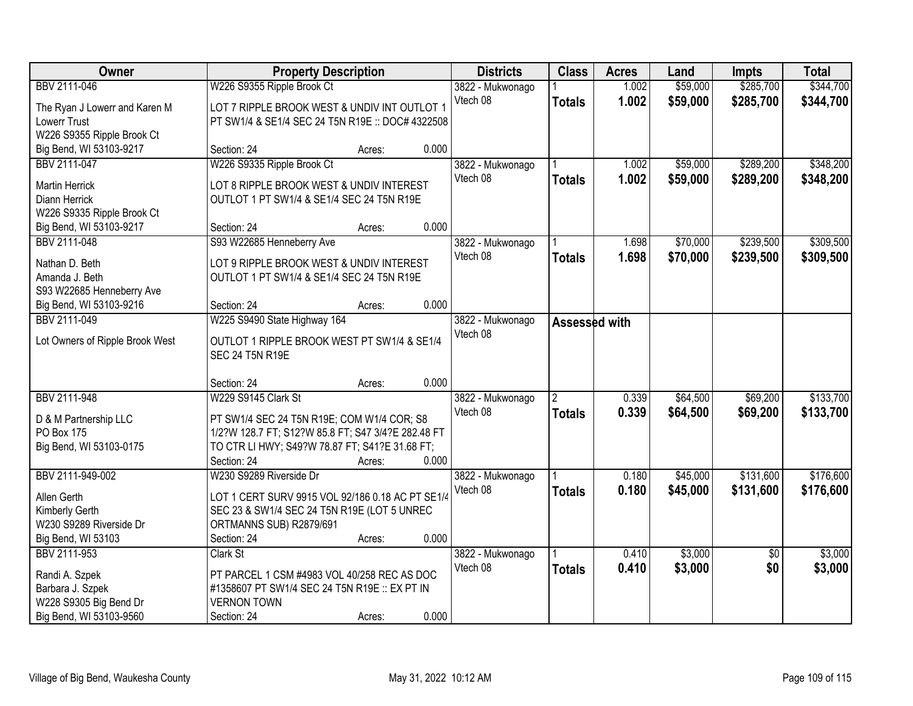| Owner | Property Description | Districts | Class | Acres | Land | Impts | Total |
|---|---|---|---|---|---|---|---|
| BBV 2111-046<br>The Ryan J Lowerr and Karen M Lowerr Trust<br>W226 S9355 Ripple Brook Ct<br>Big Bend, WI 53103-9217 | W226 S9355 Ripple Brook Ct<br>LOT 7 RIPPLE BROOK WEST & UNDIV INT OUTLOT 1 PT SW1/4 & SE1/4 SEC 24 T5N R19E :: DOC# 4322508<br>Section: 24 Acres: 0.000 | 3822 - Mukwonago<br>Vtech 08 | 1<br>**Totals** | 1.002<br>**1.002** | $59,000<br>**$59,000** | $285,700<br>**$285,700** | $344,700<br>**$344,700** |
| BBV 2111-047<br>Martin Herrick<br>Diann Herrick<br>W226 S9335 Ripple Brook Ct<br>Big Bend, WI 53103-9217 | W226 S9335 Ripple Brook Ct<br>LOT 8 RIPPLE BROOK WEST & UNDIV INTEREST OUTLOT 1 PT SW1/4 & SE1/4 SEC 24 T5N R19E<br>Section: 24 Acres: 0.000 | 3822 - Mukwonago<br>Vtech 08 | 1<br>**Totals** | 1.002<br>**1.002** | $59,000<br>**$59,000** | $289,200<br>**$289,200** | $348,200<br>**$348,200** |
| BBV 2111-048<br>Nathan D. Beth<br>Amanda J. Beth<br>S93 W22685 Henneberry Ave<br>Big Bend, WI 53103-9216 | S93 W22685 Henneberry Ave<br>LOT 9 RIPPLE BROOK WEST & UNDIV INTEREST OUTLOT 1 PT SW1/4 & SE1/4 SEC 24 T5N R19E<br>Section: 24 Acres: 0.000 | 3822 - Mukwonago<br>Vtech 08 | 1<br>**Totals** | 1.698<br>**1.698** | $70,000<br>**$70,000** | $239,500<br>**$239,500** | $309,500<br>**$309,500** |
| BBV 2111-049<br>Lot Owners of Ripple Brook West | W225 S9490 State Highway 164<br>OUTLOT 1 RIPPLE BROOK WEST PT SW1/4 & SE1/4 SEC 24 T5N R19E<br>Section: 24 Acres: 0.000 | 3822 - Mukwonago<br>Vtech 08 | **Assessed with** | | | | |
| BBV 2111-948<br>D & M Partnership LLC<br>PO Box 175<br>Big Bend, WI 53103-0175 | W229 S9145 Clark St<br>PT SW1/4 SEC 24 T5N R19E; COM W1/4 COR; S8 1/2?W 128.7 FT; S12?W 85.8 FT; S47 3/4?E 282.48 FT TO CTR LI HWY; S49?W 78.87 FT; S41?E 31.68 FT;<br>Section: 24 Acres: 0.000 | 3822 - Mukwonago<br>Vtech 08 | 2<br>**Totals** | 0.339<br>**0.339** | $64,500<br>**$64,500** | $69,200<br>**$69,200** | $133,700<br>**$133,700** |
| BBV 2111-949-002<br>Allen Gerth<br>Kimberly Gerth<br>W230 S9289 Riverside Dr<br>Big Bend, WI 53103 | W230 S9289 Riverside Dr<br>LOT 1 CERT SURV 9915 VOL 92/186 0.18 AC PT SE1/4 SEC 23 & SW1/4 SEC 24 T5N R19E (LOT 5 UNREC ORTMANNS SUB) R2879/691<br>Section: 24 Acres: 0.000 | 3822 - Mukwonago<br>Vtech 08 | 1<br>**Totals** | 0.180<br>**0.180** | $45,000<br>**$45,000** | $131,600<br>**$131,600** | $176,600<br>**$176,600** |
| BBV 2111-953<br>Randi A. Szpek<br>Barbara J. Szpek<br>W228 S9305 Big Bend Dr<br>Big Bend, WI 53103-9560 | Clark St<br>PT PARCEL 1 CSM #4983 VOL 40/258 REC AS DOC #1358607 PT SW1/4 SEC 24 T5N R19E :: EX PT IN VERNON TOWN<br>Section: 24 Acres: 0.000 | 3822 - Mukwonago<br>Vtech 08 | 1<br>**Totals** | 0.410<br>**0.410** | $3,000<br>**$3,000** | $0<br>**$0** | $3,000<br>**$3,000** |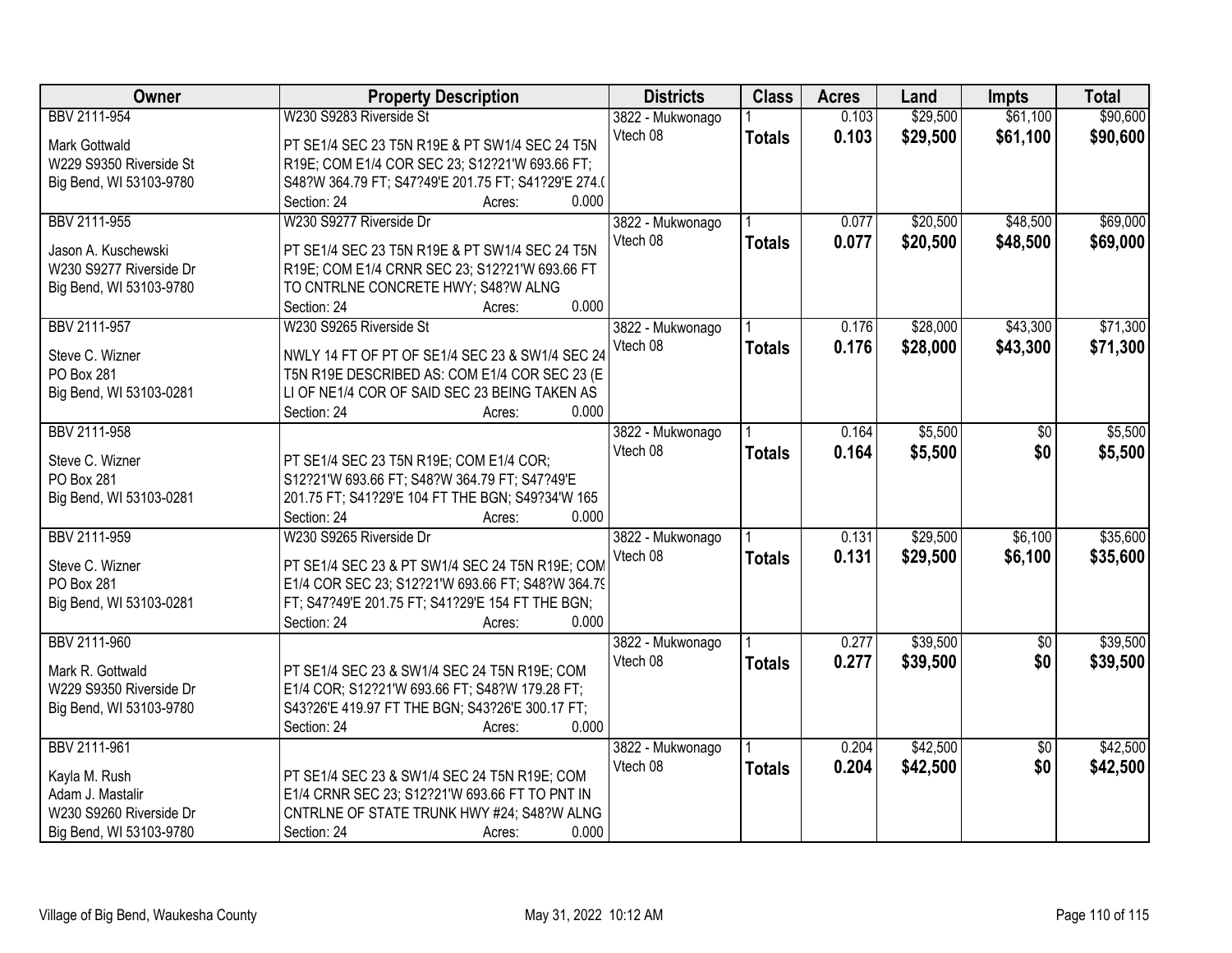| Owner | Property Description | Districts | Class | Acres | Land | Impts | Total |
|---|---|---|---|---|---|---|---|
| BBV 2111-954<br>Mark Gottwald<br>W229 S9350 Riverside St<br>Big Bend, WI 53103-9780 | W230 S9283 Riverside St<br>PT SE1/4 SEC 23 T5N R19E & PT SW1/4 SEC 24 T5N R19E; COM E1/4 COR SEC 23; S12?21'W 693.66 FT; S48?W 364.79 FT; S47?49'E 201.75 FT; S41?29'E 274.(<br>Section: 24 Acres: 0.000 | 3822 - Mukwonago<br>Vtech 08 | 1<br>**Totals** | 0.103<br>**0.103** | $29,500<br>**$29,500** | $61,100<br>**$61,100** | $90,600<br>**$90,600** |
| BBV 2111-955<br>Jason A. Kuschewski<br>W230 S9277 Riverside Dr<br>Big Bend, WI 53103-9780 | W230 S9277 Riverside Dr<br>PT SE1/4 SEC 23 T5N R19E & PT SW1/4 SEC 24 T5N R19E; COM E1/4 CRNR SEC 23; S12?21'W 693.66 FT TO CNTRLNE CONCRETE HWY; S48?W ALNG<br>Section: 24 Acres: 0.000 | 3822 - Mukwonago<br>Vtech 08 | 1<br>**Totals** | 0.077<br>**0.077** | $20,500<br>**$20,500** | $48,500<br>**$48,500** | $69,000<br>**$69,000** |
| BBV 2111-957<br>Steve C. Wizner<br>PO Box 281<br>Big Bend, WI 53103-0281 | W230 S9265 Riverside St<br>NWLY 14 FT OF PT OF SE1/4 SEC 23 & SW1/4 SEC 24 T5N R19E DESCRIBED AS: COM E1/4 COR SEC 23 (E LI OF NE1/4 COR OF SAID SEC 23 BEING TAKEN AS<br>Section: 24 Acres: 0.000 | 3822 - Mukwonago<br>Vtech 08 | 1<br>**Totals** | 0.176<br>**0.176** | $28,000<br>**$28,000** | $43,300<br>**$43,300** | $71,300<br>**$71,300** |
| BBV 2111-958<br>Steve C. Wizner<br>PO Box 281<br>Big Bend, WI 53103-0281 | PT SE1/4 SEC 23 T5N R19E; COM E1/4 COR; S12?21'W 693.66 FT; S48?W 364.79 FT; S47?49'E 201.75 FT; S41?29'E 104 FT THE BGN; S49?34'W 165<br>Section: 24 Acres: 0.000 | 3822 - Mukwonago<br>Vtech 08 | 1<br>**Totals** | 0.164<br>**0.164** | $5,500<br>**$5,500** | $0<br>**$0** | $5,500<br>**$5,500** |
| BBV 2111-959<br>Steve C. Wizner<br>PO Box 281<br>Big Bend, WI 53103-0281 | W230 S9265 Riverside Dr<br>PT SE1/4 SEC 23 & PT SW1/4 SEC 24 T5N R19E; COM E1/4 COR SEC 23; S12?21'W 693.66 FT; S48?W 364.79 FT; S47?49'E 201.75 FT; S41?29'E 154 FT THE BGN;<br>Section: 24 Acres: 0.000 | 3822 - Mukwonago<br>Vtech 08 | 1<br>**Totals** | 0.131<br>**0.131** | $29,500<br>**$29,500** | $6,100<br>**$6,100** | $35,600<br>**$35,600** |
| BBV 2111-960<br>Mark R. Gottwald<br>W229 S9350 Riverside Dr<br>Big Bend, WI 53103-9780 | PT SE1/4 SEC 23 & SW1/4 SEC 24 T5N R19E; COM E1/4 COR; S12?21'W 693.66 FT; S48?W 179.28 FT; S43?26'E 419.97 FT THE BGN; S43?26'E 300.17 FT;<br>Section: 24 Acres: 0.000 | 3822 - Mukwonago<br>Vtech 08 | 1<br>**Totals** | 0.277<br>**0.277** | $39,500<br>**$39,500** | $0<br>**$0** | $39,500<br>**$39,500** |
| BBV 2111-961<br>Kayla M. Rush<br>Adam J. Mastalir<br>W230 S9260 Riverside Dr<br>Big Bend, WI 53103-9780 | PT SE1/4 SEC 23 & SW1/4 SEC 24 T5N R19E; COM E1/4 CRNR SEC 23; S12?21'W 693.66 FT TO PNT IN CNTRLNE OF STATE TRUNK HWY #24; S48?W ALNG<br>Section: 24 Acres: 0.000 | 3822 - Mukwonago<br>Vtech 08 | 1<br>**Totals** | 0.204<br>**0.204** | $42,500<br>**$42,500** | $0<br>**$0** | $42,500<br>**$42,500** |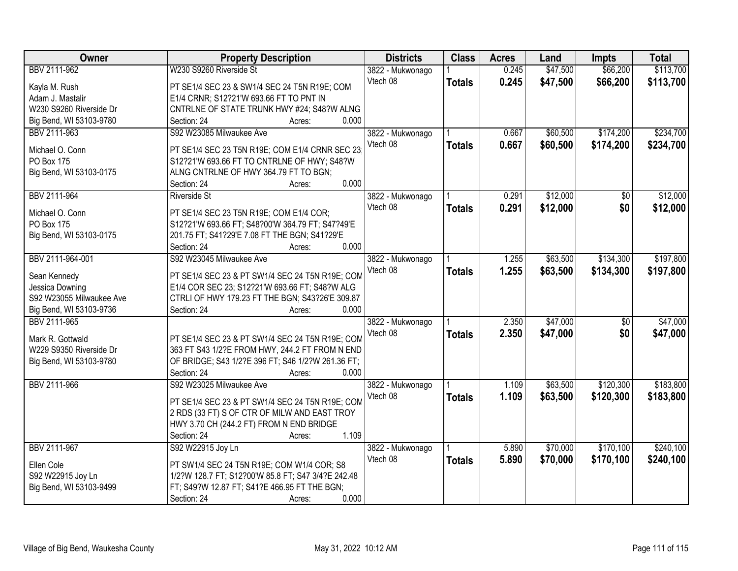| Owner | Property Description | Districts | Class | Acres | Land | Impts | Total |
|---|---|---|---|---|---|---|---|
| BBV 2111-962<br>Kayla M. Rush<br>Adam J. Mastalir<br>W230 S9260 Riverside Dr<br>Big Bend, WI 53103-9780 | W230 S9260 Riverside St<br>PT SE1/4 SEC 23 & SW1/4 SEC 24 T5N R19E; COM E1/4 CRNR; S12?21'W 693.66 FT TO PNT IN CNTRLNE OF STATE TRUNK HWY #24; S48?W ALNG<br>Section: 24 Acres: 0.000 | 3822 - Mukwonago<br>Vtech 08 | 1<br>**Totals** | 0.245<br>**0.245** | $47,500<br>**$47,500** | $66,200<br>**$66,200** | $113,700<br>**$113,700** |
| BBV 2111-963<br>Michael O. Conn<br>PO Box 175<br>Big Bend, WI 53103-0175 | S92 W23085 Milwaukee Ave<br>PT SE1/4 SEC 23 T5N R19E; COM E1/4 CRNR SEC 23; S12?21'W 693.66 FT TO CNTRLNE OF HWY; S48?W ALNG CNTRLNE OF HWY 364.79 FT TO BGN;<br>Section: 24 Acres: 0.000 | 3822 - Mukwonago<br>Vtech 08 | 1<br>**Totals** | 0.667<br>**0.667** | $60,500<br>**$60,500** | $174,200<br>**$174,200** | $234,700<br>**$234,700** |
| BBV 2111-964<br>Michael O. Conn<br>PO Box 175<br>Big Bend, WI 53103-0175 | Riverside St<br>PT SE1/4 SEC 23 T5N R19E; COM E1/4 COR; S12?21'W 693.66 FT; S48?00'W 364.79 FT; S47?49'E 201.75 FT; S41?29'E 7.08 FT THE BGN; S41?29'E<br>Section: 24 Acres: 0.000 | 3822 - Mukwonago<br>Vtech 08 | 1<br>**Totals** | 0.291<br>**0.291** | $12,000<br>**$12,000** | $0<br>**$0** | $12,000<br>**$12,000** |
| BBV 2111-964-001<br>Sean Kennedy<br>Jessica Downing<br>S92 W23055 Milwaukee Ave<br>Big Bend, WI 53103-9736 | S92 W23045 Milwaukee Ave<br>PT SE1/4 SEC 23 & PT SW1/4 SEC 24 T5N R19E; COM E1/4 COR SEC 23; S12?21'W 693.66 FT; S48?W ALG CTRLI OF HWY 179.23 FT THE BGN; S43?26'E 309.87<br>Section: 24 Acres: 0.000 | 3822 - Mukwonago<br>Vtech 08 | 1<br>**Totals** | 1.255<br>**1.255** | $63,500<br>**$63,500** | $134,300<br>**$134,300** | $197,800<br>**$197,800** |
| BBV 2111-965<br>Mark R. Gottwald<br>W229 S9350 Riverside Dr<br>Big Bend, WI 53103-9780 | PT SE1/4 SEC 23 & PT SW1/4 SEC 24 T5N R19E; COM 363 FT S43 1/2?E FROM HWY, 244.2 FT FROM N END OF BRIDGE; S43 1/2?E 396 FT; S46 1/2?W 261.36 FT;<br>Section: 24 Acres: 0.000 | 3822 - Mukwonago<br>Vtech 08 | 1<br>**Totals** | 2.350<br>**2.350** | $47,000<br>**$47,000** | $0<br>**$0** | $47,000<br>**$47,000** |
| BBV 2111-966 | S92 W23025 Milwaukee Ave<br>PT SE1/4 SEC 23 & PT SW1/4 SEC 24 T5N R19E; COM 2 RDS (33 FT) S OF CTR OF MILW AND EAST TROY HWY 3.70 CH (244.2 FT) FROM N END BRIDGE<br>Section: 24 Acres: 1.109 | 3822 - Mukwonago<br>Vtech 08 | 1<br>**Totals** | 1.109<br>**1.109** | $63,500<br>**$63,500** | $120,300<br>**$120,300** | $183,800<br>**$183,800** |
| BBV 2111-967<br>Ellen Cole<br>S92 W22915 Joy Ln<br>Big Bend, WI 53103-9499 | S92 W22915 Joy Ln<br>PT SW1/4 SEC 24 T5N R19E; COM W1/4 COR; S8 1/2?W 128.7 FT; S12?00'W 85.8 FT; S47 3/4?E 242.48 FT; S49?W 12.87 FT; S41?E 466.95 FT THE BGN;<br>Section: 24 Acres: 0.000 | 3822 - Mukwonago<br>Vtech 08 | 1<br>**Totals** | 5.890<br>**5.890** | $70,000<br>**$70,000** | $170,100<br>**$170,100** | $240,100<br>**$240,100** |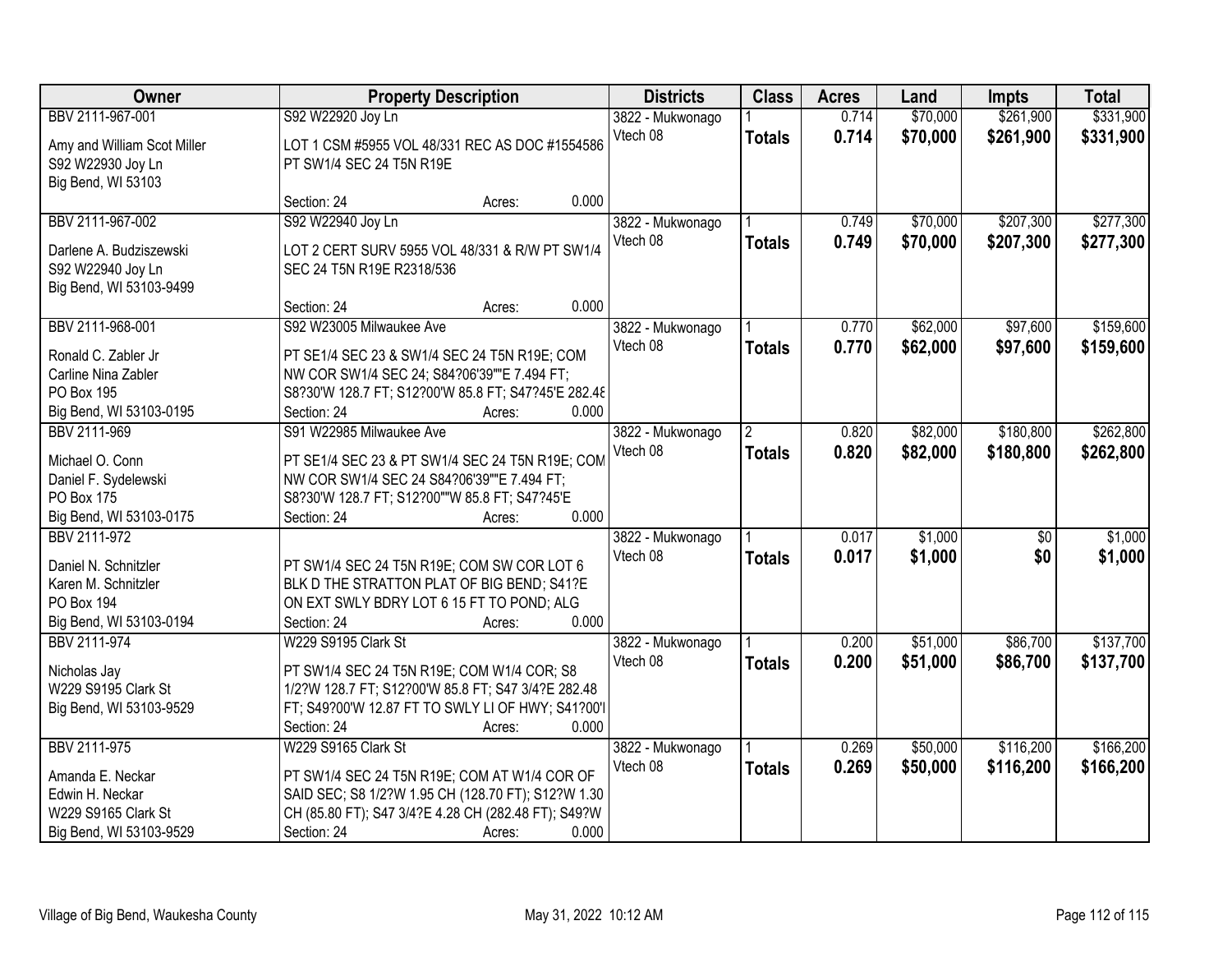| Owner | Property Description | Districts | Class | Acres | Land | Impts | Total |
|---|---|---|---|---|---|---|---|
| BBV 2111-967-001<br>Amy and William Scot Miller<br>S92 W22930 Joy Ln<br>Big Bend, WI 53103 | S92 W22920 Joy Ln<br>LOT 1 CSM #5955 VOL 48/331 REC AS DOC #1554586 PT SW1/4 SEC 24 T5N R19E<br>Section: 24 Acres: 0.000 | 3822 - Mukwonago<br>Vtech 08 | 1<br>**Totals** | 0.714<br>**0.714** | $70,000<br>**$70,000** | $261,900<br>**$261,900** | $331,900<br>**$331,900** |
| BBV 2111-967-002<br>Darlene A. Budziszewski<br>S92 W22940 Joy Ln<br>Big Bend, WI 53103-9499 | S92 W22940 Joy Ln<br>LOT 2 CERT SURV 5955 VOL 48/331 & R/W PT SW1/4 SEC 24 T5N R19E R2318/536<br>Section: 24 Acres: 0.000 | 3822 - Mukwonago<br>Vtech 08 | 1<br>**Totals** | 0.749<br>**0.749** | $70,000<br>**$70,000** | $207,300<br>**$207,300** | $277,300<br>**$277,300** |
| BBV 2111-968-001<br>Ronald C. Zabler Jr<br>Carline Nina Zabler<br>PO Box 195<br>Big Bend, WI 53103-0195 | S92 W23005 Milwaukee Ave<br>PT SE1/4 SEC 23 & SW1/4 SEC 24 T5N R19E; COM NW COR SW1/4 SEC 24; S84?06'39""E 7.494 FT; S8?30'W 128.7 FT; S12?00'W 85.8 FT; S47?45'E 282.48<br>Section: 24 Acres: 0.000 | 3822 - Mukwonago<br>Vtech 08 | 1<br>**Totals** | 0.770<br>**0.770** | $62,000<br>**$62,000** | $97,600<br>**$97,600** | $159,600<br>**$159,600** |
| BBV 2111-969<br>Michael O. Conn<br>Daniel F. Sydelewski<br>PO Box 175<br>Big Bend, WI 53103-0175 | S91 W22985 Milwaukee Ave<br>PT SE1/4 SEC 23 & PT SW1/4 SEC 24 T5N R19E; COM NW COR SW1/4 SEC 24 S84?06'39""E 7.494 FT; S8?30'W 128.7 FT; S12?00""W 85.8 FT; S47?45'E<br>Section: 24 Acres: 0.000 | 3822 - Mukwonago<br>Vtech 08 | 2<br>**Totals** | 0.820<br>**0.820** | $82,000<br>**$82,000** | $180,800<br>**$180,800** | $262,800<br>**$262,800** |
| BBV 2111-972<br>Daniel N. Schnitzler<br>Karen M. Schnitzler<br>PO Box 194<br>Big Bend, WI 53103-0194 | PT SW1/4 SEC 24 T5N R19E; COM SW COR LOT 6 BLK D THE STRATTON PLAT OF BIG BEND; S41?E ON EXT SWLY BDRY LOT 6 15 FT TO POND; ALG<br>Section: 24 Acres: 0.000 | 3822 - Mukwonago<br>Vtech 08 | 1<br>**Totals** | 0.017<br>**0.017** | $1,000<br>**$1,000** | $0<br>**$0** | $1,000<br>**$1,000** |
| BBV 2111-974<br>Nicholas Jay<br>W229 S9195 Clark St<br>Big Bend, WI 53103-9529 | W229 S9195 Clark St<br>PT SW1/4 SEC 24 T5N R19E; COM W1/4 COR; S8 1/2?W 128.7 FT; S12?00'W 85.8 FT; S47 3/4?E 282.48 FT; S49?00'W 12.87 FT TO SWLY LI OF HWY; S41?00'I<br>Section: 24 Acres: 0.000 | 3822 - Mukwonago<br>Vtech 08 | 1<br>**Totals** | 0.200<br>**0.200** | $51,000<br>**$51,000** | $86,700<br>**$86,700** | $137,700<br>**$137,700** |
| BBV 2111-975<br>Amanda E. Neckar<br>Edwin H. Neckar<br>W229 S9165 Clark St<br>Big Bend, WI 53103-9529 | W229 S9165 Clark St<br>PT SW1/4 SEC 24 T5N R19E; COM AT W1/4 COR OF SAID SEC; S8 1/2?W 1.95 CH (128.70 FT); S12?W 1.30 CH (85.80 FT); S47 3/4?E 4.28 CH (282.48 FT); S49?W<br>Section: 24 Acres: 0.000 | 3822 - Mukwonago<br>Vtech 08 | 1<br>**Totals** | 0.269<br>**0.269** | $50,000<br>**$50,000** | $116,200<br>**$116,200** | $166,200<br>**$166,200** |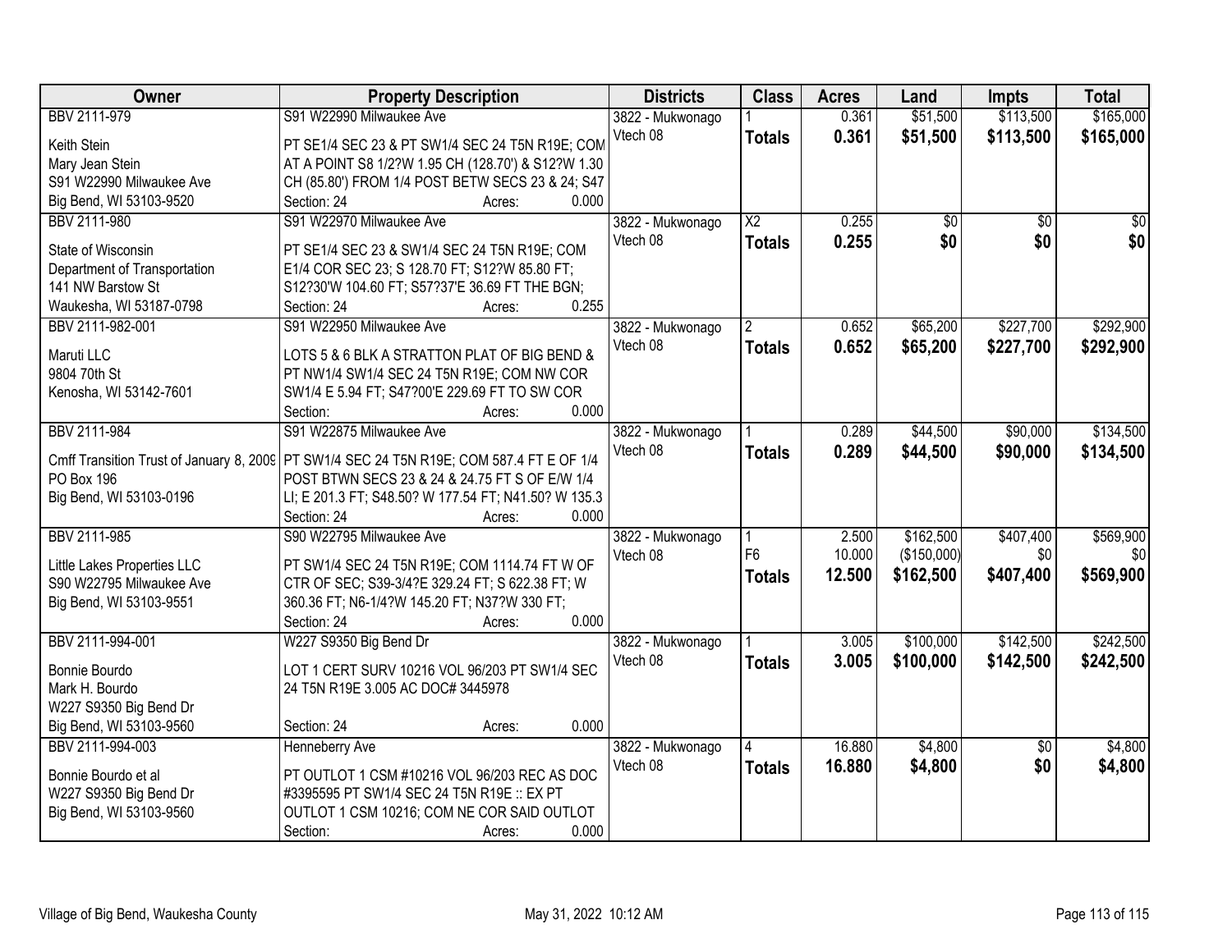| Owner | Property Description | Districts | Class | Acres | Land | Impts | Total |
|---|---|---|---|---|---|---|---|
| BBV 2111-979<br>Keith Stein<br>Mary Jean Stein<br>S91 W22990 Milwaukee Ave<br>Big Bend, WI 53103-9520 | S91 W22990 Milwaukee Ave<br>PT SE1/4 SEC 23 & PT SW1/4 SEC 24 T5N R19E; COM AT A POINT S8 1/2?W 1.95 CH (128.70') & S12?W 1.30 CH (85.80') FROM 1/4 POST BETW SECS 23 & 24; S47<br>Section: 24 Acres: 0.000 | 3822 - Mukwonago<br>Vtech 08 | 1<br>**Totals** | 0.361<br>**0.361** | $51,500<br>**$51,500** | $113,500<br>**$113,500** | $165,000<br>**$165,000** |
| BBV 2111-980<br>State of Wisconsin<br>Department of Transportation<br>141 NW Barstow St<br>Waukesha, WI 53187-0798 | S91 W22970 Milwaukee Ave<br>PT SE1/4 SEC 23 & SW1/4 SEC 24 T5N R19E; COM E1/4 COR SEC 23; S 128.70 FT; S12?W 85.80 FT; S12?30'W 104.60 FT; S57?37'E 36.69 FT THE BGN;<br>Section: 24 Acres: 0.255 | 3822 - Mukwonago<br>Vtech 08 | X2<br>**Totals** | 0.255<br>**0.255** | $0<br>**$0** | $0<br>**$0** | $0<br>**$0** |
| BBV 2111-982-001<br>Maruti LLC<br>9804 70th St<br>Kenosha, WI 53142-7601 | S91 W22950 Milwaukee Ave<br>LOTS 5 & 6 BLK A STRATTON PLAT OF BIG BEND & PT NW1/4 SW1/4 SEC 24 T5N R19E; COM NW COR SW1/4 E 5.94 FT; S47?00'E 229.69 FT TO SW COR<br>Section: Acres: 0.000 | 3822 - Mukwonago<br>Vtech 08 | 2<br>**Totals** | 0.652<br>**0.652** | $65,200<br>**$65,200** | $227,700<br>**$227,700** | $292,900<br>**$292,900** |
| BBV 2111-984<br>Cmff Transition Trust of January 8, 2009<br>PO Box 196<br>Big Bend, WI 53103-0196 | S91 W22875 Milwaukee Ave<br>PT SW1/4 SEC 24 T5N R19E; COM 587.4 FT E OF 1/4 POST BTWN SECS 23 & 24 & 24.75 FT S OF E/W 1/4 LI; E 201.3 FT; S48.50? W 177.54 FT; N41.50? W 135.3<br>Section: 24 Acres: 0.000 | 3822 - Mukwonago<br>Vtech 08 | 1<br>**Totals** | 0.289<br>**0.289** | $44,500<br>**$44,500** | $90,000<br>**$90,000** | $134,500<br>**$134,500** |
| BBV 2111-985<br>Little Lakes Properties LLC<br>S90 W22795 Milwaukee Ave<br>Big Bend, WI 53103-9551 | S90 W22795 Milwaukee Ave<br>PT SW1/4 SEC 24 T5N R19E; COM 1114.74 FT W OF CTR OF SEC; S39-3/4?E 329.24 FT; S 622.38 FT; W 360.36 FT; N6-1/4?W 145.20 FT; N37?W 330 FT;<br>Section: 24 Acres: 0.000 | 3822 - Mukwonago<br>Vtech 08 | 1<br>F6<br>**Totals** | 2.500<br>10.000<br>**12.500** | $162,500<br>($150,000)<br>**$162,500** | $407,400<br>$0<br>**$407,400** | $569,900<br>$0<br>**$569,900** |
| BBV 2111-994-001<br>Bonnie Bourdo<br>Mark H. Bourdo<br>W227 S9350 Big Bend Dr<br>Big Bend, WI 53103-9560 | W227 S9350 Big Bend Dr<br>LOT 1 CERT SURV 10216 VOL 96/203 PT SW1/4 SEC 24 T5N R19E 3.005 AC DOC# 3445978<br>Section: 24 Acres: 0.000 | 3822 - Mukwonago<br>Vtech 08 | 1<br>**Totals** | 3.005<br>**3.005** | $100,000<br>**$100,000** | $142,500<br>**$142,500** | $242,500<br>**$242,500** |
| BBV 2111-994-003<br>Bonnie Bourdo et al<br>W227 S9350 Big Bend Dr<br>Big Bend, WI 53103-9560 | Henneberry Ave<br>PT OUTLOT 1 CSM #10216 VOL 96/203 REC AS DOC #3395595 PT SW1/4 SEC 24 T5N R19E :: EX PT OUTLOT 1 CSM 10216; COM NE COR SAID OUTLOT<br>Section: Acres: 0.000 | 3822 - Mukwonago<br>Vtech 08 | 4<br>**Totals** | 16.880<br>**16.880** | $4,800<br>**$4,800** | $0<br>**$0** | $4,800<br>**$4,800** |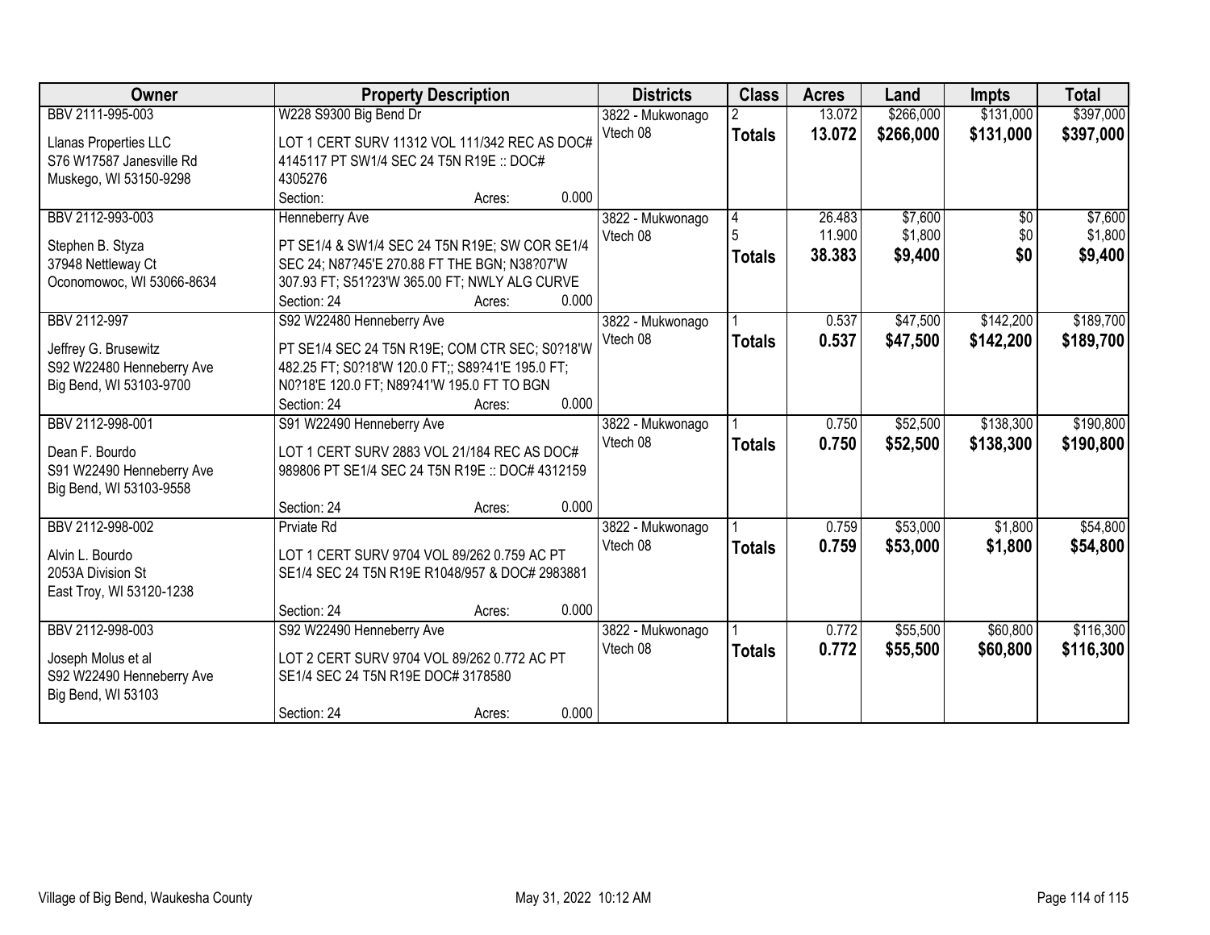| Owner | Property Description | Districts | Class | Acres | Land | Impts | Total |
|---|---|---|---|---|---|---|---|
| BBV 2111-995-003<br>Llanas Properties LLC<br>S76 W17587 Janesville Rd<br>Muskego, WI 53150-9298 | W228 S9300 Big Bend Dr<br>LOT 1 CERT SURV 11312 VOL 111/342 REC AS DOC# 4145117 PT SW1/4 SEC 24 T5N R19E :: DOC# 4305276<br>Section: Acres: 0.000 | 3822 - Mukwonago<br>Vtech 08 | 2<br>**Totals** | 13.072<br>**13.072** | $266,000<br>**$266,000** | $131,000<br>**$131,000** | $397,000<br>**$397,000** |
| BBV 2112-993-003<br>Stephen B. Styza<br>37948 Nettleway Ct<br>Oconomowoc, WI 53066-8634 | Henneberry Ave<br>PT SE1/4 & SW1/4 SEC 24 T5N R19E; SW COR SE1/4 SEC 24; N87?45'E 270.88 FT THE BGN; N38?07'W 307.93 FT; S51?23'W 365.00 FT; NWLY ALG CURVE<br>Section: 24 Acres: 0.000 | 3822 - Mukwonago<br>Vtech 08 | 4<br>5<br>**Totals** | 26.483<br>11.900<br>**38.383** | $7,600<br>$1,800<br>**$9,400** | $0<br>$0<br>**$0** | $7,600<br>$1,800<br>**$9,400** |
| BBV 2112-997<br>Jeffrey G. Brusewitz<br>S92 W22480 Henneberry Ave<br>Big Bend, WI 53103-9700 | S92 W22480 Henneberry Ave<br>PT SE1/4 SEC 24 T5N R19E; COM CTR SEC; S0?18'W 482.25 FT; S0?18'W 120.0 FT;; S89?41'E 195.0 FT; N0?18'E 120.0 FT; N89?41'W 195.0 FT TO BGN<br>Section: 24 Acres: 0.000 | 3822 - Mukwonago<br>Vtech 08 | 1<br>**Totals** | 0.537<br>**0.537** | $47,500<br>**$47,500** | $142,200<br>**$142,200** | $189,700<br>**$189,700** |
| BBV 2112-998-001<br>Dean F. Bourdo<br>S91 W22490 Henneberry Ave<br>Big Bend, WI 53103-9558 | S91 W22490 Henneberry Ave<br>LOT 1 CERT SURV 2883 VOL 21/184 REC AS DOC# 989806 PT SE1/4 SEC 24 T5N R19E :: DOC# 4312159<br>Section: 24 Acres: 0.000 | 3822 - Mukwonago<br>Vtech 08 | 1<br>**Totals** | 0.750<br>**0.750** | $52,500<br>**$52,500** | $138,300<br>**$138,300** | $190,800<br>**$190,800** |
| BBV 2112-998-002<br>Alvin L. Bourdo<br>2053A Division St<br>East Troy, WI 53120-1238 | Prviate Rd<br>LOT 1 CERT SURV 9704 VOL 89/262 0.759 AC PT SE1/4 SEC 24 T5N R19E R1048/957 & DOC# 2983881<br>Section: 24 Acres: 0.000 | 3822 - Mukwonago<br>Vtech 08 | 1<br>**Totals** | 0.759<br>**0.759** | $53,000<br>**$53,000** | $1,800<br>**$1,800** | $54,800<br>**$54,800** |
| BBV 2112-998-003<br>Joseph Molus et al<br>S92 W22490 Henneberry Ave<br>Big Bend, WI 53103 | S92 W22490 Henneberry Ave<br>LOT 2 CERT SURV 9704 VOL 89/262 0.772 AC PT SE1/4 SEC 24 T5N R19E DOC# 3178580<br>Section: 24 Acres: 0.000 | 3822 - Mukwonago<br>Vtech 08 | 1<br>**Totals** | 0.772<br>**0.772** | $55,500<br>**$55,500** | $60,800<br>**$60,800** | $116,300<br>**$116,300** |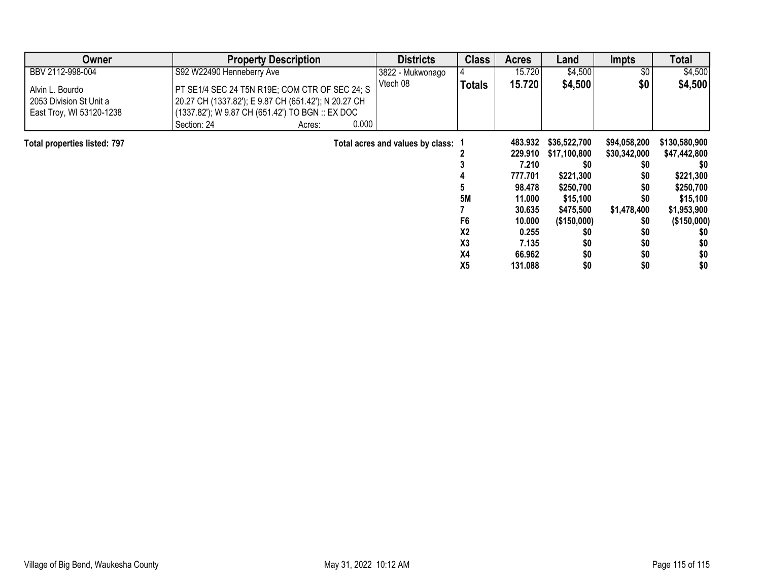| Owner | Property Description | Districts | Class | Acres | Land | Impts | Total |
|---|---|---|---|---|---|---|---|
| BBV 2112-998-004 | S92 W22490 Henneberry Ave | 3822 - Mukwonago | 4 | 15.720 | $4,500 | $0 | $4,500 |
| Alvin L. Bourdo<br>2053 Division St Unit a<br>East Troy, WI 53120-1238 | PT SE1/4 SEC 24 T5N R19E; COM CTR OF SEC 24; S 20.27 CH (1337.82'); E 9.87 CH (651.42'); N 20.27 CH (1337.82'); W 9.87 CH (651.42') TO BGN :: EX DOC | Vtech 08 | **Totals** | **15.720** | **$4,500** | **$0** | **$4,500** |
| | Section: 24 Acres: 0.000 | | | | | | |

**Total properties listed: 797**

**Total acres and values by class:**

| Class | Acres | Land | Impts | Total |
|---|---|---|---|---|
| 1 | 483.932 | $36,522,700 | $94,058,200 | $130,580,900 |
| 2 | 229.910 | $17,100,800 | $30,342,000 | $47,442,800 |
| 3 | 7.210 | $0 | $0 | $0 |
| 4 | 777.701 | $221,300 | $0 | $221,300 |
| 5 | 98.478 | $250,700 | $0 | $250,700 |
| 5M | 11.000 | $15,100 | $0 | $15,100 |
| 7 | 30.635 | $475,500 | $1,478,400 | $1,953,900 |
| F6 | 10.000 | ($150,000) | $0 | ($150,000) |
| X2 | 0.255 | $0 | $0 | $0 |
| X3 | 7.135 | $0 | $0 | $0 |
| X4 | 66.962 | $0 | $0 | $0 |
| X5 | 131.088 | $0 | $0 | $0 |